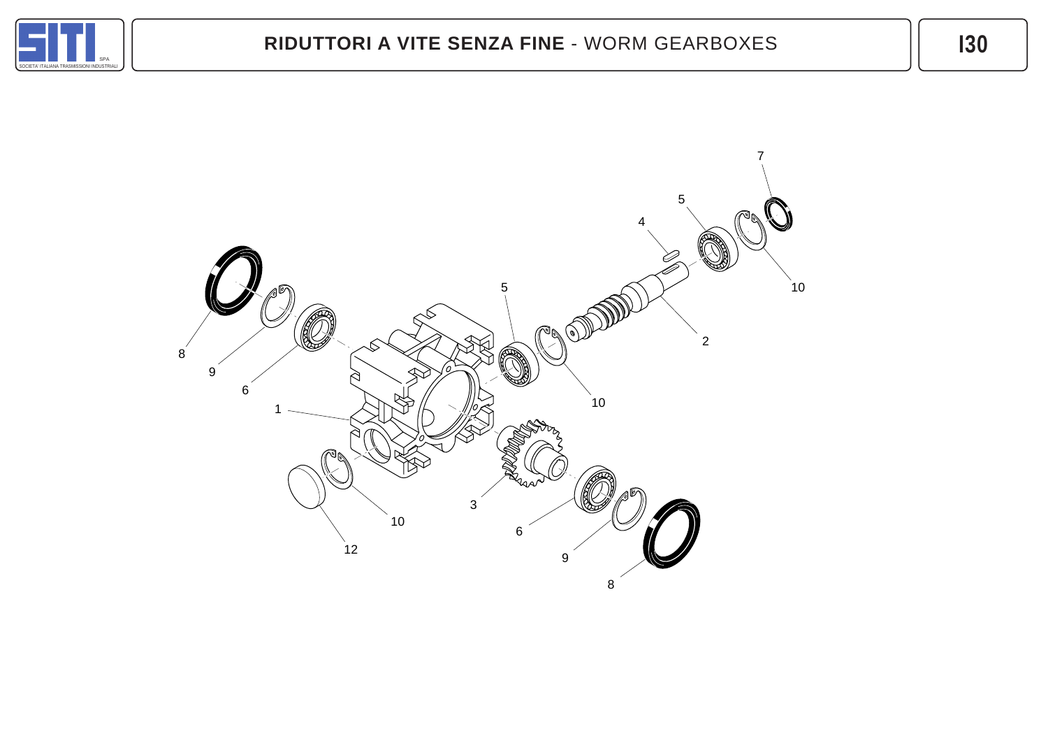# RIDUTTORI A VITE SENZA FINE - WORM GEARBOXES

I30

7

5

4

10

5

2

8

9

6

10

1

3

10

6

12

9

8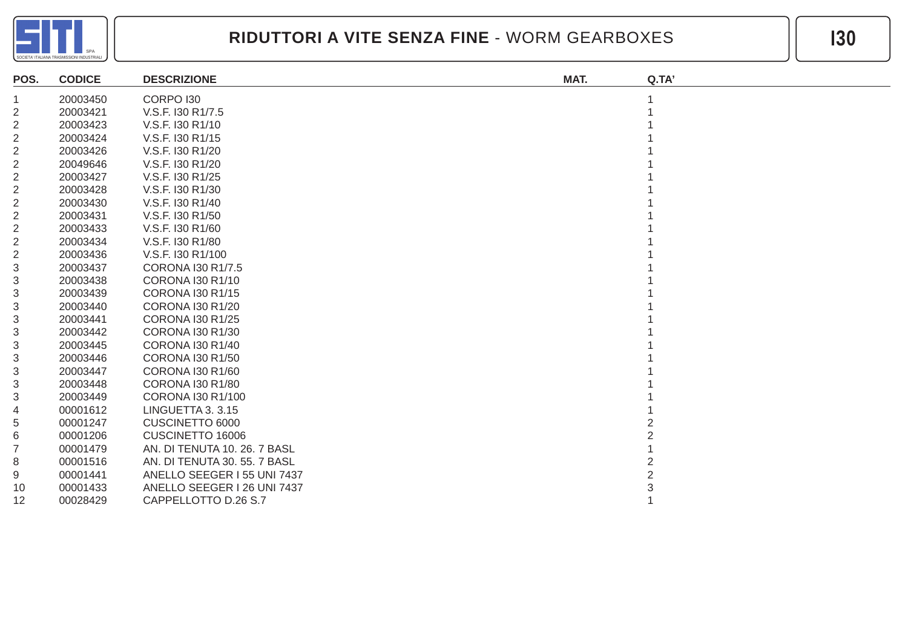# RIDUTTORI A VITE SENZA FINE - WORM GEARBOXES

## I30

| POS. | CODICE | DESCRIZIONE | MAT. | Q.TA' |
|---|---|---|---|---|
| 1 | 20003450 | CORPO I30 | | 1 |
| 2 | 20003421 | V.S.F. I30 R1/7.5 | | 1 |
| 2 | 20003423 | V.S.F. I30 R1/10 | | 1 |
| 2 | 20003424 | V.S.F. I30 R1/15 | | 1 |
| 2 | 20003426 | V.S.F. I30 R1/20 | | 1 |
| 2 | 20049646 | V.S.F. I30 R1/20 | | 1 |
| 2 | 20003427 | V.S.F. I30 R1/25 | | 1 |
| 2 | 20003428 | V.S.F. I30 R1/30 | | 1 |
| 2 | 20003430 | V.S.F. I30 R1/40 | | 1 |
| 2 | 20003431 | V.S.F. I30 R1/50 | | 1 |
| 2 | 20003433 | V.S.F. I30 R1/60 | | 1 |
| 2 | 20003434 | V.S.F. I30 R1/80 | | 1 |
| 2 | 20003436 | V.S.F. I30 R1/100 | | 1 |
| 3 | 20003437 | CORONA I30 R1/7.5 | | 1 |
| 3 | 20003438 | CORONA I30 R1/10 | | 1 |
| 3 | 20003439 | CORONA I30 R1/15 | | 1 |
| 3 | 20003440 | CORONA I30 R1/20 | | 1 |
| 3 | 20003441 | CORONA I30 R1/25 | | 1 |
| 3 | 20003442 | CORONA I30 R1/30 | | 1 |
| 3 | 20003445 | CORONA I30 R1/40 | | 1 |
| 3 | 20003446 | CORONA I30 R1/50 | | 1 |
| 3 | 20003447 | CORONA I30 R1/60 | | 1 |
| 3 | 20003448 | CORONA I30 R1/80 | | 1 |
| 3 | 20003449 | CORONA I30 R1/100 | | 1 |
| 4 | 00001612 | LINGUETTA 3. 3.15 | | 1 |
| 5 | 00001247 | CUSCINETTO 6000 | | 2 |
| 6 | 00001206 | CUSCINETTO 16006 | | 2 |
| 7 | 00001479 | AN. DI TENUTA 10. 26. 7 BASL | | 1 |
| 8 | 00001516 | AN. DI TENUTA 30. 55. 7 BASL | | 2 |
| 9 | 00001441 | ANELLO SEEGER I 55 UNI 7437 | | 2 |
| 10 | 00001433 | ANELLO SEEGER I 26 UNI 7437 | | 3 |
| 12 | 00028429 | CAPPELLOTTO D.26 S.7 | | 1 |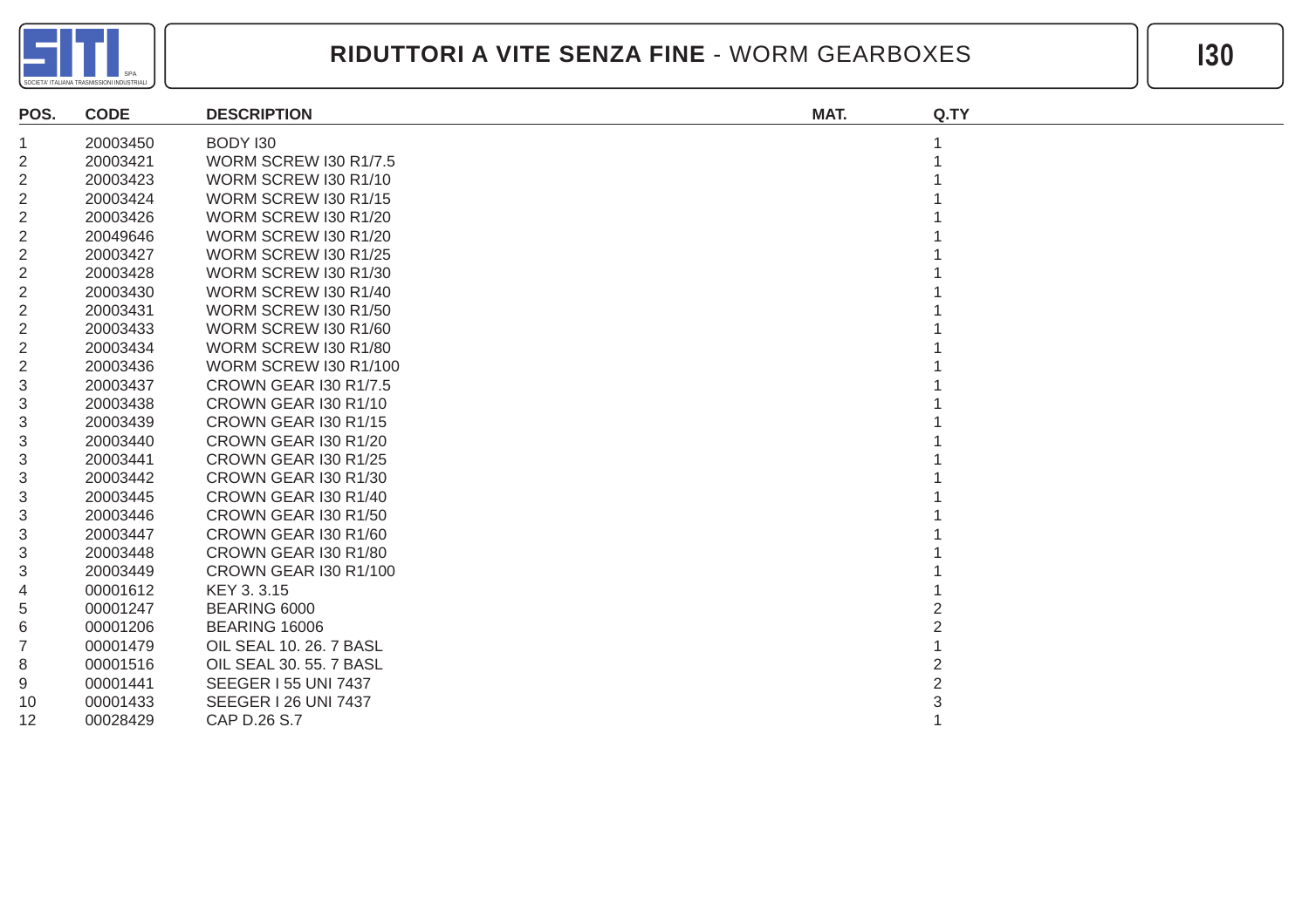# RIDUTTORI A VITE SENZA FINE - WORM GEARBOXES

## I30

| POS. | CODE | DESCRIPTION | MAT. | Q.TY |
|---|---|---|---|---|
| 1 | 20003450 | BODY I30 | | 1 |
| 2 | 20003421 | WORM SCREW I30 R1/7.5 | | 1 |
| 2 | 20003423 | WORM SCREW I30 R1/10 | | 1 |
| 2 | 20003424 | WORM SCREW I30 R1/15 | | 1 |
| 2 | 20003426 | WORM SCREW I30 R1/20 | | 1 |
| 2 | 20049646 | WORM SCREW I30 R1/20 | | 1 |
| 2 | 20003427 | WORM SCREW I30 R1/25 | | 1 |
| 2 | 20003428 | WORM SCREW I30 R1/30 | | 1 |
| 2 | 20003430 | WORM SCREW I30 R1/40 | | 1 |
| 2 | 20003431 | WORM SCREW I30 R1/50 | | 1 |
| 2 | 20003433 | WORM SCREW I30 R1/60 | | 1 |
| 2 | 20003434 | WORM SCREW I30 R1/80 | | 1 |
| 2 | 20003436 | WORM SCREW I30 R1/100 | | 1 |
| 3 | 20003437 | CROWN GEAR I30 R1/7.5 | | 1 |
| 3 | 20003438 | CROWN GEAR I30 R1/10 | | 1 |
| 3 | 20003439 | CROWN GEAR I30 R1/15 | | 1 |
| 3 | 20003440 | CROWN GEAR I30 R1/20 | | 1 |
| 3 | 20003441 | CROWN GEAR I30 R1/25 | | 1 |
| 3 | 20003442 | CROWN GEAR I30 R1/30 | | 1 |
| 3 | 20003445 | CROWN GEAR I30 R1/40 | | 1 |
| 3 | 20003446 | CROWN GEAR I30 R1/50 | | 1 |
| 3 | 20003447 | CROWN GEAR I30 R1/60 | | 1 |
| 3 | 20003448 | CROWN GEAR I30 R1/80 | | 1 |
| 3 | 20003449 | CROWN GEAR I30 R1/100 | | 1 |
| 4 | 00001612 | KEY 3. 3.15 | | 1 |
| 5 | 00001247 | BEARING 6000 | | 2 |
| 6 | 00001206 | BEARING 16006 | | 2 |
| 7 | 00001479 | OIL SEAL 10. 26. 7 BASL | | 1 |
| 8 | 00001516 | OIL SEAL 30. 55. 7 BASL | | 2 |
| 9 | 00001441 | SEEGER I 55 UNI 7437 | | 2 |
| 10 | 00001433 | SEEGER I 26 UNI 7437 | | 3 |
| 12 | 00028429 | CAP D.26 S.7 | | 1 |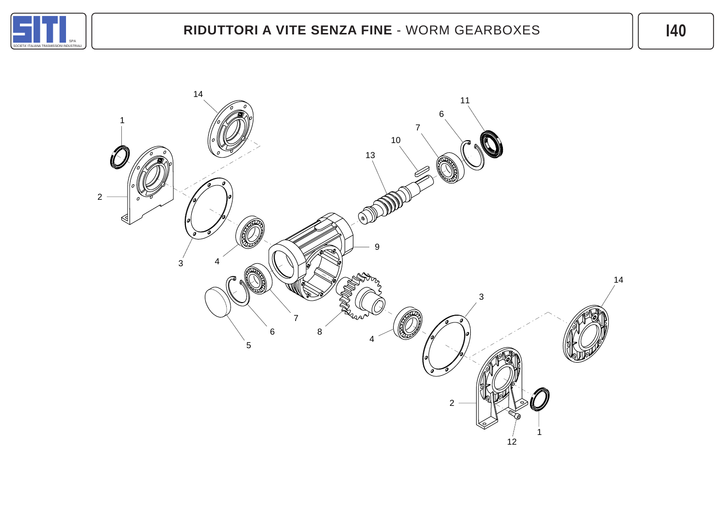# RIDUTTORI A VITE SENZA FINE - WORM GEARBOXES

I40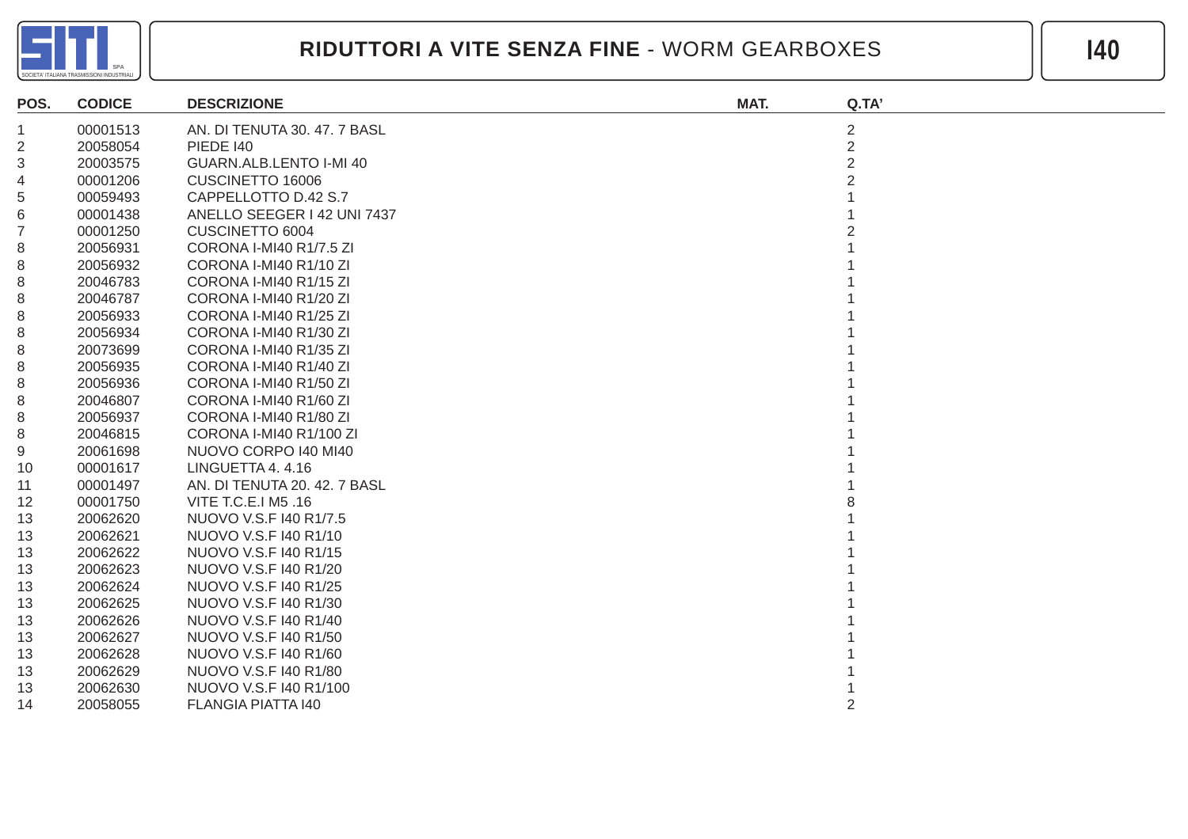# RIDUTTORI A VITE SENZA FINE - WORM GEARBOXES

## I40

| POS. | CODICE | DESCRIZIONE | MAT. | Q.TA' |
|---|---|---|---|---|
| 1 | 00001513 | AN. DI TENUTA 30. 47. 7 BASL | | 2 |
| 2 | 20058054 | PIEDE I40 | | 2 |
| 3 | 20003575 | GUARN.ALB.LENTO I-MI 40 | | 2 |
| 4 | 00001206 | CUSCINETTO 16006 | | 2 |
| 5 | 00059493 | CAPPELLOTTO D.42 S.7 | | 1 |
| 6 | 00001438 | ANELLO SEEGER I 42 UNI 7437 | | 1 |
| 7 | 00001250 | CUSCINETTO 6004 | | 2 |
| 8 | 20056931 | CORONA I-MI40 R1/7.5 ZI | | 1 |
| 8 | 20056932 | CORONA I-MI40 R1/10 ZI | | 1 |
| 8 | 20046783 | CORONA I-MI40 R1/15 ZI | | 1 |
| 8 | 20046787 | CORONA I-MI40 R1/20 ZI | | 1 |
| 8 | 20056933 | CORONA I-MI40 R1/25 ZI | | 1 |
| 8 | 20056934 | CORONA I-MI40 R1/30 ZI | | 1 |
| 8 | 20073699 | CORONA I-MI40 R1/35 ZI | | 1 |
| 8 | 20056935 | CORONA I-MI40 R1/40 ZI | | 1 |
| 8 | 20056936 | CORONA I-MI40 R1/50 ZI | | 1 |
| 8 | 20046807 | CORONA I-MI40 R1/60 ZI | | 1 |
| 8 | 20056937 | CORONA I-MI40 R1/80 ZI | | 1 |
| 8 | 20046815 | CORONA I-MI40 R1/100 ZI | | 1 |
| 9 | 20061698 | NUOVO CORPO I40 MI40 | | 1 |
| 10 | 00001617 | LINGUETTA 4. 4.16 | | 1 |
| 11 | 00001497 | AN. DI TENUTA 20. 42. 7 BASL | | 1 |
| 12 | 00001750 | VITE T.C.E.I M5 .16 | | 8 |
| 13 | 20062620 | NUOVO V.S.F I40 R1/7.5 | | 1 |
| 13 | 20062621 | NUOVO V.S.F I40 R1/10 | | 1 |
| 13 | 20062622 | NUOVO V.S.F I40 R1/15 | | 1 |
| 13 | 20062623 | NUOVO V.S.F I40 R1/20 | | 1 |
| 13 | 20062624 | NUOVO V.S.F I40 R1/25 | | 1 |
| 13 | 20062625 | NUOVO V.S.F I40 R1/30 | | 1 |
| 13 | 20062626 | NUOVO V.S.F I40 R1/40 | | 1 |
| 13 | 20062627 | NUOVO V.S.F I40 R1/50 | | 1 |
| 13 | 20062628 | NUOVO V.S.F I40 R1/60 | | 1 |
| 13 | 20062629 | NUOVO V.S.F I40 R1/80 | | 1 |
| 13 | 20062630 | NUOVO V.S.F I40 R1/100 | | 1 |
| 14 | 20058055 | FLANGIA PIATTA I40 | | 2 |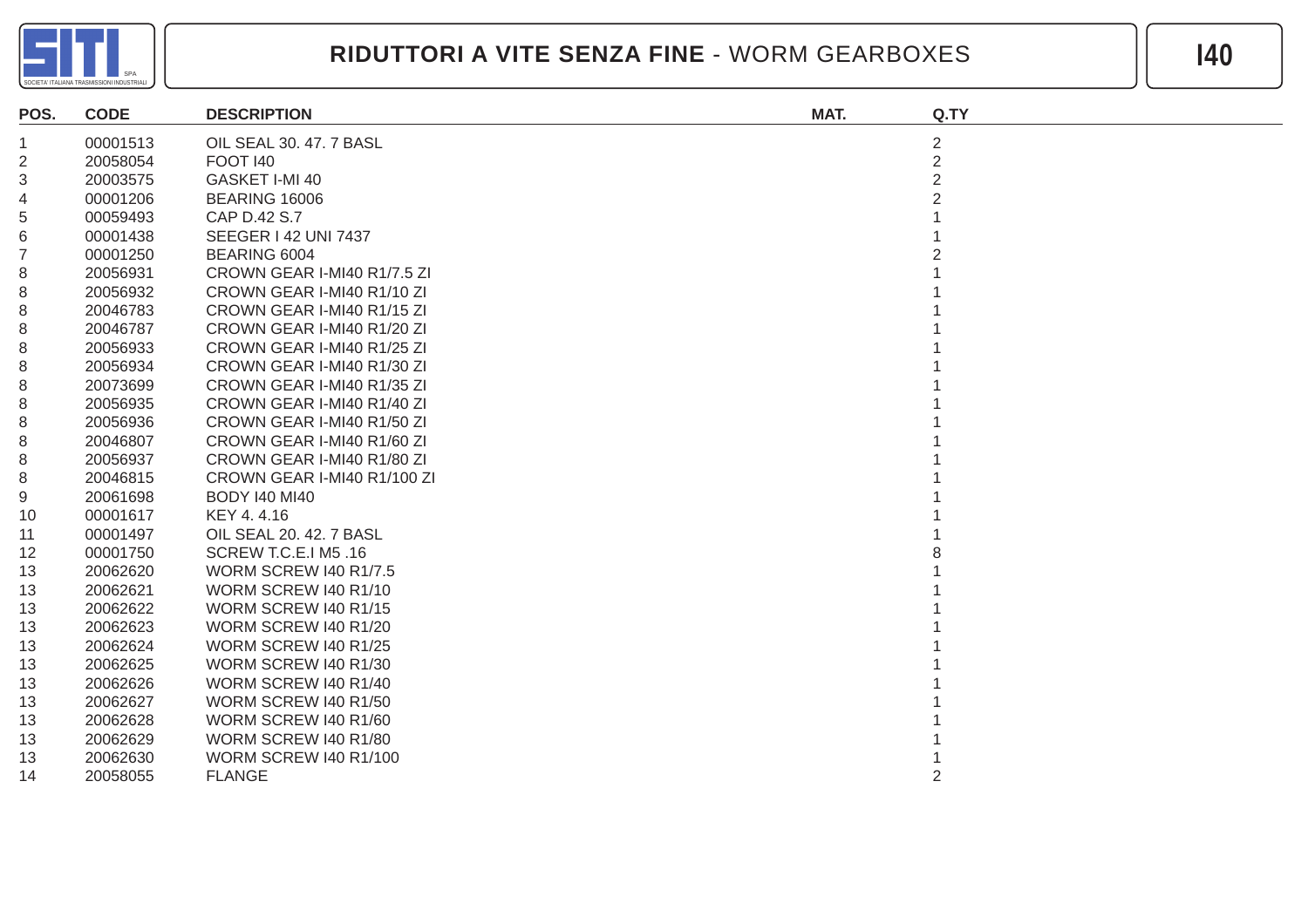# RIDUTTORI A VITE SENZA FINE - WORM GEARBOXES

## I40

| POS. | CODE | DESCRIPTION | MAT. | Q.TY |
|---|---|---|---|---|
| 1 | 00001513 | OIL SEAL 30. 47. 7 BASL | | 2 |
| 2 | 20058054 | FOOT I40 | | 2 |
| 3 | 20003575 | GASKET I-MI 40 | | 2 |
| 4 | 00001206 | BEARING 16006 | | 2 |
| 5 | 00059493 | CAP D.42 S.7 | | 1 |
| 6 | 00001438 | SEEGER I 42 UNI 7437 | | 1 |
| 7 | 00001250 | BEARING 6004 | | 2 |
| 8 | 20056931 | CROWN GEAR I-MI40 R1/7.5 ZI | | 1 |
| 8 | 20056932 | CROWN GEAR I-MI40 R1/10 ZI | | 1 |
| 8 | 20046783 | CROWN GEAR I-MI40 R1/15 ZI | | 1 |
| 8 | 20046787 | CROWN GEAR I-MI40 R1/20 ZI | | 1 |
| 8 | 20056933 | CROWN GEAR I-MI40 R1/25 ZI | | 1 |
| 8 | 20056934 | CROWN GEAR I-MI40 R1/30 ZI | | 1 |
| 8 | 20073699 | CROWN GEAR I-MI40 R1/35 ZI | | 1 |
| 8 | 20056935 | CROWN GEAR I-MI40 R1/40 ZI | | 1 |
| 8 | 20056936 | CROWN GEAR I-MI40 R1/50 ZI | | 1 |
| 8 | 20046807 | CROWN GEAR I-MI40 R1/60 ZI | | 1 |
| 8 | 20056937 | CROWN GEAR I-MI40 R1/80 ZI | | 1 |
| 8 | 20046815 | CROWN GEAR I-MI40 R1/100 ZI | | 1 |
| 9 | 20061698 | BODY I40 MI40 | | 1 |
| 10 | 00001617 | KEY 4. 4.16 | | 1 |
| 11 | 00001497 | OIL SEAL 20. 42. 7 BASL | | 1 |
| 12 | 00001750 | SCREW T.C.E.I M5 .16 | | 8 |
| 13 | 20062620 | WORM SCREW I40 R1/7.5 | | 1 |
| 13 | 20062621 | WORM SCREW I40 R1/10 | | 1 |
| 13 | 20062622 | WORM SCREW I40 R1/15 | | 1 |
| 13 | 20062623 | WORM SCREW I40 R1/20 | | 1 |
| 13 | 20062624 | WORM SCREW I40 R1/25 | | 1 |
| 13 | 20062625 | WORM SCREW I40 R1/30 | | 1 |
| 13 | 20062626 | WORM SCREW I40 R1/40 | | 1 |
| 13 | 20062627 | WORM SCREW I40 R1/50 | | 1 |
| 13 | 20062628 | WORM SCREW I40 R1/60 | | 1 |
| 13 | 20062629 | WORM SCREW I40 R1/80 | | 1 |
| 13 | 20062630 | WORM SCREW I40 R1/100 | | 1 |
| 14 | 20058055 | FLANGE | | 2 |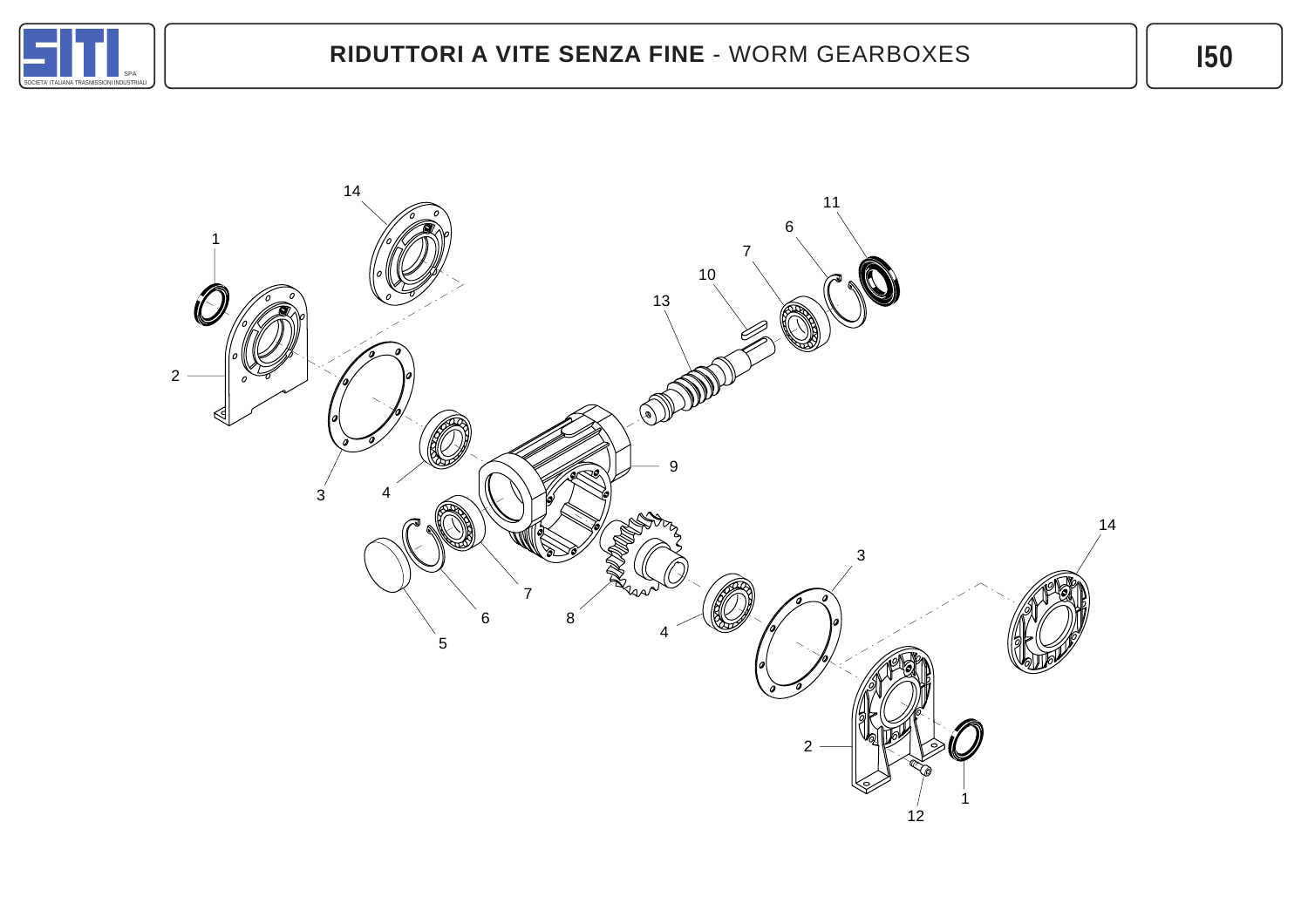# RIDUTTORI A VITE SENZA FINE - WORM GEARBOXES

I50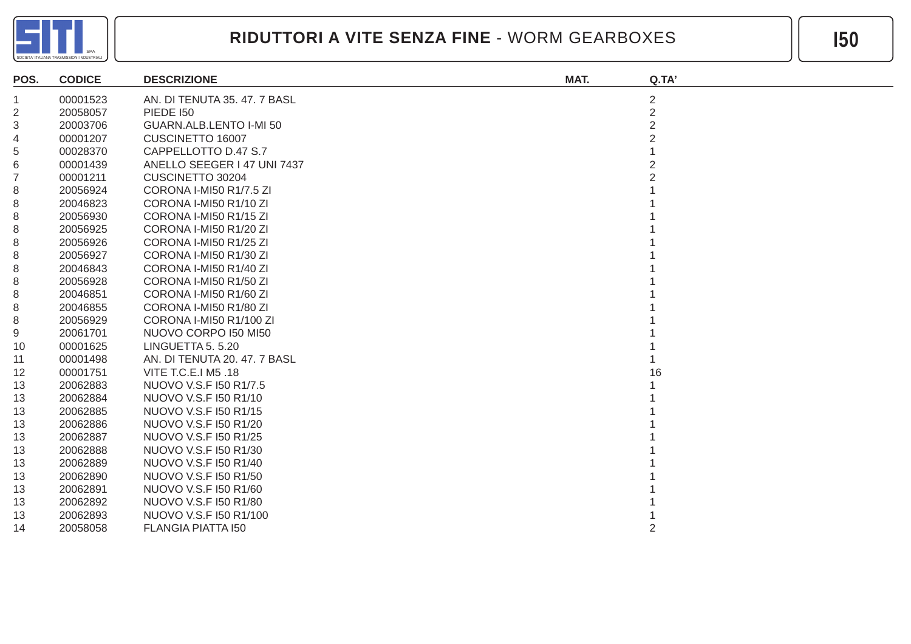# RIDUTTORI A VITE SENZA FINE - WORM GEARBOXES

## I50

| POS. | CODICE | DESCRIZIONE | MAT. | Q.TA' |
|---|---|---|---|---|
| 1 | 00001523 | AN. DI TENUTA 35. 47. 7 BASL | | 2 |
| 2 | 20058057 | PIEDE I50 | | 2 |
| 3 | 20003706 | GUARN.ALB.LENTO I-MI 50 | | 2 |
| 4 | 00001207 | CUSCINETTO 16007 | | 2 |
| 5 | 00028370 | CAPPELLOTTO D.47 S.7 | | 1 |
| 6 | 00001439 | ANELLO SEEGER I 47 UNI 7437 | | 2 |
| 7 | 00001211 | CUSCINETTO 30204 | | 2 |
| 8 | 20056924 | CORONA I-MI50 R1/7.5 ZI | | 1 |
| 8 | 20046823 | CORONA I-MI50 R1/10 ZI | | 1 |
| 8 | 20056930 | CORONA I-MI50 R1/15 ZI | | 1 |
| 8 | 20056925 | CORONA I-MI50 R1/20 ZI | | 1 |
| 8 | 20056926 | CORONA I-MI50 R1/25 ZI | | 1 |
| 8 | 20056927 | CORONA I-MI50 R1/30 ZI | | 1 |
| 8 | 20046843 | CORONA I-MI50 R1/40 ZI | | 1 |
| 8 | 20056928 | CORONA I-MI50 R1/50 ZI | | 1 |
| 8 | 20046851 | CORONA I-MI50 R1/60 ZI | | 1 |
| 8 | 20046855 | CORONA I-MI50 R1/80 ZI | | 1 |
| 8 | 20056929 | CORONA I-MI50 R1/100 ZI | | 1 |
| 9 | 20061701 | NUOVO CORPO I50 MI50 | | 1 |
| 10 | 00001625 | LINGUETTA 5. 5.20 | | 1 |
| 11 | 00001498 | AN. DI TENUTA 20. 47. 7 BASL | | 1 |
| 12 | 00001751 | VITE T.C.E.I M5 .18 | | 16 |
| 13 | 20062883 | NUOVO V.S.F I50 R1/7.5 | | 1 |
| 13 | 20062884 | NUOVO V.S.F I50 R1/10 | | 1 |
| 13 | 20062885 | NUOVO V.S.F I50 R1/15 | | 1 |
| 13 | 20062886 | NUOVO V.S.F I50 R1/20 | | 1 |
| 13 | 20062887 | NUOVO V.S.F I50 R1/25 | | 1 |
| 13 | 20062888 | NUOVO V.S.F I50 R1/30 | | 1 |
| 13 | 20062889 | NUOVO V.S.F I50 R1/40 | | 1 |
| 13 | 20062890 | NUOVO V.S.F I50 R1/50 | | 1 |
| 13 | 20062891 | NUOVO V.S.F I50 R1/60 | | 1 |
| 13 | 20062892 | NUOVO V.S.F I50 R1/80 | | 1 |
| 13 | 20062893 | NUOVO V.S.F I50 R1/100 | | 1 |
| 14 | 20058058 | FLANGIA PIATTA I50 | | 2 |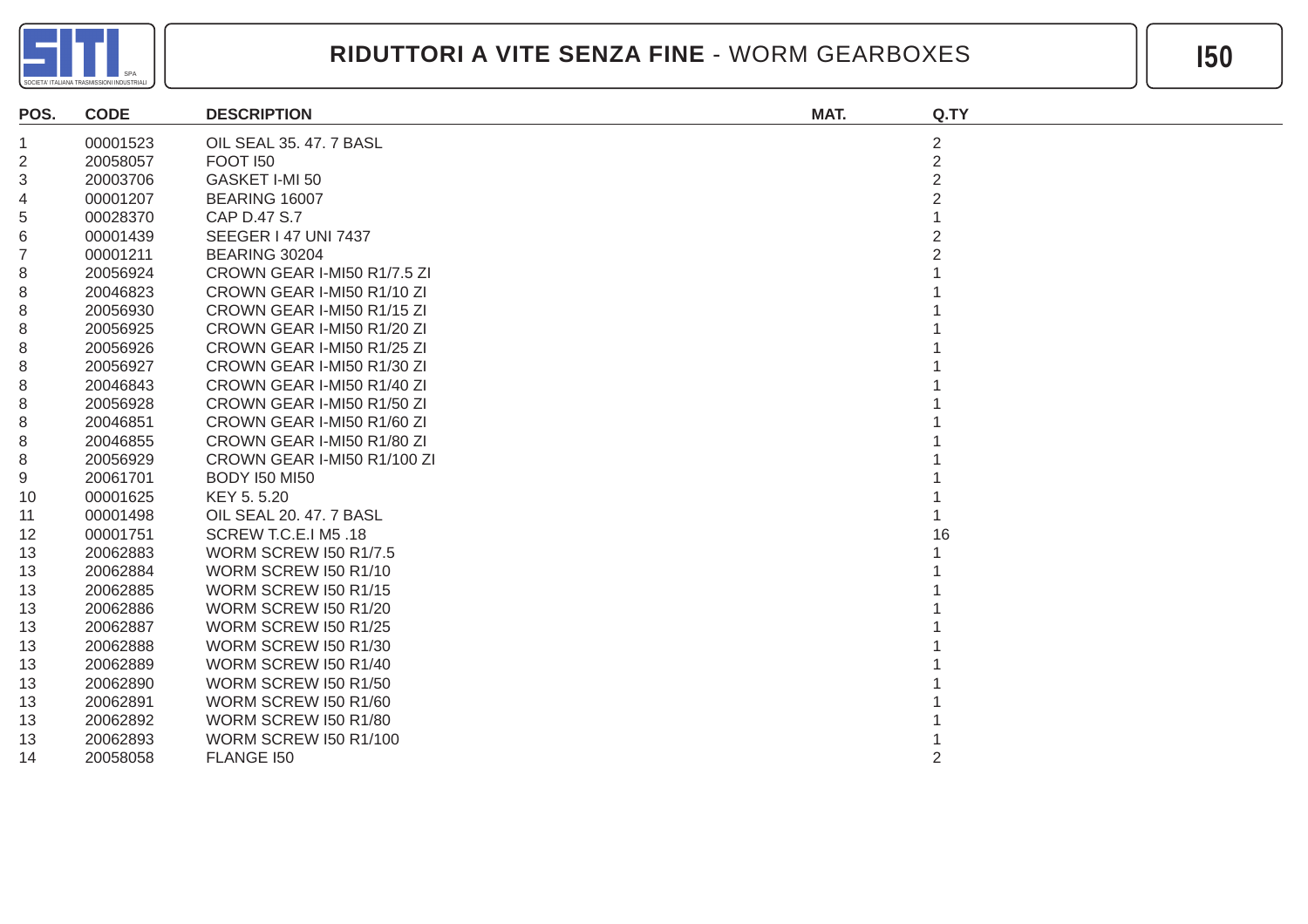# RIDUTTORI A VITE SENZA FINE - WORM GEARBOXES

**I50**

| POS. | CODE | DESCRIPTION | MAT. | Q.TY |
|---|---|---|---|---|
| 1 | 00001523 | OIL SEAL 35. 47. 7 BASL | | 2 |
| 2 | 20058057 | FOOT I50 | | 2 |
| 3 | 20003706 | GASKET I-MI 50 | | 2 |
| 4 | 00001207 | BEARING 16007 | | 2 |
| 5 | 00028370 | CAP D.47 S.7 | | 1 |
| 6 | 00001439 | SEEGER I 47 UNI 7437 | | 2 |
| 7 | 00001211 | BEARING 30204 | | 2 |
| 8 | 20056924 | CROWN GEAR I-MI50 R1/7.5 ZI | | 1 |
| 8 | 20046823 | CROWN GEAR I-MI50 R1/10 ZI | | 1 |
| 8 | 20056930 | CROWN GEAR I-MI50 R1/15 ZI | | 1 |
| 8 | 20056925 | CROWN GEAR I-MI50 R1/20 ZI | | 1 |
| 8 | 20056926 | CROWN GEAR I-MI50 R1/25 ZI | | 1 |
| 8 | 20056927 | CROWN GEAR I-MI50 R1/30 ZI | | 1 |
| 8 | 20046843 | CROWN GEAR I-MI50 R1/40 ZI | | 1 |
| 8 | 20056928 | CROWN GEAR I-MI50 R1/50 ZI | | 1 |
| 8 | 20046851 | CROWN GEAR I-MI50 R1/60 ZI | | 1 |
| 8 | 20046855 | CROWN GEAR I-MI50 R1/80 ZI | | 1 |
| 8 | 20056929 | CROWN GEAR I-MI50 R1/100 ZI | | 1 |
| 9 | 20061701 | BODY I50 MI50 | | 1 |
| 10 | 00001625 | KEY 5. 5.20 | | 1 |
| 11 | 00001498 | OIL SEAL 20. 47. 7 BASL | | 1 |
| 12 | 00001751 | SCREW T.C.E.I M5 .18 | | 16 |
| 13 | 20062883 | WORM SCREW I50 R1/7.5 | | 1 |
| 13 | 20062884 | WORM SCREW I50 R1/10 | | 1 |
| 13 | 20062885 | WORM SCREW I50 R1/15 | | 1 |
| 13 | 20062886 | WORM SCREW I50 R1/20 | | 1 |
| 13 | 20062887 | WORM SCREW I50 R1/25 | | 1 |
| 13 | 20062888 | WORM SCREW I50 R1/30 | | 1 |
| 13 | 20062889 | WORM SCREW I50 R1/40 | | 1 |
| 13 | 20062890 | WORM SCREW I50 R1/50 | | 1 |
| 13 | 20062891 | WORM SCREW I50 R1/60 | | 1 |
| 13 | 20062892 | WORM SCREW I50 R1/80 | | 1 |
| 13 | 20062893 | WORM SCREW I50 R1/100 | | 1 |
| 14 | 20058058 | FLANGE I50 | | 2 |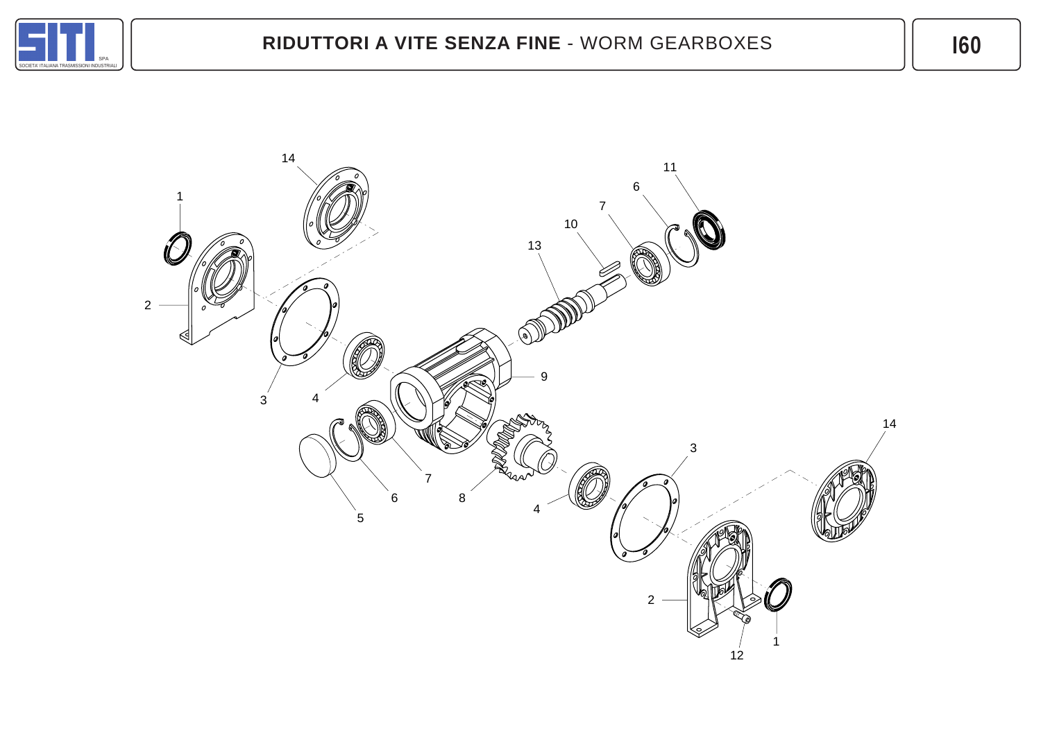# RIDUTTORI A VITE SENZA FINE - WORM GEARBOXES

I60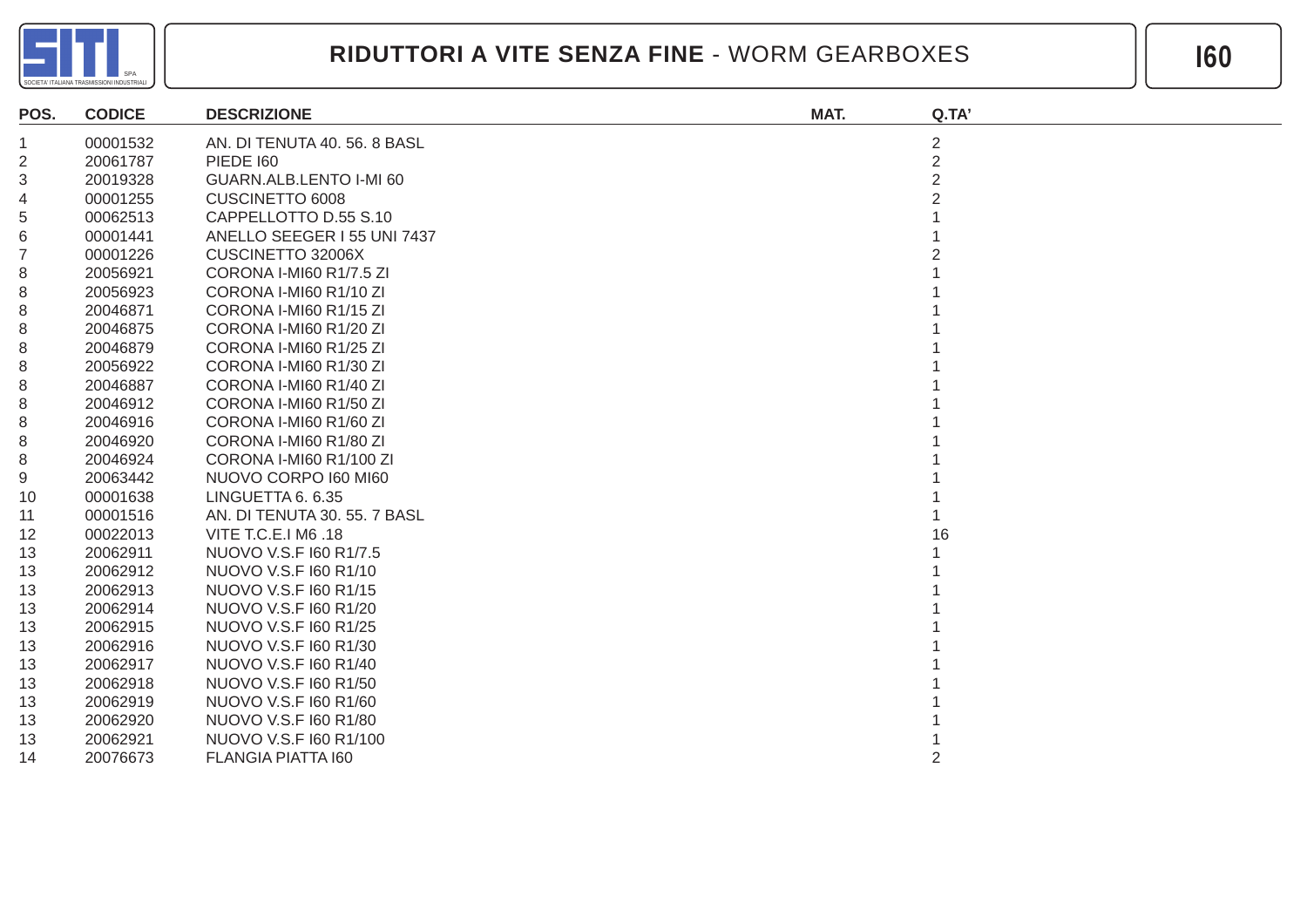# RIDUTTORI A VITE SENZA FINE - WORM GEARBOXES

## I60

| POS. | CODICE | DESCRIZIONE | MAT. | Q.TA' |
|---|---|---|---|---|
| 1 | 00001532 | AN. DI TENUTA 40. 56. 8 BASL | | 2 |
| 2 | 20061787 | PIEDE I60 | | 2 |
| 3 | 20019328 | GUARN.ALB.LENTO I-MI 60 | | 2 |
| 4 | 00001255 | CUSCINETTO 6008 | | 2 |
| 5 | 00062513 | CAPPELLOTTO D.55 S.10 | | 1 |
| 6 | 00001441 | ANELLO SEEGER I 55 UNI 7437 | | 1 |
| 7 | 00001226 | CUSCINETTO 32006X | | 2 |
| 8 | 20056921 | CORONA I-MI60 R1/7.5 ZI | | 1 |
| 8 | 20056923 | CORONA I-MI60 R1/10 ZI | | 1 |
| 8 | 20046871 | CORONA I-MI60 R1/15 ZI | | 1 |
| 8 | 20046875 | CORONA I-MI60 R1/20 ZI | | 1 |
| 8 | 20046879 | CORONA I-MI60 R1/25 ZI | | 1 |
| 8 | 20056922 | CORONA I-MI60 R1/30 ZI | | 1 |
| 8 | 20046887 | CORONA I-MI60 R1/40 ZI | | 1 |
| 8 | 20046912 | CORONA I-MI60 R1/50 ZI | | 1 |
| 8 | 20046916 | CORONA I-MI60 R1/60 ZI | | 1 |
| 8 | 20046920 | CORONA I-MI60 R1/80 ZI | | 1 |
| 8 | 20046924 | CORONA I-MI60 R1/100 ZI | | 1 |
| 9 | 20063442 | NUOVO CORPO I60 MI60 | | 1 |
| 10 | 00001638 | LINGUETTA 6. 6.35 | | 1 |
| 11 | 00001516 | AN. DI TENUTA 30. 55. 7 BASL | | 1 |
| 12 | 00022013 | VITE T.C.E.I M6 .18 | | 16 |
| 13 | 20062911 | NUOVO V.S.F I60 R1/7.5 | | 1 |
| 13 | 20062912 | NUOVO V.S.F I60 R1/10 | | 1 |
| 13 | 20062913 | NUOVO V.S.F I60 R1/15 | | 1 |
| 13 | 20062914 | NUOVO V.S.F I60 R1/20 | | 1 |
| 13 | 20062915 | NUOVO V.S.F I60 R1/25 | | 1 |
| 13 | 20062916 | NUOVO V.S.F I60 R1/30 | | 1 |
| 13 | 20062917 | NUOVO V.S.F I60 R1/40 | | 1 |
| 13 | 20062918 | NUOVO V.S.F I60 R1/50 | | 1 |
| 13 | 20062919 | NUOVO V.S.F I60 R1/60 | | 1 |
| 13 | 20062920 | NUOVO V.S.F I60 R1/80 | | 1 |
| 13 | 20062921 | NUOVO V.S.F I60 R1/100 | | 1 |
| 14 | 20076673 | FLANGIA PIATTA I60 | | 2 |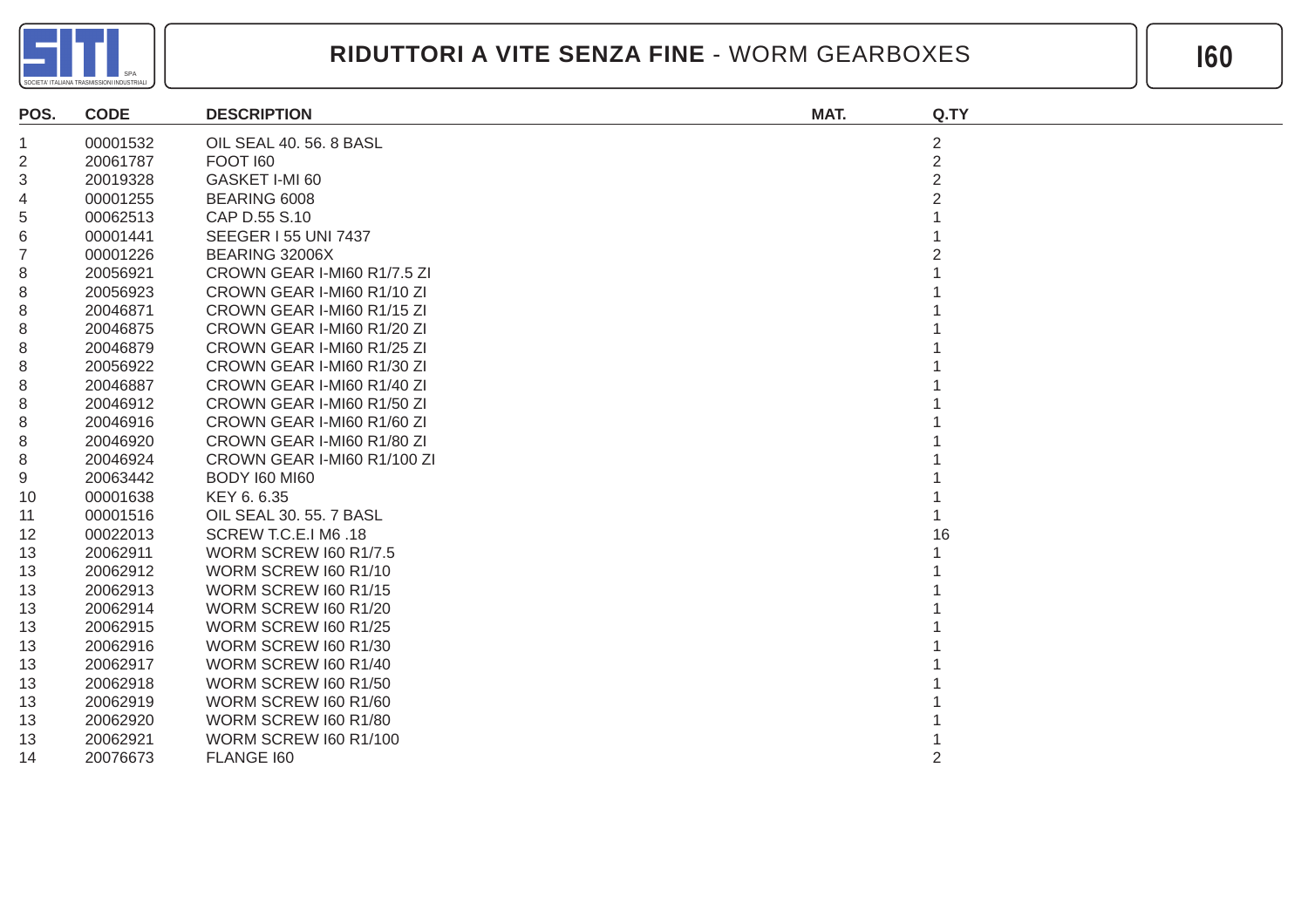# RIDUTTORI A VITE SENZA FINE - WORM GEARBOXES

**I60**

| POS. | CODE | DESCRIPTION | MAT. | Q.TY |
|---|---|---|---|---|
| 1 | 00001532 | OIL SEAL 40. 56. 8 BASL | | 2 |
| 2 | 20061787 | FOOT I60 | | 2 |
| 3 | 20019328 | GASKET I-MI 60 | | 2 |
| 4 | 00001255 | BEARING 6008 | | 2 |
| 5 | 00062513 | CAP D.55 S.10 | | 1 |
| 6 | 00001441 | SEEGER I 55 UNI 7437 | | 1 |
| 7 | 00001226 | BEARING 32006X | | 2 |
| 8 | 20056921 | CROWN GEAR I-MI60 R1/7.5 ZI | | 1 |
| 8 | 20056923 | CROWN GEAR I-MI60 R1/10 ZI | | 1 |
| 8 | 20046871 | CROWN GEAR I-MI60 R1/15 ZI | | 1 |
| 8 | 20046875 | CROWN GEAR I-MI60 R1/20 ZI | | 1 |
| 8 | 20046879 | CROWN GEAR I-MI60 R1/25 ZI | | 1 |
| 8 | 20056922 | CROWN GEAR I-MI60 R1/30 ZI | | 1 |
| 8 | 20046887 | CROWN GEAR I-MI60 R1/40 ZI | | 1 |
| 8 | 20046912 | CROWN GEAR I-MI60 R1/50 ZI | | 1 |
| 8 | 20046916 | CROWN GEAR I-MI60 R1/60 ZI | | 1 |
| 8 | 20046920 | CROWN GEAR I-MI60 R1/80 ZI | | 1 |
| 8 | 20046924 | CROWN GEAR I-MI60 R1/100 ZI | | 1 |
| 9 | 20063442 | BODY I60 MI60 | | 1 |
| 10 | 00001638 | KEY 6. 6.35 | | 1 |
| 11 | 00001516 | OIL SEAL 30. 55. 7 BASL | | 1 |
| 12 | 00022013 | SCREW T.C.E.I M6 .18 | | 16 |
| 13 | 20062911 | WORM SCREW I60 R1/7.5 | | 1 |
| 13 | 20062912 | WORM SCREW I60 R1/10 | | 1 |
| 13 | 20062913 | WORM SCREW I60 R1/15 | | 1 |
| 13 | 20062914 | WORM SCREW I60 R1/20 | | 1 |
| 13 | 20062915 | WORM SCREW I60 R1/25 | | 1 |
| 13 | 20062916 | WORM SCREW I60 R1/30 | | 1 |
| 13 | 20062917 | WORM SCREW I60 R1/40 | | 1 |
| 13 | 20062918 | WORM SCREW I60 R1/50 | | 1 |
| 13 | 20062919 | WORM SCREW I60 R1/60 | | 1 |
| 13 | 20062920 | WORM SCREW I60 R1/80 | | 1 |
| 13 | 20062921 | WORM SCREW I60 R1/100 | | 1 |
| 14 | 20076673 | FLANGE I60 | | 2 |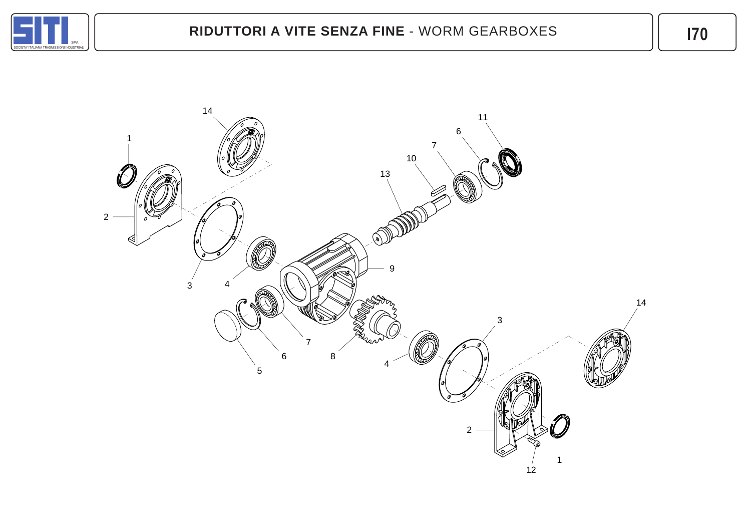# RIDUTTORI A VITE SENZA FINE - WORM GEARBOXES

## I70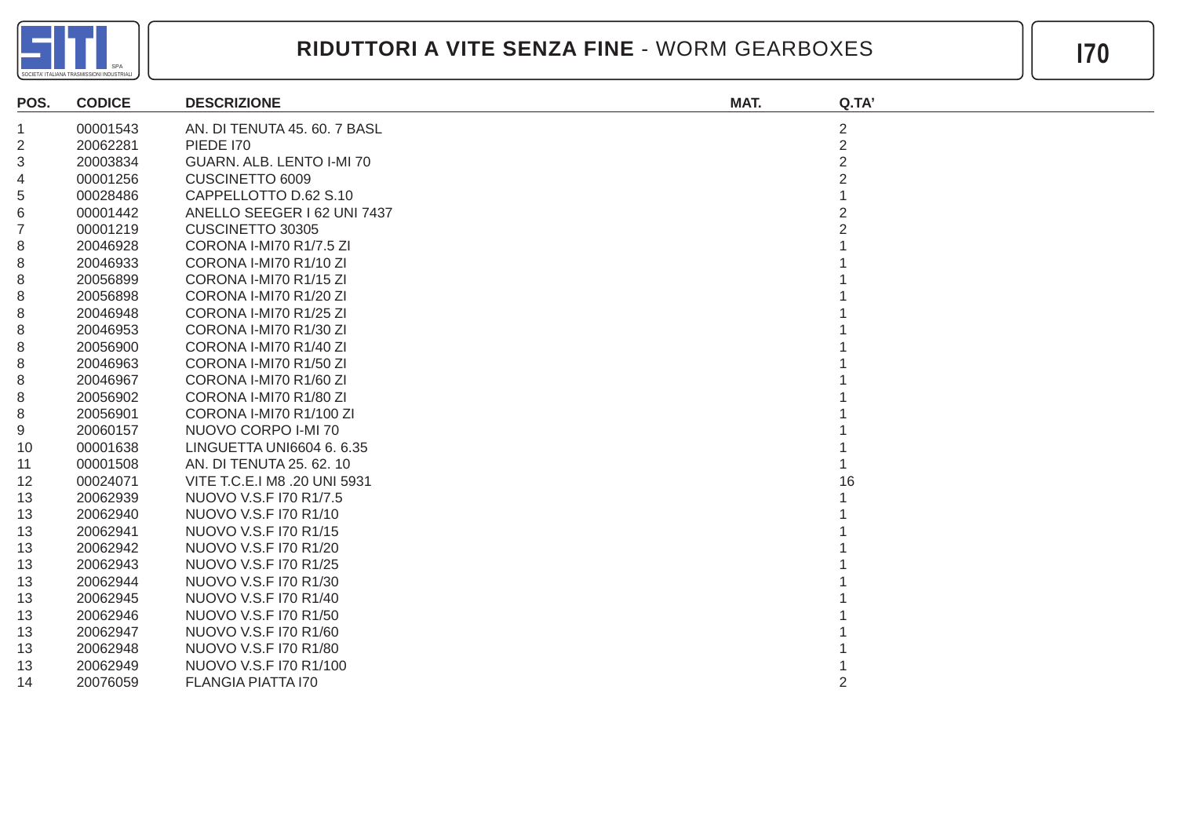# RIDUTTORI A VITE SENZA FINE - WORM GEARBOXES

## I70

| POS. | CODICE | DESCRIZIONE | MAT. | Q.TA' |
|---|---|---|---|---|
| 1 | 00001543 | AN. DI TENUTA 45. 60. 7 BASL | | 2 |
| 2 | 20062281 | PIEDE I70 | | 2 |
| 3 | 20003834 | GUARN. ALB. LENTO I-MI 70 | | 2 |
| 4 | 00001256 | CUSCINETTO 6009 | | 2 |
| 5 | 00028486 | CAPPELLOTTO D.62 S.10 | | 1 |
| 6 | 00001442 | ANELLO SEEGER I 62 UNI 7437 | | 2 |
| 7 | 00001219 | CUSCINETTO 30305 | | 2 |
| 8 | 20046928 | CORONA I-MI70 R1/7.5 ZI | | 1 |
| 8 | 20046933 | CORONA I-MI70 R1/10 ZI | | 1 |
| 8 | 20056899 | CORONA I-MI70 R1/15 ZI | | 1 |
| 8 | 20056898 | CORONA I-MI70 R1/20 ZI | | 1 |
| 8 | 20046948 | CORONA I-MI70 R1/25 ZI | | 1 |
| 8 | 20046953 | CORONA I-MI70 R1/30 ZI | | 1 |
| 8 | 20056900 | CORONA I-MI70 R1/40 ZI | | 1 |
| 8 | 20046963 | CORONA I-MI70 R1/50 ZI | | 1 |
| 8 | 20046967 | CORONA I-MI70 R1/60 ZI | | 1 |
| 8 | 20056902 | CORONA I-MI70 R1/80 ZI | | 1 |
| 8 | 20056901 | CORONA I-MI70 R1/100 ZI | | 1 |
| 9 | 20060157 | NUOVO CORPO I-MI 70 | | 1 |
| 10 | 00001638 | LINGUETTA UNI6604 6. 6.35 | | 1 |
| 11 | 00001508 | AN. DI TENUTA 25. 62. 10 | | 1 |
| 12 | 00024071 | VITE T.C.E.I M8 .20 UNI 5931 | | 16 |
| 13 | 20062939 | NUOVO V.S.F I70 R1/7.5 | | 1 |
| 13 | 20062940 | NUOVO V.S.F I70 R1/10 | | 1 |
| 13 | 20062941 | NUOVO V.S.F I70 R1/15 | | 1 |
| 13 | 20062942 | NUOVO V.S.F I70 R1/20 | | 1 |
| 13 | 20062943 | NUOVO V.S.F I70 R1/25 | | 1 |
| 13 | 20062944 | NUOVO V.S.F I70 R1/30 | | 1 |
| 13 | 20062945 | NUOVO V.S.F I70 R1/40 | | 1 |
| 13 | 20062946 | NUOVO V.S.F I70 R1/50 | | 1 |
| 13 | 20062947 | NUOVO V.S.F I70 R1/60 | | 1 |
| 13 | 20062948 | NUOVO V.S.F I70 R1/80 | | 1 |
| 13 | 20062949 | NUOVO V.S.F I70 R1/100 | | 1 |
| 14 | 20076059 | FLANGIA PIATTA I70 | | 2 |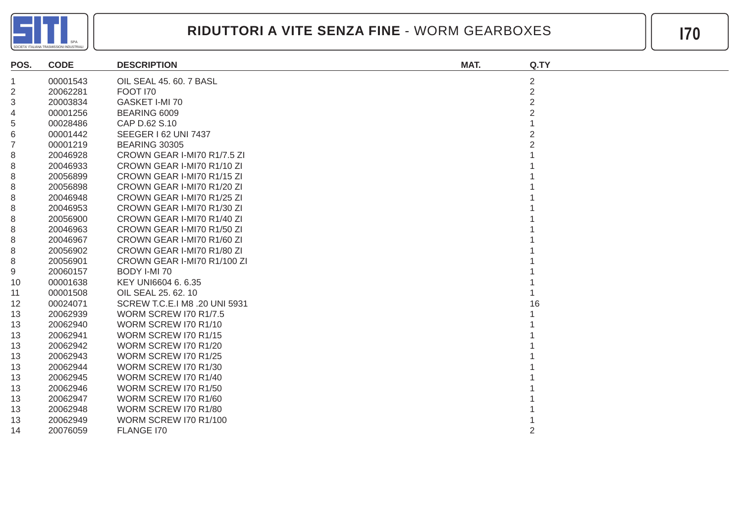# RIDUTTORI A VITE SENZA FINE - WORM GEARBOXES

**I70**

| POS. | CODE | DESCRIPTION | MAT. | Q.TY |
|---|---|---|---|---|
| 1 | 00001543 | OIL SEAL 45. 60. 7 BASL | | 2 |
| 2 | 20062281 | FOOT I70 | | 2 |
| 3 | 20003834 | GASKET I-MI 70 | | 2 |
| 4 | 00001256 | BEARING 6009 | | 2 |
| 5 | 00028486 | CAP D.62 S.10 | | 1 |
| 6 | 00001442 | SEEGER I 62 UNI 7437 | | 2 |
| 7 | 00001219 | BEARING 30305 | | 2 |
| 8 | 20046928 | CROWN GEAR I-MI70 R1/7.5 ZI | | 1 |
| 8 | 20046933 | CROWN GEAR I-MI70 R1/10 ZI | | 1 |
| 8 | 20056899 | CROWN GEAR I-MI70 R1/15 ZI | | 1 |
| 8 | 20056898 | CROWN GEAR I-MI70 R1/20 ZI | | 1 |
| 8 | 20046948 | CROWN GEAR I-MI70 R1/25 ZI | | 1 |
| 8 | 20046953 | CROWN GEAR I-MI70 R1/30 ZI | | 1 |
| 8 | 20056900 | CROWN GEAR I-MI70 R1/40 ZI | | 1 |
| 8 | 20046963 | CROWN GEAR I-MI70 R1/50 ZI | | 1 |
| 8 | 20046967 | CROWN GEAR I-MI70 R1/60 ZI | | 1 |
| 8 | 20056902 | CROWN GEAR I-MI70 R1/80 ZI | | 1 |
| 8 | 20056901 | CROWN GEAR I-MI70 R1/100 ZI | | 1 |
| 9 | 20060157 | BODY I-MI 70 | | 1 |
| 10 | 00001638 | KEY UNI6604 6. 6.35 | | 1 |
| 11 | 00001508 | OIL SEAL 25. 62. 10 | | 1 |
| 12 | 00024071 | SCREW T.C.E.I M8 .20 UNI 5931 | | 16 |
| 13 | 20062939 | WORM SCREW I70 R1/7.5 | | 1 |
| 13 | 20062940 | WORM SCREW I70 R1/10 | | 1 |
| 13 | 20062941 | WORM SCREW I70 R1/15 | | 1 |
| 13 | 20062942 | WORM SCREW I70 R1/20 | | 1 |
| 13 | 20062943 | WORM SCREW I70 R1/25 | | 1 |
| 13 | 20062944 | WORM SCREW I70 R1/30 | | 1 |
| 13 | 20062945 | WORM SCREW I70 R1/40 | | 1 |
| 13 | 20062946 | WORM SCREW I70 R1/50 | | 1 |
| 13 | 20062947 | WORM SCREW I70 R1/60 | | 1 |
| 13 | 20062948 | WORM SCREW I70 R1/80 | | 1 |
| 13 | 20062949 | WORM SCREW I70 R1/100 | | 1 |
| 14 | 20076059 | FLANGE I70 | | 2 |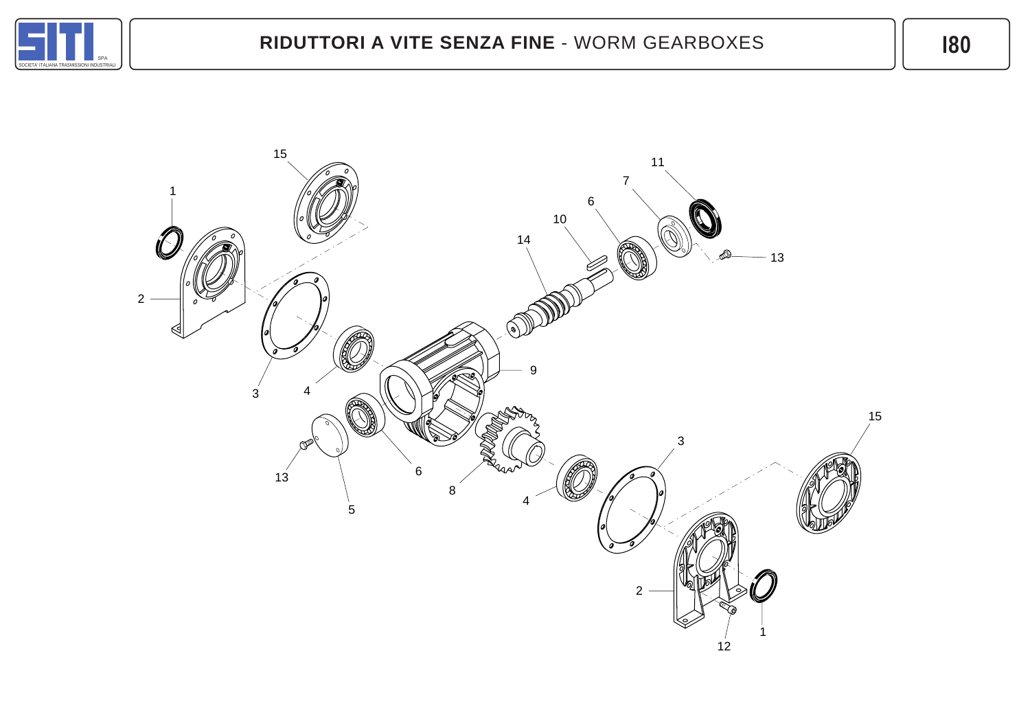# RIDUTTORI A VITE SENZA FINE - WORM GEARBOXES

I80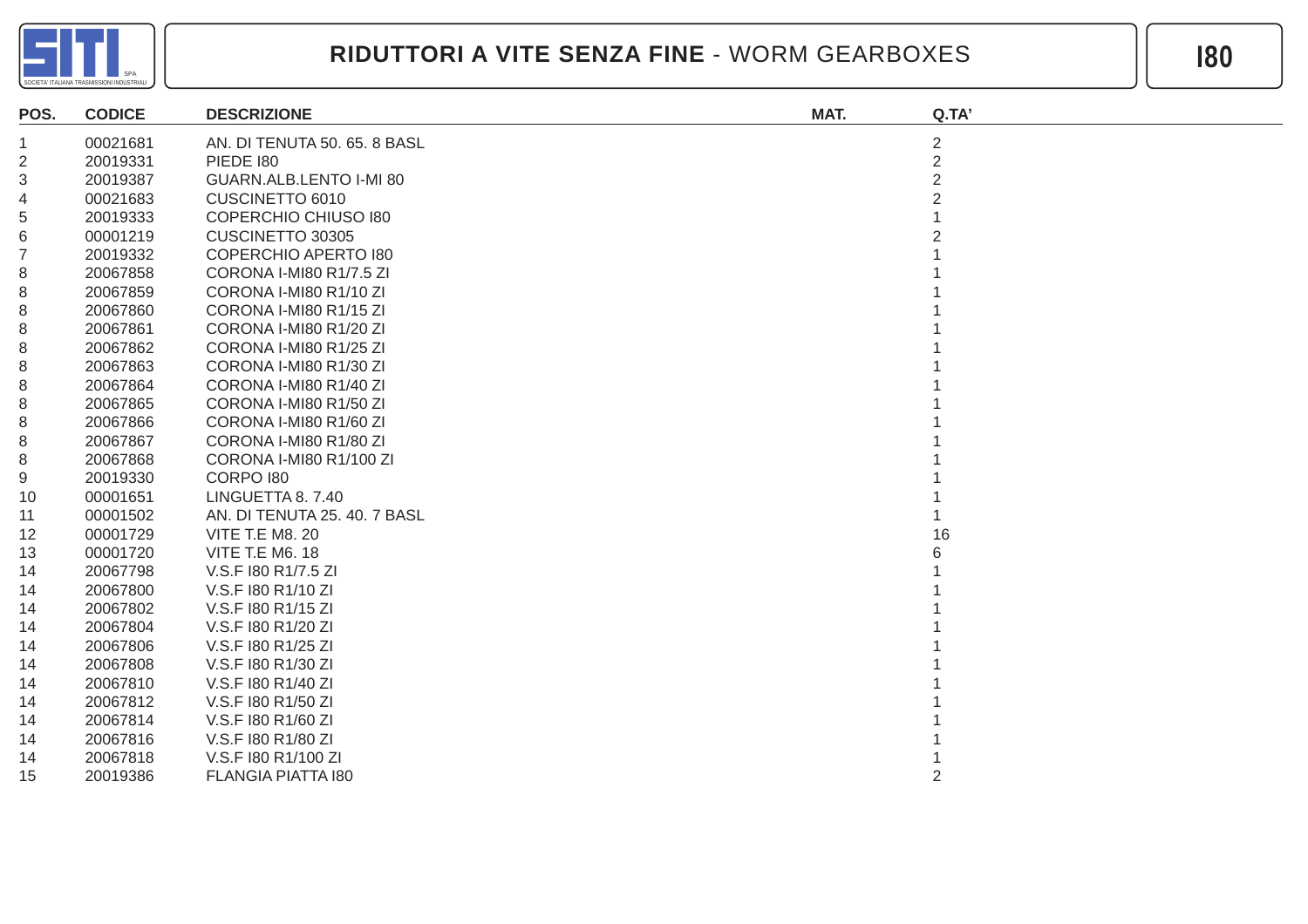# RIDUTTORI A VITE SENZA FINE - WORM GEARBOXES

## I80

| POS. | CODICE | DESCRIZIONE | MAT. | Q.TA' |
|---|---|---|---|---|
| 1 | 00021681 | AN. DI TENUTA 50. 65. 8 BASL | | 2 |
| 2 | 20019331 | PIEDE I80 | | 2 |
| 3 | 20019387 | GUARN.ALB.LENTO I-MI 80 | | 2 |
| 4 | 00021683 | CUSCINETTO 6010 | | 2 |
| 5 | 20019333 | COPERCHIO CHIUSO I80 | | 1 |
| 6 | 00001219 | CUSCINETTO 30305 | | 2 |
| 7 | 20019332 | COPERCHIO APERTO I80 | | 1 |
| 8 | 20067858 | CORONA I-MI80 R1/7.5 ZI | | 1 |
| 8 | 20067859 | CORONA I-MI80 R1/10 ZI | | 1 |
| 8 | 20067860 | CORONA I-MI80 R1/15 ZI | | 1 |
| 8 | 20067861 | CORONA I-MI80 R1/20 ZI | | 1 |
| 8 | 20067862 | CORONA I-MI80 R1/25 ZI | | 1 |
| 8 | 20067863 | CORONA I-MI80 R1/30 ZI | | 1 |
| 8 | 20067864 | CORONA I-MI80 R1/40 ZI | | 1 |
| 8 | 20067865 | CORONA I-MI80 R1/50 ZI | | 1 |
| 8 | 20067866 | CORONA I-MI80 R1/60 ZI | | 1 |
| 8 | 20067867 | CORONA I-MI80 R1/80 ZI | | 1 |
| 8 | 20067868 | CORONA I-MI80 R1/100 ZI | | 1 |
| 9 | 20019330 | CORPO I80 | | 1 |
| 10 | 00001651 | LINGUETTA 8. 7.40 | | 1 |
| 11 | 00001502 | AN. DI TENUTA 25. 40. 7 BASL | | 1 |
| 12 | 00001729 | VITE T.E M8. 20 | | 16 |
| 13 | 00001720 | VITE T.E M6. 18 | | 6 |
| 14 | 20067798 | V.S.F I80 R1/7.5 ZI | | 1 |
| 14 | 20067800 | V.S.F I80 R1/10 ZI | | 1 |
| 14 | 20067802 | V.S.F I80 R1/15 ZI | | 1 |
| 14 | 20067804 | V.S.F I80 R1/20 ZI | | 1 |
| 14 | 20067806 | V.S.F I80 R1/25 ZI | | 1 |
| 14 | 20067808 | V.S.F I80 R1/30 ZI | | 1 |
| 14 | 20067810 | V.S.F I80 R1/40 ZI | | 1 |
| 14 | 20067812 | V.S.F I80 R1/50 ZI | | 1 |
| 14 | 20067814 | V.S.F I80 R1/60 ZI | | 1 |
| 14 | 20067816 | V.S.F I80 R1/80 ZI | | 1 |
| 14 | 20067818 | V.S.F I80 R1/100 ZI | | 1 |
| 15 | 20019386 | FLANGIA PIATTA I80 | | 2 |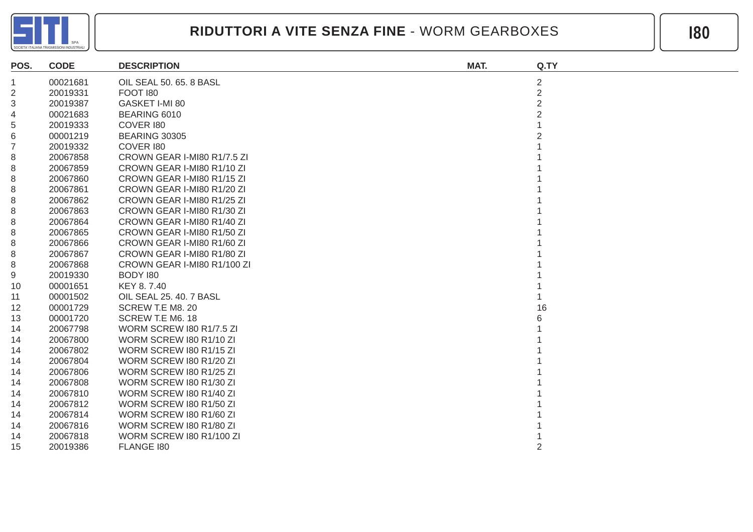# RIDUTTORI A VITE SENZA FINE - WORM GEARBOXES

**I80**

| POS. | CODE | DESCRIPTION | MAT. | Q.TY |
|---|---|---|---|---|
| 1 | 00021681 | OIL SEAL 50. 65. 8 BASL | | 2 |
| 2 | 20019331 | FOOT I80 | | 2 |
| 3 | 20019387 | GASKET I-MI 80 | | 2 |
| 4 | 00021683 | BEARING 6010 | | 2 |
| 5 | 20019333 | COVER I80 | | 1 |
| 6 | 00001219 | BEARING 30305 | | 2 |
| 7 | 20019332 | COVER I80 | | 1 |
| 8 | 20067858 | CROWN GEAR I-MI80 R1/7.5 ZI | | 1 |
| 8 | 20067859 | CROWN GEAR I-MI80 R1/10 ZI | | 1 |
| 8 | 20067860 | CROWN GEAR I-MI80 R1/15 ZI | | 1 |
| 8 | 20067861 | CROWN GEAR I-MI80 R1/20 ZI | | 1 |
| 8 | 20067862 | CROWN GEAR I-MI80 R1/25 ZI | | 1 |
| 8 | 20067863 | CROWN GEAR I-MI80 R1/30 ZI | | 1 |
| 8 | 20067864 | CROWN GEAR I-MI80 R1/40 ZI | | 1 |
| 8 | 20067865 | CROWN GEAR I-MI80 R1/50 ZI | | 1 |
| 8 | 20067866 | CROWN GEAR I-MI80 R1/60 ZI | | 1 |
| 8 | 20067867 | CROWN GEAR I-MI80 R1/80 ZI | | 1 |
| 8 | 20067868 | CROWN GEAR I-MI80 R1/100 ZI | | 1 |
| 9 | 20019330 | BODY I80 | | 1 |
| 10 | 00001651 | KEY 8. 7.40 | | 1 |
| 11 | 00001502 | OIL SEAL 25. 40. 7 BASL | | 1 |
| 12 | 00001729 | SCREW T.E M8. 20 | | 16 |
| 13 | 00001720 | SCREW T.E M6. 18 | | 6 |
| 14 | 20067798 | WORM SCREW I80 R1/7.5 ZI | | 1 |
| 14 | 20067800 | WORM SCREW I80 R1/10 ZI | | 1 |
| 14 | 20067802 | WORM SCREW I80 R1/15 ZI | | 1 |
| 14 | 20067804 | WORM SCREW I80 R1/20 ZI | | 1 |
| 14 | 20067806 | WORM SCREW I80 R1/25 ZI | | 1 |
| 14 | 20067808 | WORM SCREW I80 R1/30 ZI | | 1 |
| 14 | 20067810 | WORM SCREW I80 R1/40 ZI | | 1 |
| 14 | 20067812 | WORM SCREW I80 R1/50 ZI | | 1 |
| 14 | 20067814 | WORM SCREW I80 R1/60 ZI | | 1 |
| 14 | 20067816 | WORM SCREW I80 R1/80 ZI | | 1 |
| 14 | 20067818 | WORM SCREW I80 R1/100 ZI | | 1 |
| 15 | 20019386 | FLANGE I80 | | 2 |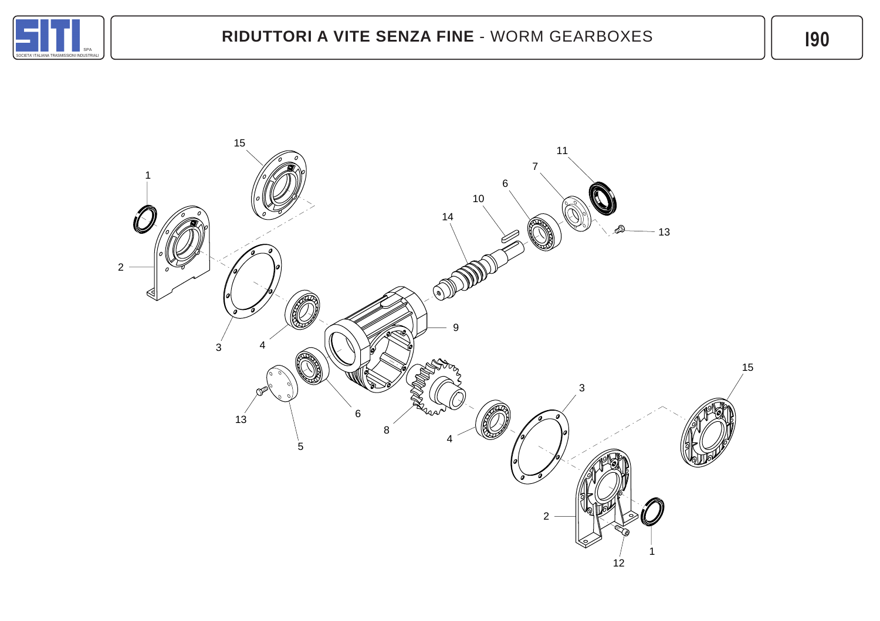# RIDUTTORI A VITE SENZA FINE - WORM GEARBOXES

## I90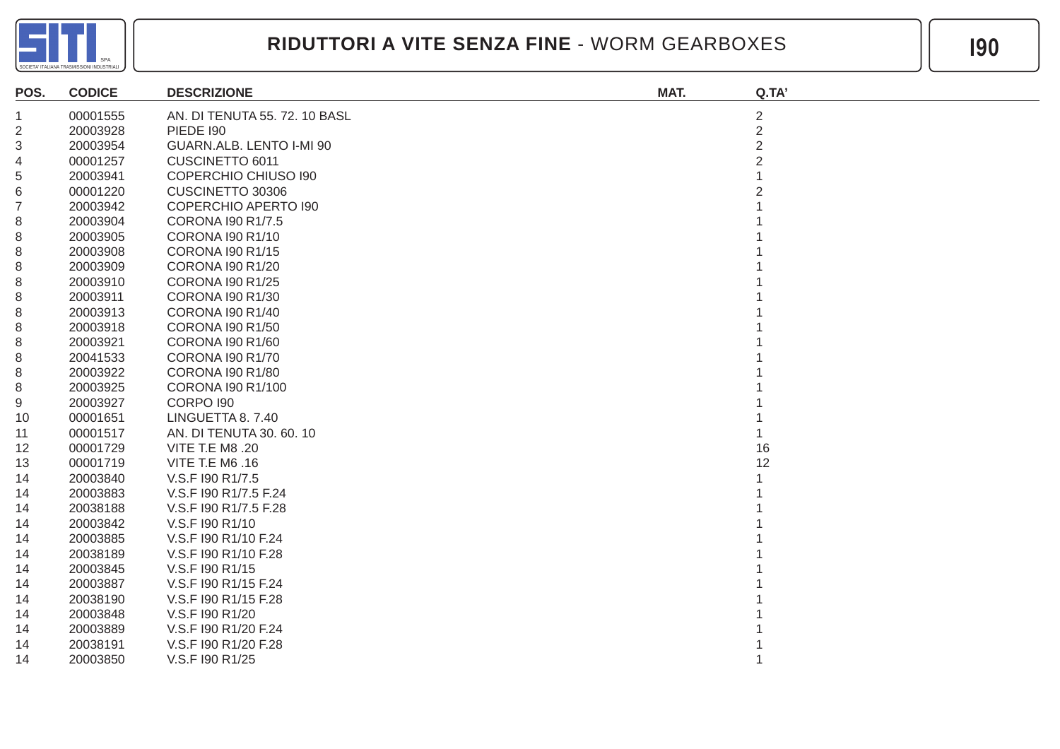# RIDUTTORI A VITE SENZA FINE - WORM GEARBOXES

## I90

| POS. | CODICE | DESCRIZIONE | MAT. | Q.TA' |
|---|---|---|---|---|
| 1 | 00001555 | AN. DI TENUTA 55. 72. 10 BASL | | 2 |
| 2 | 20003928 | PIEDE I90 | | 2 |
| 3 | 20003954 | GUARN.ALB. LENTO I-MI 90 | | 2 |
| 4 | 00001257 | CUSCINETTO 6011 | | 2 |
| 5 | 20003941 | COPERCHIO CHIUSO I90 | | 1 |
| 6 | 00001220 | CUSCINETTO 30306 | | 2 |
| 7 | 20003942 | COPERCHIO APERTO I90 | | 1 |
| 8 | 20003904 | CORONA I90 R1/7.5 | | 1 |
| 8 | 20003905 | CORONA I90 R1/10 | | 1 |
| 8 | 20003908 | CORONA I90 R1/15 | | 1 |
| 8 | 20003909 | CORONA I90 R1/20 | | 1 |
| 8 | 20003910 | CORONA I90 R1/25 | | 1 |
| 8 | 20003911 | CORONA I90 R1/30 | | 1 |
| 8 | 20003913 | CORONA I90 R1/40 | | 1 |
| 8 | 20003918 | CORONA I90 R1/50 | | 1 |
| 8 | 20003921 | CORONA I90 R1/60 | | 1 |
| 8 | 20041533 | CORONA I90 R1/70 | | 1 |
| 8 | 20003922 | CORONA I90 R1/80 | | 1 |
| 8 | 20003925 | CORONA I90 R1/100 | | 1 |
| 9 | 20003927 | CORPO I90 | | 1 |
| 10 | 00001651 | LINGUETTA 8. 7.40 | | 1 |
| 11 | 00001517 | AN. DI TENUTA 30. 60. 10 | | 1 |
| 12 | 00001729 | VITE T.E M8 .20 | | 16 |
| 13 | 00001719 | VITE T.E M6 .16 | | 12 |
| 14 | 20003840 | V.S.F I90 R1/7.5 | | 1 |
| 14 | 20003883 | V.S.F I90 R1/7.5 F.24 | | 1 |
| 14 | 20038188 | V.S.F I90 R1/7.5 F.28 | | 1 |
| 14 | 20003842 | V.S.F I90 R1/10 | | 1 |
| 14 | 20003885 | V.S.F I90 R1/10 F.24 | | 1 |
| 14 | 20038189 | V.S.F I90 R1/10 F.28 | | 1 |
| 14 | 20003845 | V.S.F I90 R1/15 | | 1 |
| 14 | 20003887 | V.S.F I90 R1/15 F.24 | | 1 |
| 14 | 20038190 | V.S.F I90 R1/15 F.28 | | 1 |
| 14 | 20003848 | V.S.F I90 R1/20 | | 1 |
| 14 | 20003889 | V.S.F I90 R1/20 F.24 | | 1 |
| 14 | 20038191 | V.S.F I90 R1/20 F.28 | | 1 |
| 14 | 20003850 | V.S.F I90 R1/25 | | 1 |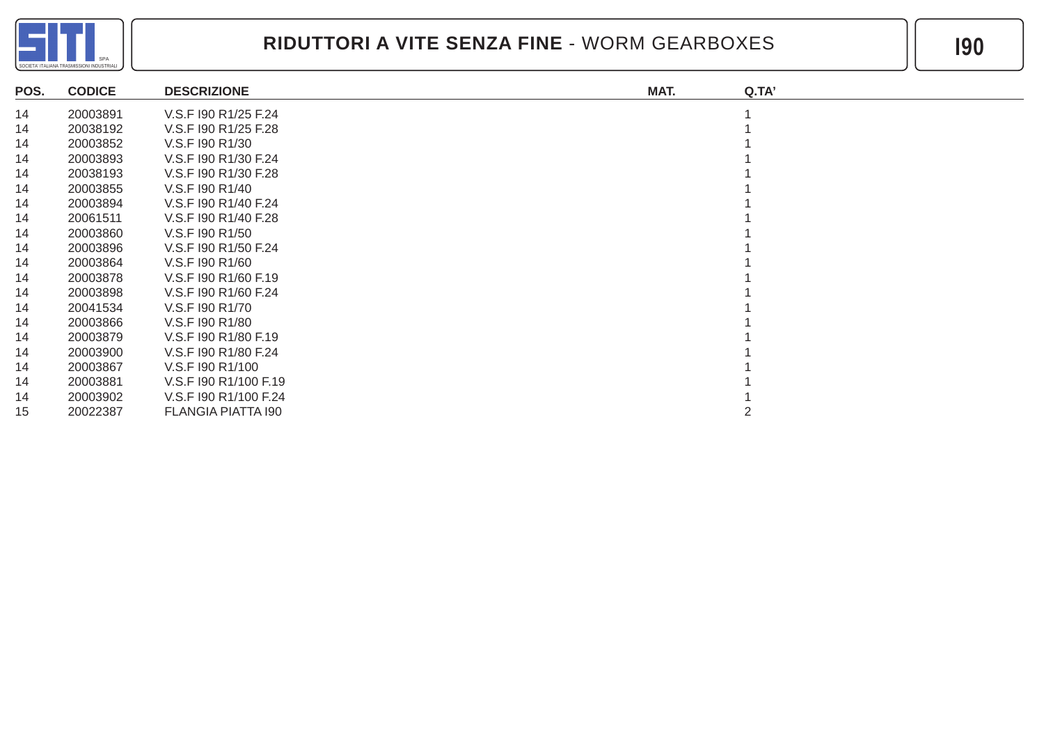# RIDUTTORI A VITE SENZA FINE - WORM GEARBOXES

## I90

| POS. | CODICE | DESCRIZIONE | MAT. | Q.TA' |
|---|---|---|---|---|
| 14 | 20003891 | V.S.F I90 R1/25 F.24 | | 1 |
| 14 | 20038192 | V.S.F I90 R1/25 F.28 | | 1 |
| 14 | 20003852 | V.S.F I90 R1/30 | | 1 |
| 14 | 20003893 | V.S.F I90 R1/30 F.24 | | 1 |
| 14 | 20038193 | V.S.F I90 R1/30 F.28 | | 1 |
| 14 | 20003855 | V.S.F I90 R1/40 | | 1 |
| 14 | 20003894 | V.S.F I90 R1/40 F.24 | | 1 |
| 14 | 20061511 | V.S.F I90 R1/40 F.28 | | 1 |
| 14 | 20003860 | V.S.F I90 R1/50 | | 1 |
| 14 | 20003896 | V.S.F I90 R1/50 F.24 | | 1 |
| 14 | 20003864 | V.S.F I90 R1/60 | | 1 |
| 14 | 20003878 | V.S.F I90 R1/60 F.19 | | 1 |
| 14 | 20003898 | V.S.F I90 R1/60 F.24 | | 1 |
| 14 | 20041534 | V.S.F I90 R1/70 | | 1 |
| 14 | 20003866 | V.S.F I90 R1/80 | | 1 |
| 14 | 20003879 | V.S.F I90 R1/80 F.19 | | 1 |
| 14 | 20003900 | V.S.F I90 R1/80 F.24 | | 1 |
| 14 | 20003867 | V.S.F I90 R1/100 | | 1 |
| 14 | 20003881 | V.S.F I90 R1/100 F.19 | | 1 |
| 14 | 20003902 | V.S.F I90 R1/100 F.24 | | 1 |
| 15 | 20022387 | FLANGIA PIATTA I90 | | 2 |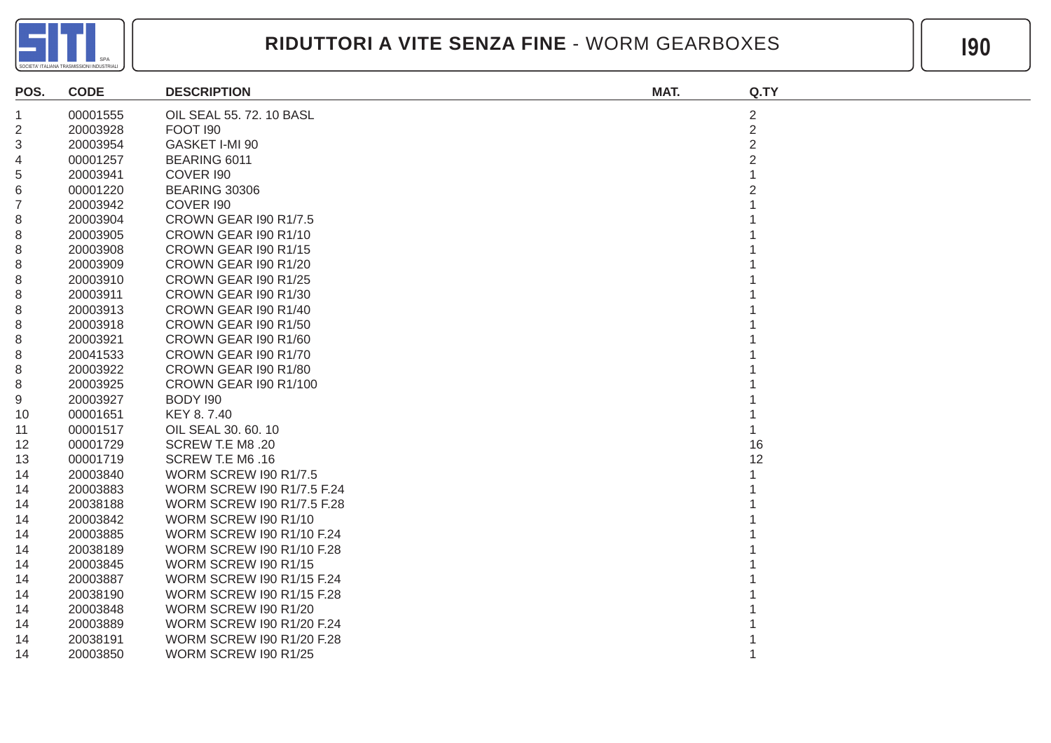# RIDUTTORI A VITE SENZA FINE - WORM GEARBOXES

**I90**

| POS. | CODE | DESCRIPTION | MAT. | Q.TY |
|---|---|---|---|---|
| 1 | 00001555 | OIL SEAL 55. 72. 10 BASL | | 2 |
| 2 | 20003928 | FOOT I90 | | 2 |
| 3 | 20003954 | GASKET I-MI 90 | | 2 |
| 4 | 00001257 | BEARING 6011 | | 2 |
| 5 | 20003941 | COVER I90 | | 1 |
| 6 | 00001220 | BEARING 30306 | | 2 |
| 7 | 20003942 | COVER I90 | | 1 |
| 8 | 20003904 | CROWN GEAR I90 R1/7.5 | | 1 |
| 8 | 20003905 | CROWN GEAR I90 R1/10 | | 1 |
| 8 | 20003908 | CROWN GEAR I90 R1/15 | | 1 |
| 8 | 20003909 | CROWN GEAR I90 R1/20 | | 1 |
| 8 | 20003910 | CROWN GEAR I90 R1/25 | | 1 |
| 8 | 20003911 | CROWN GEAR I90 R1/30 | | 1 |
| 8 | 20003913 | CROWN GEAR I90 R1/40 | | 1 |
| 8 | 20003918 | CROWN GEAR I90 R1/50 | | 1 |
| 8 | 20003921 | CROWN GEAR I90 R1/60 | | 1 |
| 8 | 20041533 | CROWN GEAR I90 R1/70 | | 1 |
| 8 | 20003922 | CROWN GEAR I90 R1/80 | | 1 |
| 8 | 20003925 | CROWN GEAR I90 R1/100 | | 1 |
| 9 | 20003927 | BODY I90 | | 1 |
| 10 | 00001651 | KEY 8. 7.40 | | 1 |
| 11 | 00001517 | OIL SEAL 30. 60. 10 | | 1 |
| 12 | 00001729 | SCREW T.E M8 .20 | | 16 |
| 13 | 00001719 | SCREW T.E M6 .16 | | 12 |
| 14 | 20003840 | WORM SCREW I90 R1/7.5 | | 1 |
| 14 | 20003883 | WORM SCREW I90 R1/7.5 F.24 | | 1 |
| 14 | 20038188 | WORM SCREW I90 R1/7.5 F.28 | | 1 |
| 14 | 20003842 | WORM SCREW I90 R1/10 | | 1 |
| 14 | 20003885 | WORM SCREW I90 R1/10 F.24 | | 1 |
| 14 | 20038189 | WORM SCREW I90 R1/10 F.28 | | 1 |
| 14 | 20003845 | WORM SCREW I90 R1/15 | | 1 |
| 14 | 20003887 | WORM SCREW I90 R1/15 F.24 | | 1 |
| 14 | 20038190 | WORM SCREW I90 R1/15 F.28 | | 1 |
| 14 | 20003848 | WORM SCREW I90 R1/20 | | 1 |
| 14 | 20003889 | WORM SCREW I90 R1/20 F.24 | | 1 |
| 14 | 20038191 | WORM SCREW I90 R1/20 F.28 | | 1 |
| 14 | 20003850 | WORM SCREW I90 R1/25 | | 1 |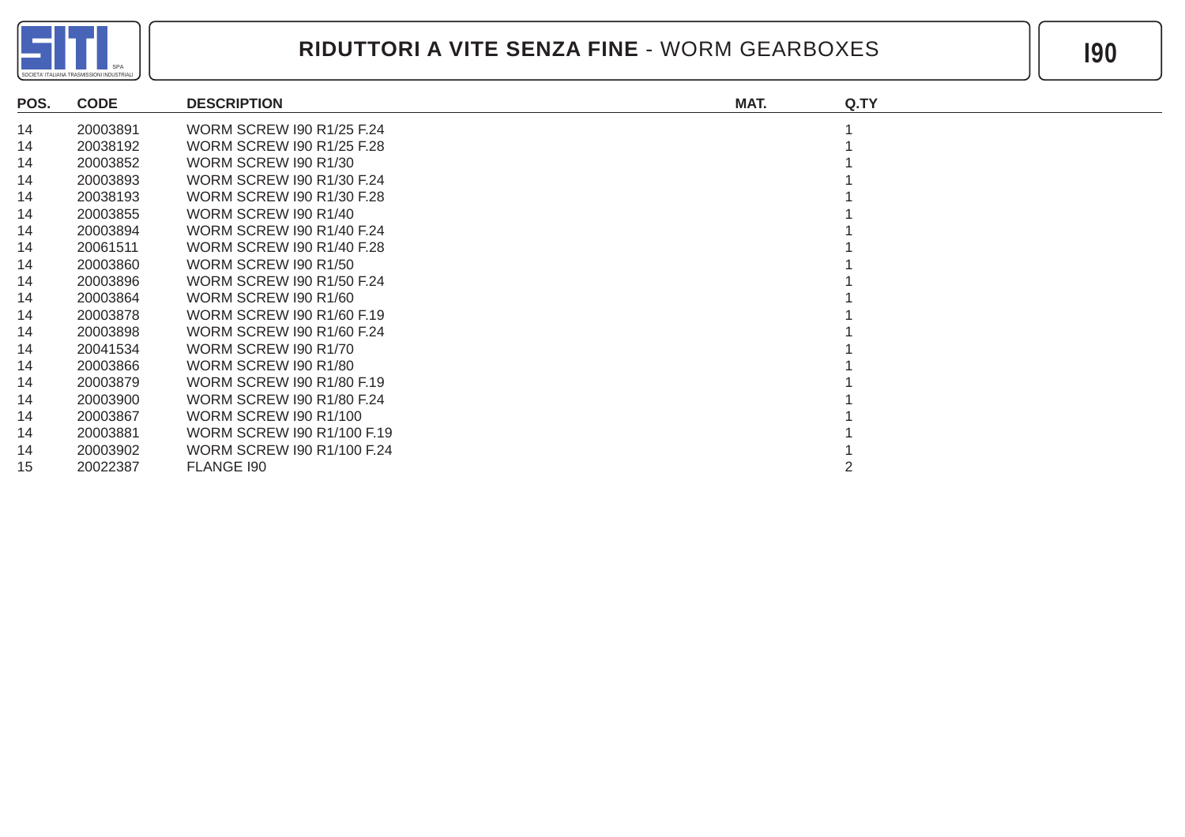# RIDUTTORI A VITE SENZA FINE - WORM GEARBOXES

## I90

| POS. | CODE | DESCRIPTION | MAT. | Q.TY |
|---|---|---|---|---|
| 14 | 20003891 | WORM SCREW I90 R1/25 F.24 | | 1 |
| 14 | 20038192 | WORM SCREW I90 R1/25 F.28 | | 1 |
| 14 | 20003852 | WORM SCREW I90 R1/30 | | 1 |
| 14 | 20003893 | WORM SCREW I90 R1/30 F.24 | | 1 |
| 14 | 20038193 | WORM SCREW I90 R1/30 F.28 | | 1 |
| 14 | 20003855 | WORM SCREW I90 R1/40 | | 1 |
| 14 | 20003894 | WORM SCREW I90 R1/40 F.24 | | 1 |
| 14 | 20061511 | WORM SCREW I90 R1/40 F.28 | | 1 |
| 14 | 20003860 | WORM SCREW I90 R1/50 | | 1 |
| 14 | 20003896 | WORM SCREW I90 R1/50 F.24 | | 1 |
| 14 | 20003864 | WORM SCREW I90 R1/60 | | 1 |
| 14 | 20003878 | WORM SCREW I90 R1/60 F.19 | | 1 |
| 14 | 20003898 | WORM SCREW I90 R1/60 F.24 | | 1 |
| 14 | 20041534 | WORM SCREW I90 R1/70 | | 1 |
| 14 | 20003866 | WORM SCREW I90 R1/80 | | 1 |
| 14 | 20003879 | WORM SCREW I90 R1/80 F.19 | | 1 |
| 14 | 20003900 | WORM SCREW I90 R1/80 F.24 | | 1 |
| 14 | 20003867 | WORM SCREW I90 R1/100 | | 1 |
| 14 | 20003881 | WORM SCREW I90 R1/100 F.19 | | 1 |
| 14 | 20003902 | WORM SCREW I90 R1/100 F.24 | | 1 |
| 15 | 20022387 | FLANGE I90 | | 2 |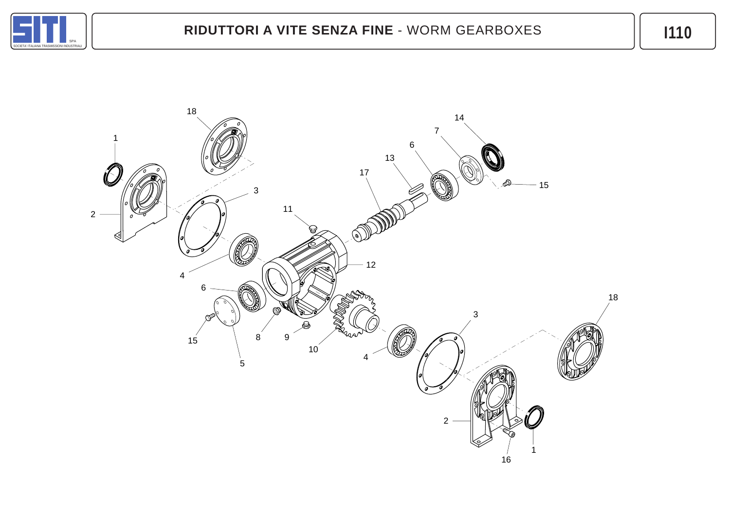# RIDUTTORI A VITE SENZA FINE - WORM GEARBOXES

I110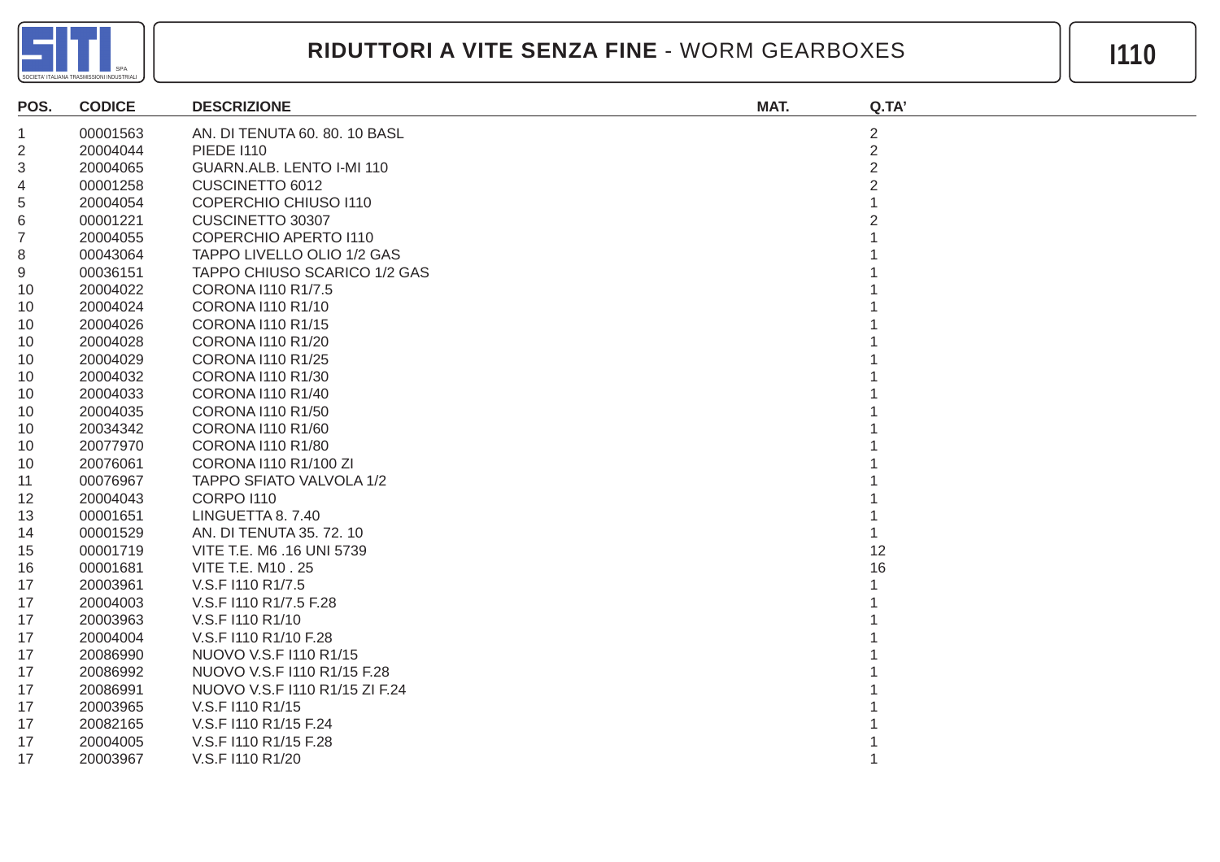# RIDUTTORI A VITE SENZA FINE - WORM GEARBOXES

**I110**

| POS. | CODICE | DESCRIZIONE | MAT. | Q.TA' |
|---|---|---|---|---|
| 1 | 00001563 | AN. DI TENUTA 60. 80. 10 BASL | | 2 |
| 2 | 20004044 | PIEDE I110 | | 2 |
| 3 | 20004065 | GUARN.ALB. LENTO I-MI 110 | | 2 |
| 4 | 00001258 | CUSCINETTO 6012 | | 2 |
| 5 | 20004054 | COPERCHIO CHIUSO I110 | | 1 |
| 6 | 00001221 | CUSCINETTO 30307 | | 2 |
| 7 | 20004055 | COPERCHIO APERTO I110 | | 1 |
| 8 | 00043064 | TAPPO LIVELLO OLIO 1/2 GAS | | 1 |
| 9 | 00036151 | TAPPO CHIUSO SCARICO 1/2 GAS | | 1 |
| 10 | 20004022 | CORONA I110 R1/7.5 | | 1 |
| 10 | 20004024 | CORONA I110 R1/10 | | 1 |
| 10 | 20004026 | CORONA I110 R1/15 | | 1 |
| 10 | 20004028 | CORONA I110 R1/20 | | 1 |
| 10 | 20004029 | CORONA I110 R1/25 | | 1 |
| 10 | 20004032 | CORONA I110 R1/30 | | 1 |
| 10 | 20004033 | CORONA I110 R1/40 | | 1 |
| 10 | 20004035 | CORONA I110 R1/50 | | 1 |
| 10 | 20034342 | CORONA I110 R1/60 | | 1 |
| 10 | 20077970 | CORONA I110 R1/80 | | 1 |
| 10 | 20076061 | CORONA I110 R1/100 ZI | | 1 |
| 11 | 00076967 | TAPPO SFIATO VALVOLA 1/2 | | 1 |
| 12 | 20004043 | CORPO I110 | | 1 |
| 13 | 00001651 | LINGUETTA 8. 7.40 | | 1 |
| 14 | 00001529 | AN. DI TENUTA 35. 72. 10 | | 1 |
| 15 | 00001719 | VITE T.E. M6 .16 UNI 5739 | | 12 |
| 16 | 00001681 | VITE T.E. M10 . 25 | | 16 |
| 17 | 20003961 | V.S.F I110 R1/7.5 | | 1 |
| 17 | 20004003 | V.S.F I110 R1/7.5 F.28 | | 1 |
| 17 | 20003963 | V.S.F I110 R1/10 | | 1 |
| 17 | 20004004 | V.S.F I110 R1/10 F.28 | | 1 |
| 17 | 20086990 | NUOVO V.S.F I110 R1/15 | | 1 |
| 17 | 20086992 | NUOVO V.S.F I110 R1/15 F.28 | | 1 |
| 17 | 20086991 | NUOVO V.S.F I110 R1/15 ZI F.24 | | 1 |
| 17 | 20003965 | V.S.F I110 R1/15 | | 1 |
| 17 | 20082165 | V.S.F I110 R1/15 F.24 | | 1 |
| 17 | 20004005 | V.S.F I110 R1/15 F.28 | | 1 |
| 17 | 20003967 | V.S.F I110 R1/20 | | 1 |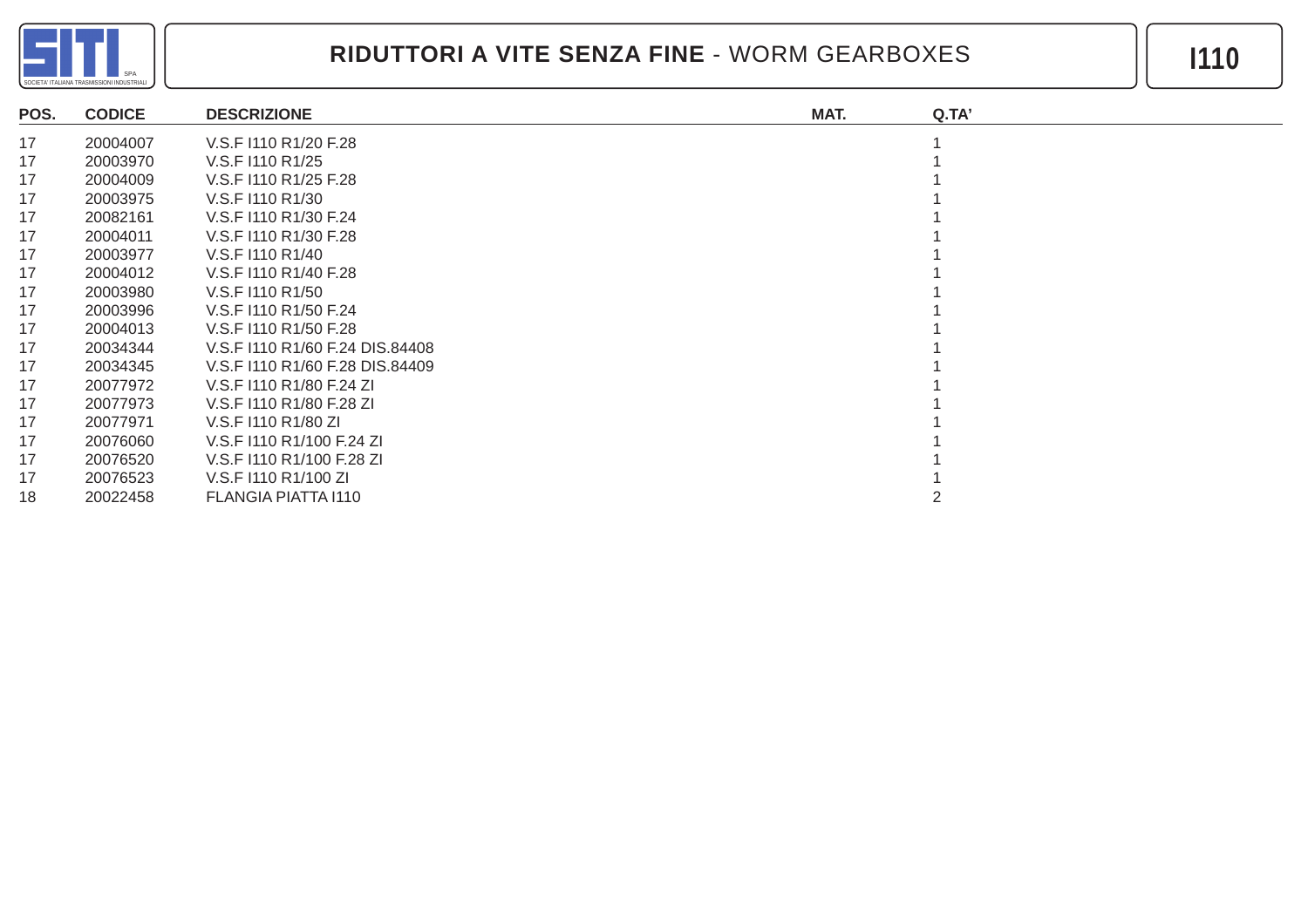## RIDUTTORI A VITE SENZA FINE - WORM GEARBOXES

**I110**

| POS. | CODICE | DESCRIZIONE | MAT. | Q.TA' |
|---|---|---|---|---|
| 17 | 20004007 | V.S.F I110 R1/20 F.28 | | 1 |
| 17 | 20003970 | V.S.F I110 R1/25 | | 1 |
| 17 | 20004009 | V.S.F I110 R1/25 F.28 | | 1 |
| 17 | 20003975 | V.S.F I110 R1/30 | | 1 |
| 17 | 20082161 | V.S.F I110 R1/30 F.24 | | 1 |
| 17 | 20004011 | V.S.F I110 R1/30 F.28 | | 1 |
| 17 | 20003977 | V.S.F I110 R1/40 | | 1 |
| 17 | 20004012 | V.S.F I110 R1/40 F.28 | | 1 |
| 17 | 20003980 | V.S.F I110 R1/50 | | 1 |
| 17 | 20003996 | V.S.F I110 R1/50 F.24 | | 1 |
| 17 | 20004013 | V.S.F I110 R1/50 F.28 | | 1 |
| 17 | 20034344 | V.S.F I110 R1/60 F.24 DIS.84408 | | 1 |
| 17 | 20034345 | V.S.F I110 R1/60 F.28 DIS.84409 | | 1 |
| 17 | 20077972 | V.S.F I110 R1/80 F.24 ZI | | 1 |
| 17 | 20077973 | V.S.F I110 R1/80 F.28 ZI | | 1 |
| 17 | 20077971 | V.S.F I110 R1/80 ZI | | 1 |
| 17 | 20076060 | V.S.F I110 R1/100 F.24 ZI | | 1 |
| 17 | 20076520 | V.S.F I110 R1/100 F.28 ZI | | 1 |
| 17 | 20076523 | V.S.F I110 R1/100 ZI | | 1 |
| 18 | 20022458 | FLANGIA PIATTA I110 | | 2 |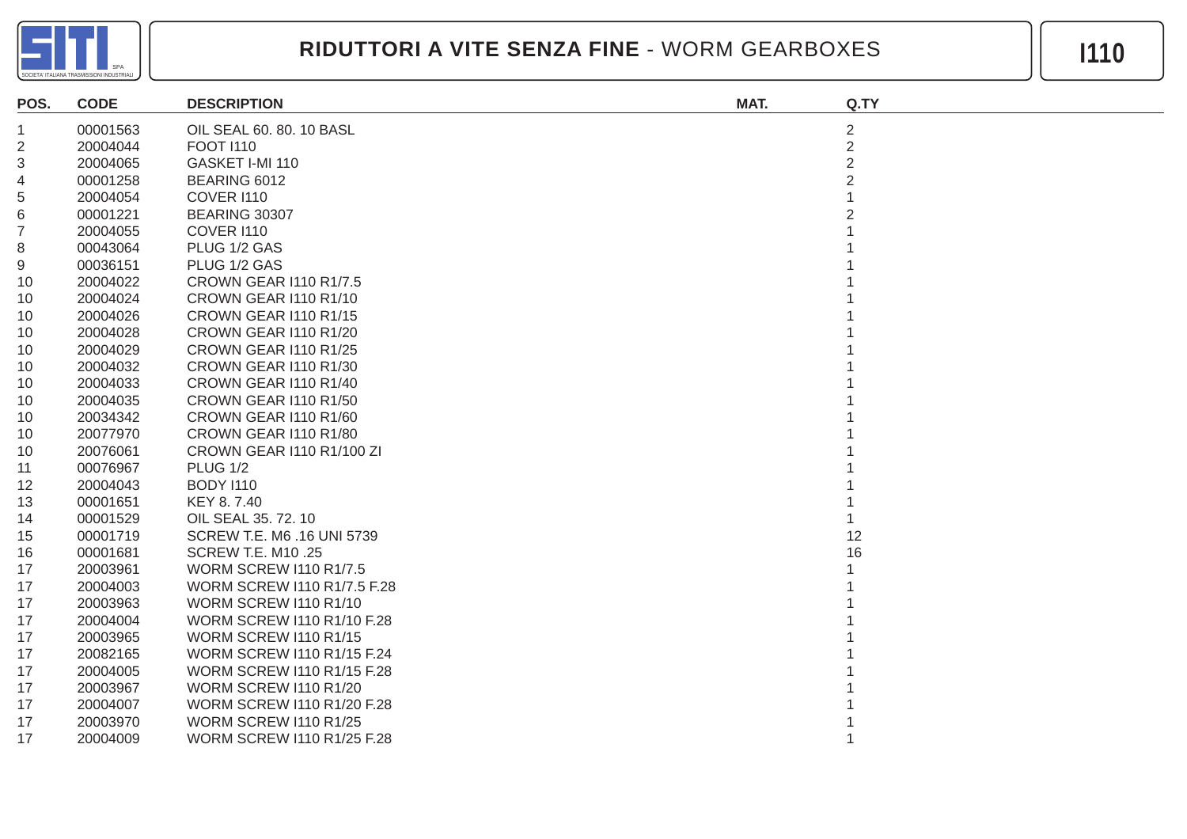# RIDUTTORI A VITE SENZA FINE - WORM GEARBOXES

**I110**

| POS. | CODE | DESCRIPTION | MAT. | Q.TY |
|---|---|---|---|---|
| 1 | 00001563 | OIL SEAL 60. 80. 10 BASL | | 2 |
| 2 | 20004044 | FOOT I110 | | 2 |
| 3 | 20004065 | GASKET I-MI 110 | | 2 |
| 4 | 00001258 | BEARING 6012 | | 2 |
| 5 | 20004054 | COVER I110 | | 1 |
| 6 | 00001221 | BEARING 30307 | | 2 |
| 7 | 20004055 | COVER I110 | | 1 |
| 8 | 00043064 | PLUG 1/2 GAS | | 1 |
| 9 | 00036151 | PLUG 1/2 GAS | | 1 |
| 10 | 20004022 | CROWN GEAR I110 R1/7.5 | | 1 |
| 10 | 20004024 | CROWN GEAR I110 R1/10 | | 1 |
| 10 | 20004026 | CROWN GEAR I110 R1/15 | | 1 |
| 10 | 20004028 | CROWN GEAR I110 R1/20 | | 1 |
| 10 | 20004029 | CROWN GEAR I110 R1/25 | | 1 |
| 10 | 20004032 | CROWN GEAR I110 R1/30 | | 1 |
| 10 | 20004033 | CROWN GEAR I110 R1/40 | | 1 |
| 10 | 20004035 | CROWN GEAR I110 R1/50 | | 1 |
| 10 | 20034342 | CROWN GEAR I110 R1/60 | | 1 |
| 10 | 20077970 | CROWN GEAR I110 R1/80 | | 1 |
| 10 | 20076061 | CROWN GEAR I110 R1/100 ZI | | 1 |
| 11 | 00076967 | PLUG 1/2 | | 1 |
| 12 | 20004043 | BODY I110 | | 1 |
| 13 | 00001651 | KEY 8. 7.40 | | 1 |
| 14 | 00001529 | OIL SEAL 35. 72. 10 | | 1 |
| 15 | 00001719 | SCREW T.E. M6 .16 UNI 5739 | | 12 |
| 16 | 00001681 | SCREW T.E. M10 .25 | | 16 |
| 17 | 20003961 | WORM SCREW I110 R1/7.5 | | 1 |
| 17 | 20004003 | WORM SCREW I110 R1/7.5 F.28 | | 1 |
| 17 | 20003963 | WORM SCREW I110 R1/10 | | 1 |
| 17 | 20004004 | WORM SCREW I110 R1/10 F.28 | | 1 |
| 17 | 20003965 | WORM SCREW I110 R1/15 | | 1 |
| 17 | 20082165 | WORM SCREW I110 R1/15 F.24 | | 1 |
| 17 | 20004005 | WORM SCREW I110 R1/15 F.28 | | 1 |
| 17 | 20003967 | WORM SCREW I110 R1/20 | | 1 |
| 17 | 20004007 | WORM SCREW I110 R1/20 F.28 | | 1 |
| 17 | 20003970 | WORM SCREW I110 R1/25 | | 1 |
| 17 | 20004009 | WORM SCREW I110 R1/25 F.28 | | 1 |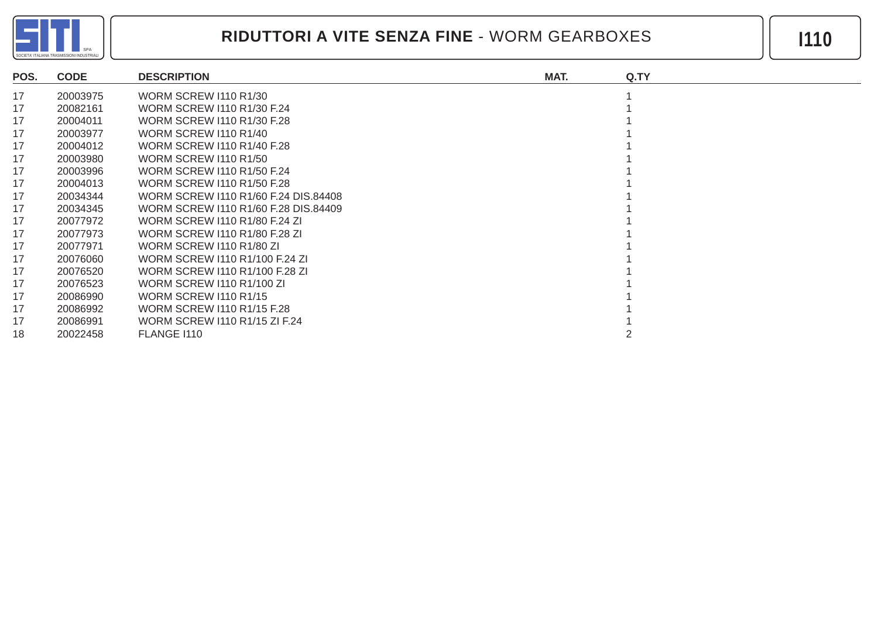# RIDUTTORI A VITE SENZA FINE - WORM GEARBOXES

**I110**

| POS. | CODE | DESCRIPTION | MAT. | Q.TY |
|---|---|---|---|---|
| 17 | 20003975 | WORM SCREW I110 R1/30 | | 1 |
| 17 | 20082161 | WORM SCREW I110 R1/30 F.24 | | 1 |
| 17 | 20004011 | WORM SCREW I110 R1/30 F.28 | | 1 |
| 17 | 20003977 | WORM SCREW I110 R1/40 | | 1 |
| 17 | 20004012 | WORM SCREW I110 R1/40 F.28 | | 1 |
| 17 | 20003980 | WORM SCREW I110 R1/50 | | 1 |
| 17 | 20003996 | WORM SCREW I110 R1/50 F.24 | | 1 |
| 17 | 20004013 | WORM SCREW I110 R1/50 F.28 | | 1 |
| 17 | 20034344 | WORM SCREW I110 R1/60 F.24 DIS.84408 | | 1 |
| 17 | 20034345 | WORM SCREW I110 R1/60 F.28 DIS.84409 | | 1 |
| 17 | 20077972 | WORM SCREW I110 R1/80 F.24 ZI | | 1 |
| 17 | 20077973 | WORM SCREW I110 R1/80 F.28 ZI | | 1 |
| 17 | 20077971 | WORM SCREW I110 R1/80 ZI | | 1 |
| 17 | 20076060 | WORM SCREW I110 R1/100 F.24 ZI | | 1 |
| 17 | 20076520 | WORM SCREW I110 R1/100 F.28 ZI | | 1 |
| 17 | 20076523 | WORM SCREW I110 R1/100 ZI | | 1 |
| 17 | 20086990 | WORM SCREW I110 R1/15 | | 1 |
| 17 | 20086992 | WORM SCREW I110 R1/15 F.28 | | 1 |
| 17 | 20086991 | WORM SCREW I110 R1/15 ZI F.24 | | 1 |
| 18 | 20022458 | FLANGE I110 | | 2 |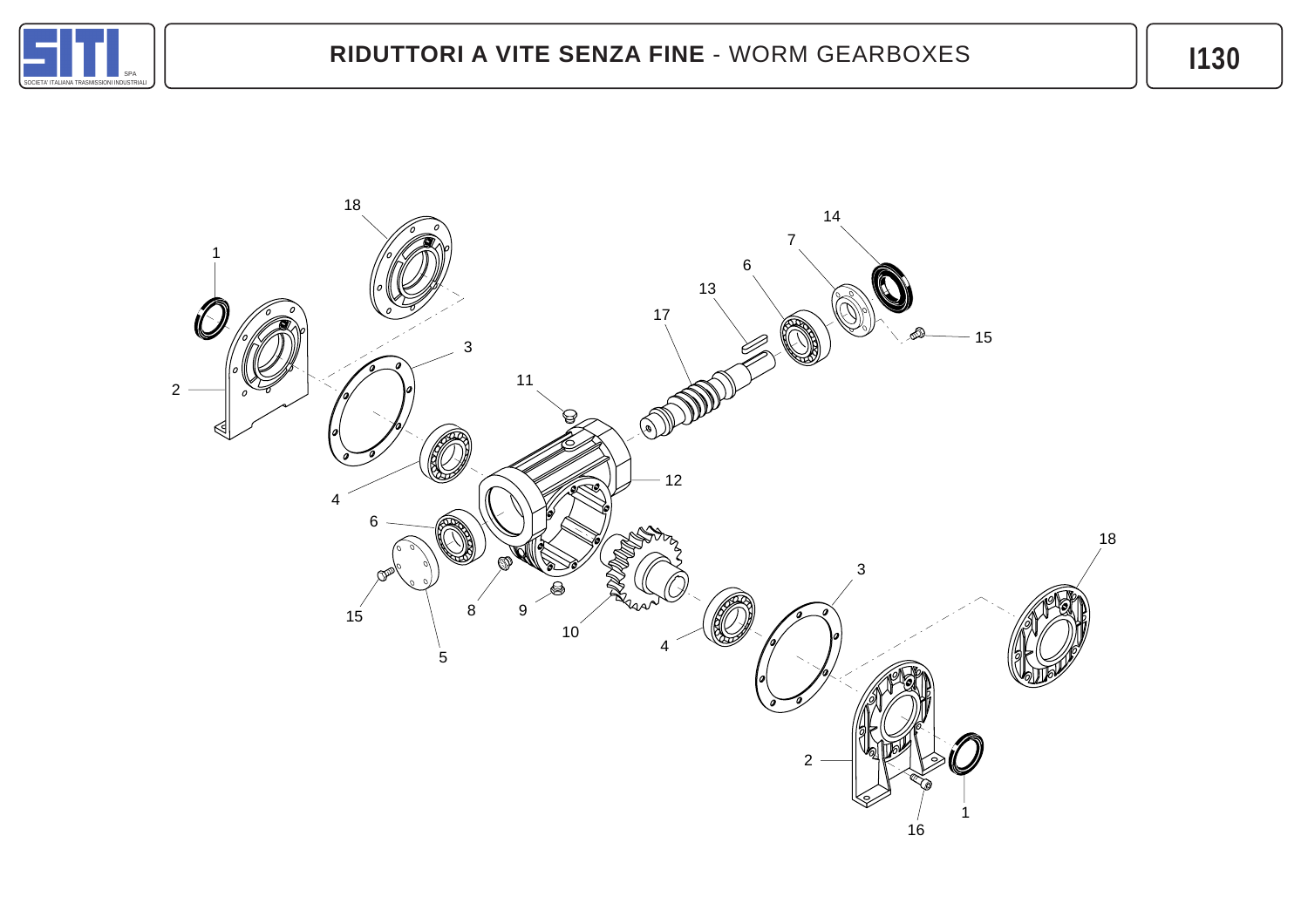# RIDUTTORI A VITE SENZA FINE - WORM GEARBOXES

**I130**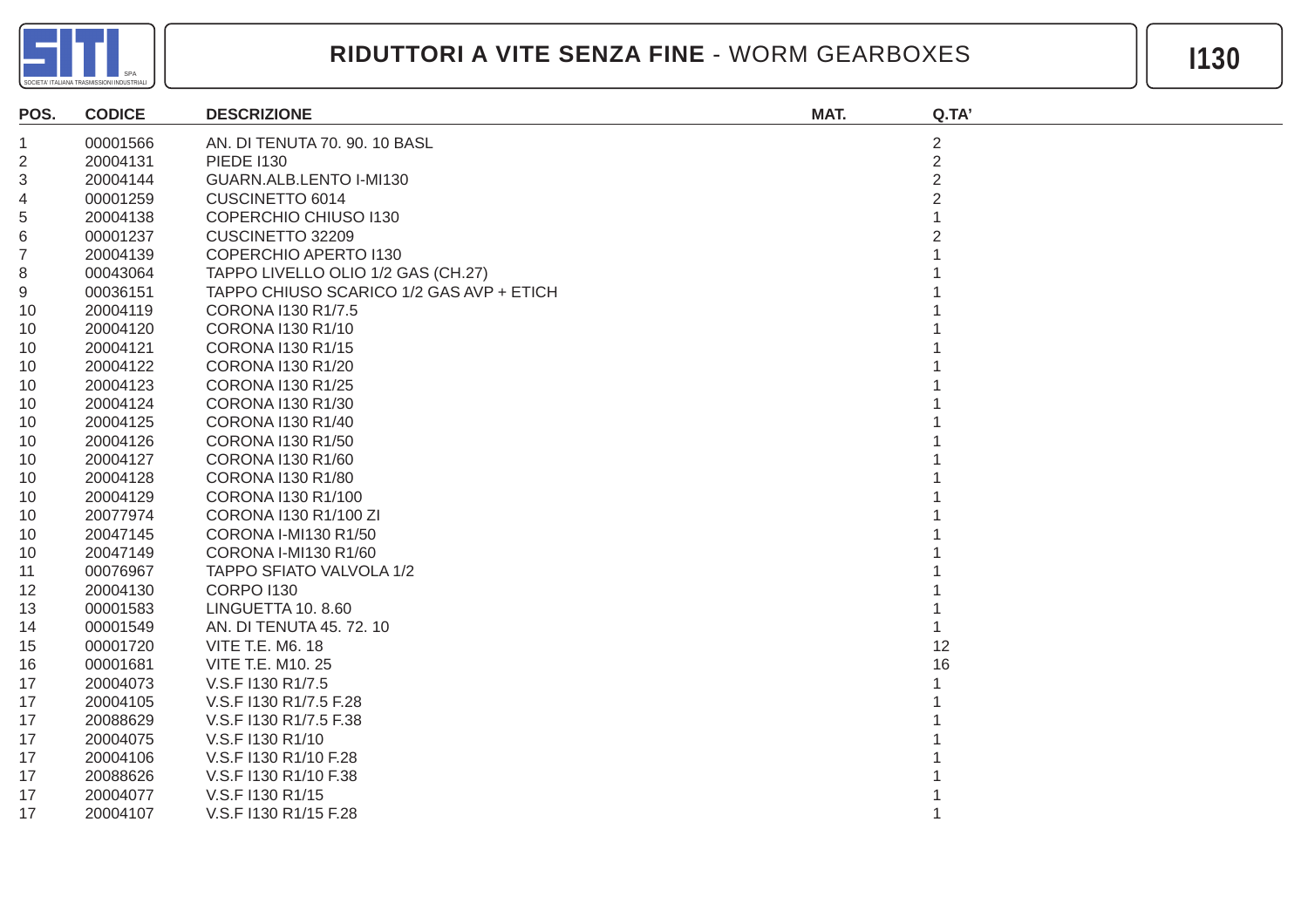# RIDUTTORI A VITE SENZA FINE - WORM GEARBOXES

## I130

| POS. | CODICE | DESCRIZIONE | MAT. | Q.TA' |
|---|---|---|---|---|
| 1 | 00001566 | AN. DI TENUTA 70. 90. 10 BASL | | 2 |
| 2 | 20004131 | PIEDE I130 | | 2 |
| 3 | 20004144 | GUARN.ALB.LENTO I-MI130 | | 2 |
| 4 | 00001259 | CUSCINETTO 6014 | | 2 |
| 5 | 20004138 | COPERCHIO CHIUSO I130 | | 1 |
| 6 | 00001237 | CUSCINETTO 32209 | | 2 |
| 7 | 20004139 | COPERCHIO APERTO I130 | | 1 |
| 8 | 00043064 | TAPPO LIVELLO OLIO 1/2 GAS (CH.27) | | 1 |
| 9 | 00036151 | TAPPO CHIUSO SCARICO 1/2 GAS AVP + ETICH | | 1 |
| 10 | 20004119 | CORONA I130 R1/7.5 | | 1 |
| 10 | 20004120 | CORONA I130 R1/10 | | 1 |
| 10 | 20004121 | CORONA I130 R1/15 | | 1 |
| 10 | 20004122 | CORONA I130 R1/20 | | 1 |
| 10 | 20004123 | CORONA I130 R1/25 | | 1 |
| 10 | 20004124 | CORONA I130 R1/30 | | 1 |
| 10 | 20004125 | CORONA I130 R1/40 | | 1 |
| 10 | 20004126 | CORONA I130 R1/50 | | 1 |
| 10 | 20004127 | CORONA I130 R1/60 | | 1 |
| 10 | 20004128 | CORONA I130 R1/80 | | 1 |
| 10 | 20004129 | CORONA I130 R1/100 | | 1 |
| 10 | 20077974 | CORONA I130 R1/100 ZI | | 1 |
| 10 | 20047145 | CORONA I-MI130 R1/50 | | 1 |
| 10 | 20047149 | CORONA I-MI130 R1/60 | | 1 |
| 11 | 00076967 | TAPPO SFIATO VALVOLA 1/2 | | 1 |
| 12 | 20004130 | CORPO I130 | | 1 |
| 13 | 00001583 | LINGUETTA 10. 8.60 | | 1 |
| 14 | 00001549 | AN. DI TENUTA 45. 72. 10 | | 1 |
| 15 | 00001720 | VITE T.E. M6. 18 | | 12 |
| 16 | 00001681 | VITE T.E. M10. 25 | | 16 |
| 17 | 20004073 | V.S.F I130 R1/7.5 | | 1 |
| 17 | 20004105 | V.S.F I130 R1/7.5 F.28 | | 1 |
| 17 | 20088629 | V.S.F I130 R1/7.5 F.38 | | 1 |
| 17 | 20004075 | V.S.F I130 R1/10 | | 1 |
| 17 | 20004106 | V.S.F I130 R1/10 F.28 | | 1 |
| 17 | 20088626 | V.S.F I130 R1/10 F.38 | | 1 |
| 17 | 20004077 | V.S.F I130 R1/15 | | 1 |
| 17 | 20004107 | V.S.F I130 R1/15 F.28 | | 1 |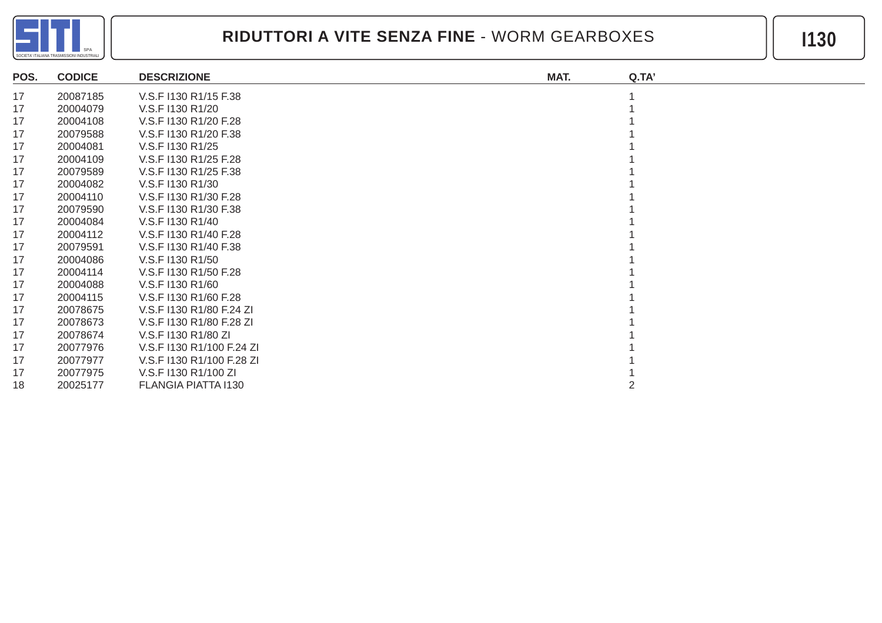# RIDUTTORI A VITE SENZA FINE - WORM GEARBOXES

## I130

| POS. | CODICE | DESCRIZIONE | MAT. | Q.TA' |
|---|---|---|---|---|
| 17 | 20087185 | V.S.F I130 R1/15 F.38 | | 1 |
| 17 | 20004079 | V.S.F I130 R1/20 | | 1 |
| 17 | 20004108 | V.S.F I130 R1/20 F.28 | | 1 |
| 17 | 20079588 | V.S.F I130 R1/20 F.38 | | 1 |
| 17 | 20004081 | V.S.F I130 R1/25 | | 1 |
| 17 | 20004109 | V.S.F I130 R1/25 F.28 | | 1 |
| 17 | 20079589 | V.S.F I130 R1/25 F.38 | | 1 |
| 17 | 20004082 | V.S.F I130 R1/30 | | 1 |
| 17 | 20004110 | V.S.F I130 R1/30 F.28 | | 1 |
| 17 | 20079590 | V.S.F I130 R1/30 F.38 | | 1 |
| 17 | 20004084 | V.S.F I130 R1/40 | | 1 |
| 17 | 20004112 | V.S.F I130 R1/40 F.28 | | 1 |
| 17 | 20079591 | V.S.F I130 R1/40 F.38 | | 1 |
| 17 | 20004086 | V.S.F I130 R1/50 | | 1 |
| 17 | 20004114 | V.S.F I130 R1/50 F.28 | | 1 |
| 17 | 20004088 | V.S.F I130 R1/60 | | 1 |
| 17 | 20004115 | V.S.F I130 R1/60 F.28 | | 1 |
| 17 | 20078675 | V.S.F I130 R1/80 F.24 ZI | | 1 |
| 17 | 20078673 | V.S.F I130 R1/80 F.28 ZI | | 1 |
| 17 | 20078674 | V.S.F I130 R1/80 ZI | | 1 |
| 17 | 20077976 | V.S.F I130 R1/100 F.24 ZI | | 1 |
| 17 | 20077977 | V.S.F I130 R1/100 F.28 ZI | | 1 |
| 17 | 20077975 | V.S.F I130 R1/100 ZI | | 1 |
| 18 | 20025177 | FLANGIA PIATTA I130 | | 2 |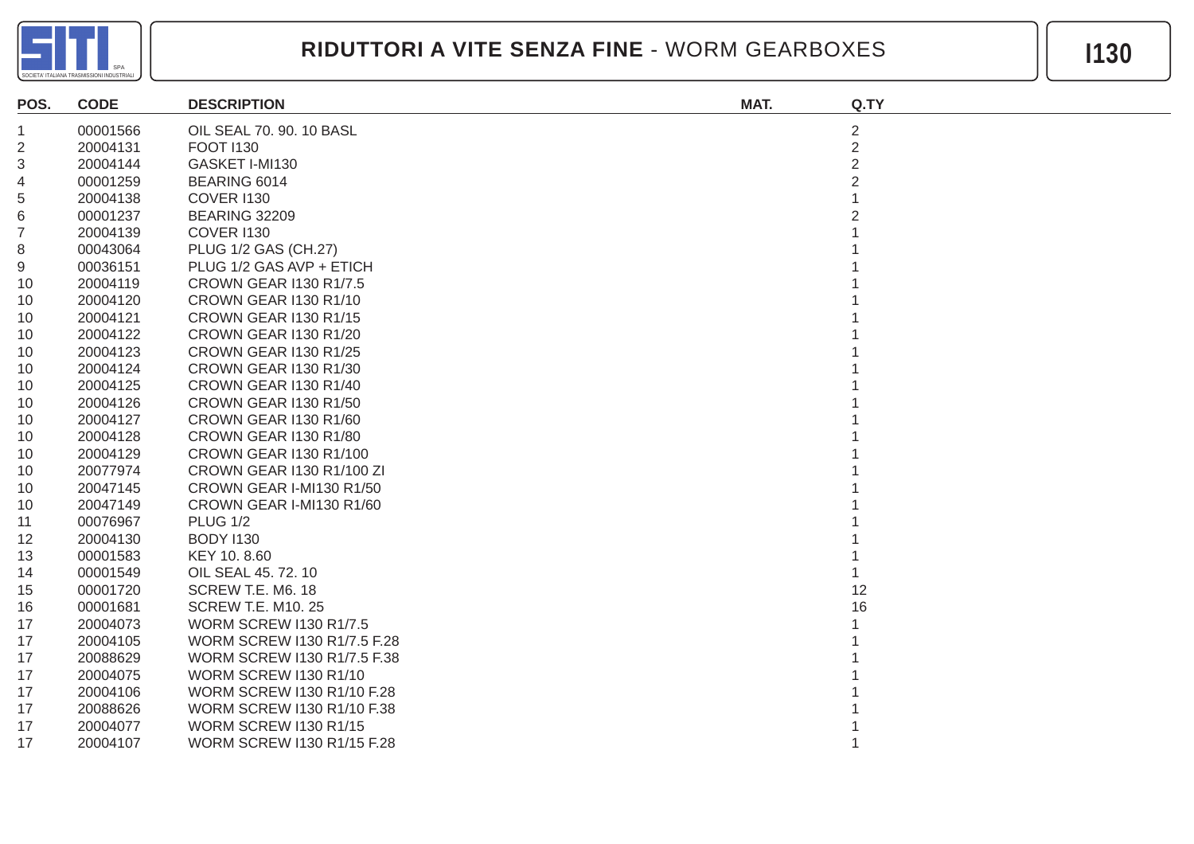# RIDUTTORI A VITE SENZA FINE - WORM GEARBOXES

## I130

| POS. | CODE | DESCRIPTION | MAT. | Q.TY |
|---|---|---|---|---|
| 1 | 00001566 | OIL SEAL 70. 90. 10 BASL | | 2 |
| 2 | 20004131 | FOOT I130 | | 2 |
| 3 | 20004144 | GASKET I-MI130 | | 2 |
| 4 | 00001259 | BEARING 6014 | | 2 |
| 5 | 20004138 | COVER I130 | | 1 |
| 6 | 00001237 | BEARING 32209 | | 2 |
| 7 | 20004139 | COVER I130 | | 1 |
| 8 | 00043064 | PLUG 1/2 GAS (CH.27) | | 1 |
| 9 | 00036151 | PLUG 1/2 GAS AVP + ETICH | | 1 |
| 10 | 20004119 | CROWN GEAR I130 R1/7.5 | | 1 |
| 10 | 20004120 | CROWN GEAR I130 R1/10 | | 1 |
| 10 | 20004121 | CROWN GEAR I130 R1/15 | | 1 |
| 10 | 20004122 | CROWN GEAR I130 R1/20 | | 1 |
| 10 | 20004123 | CROWN GEAR I130 R1/25 | | 1 |
| 10 | 20004124 | CROWN GEAR I130 R1/30 | | 1 |
| 10 | 20004125 | CROWN GEAR I130 R1/40 | | 1 |
| 10 | 20004126 | CROWN GEAR I130 R1/50 | | 1 |
| 10 | 20004127 | CROWN GEAR I130 R1/60 | | 1 |
| 10 | 20004128 | CROWN GEAR I130 R1/80 | | 1 |
| 10 | 20004129 | CROWN GEAR I130 R1/100 | | 1 |
| 10 | 20077974 | CROWN GEAR I130 R1/100 ZI | | 1 |
| 10 | 20047145 | CROWN GEAR I-MI130 R1/50 | | 1 |
| 10 | 20047149 | CROWN GEAR I-MI130 R1/60 | | 1 |
| 11 | 00076967 | PLUG 1/2 | | 1 |
| 12 | 20004130 | BODY I130 | | 1 |
| 13 | 00001583 | KEY 10. 8.60 | | 1 |
| 14 | 00001549 | OIL SEAL 45. 72. 10 | | 1 |
| 15 | 00001720 | SCREW T.E. M6. 18 | | 12 |
| 16 | 00001681 | SCREW T.E. M10. 25 | | 16 |
| 17 | 20004073 | WORM SCREW I130 R1/7.5 | | 1 |
| 17 | 20004105 | WORM SCREW I130 R1/7.5 F.28 | | 1 |
| 17 | 20088629 | WORM SCREW I130 R1/7.5 F.38 | | 1 |
| 17 | 20004075 | WORM SCREW I130 R1/10 | | 1 |
| 17 | 20004106 | WORM SCREW I130 R1/10 F.28 | | 1 |
| 17 | 20088626 | WORM SCREW I130 R1/10 F.38 | | 1 |
| 17 | 20004077 | WORM SCREW I130 R1/15 | | 1 |
| 17 | 20004107 | WORM SCREW I130 R1/15 F.28 | | 1 |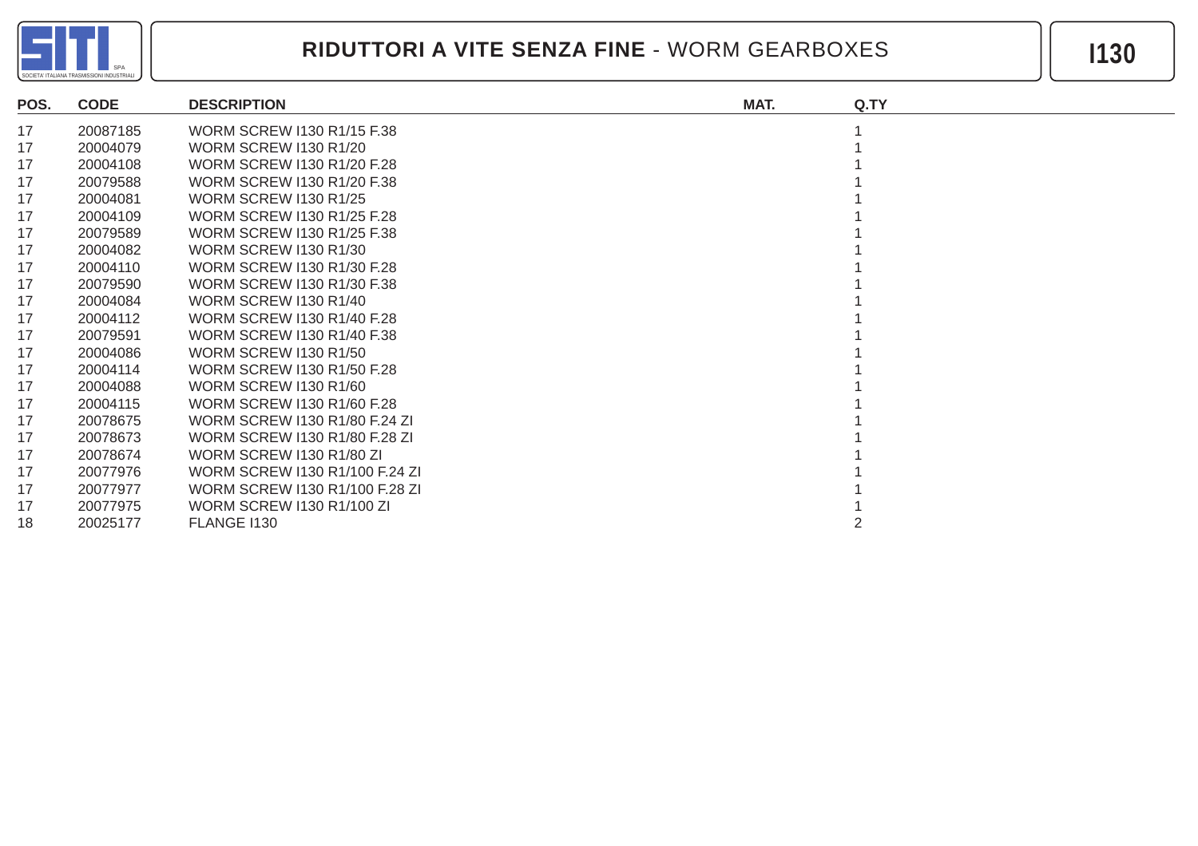# RIDUTTORI A VITE SENZA FINE - WORM GEARBOXES

**I130**

| POS. | CODE | DESCRIPTION | MAT. | Q.TY |
|---|---|---|---|---|
| 17 | 20087185 | WORM SCREW I130 R1/15 F.38 | | 1 |
| 17 | 20004079 | WORM SCREW I130 R1/20 | | 1 |
| 17 | 20004108 | WORM SCREW I130 R1/20 F.28 | | 1 |
| 17 | 20079588 | WORM SCREW I130 R1/20 F.38 | | 1 |
| 17 | 20004081 | WORM SCREW I130 R1/25 | | 1 |
| 17 | 20004109 | WORM SCREW I130 R1/25 F.28 | | 1 |
| 17 | 20079589 | WORM SCREW I130 R1/25 F.38 | | 1 |
| 17 | 20004082 | WORM SCREW I130 R1/30 | | 1 |
| 17 | 20004110 | WORM SCREW I130 R1/30 F.28 | | 1 |
| 17 | 20079590 | WORM SCREW I130 R1/30 F.38 | | 1 |
| 17 | 20004084 | WORM SCREW I130 R1/40 | | 1 |
| 17 | 20004112 | WORM SCREW I130 R1/40 F.28 | | 1 |
| 17 | 20079591 | WORM SCREW I130 R1/40 F.38 | | 1 |
| 17 | 20004086 | WORM SCREW I130 R1/50 | | 1 |
| 17 | 20004114 | WORM SCREW I130 R1/50 F.28 | | 1 |
| 17 | 20004088 | WORM SCREW I130 R1/60 | | 1 |
| 17 | 20004115 | WORM SCREW I130 R1/60 F.28 | | 1 |
| 17 | 20078675 | WORM SCREW I130 R1/80 F.24 ZI | | 1 |
| 17 | 20078673 | WORM SCREW I130 R1/80 F.28 ZI | | 1 |
| 17 | 20078674 | WORM SCREW I130 R1/80 ZI | | 1 |
| 17 | 20077976 | WORM SCREW I130 R1/100 F.24 ZI | | 1 |
| 17 | 20077977 | WORM SCREW I130 R1/100 F.28 ZI | | 1 |
| 17 | 20077975 | WORM SCREW I130 R1/100 ZI | | 1 |
| 18 | 20025177 | FLANGE I130 | | 2 |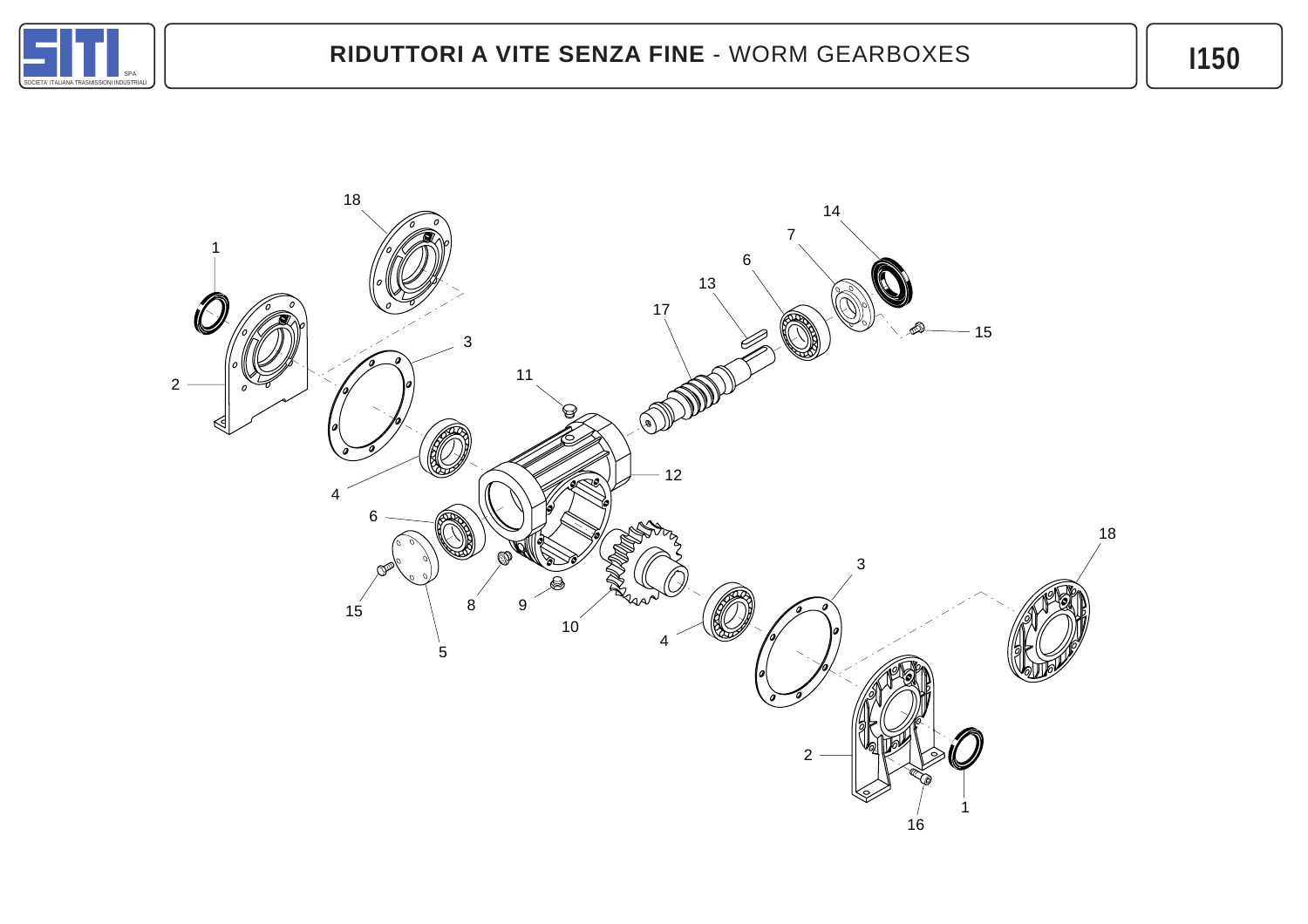# RIDUTTORI A VITE SENZA FINE - WORM GEARBOXES

## I150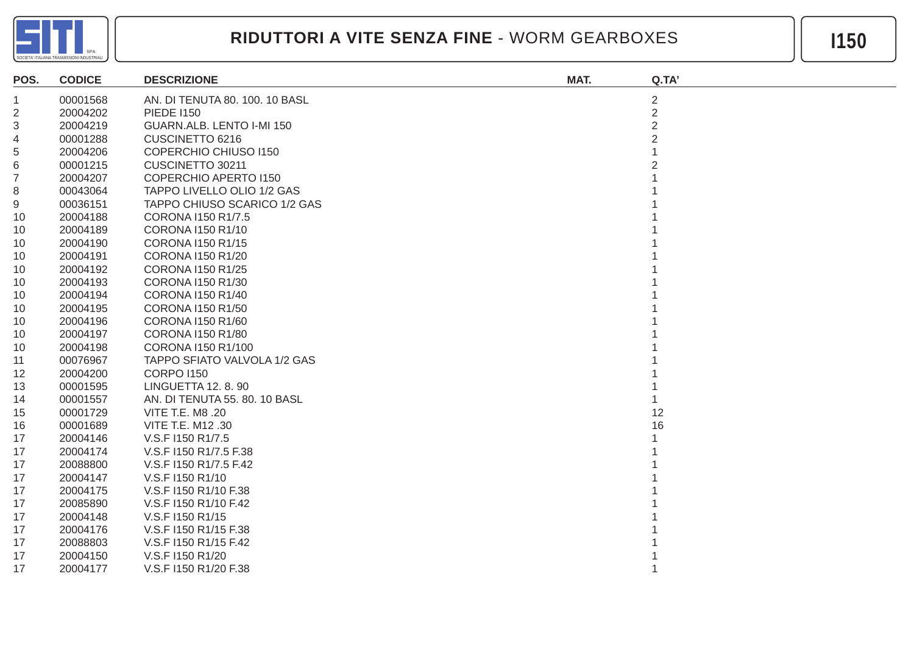# RIDUTTORI A VITE SENZA FINE - WORM GEARBOXES

**I150**

| POS. | CODICE | DESCRIZIONE | MAT. | Q.TA' |
|---|---|---|---|---|
| 1 | 00001568 | AN. DI TENUTA 80. 100. 10 BASL | | 2 |
| 2 | 20004202 | PIEDE I150 | | 2 |
| 3 | 20004219 | GUARN.ALB. LENTO I-MI 150 | | 2 |
| 4 | 00001288 | CUSCINETTO 6216 | | 2 |
| 5 | 20004206 | COPERCHIO CHIUSO I150 | | 1 |
| 6 | 00001215 | CUSCINETTO 30211 | | 2 |
| 7 | 20004207 | COPERCHIO APERTO I150 | | 1 |
| 8 | 00043064 | TAPPO LIVELLO OLIO 1/2 GAS | | 1 |
| 9 | 00036151 | TAPPO CHIUSO SCARICO 1/2 GAS | | 1 |
| 10 | 20004188 | CORONA I150 R1/7.5 | | 1 |
| 10 | 20004189 | CORONA I150 R1/10 | | 1 |
| 10 | 20004190 | CORONA I150 R1/15 | | 1 |
| 10 | 20004191 | CORONA I150 R1/20 | | 1 |
| 10 | 20004192 | CORONA I150 R1/25 | | 1 |
| 10 | 20004193 | CORONA I150 R1/30 | | 1 |
| 10 | 20004194 | CORONA I150 R1/40 | | 1 |
| 10 | 20004195 | CORONA I150 R1/50 | | 1 |
| 10 | 20004196 | CORONA I150 R1/60 | | 1 |
| 10 | 20004197 | CORONA I150 R1/80 | | 1 |
| 10 | 20004198 | CORONA I150 R1/100 | | 1 |
| 11 | 00076967 | TAPPO SFIATO VALVOLA 1/2 GAS | | 1 |
| 12 | 20004200 | CORPO I150 | | 1 |
| 13 | 00001595 | LINGUETTA 12. 8. 90 | | 1 |
| 14 | 00001557 | AN. DI TENUTA 55. 80. 10 BASL | | 1 |
| 15 | 00001729 | VITE T.E. M8 .20 | | 12 |
| 16 | 00001689 | VITE T.E. M12 .30 | | 16 |
| 17 | 20004146 | V.S.F I150 R1/7.5 | | 1 |
| 17 | 20004174 | V.S.F I150 R1/7.5 F.38 | | 1 |
| 17 | 20088800 | V.S.F I150 R1/7.5 F.42 | | 1 |
| 17 | 20004147 | V.S.F I150 R1/10 | | 1 |
| 17 | 20004175 | V.S.F I150 R1/10 F.38 | | 1 |
| 17 | 20085890 | V.S.F I150 R1/10 F.42 | | 1 |
| 17 | 20004148 | V.S.F I150 R1/15 | | 1 |
| 17 | 20004176 | V.S.F I150 R1/15 F.38 | | 1 |
| 17 | 20088803 | V.S.F I150 R1/15 F.42 | | 1 |
| 17 | 20004150 | V.S.F I150 R1/20 | | 1 |
| 17 | 20004177 | V.S.F I150 R1/20 F.38 | | 1 |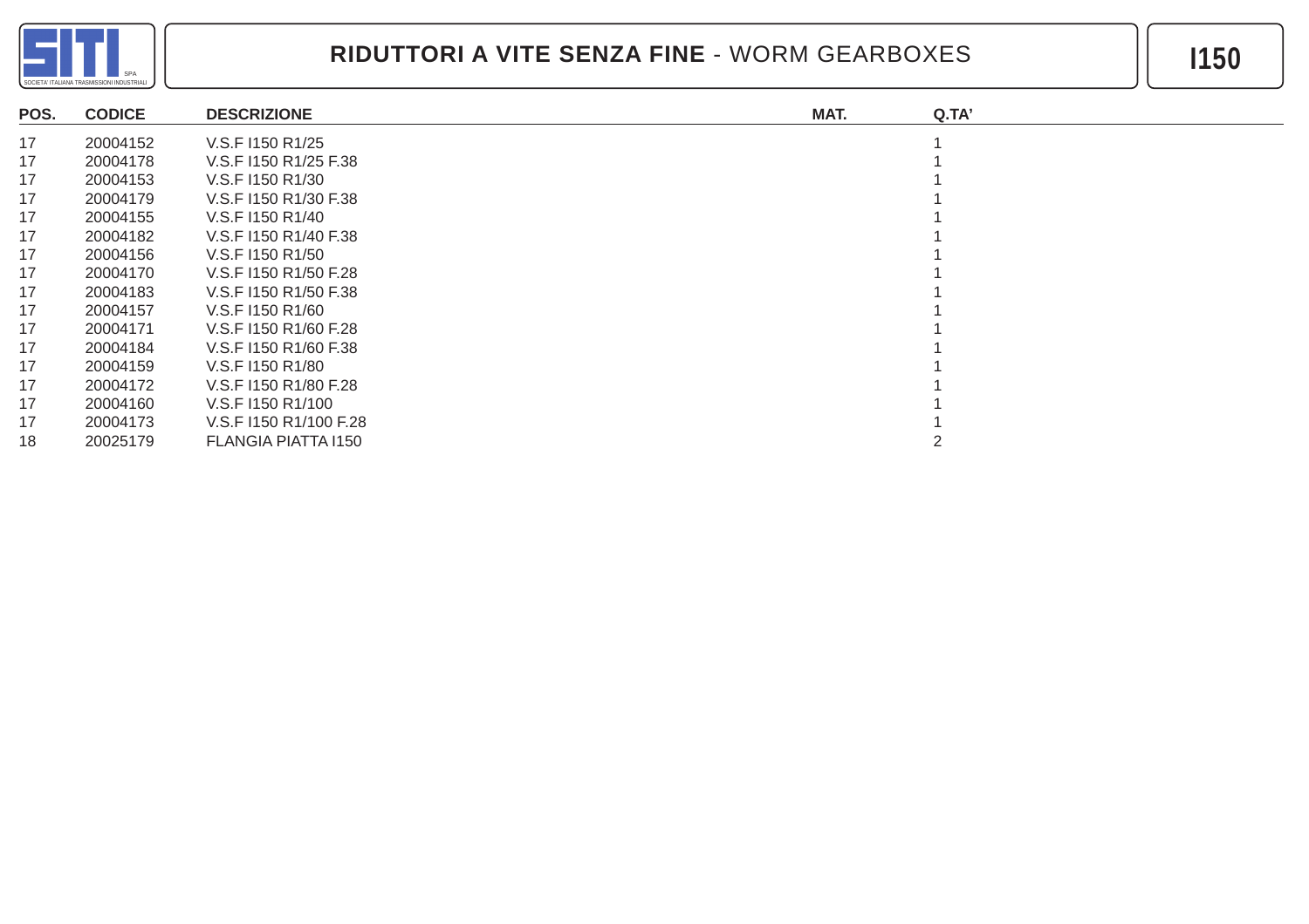# **RIDUTTORI A VITE SENZA FINE** - WORM GEARBOXES

**I150**

| POS. | CODICE | DESCRIZIONE | MAT. | Q.TA' |
|---|---|---|---|---|
| 17 | 20004152 | V.S.F I150 R1/25 | | 1 |
| 17 | 20004178 | V.S.F I150 R1/25 F.38 | | 1 |
| 17 | 20004153 | V.S.F I150 R1/30 | | 1 |
| 17 | 20004179 | V.S.F I150 R1/30 F.38 | | 1 |
| 17 | 20004155 | V.S.F I150 R1/40 | | 1 |
| 17 | 20004182 | V.S.F I150 R1/40 F.38 | | 1 |
| 17 | 20004156 | V.S.F I150 R1/50 | | 1 |
| 17 | 20004170 | V.S.F I150 R1/50 F.28 | | 1 |
| 17 | 20004183 | V.S.F I150 R1/50 F.38 | | 1 |
| 17 | 20004157 | V.S.F I150 R1/60 | | 1 |
| 17 | 20004171 | V.S.F I150 R1/60 F.28 | | 1 |
| 17 | 20004184 | V.S.F I150 R1/60 F.38 | | 1 |
| 17 | 20004159 | V.S.F I150 R1/80 | | 1 |
| 17 | 20004172 | V.S.F I150 R1/80 F.28 | | 1 |
| 17 | 20004160 | V.S.F I150 R1/100 | | 1 |
| 17 | 20004173 | V.S.F I150 R1/100 F.28 | | 1 |
| 18 | 20025179 | FLANGIA PIATTA I150 | | 2 |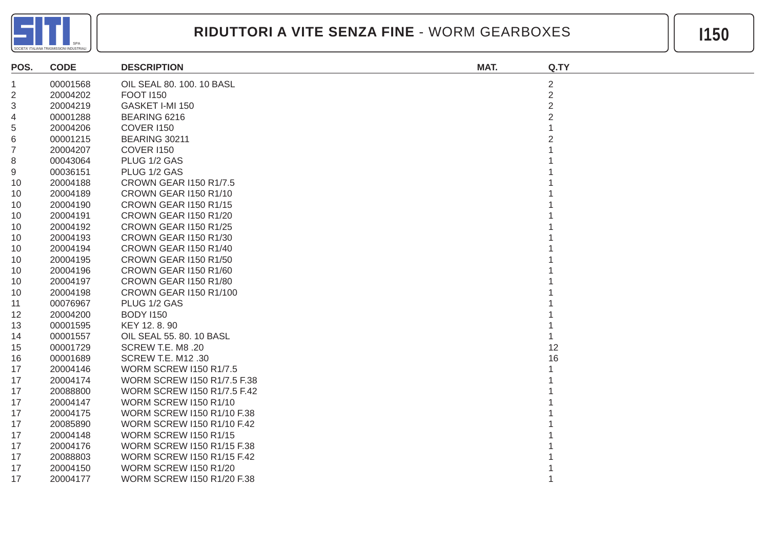# RIDUTTORI A VITE SENZA FINE - WORM GEARBOXES

## I150

| POS. | CODE | DESCRIPTION | MAT. | Q.TY |
|---|---|---|---|---|
| 1 | 00001568 | OIL SEAL 80. 100. 10 BASL | | 2 |
| 2 | 20004202 | FOOT I150 | | 2 |
| 3 | 20004219 | GASKET I-MI 150 | | 2 |
| 4 | 00001288 | BEARING 6216 | | 2 |
| 5 | 20004206 | COVER I150 | | 1 |
| 6 | 00001215 | BEARING 30211 | | 2 |
| 7 | 20004207 | COVER I150 | | 1 |
| 8 | 00043064 | PLUG 1/2 GAS | | 1 |
| 9 | 00036151 | PLUG 1/2 GAS | | 1 |
| 10 | 20004188 | CROWN GEAR I150 R1/7.5 | | 1 |
| 10 | 20004189 | CROWN GEAR I150 R1/10 | | 1 |
| 10 | 20004190 | CROWN GEAR I150 R1/15 | | 1 |
| 10 | 20004191 | CROWN GEAR I150 R1/20 | | 1 |
| 10 | 20004192 | CROWN GEAR I150 R1/25 | | 1 |
| 10 | 20004193 | CROWN GEAR I150 R1/30 | | 1 |
| 10 | 20004194 | CROWN GEAR I150 R1/40 | | 1 |
| 10 | 20004195 | CROWN GEAR I150 R1/50 | | 1 |
| 10 | 20004196 | CROWN GEAR I150 R1/60 | | 1 |
| 10 | 20004197 | CROWN GEAR I150 R1/80 | | 1 |
| 10 | 20004198 | CROWN GEAR I150 R1/100 | | 1 |
| 11 | 00076967 | PLUG 1/2 GAS | | 1 |
| 12 | 20004200 | BODY I150 | | 1 |
| 13 | 00001595 | KEY 12. 8. 90 | | 1 |
| 14 | 00001557 | OIL SEAL 55. 80. 10 BASL | | 1 |
| 15 | 00001729 | SCREW T.E. M8 .20 | | 12 |
| 16 | 00001689 | SCREW T.E. M12 .30 | | 16 |
| 17 | 20004146 | WORM SCREW I150 R1/7.5 | | 1 |
| 17 | 20004174 | WORM SCREW I150 R1/7.5 F.38 | | 1 |
| 17 | 20088800 | WORM SCREW I150 R1/7.5 F.42 | | 1 |
| 17 | 20004147 | WORM SCREW I150 R1/10 | | 1 |
| 17 | 20004175 | WORM SCREW I150 R1/10 F.38 | | 1 |
| 17 | 20085890 | WORM SCREW I150 R1/10 F.42 | | 1 |
| 17 | 20004148 | WORM SCREW I150 R1/15 | | 1 |
| 17 | 20004176 | WORM SCREW I150 R1/15 F.38 | | 1 |
| 17 | 20088803 | WORM SCREW I150 R1/15 F.42 | | 1 |
| 17 | 20004150 | WORM SCREW I150 R1/20 | | 1 |
| 17 | 20004177 | WORM SCREW I150 R1/20 F.38 | | 1 |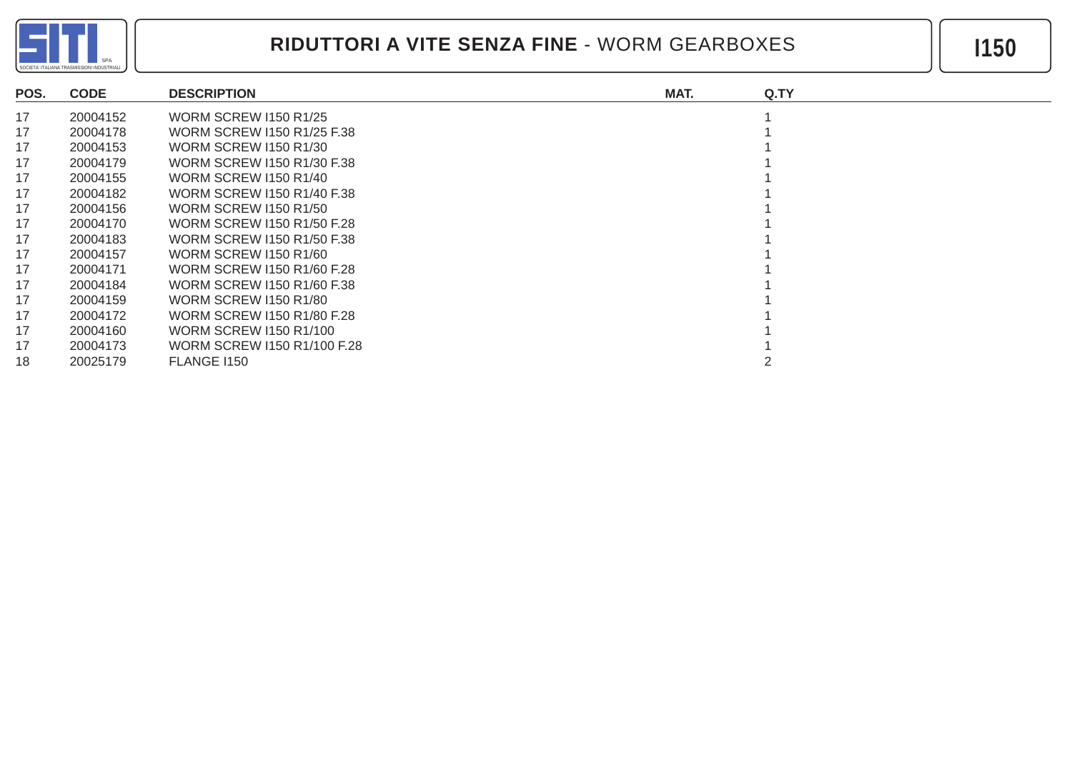# RIDUTTORI A VITE SENZA FINE - WORM GEARBOXES

## I150

| POS. | CODE | DESCRIPTION | MAT. | Q.TY |
|---|---|---|---|---|
| 17 | 20004152 | WORM SCREW I150 R1/25 | | 1 |
| 17 | 20004178 | WORM SCREW I150 R1/25 F.38 | | 1 |
| 17 | 20004153 | WORM SCREW I150 R1/30 | | 1 |
| 17 | 20004179 | WORM SCREW I150 R1/30 F.38 | | 1 |
| 17 | 20004155 | WORM SCREW I150 R1/40 | | 1 |
| 17 | 20004182 | WORM SCREW I150 R1/40 F.38 | | 1 |
| 17 | 20004156 | WORM SCREW I150 R1/50 | | 1 |
| 17 | 20004170 | WORM SCREW I150 R1/50 F.28 | | 1 |
| 17 | 20004183 | WORM SCREW I150 R1/50 F.38 | | 1 |
| 17 | 20004157 | WORM SCREW I150 R1/60 | | 1 |
| 17 | 20004171 | WORM SCREW I150 R1/60 F.28 | | 1 |
| 17 | 20004184 | WORM SCREW I150 R1/60 F.38 | | 1 |
| 17 | 20004159 | WORM SCREW I150 R1/80 | | 1 |
| 17 | 20004172 | WORM SCREW I150 R1/80 F.28 | | 1 |
| 17 | 20004160 | WORM SCREW I150 R1/100 | | 1 |
| 17 | 20004173 | WORM SCREW I150 R1/100 F.28 | | 1 |
| 18 | 20025179 | FLANGE I150 | | 2 |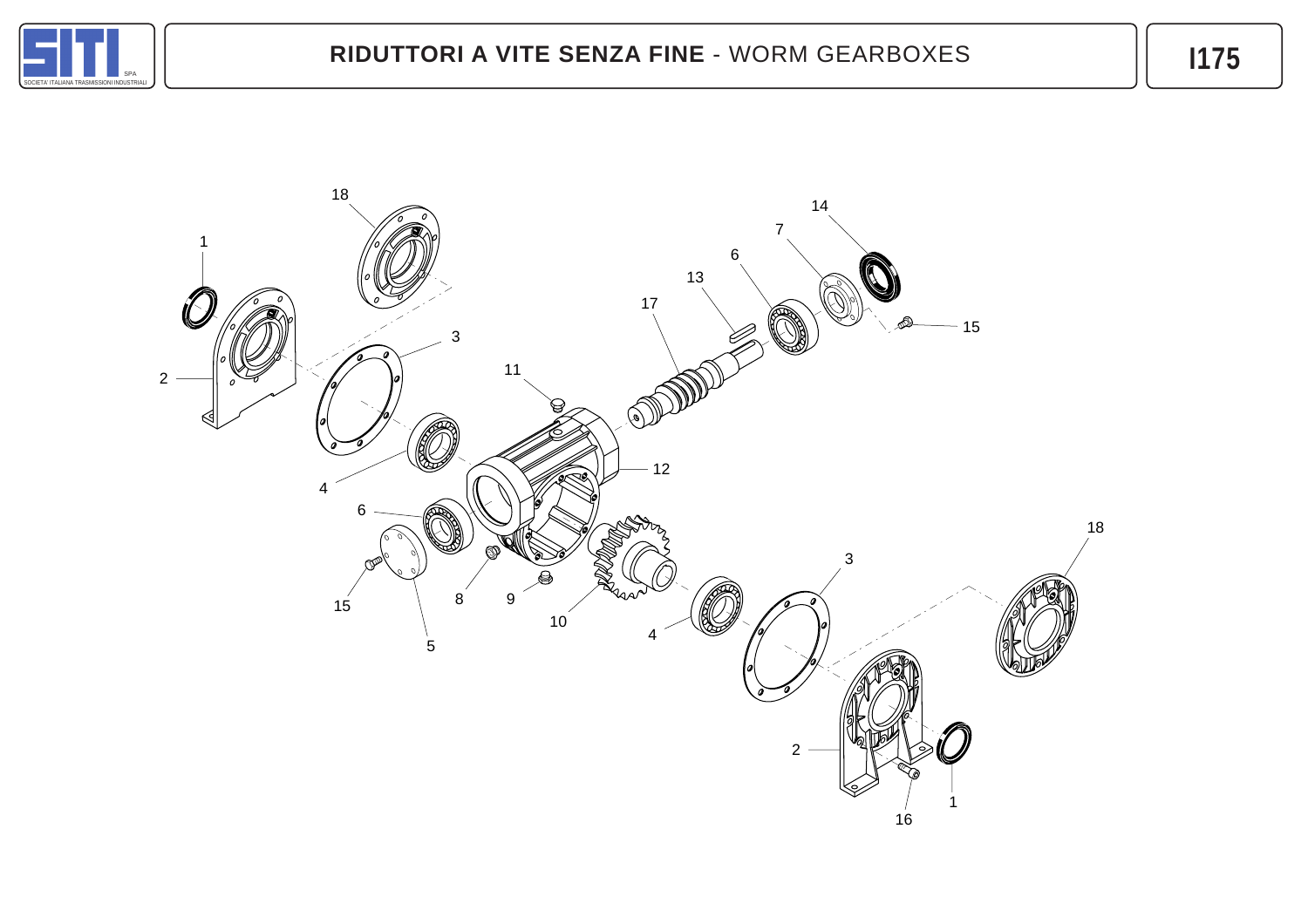# RIDUTTORI A VITE SENZA FINE - WORM GEARBOXES

I175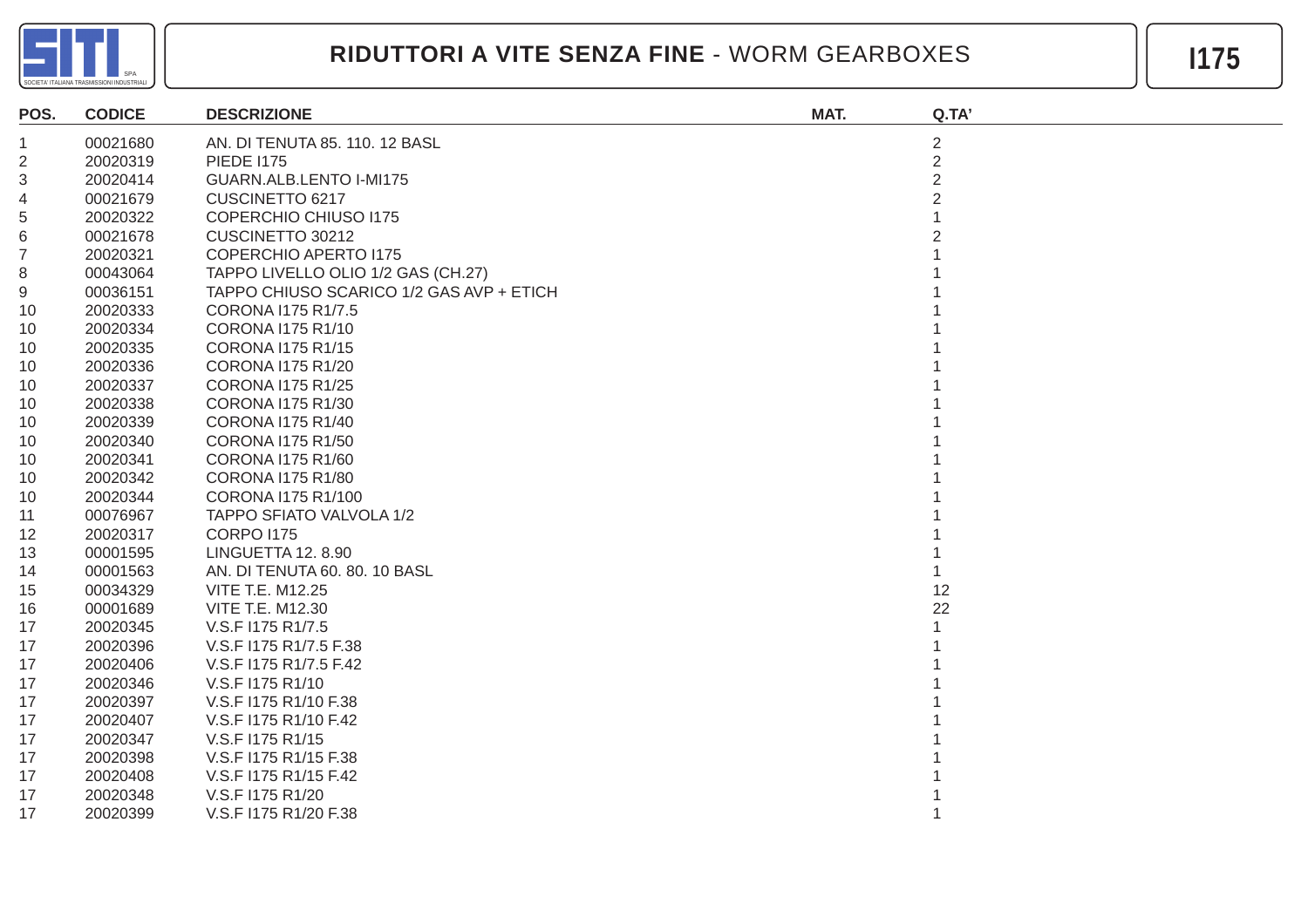# RIDUTTORI A VITE SENZA FINE - WORM GEARBOXES

## I175

| POS. | CODICE | DESCRIZIONE | MAT. | Q.TA' |
|---|---|---|---|---|
| 1 | 00021680 | AN. DI TENUTA 85. 110. 12 BASL | | 2 |
| 2 | 20020319 | PIEDE I175 | | 2 |
| 3 | 20020414 | GUARN.ALB.LENTO I-MI175 | | 2 |
| 4 | 00021679 | CUSCINETTO 6217 | | 2 |
| 5 | 20020322 | COPERCHIO CHIUSO I175 | | 1 |
| 6 | 00021678 | CUSCINETTO 30212 | | 2 |
| 7 | 20020321 | COPERCHIO APERTO I175 | | 1 |
| 8 | 00043064 | TAPPO LIVELLO OLIO 1/2 GAS (CH.27) | | 1 |
| 9 | 00036151 | TAPPO CHIUSO SCARICO 1/2 GAS AVP + ETICH | | 1 |
| 10 | 20020333 | CORONA I175 R1/7.5 | | 1 |
| 10 | 20020334 | CORONA I175 R1/10 | | 1 |
| 10 | 20020335 | CORONA I175 R1/15 | | 1 |
| 10 | 20020336 | CORONA I175 R1/20 | | 1 |
| 10 | 20020337 | CORONA I175 R1/25 | | 1 |
| 10 | 20020338 | CORONA I175 R1/30 | | 1 |
| 10 | 20020339 | CORONA I175 R1/40 | | 1 |
| 10 | 20020340 | CORONA I175 R1/50 | | 1 |
| 10 | 20020341 | CORONA I175 R1/60 | | 1 |
| 10 | 20020342 | CORONA I175 R1/80 | | 1 |
| 10 | 20020344 | CORONA I175 R1/100 | | 1 |
| 11 | 00076967 | TAPPO SFIATO VALVOLA 1/2 | | 1 |
| 12 | 20020317 | CORPO I175 | | 1 |
| 13 | 00001595 | LINGUETTA 12. 8.90 | | 1 |
| 14 | 00001563 | AN. DI TENUTA 60. 80. 10 BASL | | 1 |
| 15 | 00034329 | VITE T.E. M12.25 | | 12 |
| 16 | 00001689 | VITE T.E. M12.30 | | 22 |
| 17 | 20020345 | V.S.F I175 R1/7.5 | | 1 |
| 17 | 20020396 | V.S.F I175 R1/7.5 F.38 | | 1 |
| 17 | 20020406 | V.S.F I175 R1/7.5 F.42 | | 1 |
| 17 | 20020346 | V.S.F I175 R1/10 | | 1 |
| 17 | 20020397 | V.S.F I175 R1/10 F.38 | | 1 |
| 17 | 20020407 | V.S.F I175 R1/10 F.42 | | 1 |
| 17 | 20020347 | V.S.F I175 R1/15 | | 1 |
| 17 | 20020398 | V.S.F I175 R1/15 F.38 | | 1 |
| 17 | 20020408 | V.S.F I175 R1/15 F.42 | | 1 |
| 17 | 20020348 | V.S.F I175 R1/20 | | 1 |
| 17 | 20020399 | V.S.F I175 R1/20 F.38 | | 1 |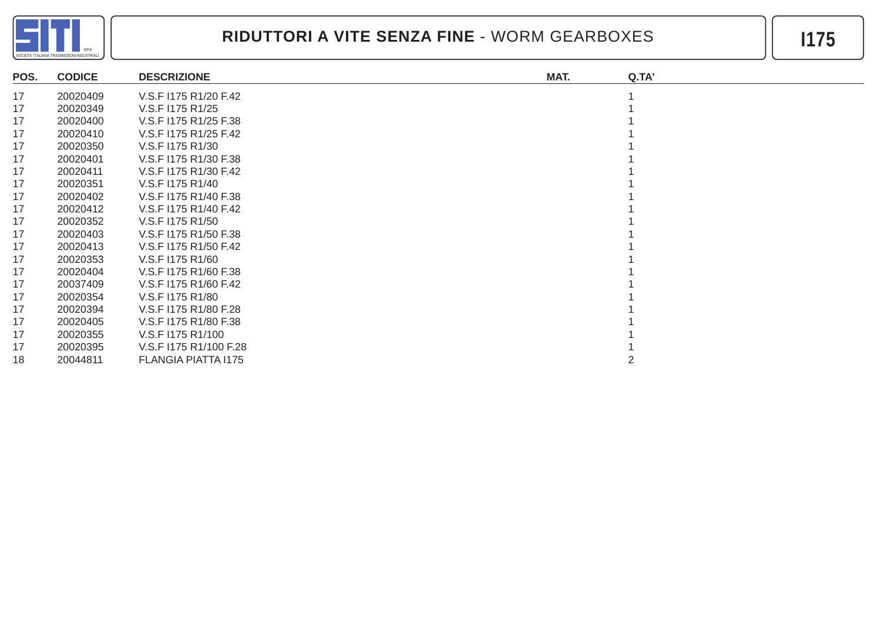# RIDUTTORI A VITE SENZA FINE - WORM GEARBOXES

## I175

| POS. | CODICE | DESCRIZIONE | MAT. | Q.TA' |
|---|---|---|---|---|
| 17 | 20020409 | V.S.F I175 R1/20 F.42 | | 1 |
| 17 | 20020349 | V.S.F I175 R1/25 | | 1 |
| 17 | 20020400 | V.S.F I175 R1/25 F.38 | | 1 |
| 17 | 20020410 | V.S.F I175 R1/25 F.42 | | 1 |
| 17 | 20020350 | V.S.F I175 R1/30 | | 1 |
| 17 | 20020401 | V.S.F I175 R1/30 F.38 | | 1 |
| 17 | 20020411 | V.S.F I175 R1/30 F.42 | | 1 |
| 17 | 20020351 | V.S.F I175 R1/40 | | 1 |
| 17 | 20020402 | V.S.F I175 R1/40 F.38 | | 1 |
| 17 | 20020412 | V.S.F I175 R1/40 F.42 | | 1 |
| 17 | 20020352 | V.S.F I175 R1/50 | | 1 |
| 17 | 20020403 | V.S.F I175 R1/50 F.38 | | 1 |
| 17 | 20020413 | V.S.F I175 R1/50 F.42 | | 1 |
| 17 | 20020353 | V.S.F I175 R1/60 | | 1 |
| 17 | 20020404 | V.S.F I175 R1/60 F.38 | | 1 |
| 17 | 20037409 | V.S.F I175 R1/60 F.42 | | 1 |
| 17 | 20020354 | V.S.F I175 R1/80 | | 1 |
| 17 | 20020394 | V.S.F I175 R1/80 F.28 | | 1 |
| 17 | 20020405 | V.S.F I175 R1/80 F.38 | | 1 |
| 17 | 20020355 | V.S.F I175 R1/100 | | 1 |
| 17 | 20020395 | V.S.F I175 R1/100 F.28 | | 1 |
| 18 | 20044811 | FLANGIA PIATTA I175 | | 2 |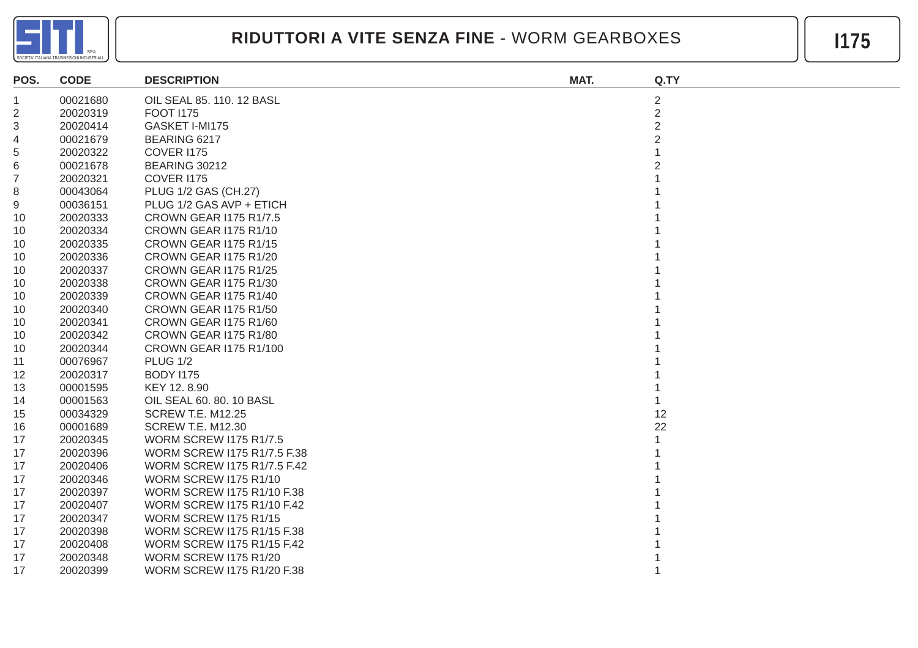# RIDUTTORI A VITE SENZA FINE - WORM GEARBOXES

**I175**

| POS. | CODE | DESCRIPTION | MAT. | Q.TY |
|---|---|---|---|---|
| 1 | 00021680 | OIL SEAL 85. 110. 12 BASL | | 2 |
| 2 | 20020319 | FOOT I175 | | 2 |
| 3 | 20020414 | GASKET I-MI175 | | 2 |
| 4 | 00021679 | BEARING 6217 | | 2 |
| 5 | 20020322 | COVER I175 | | 1 |
| 6 | 00021678 | BEARING 30212 | | 2 |
| 7 | 20020321 | COVER I175 | | 1 |
| 8 | 00043064 | PLUG 1/2 GAS (CH.27) | | 1 |
| 9 | 00036151 | PLUG 1/2 GAS AVP + ETICH | | 1 |
| 10 | 20020333 | CROWN GEAR I175 R1/7.5 | | 1 |
| 10 | 20020334 | CROWN GEAR I175 R1/10 | | 1 |
| 10 | 20020335 | CROWN GEAR I175 R1/15 | | 1 |
| 10 | 20020336 | CROWN GEAR I175 R1/20 | | 1 |
| 10 | 20020337 | CROWN GEAR I175 R1/25 | | 1 |
| 10 | 20020338 | CROWN GEAR I175 R1/30 | | 1 |
| 10 | 20020339 | CROWN GEAR I175 R1/40 | | 1 |
| 10 | 20020340 | CROWN GEAR I175 R1/50 | | 1 |
| 10 | 20020341 | CROWN GEAR I175 R1/60 | | 1 |
| 10 | 20020342 | CROWN GEAR I175 R1/80 | | 1 |
| 10 | 20020344 | CROWN GEAR I175 R1/100 | | 1 |
| 11 | 00076967 | PLUG 1/2 | | 1 |
| 12 | 20020317 | BODY I175 | | 1 |
| 13 | 00001595 | KEY 12. 8.90 | | 1 |
| 14 | 00001563 | OIL SEAL 60. 80. 10 BASL | | 1 |
| 15 | 00034329 | SCREW T.E. M12.25 | | 12 |
| 16 | 00001689 | SCREW T.E. M12.30 | | 22 |
| 17 | 20020345 | WORM SCREW I175 R1/7.5 | | 1 |
| 17 | 20020396 | WORM SCREW I175 R1/7.5 F.38 | | 1 |
| 17 | 20020406 | WORM SCREW I175 R1/7.5 F.42 | | 1 |
| 17 | 20020346 | WORM SCREW I175 R1/10 | | 1 |
| 17 | 20020397 | WORM SCREW I175 R1/10 F.38 | | 1 |
| 17 | 20020407 | WORM SCREW I175 R1/10 F.42 | | 1 |
| 17 | 20020347 | WORM SCREW I175 R1/15 | | 1 |
| 17 | 20020398 | WORM SCREW I175 R1/15 F.38 | | 1 |
| 17 | 20020408 | WORM SCREW I175 R1/15 F.42 | | 1 |
| 17 | 20020348 | WORM SCREW I175 R1/20 | | 1 |
| 17 | 20020399 | WORM SCREW I175 R1/20 F.38 | | 1 |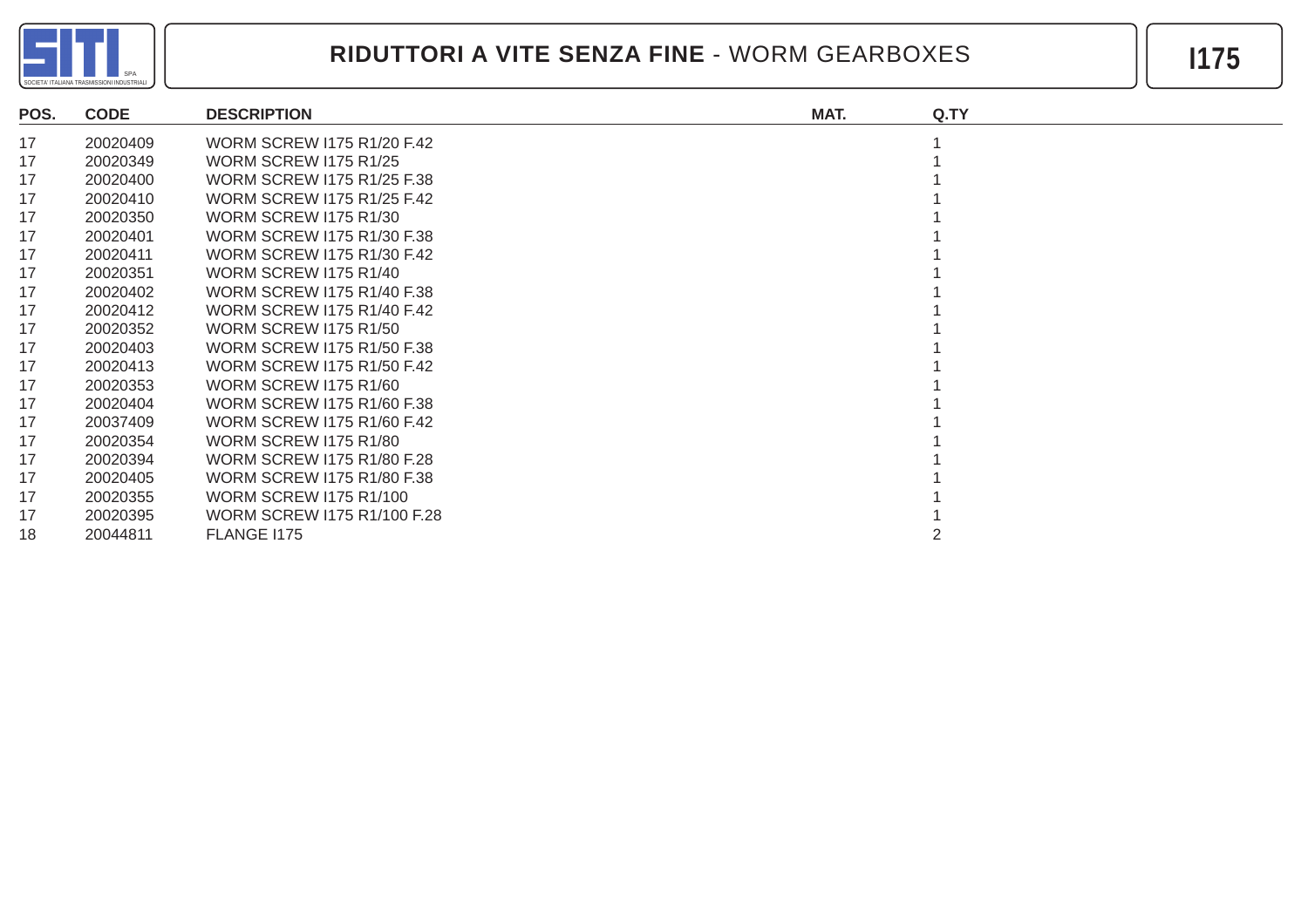## RIDUTTORI A VITE SENZA FINE - WORM GEARBOXES

**I175**

| POS. | CODE | DESCRIPTION | MAT. | Q.TY |
|---|---|---|---|---|
| 17 | 20020409 | WORM SCREW I175 R1/20 F.42 | | 1 |
| 17 | 20020349 | WORM SCREW I175 R1/25 | | 1 |
| 17 | 20020400 | WORM SCREW I175 R1/25 F.38 | | 1 |
| 17 | 20020410 | WORM SCREW I175 R1/25 F.42 | | 1 |
| 17 | 20020350 | WORM SCREW I175 R1/30 | | 1 |
| 17 | 20020401 | WORM SCREW I175 R1/30 F.38 | | 1 |
| 17 | 20020411 | WORM SCREW I175 R1/30 F.42 | | 1 |
| 17 | 20020351 | WORM SCREW I175 R1/40 | | 1 |
| 17 | 20020402 | WORM SCREW I175 R1/40 F.38 | | 1 |
| 17 | 20020412 | WORM SCREW I175 R1/40 F.42 | | 1 |
| 17 | 20020352 | WORM SCREW I175 R1/50 | | 1 |
| 17 | 20020403 | WORM SCREW I175 R1/50 F.38 | | 1 |
| 17 | 20020413 | WORM SCREW I175 R1/50 F.42 | | 1 |
| 17 | 20020353 | WORM SCREW I175 R1/60 | | 1 |
| 17 | 20020404 | WORM SCREW I175 R1/60 F.38 | | 1 |
| 17 | 20037409 | WORM SCREW I175 R1/60 F.42 | | 1 |
| 17 | 20020354 | WORM SCREW I175 R1/80 | | 1 |
| 17 | 20020394 | WORM SCREW I175 R1/80 F.28 | | 1 |
| 17 | 20020405 | WORM SCREW I175 R1/80 F.38 | | 1 |
| 17 | 20020355 | WORM SCREW I175 R1/100 | | 1 |
| 17 | 20020395 | WORM SCREW I175 R1/100 F.28 | | 1 |
| 18 | 20044811 | FLANGE I175 | | 2 |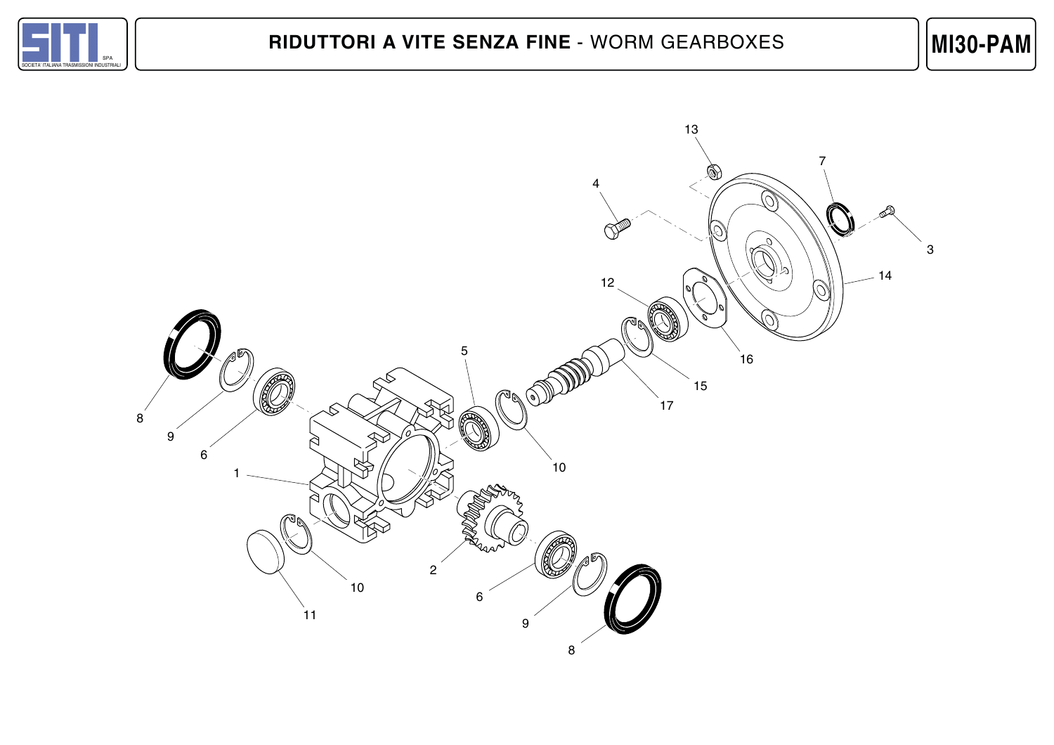# RIDUTTORI A VITE SENZA FINE - WORM GEARBOXES

**MI30-PAM**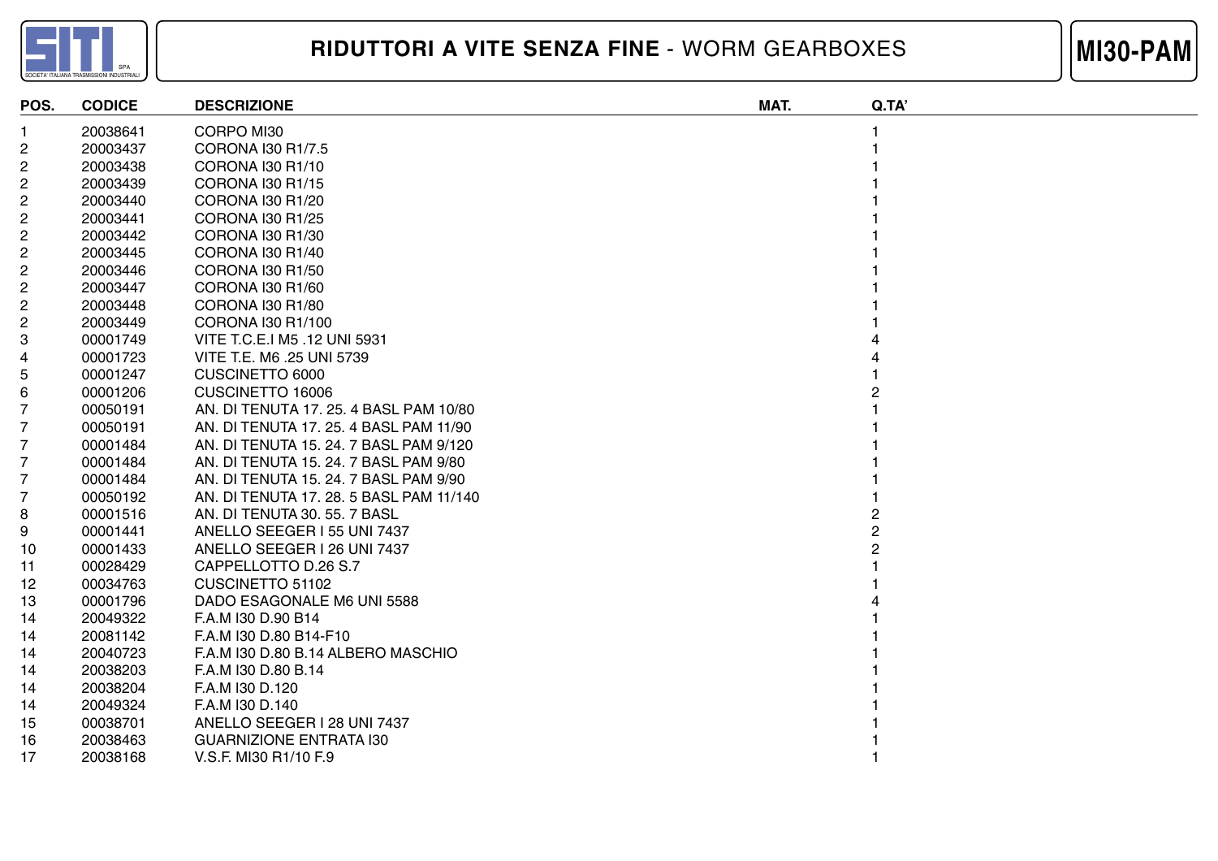# RIDUTTORI A VITE SENZA FINE - WORM GEARBOXES

## MI30-PAM

| POS. | CODICE | DESCRIZIONE | MAT. | Q.TA' |
|---|---|---|---|---|
| 1 | 20038641 | CORPO MI30 | | 1 |
| 2 | 20003437 | CORONA I30 R1/7.5 | | 1 |
| 2 | 20003438 | CORONA I30 R1/10 | | 1 |
| 2 | 20003439 | CORONA I30 R1/15 | | 1 |
| 2 | 20003440 | CORONA I30 R1/20 | | 1 |
| 2 | 20003441 | CORONA I30 R1/25 | | 1 |
| 2 | 20003442 | CORONA I30 R1/30 | | 1 |
| 2 | 20003445 | CORONA I30 R1/40 | | 1 |
| 2 | 20003446 | CORONA I30 R1/50 | | 1 |
| 2 | 20003447 | CORONA I30 R1/60 | | 1 |
| 2 | 20003448 | CORONA I30 R1/80 | | 1 |
| 2 | 20003449 | CORONA I30 R1/100 | | 1 |
| 3 | 00001749 | VITE T.C.E.I M5 .12 UNI 5931 | | 4 |
| 4 | 00001723 | VITE T.E. M6 .25 UNI 5739 | | 4 |
| 5 | 00001247 | CUSCINETTO 6000 | | 1 |
| 6 | 00001206 | CUSCINETTO 16006 | | 2 |
| 7 | 00050191 | AN. DI TENUTA 17. 25. 4 BASL PAM 10/80 | | 1 |
| 7 | 00050191 | AN. DI TENUTA 17. 25. 4 BASL PAM 11/90 | | 1 |
| 7 | 00001484 | AN. DI TENUTA 15. 24. 7 BASL PAM 9/120 | | 1 |
| 7 | 00001484 | AN. DI TENUTA 15. 24. 7 BASL PAM 9/80 | | 1 |
| 7 | 00001484 | AN. DI TENUTA 15. 24. 7 BASL PAM 9/90 | | 1 |
| 7 | 00050192 | AN. DI TENUTA 17. 28. 5 BASL PAM 11/140 | | 1 |
| 8 | 00001516 | AN. DI TENUTA 30. 55. 7 BASL | | 2 |
| 9 | 00001441 | ANELLO SEEGER I 55 UNI 7437 | | 2 |
| 10 | 00001433 | ANELLO SEEGER I 26 UNI 7437 | | 2 |
| 11 | 00028429 | CAPPELLOTTO D.26 S.7 | | 1 |
| 12 | 00034763 | CUSCINETTO 51102 | | 1 |
| 13 | 00001796 | DADO ESAGONALE M6 UNI 5588 | | 4 |
| 14 | 20049322 | F.A.M I30 D.90 B14 | | 1 |
| 14 | 20081142 | F.A.M I30 D.80 B14-F10 | | 1 |
| 14 | 20040723 | F.A.M I30 D.80 B.14 ALBERO MASCHIO | | 1 |
| 14 | 20038203 | F.A.M I30 D.80 B.14 | | 1 |
| 14 | 20038204 | F.A.M I30 D.120 | | 1 |
| 14 | 20049324 | F.A.M I30 D.140 | | 1 |
| 15 | 00038701 | ANELLO SEEGER I 28 UNI 7437 | | 1 |
| 16 | 20038463 | GUARNIZIONE ENTRATA I30 | | 1 |
| 17 | 20038168 | V.S.F. MI30 R1/10 F.9 | | 1 |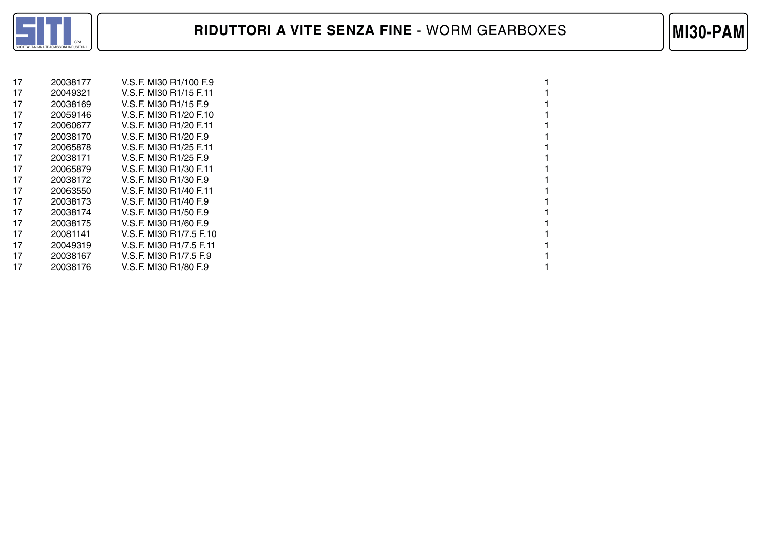| | | | |
|---|---|---|---|
| 17 | 20038177 | V.S.F. MI30 R1/100 F.9 | 1 |
| 17 | 20049321 | V.S.F. MI30 R1/15 F.11 | 1 |
| 17 | 20038169 | V.S.F. MI30 R1/15 F.9 | 1 |
| 17 | 20059146 | V.S.F. MI30 R1/20 F.10 | 1 |
| 17 | 20060677 | V.S.F. MI30 R1/20 F.11 | 1 |
| 17 | 20038170 | V.S.F. MI30 R1/20 F.9 | 1 |
| 17 | 20065878 | V.S.F. MI30 R1/25 F.11 | 1 |
| 17 | 20038171 | V.S.F. MI30 R1/25 F.9 | 1 |
| 17 | 20065879 | V.S.F. MI30 R1/30 F.11 | 1 |
| 17 | 20038172 | V.S.F. MI30 R1/30 F.9 | 1 |
| 17 | 20063550 | V.S.F. MI30 R1/40 F.11 | 1 |
| 17 | 20038173 | V.S.F. MI30 R1/40 F.9 | 1 |
| 17 | 20038174 | V.S.F. MI30 R1/50 F.9 | 1 |
| 17 | 20038175 | V.S.F. MI30 R1/60 F.9 | 1 |
| 17 | 20081141 | V.S.F. MI30 R1/7.5 F.10 | 1 |
| 17 | 20049319 | V.S.F. MI30 R1/7.5 F.11 | 1 |
| 17 | 20038167 | V.S.F. MI30 R1/7.5 F.9 | 1 |
| 17 | 20038176 | V.S.F. MI30 R1/80 F.9 | 1 |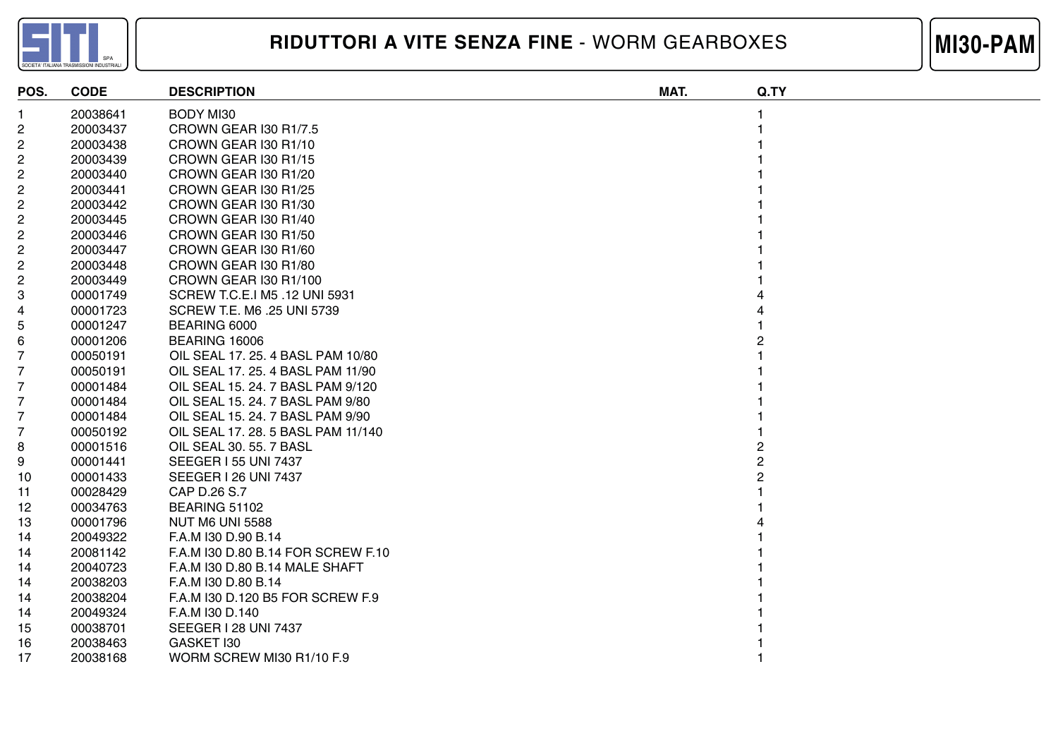# RIDUTTORI A VITE SENZA FINE - WORM GEARBOXES

## MI30-PAM

| POS. | CODE | DESCRIPTION | MAT. | Q.TY |
|---|---|---|---|---|
| 1 | 20038641 | BODY MI30 | | 1 |
| 2 | 20003437 | CROWN GEAR I30 R1/7.5 | | 1 |
| 2 | 20003438 | CROWN GEAR I30 R1/10 | | 1 |
| 2 | 20003439 | CROWN GEAR I30 R1/15 | | 1 |
| 2 | 20003440 | CROWN GEAR I30 R1/20 | | 1 |
| 2 | 20003441 | CROWN GEAR I30 R1/25 | | 1 |
| 2 | 20003442 | CROWN GEAR I30 R1/30 | | 1 |
| 2 | 20003445 | CROWN GEAR I30 R1/40 | | 1 |
| 2 | 20003446 | CROWN GEAR I30 R1/50 | | 1 |
| 2 | 20003447 | CROWN GEAR I30 R1/60 | | 1 |
| 2 | 20003448 | CROWN GEAR I30 R1/80 | | 1 |
| 2 | 20003449 | CROWN GEAR I30 R1/100 | | 1 |
| 3 | 00001749 | SCREW T.C.E.I M5 .12 UNI 5931 | | 4 |
| 4 | 00001723 | SCREW T.E. M6 .25 UNI 5739 | | 4 |
| 5 | 00001247 | BEARING 6000 | | 1 |
| 6 | 00001206 | BEARING 16006 | | 2 |
| 7 | 00050191 | OIL SEAL 17. 25. 4 BASL PAM 10/80 | | 1 |
| 7 | 00050191 | OIL SEAL 17. 25. 4 BASL PAM 11/90 | | 1 |
| 7 | 00001484 | OIL SEAL 15. 24. 7 BASL PAM 9/120 | | 1 |
| 7 | 00001484 | OIL SEAL 15. 24. 7 BASL PAM 9/80 | | 1 |
| 7 | 00001484 | OIL SEAL 15. 24. 7 BASL PAM 9/90 | | 1 |
| 7 | 00050192 | OIL SEAL 17. 28. 5 BASL PAM 11/140 | | 1 |
| 8 | 00001516 | OIL SEAL 30. 55. 7 BASL | | 2 |
| 9 | 00001441 | SEEGER I 55 UNI 7437 | | 2 |
| 10 | 00001433 | SEEGER I 26 UNI 7437 | | 2 |
| 11 | 00028429 | CAP D.26 S.7 | | 1 |
| 12 | 00034763 | BEARING 51102 | | 1 |
| 13 | 00001796 | NUT M6 UNI 5588 | | 4 |
| 14 | 20049322 | F.A.M I30 D.90 B.14 | | 1 |
| 14 | 20081142 | F.A.M I30 D.80 B.14 FOR SCREW F.10 | | 1 |
| 14 | 20040723 | F.A.M I30 D.80 B.14 MALE SHAFT | | 1 |
| 14 | 20038203 | F.A.M I30 D.80 B.14 | | 1 |
| 14 | 20038204 | F.A.M I30 D.120 B5 FOR SCREW F.9 | | 1 |
| 14 | 20049324 | F.A.M I30 D.140 | | 1 |
| 15 | 00038701 | SEEGER I 28 UNI 7437 | | 1 |
| 16 | 20038463 | GASKET I30 | | 1 |
| 17 | 20038168 | WORM SCREW MI30 R1/10 F.9 | | 1 |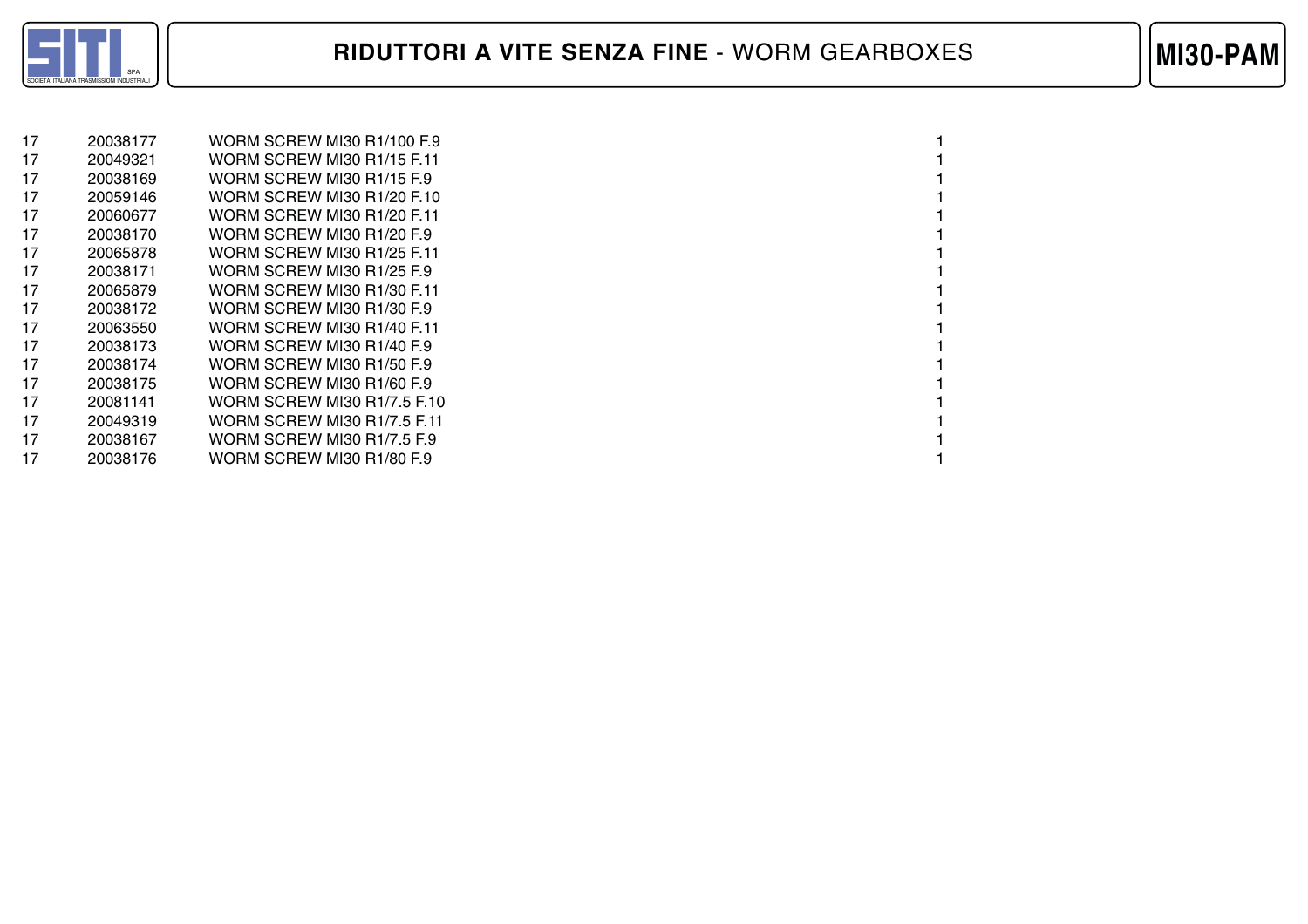| | | | |
|---|---|---|---|
| 17 | 20038177 | WORM SCREW MI30 R1/100 F.9 | 1 |
| 17 | 20049321 | WORM SCREW MI30 R1/15 F.11 | 1 |
| 17 | 20038169 | WORM SCREW MI30 R1/15 F.9 | 1 |
| 17 | 20059146 | WORM SCREW MI30 R1/20 F.10 | 1 |
| 17 | 20060677 | WORM SCREW MI30 R1/20 F.11 | 1 |
| 17 | 20038170 | WORM SCREW MI30 R1/20 F.9 | 1 |
| 17 | 20065878 | WORM SCREW MI30 R1/25 F.11 | 1 |
| 17 | 20038171 | WORM SCREW MI30 R1/25 F.9 | 1 |
| 17 | 20065879 | WORM SCREW MI30 R1/30 F.11 | 1 |
| 17 | 20038172 | WORM SCREW MI30 R1/30 F.9 | 1 |
| 17 | 20063550 | WORM SCREW MI30 R1/40 F.11 | 1 |
| 17 | 20038173 | WORM SCREW MI30 R1/40 F.9 | 1 |
| 17 | 20038174 | WORM SCREW MI30 R1/50 F.9 | 1 |
| 17 | 20038175 | WORM SCREW MI30 R1/60 F.9 | 1 |
| 17 | 20081141 | WORM SCREW MI30 R1/7.5 F.10 | 1 |
| 17 | 20049319 | WORM SCREW MI30 R1/7.5 F.11 | 1 |
| 17 | 20038167 | WORM SCREW MI30 R1/7.5 F.9 | 1 |
| 17 | 20038176 | WORM SCREW MI30 R1/80 F.9 | 1 |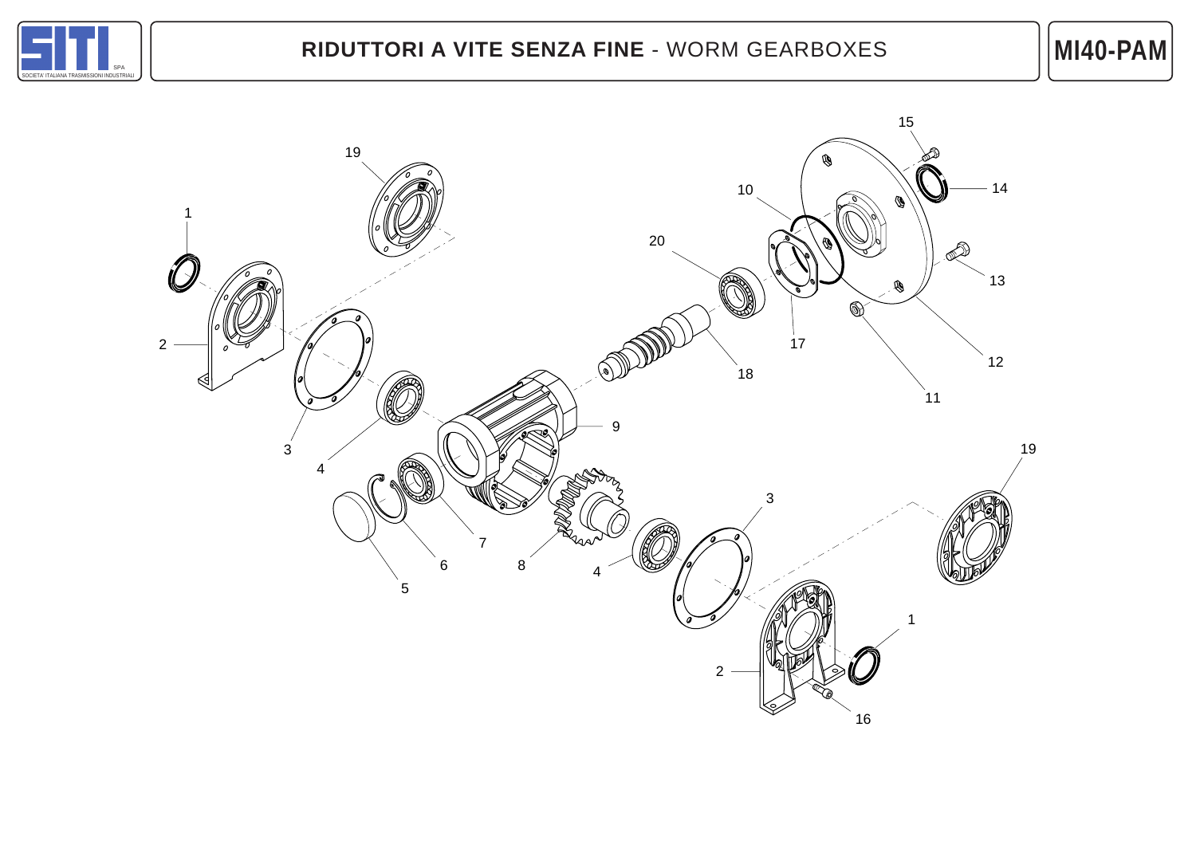# RIDUTTORI A VITE SENZA FINE - WORM GEARBOXES

## MI40-PAM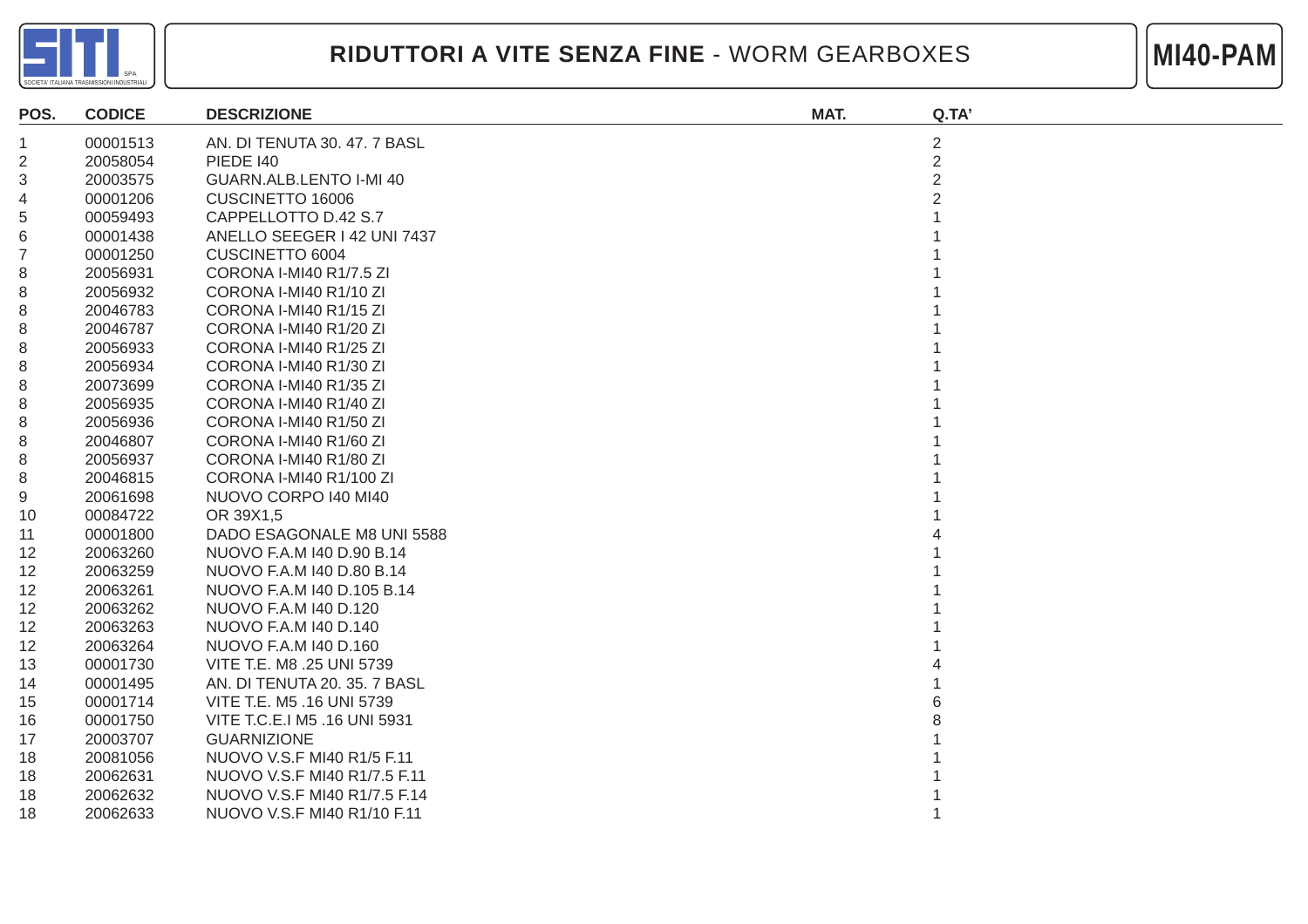# RIDUTTORI A VITE SENZA FINE - WORM GEARBOXES

**MI40-PAM**

| POS. | CODICE | DESCRIZIONE | MAT. | Q.TA' |
|---|---|---|---|---|
| 1 | 00001513 | AN. DI TENUTA 30. 47. 7 BASL | | 2 |
| 2 | 20058054 | PIEDE I40 | | 2 |
| 3 | 20003575 | GUARN.ALB.LENTO I-MI 40 | | 2 |
| 4 | 00001206 | CUSCINETTO 16006 | | 2 |
| 5 | 00059493 | CAPPELLOTTO D.42 S.7 | | 1 |
| 6 | 00001438 | ANELLO SEEGER I 42 UNI 7437 | | 1 |
| 7 | 00001250 | CUSCINETTO 6004 | | 1 |
| 8 | 20056931 | CORONA I-MI40 R1/7.5 ZI | | 1 |
| 8 | 20056932 | CORONA I-MI40 R1/10 ZI | | 1 |
| 8 | 20046783 | CORONA I-MI40 R1/15 ZI | | 1 |
| 8 | 20046787 | CORONA I-MI40 R1/20 ZI | | 1 |
| 8 | 20056933 | CORONA I-MI40 R1/25 ZI | | 1 |
| 8 | 20056934 | CORONA I-MI40 R1/30 ZI | | 1 |
| 8 | 20073699 | CORONA I-MI40 R1/35 ZI | | 1 |
| 8 | 20056935 | CORONA I-MI40 R1/40 ZI | | 1 |
| 8 | 20056936 | CORONA I-MI40 R1/50 ZI | | 1 |
| 8 | 20046807 | CORONA I-MI40 R1/60 ZI | | 1 |
| 8 | 20056937 | CORONA I-MI40 R1/80 ZI | | 1 |
| 8 | 20046815 | CORONA I-MI40 R1/100 ZI | | 1 |
| 9 | 20061698 | NUOVO CORPO I40 MI40 | | 1 |
| 10 | 00084722 | OR 39X1,5 | | 1 |
| 11 | 00001800 | DADO ESAGONALE M8 UNI 5588 | | 4 |
| 12 | 20063260 | NUOVO F.A.M I40 D.90 B.14 | | 1 |
| 12 | 20063259 | NUOVO F.A.M I40 D.80 B.14 | | 1 |
| 12 | 20063261 | NUOVO F.A.M I40 D.105 B.14 | | 1 |
| 12 | 20063262 | NUOVO F.A.M I40 D.120 | | 1 |
| 12 | 20063263 | NUOVO F.A.M I40 D.140 | | 1 |
| 12 | 20063264 | NUOVO F.A.M I40 D.160 | | 1 |
| 13 | 00001730 | VITE T.E. M8 .25 UNI 5739 | | 4 |
| 14 | 00001495 | AN. DI TENUTA 20. 35. 7 BASL | | 1 |
| 15 | 00001714 | VITE T.E. M5 .16 UNI 5739 | | 6 |
| 16 | 00001750 | VITE T.C.E.I M5 .16 UNI 5931 | | 8 |
| 17 | 20003707 | GUARNIZIONE | | 1 |
| 18 | 20081056 | NUOVO V.S.F MI40 R1/5 F.11 | | 1 |
| 18 | 20062631 | NUOVO V.S.F MI40 R1/7.5 F.11 | | 1 |
| 18 | 20062632 | NUOVO V.S.F MI40 R1/7.5 F.14 | | 1 |
| 18 | 20062633 | NUOVO V.S.F MI40 R1/10 F.11 | | 1 |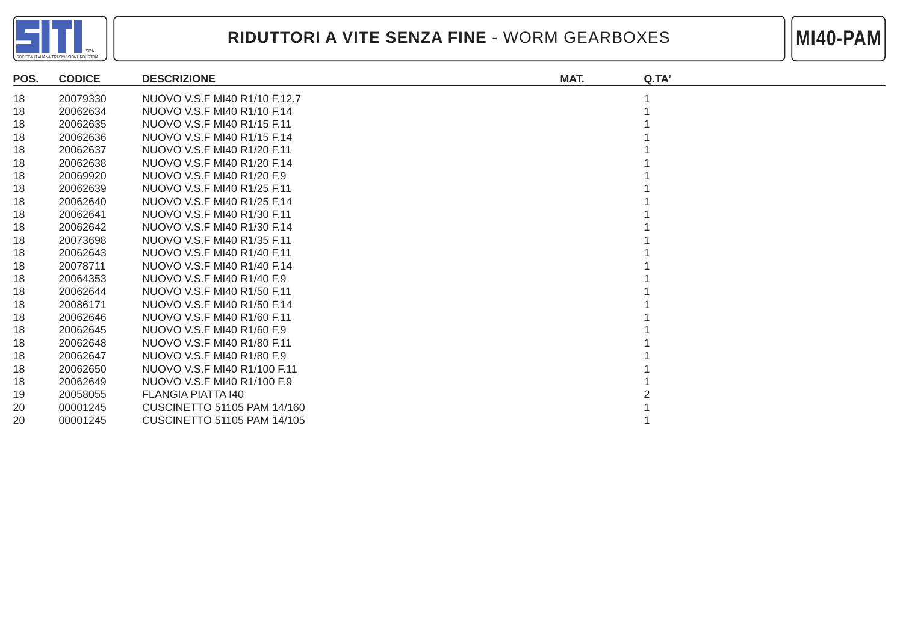## RIDUTTORI A VITE SENZA FINE - WORM GEARBOXES

**MI40-PAM**

| POS. | CODICE | DESCRIZIONE | MAT. | Q.TA' |
|---|---|---|---|---|
| 18 | 20079330 | NUOVO V.S.F MI40 R1/10 F.12.7 | | 1 |
| 18 | 20062634 | NUOVO V.S.F MI40 R1/10 F.14 | | 1 |
| 18 | 20062635 | NUOVO V.S.F MI40 R1/15 F.11 | | 1 |
| 18 | 20062636 | NUOVO V.S.F MI40 R1/15 F.14 | | 1 |
| 18 | 20062637 | NUOVO V.S.F MI40 R1/20 F.11 | | 1 |
| 18 | 20062638 | NUOVO V.S.F MI40 R1/20 F.14 | | 1 |
| 18 | 20069920 | NUOVO V.S.F MI40 R1/20 F.9 | | 1 |
| 18 | 20062639 | NUOVO V.S.F MI40 R1/25 F.11 | | 1 |
| 18 | 20062640 | NUOVO V.S.F MI40 R1/25 F.14 | | 1 |
| 18 | 20062641 | NUOVO V.S.F MI40 R1/30 F.11 | | 1 |
| 18 | 20062642 | NUOVO V.S.F MI40 R1/30 F.14 | | 1 |
| 18 | 20073698 | NUOVO V.S.F MI40 R1/35 F.11 | | 1 |
| 18 | 20062643 | NUOVO V.S.F MI40 R1/40 F.11 | | 1 |
| 18 | 20078711 | NUOVO V.S.F MI40 R1/40 F.14 | | 1 |
| 18 | 20064353 | NUOVO V.S.F MI40 R1/40 F.9 | | 1 |
| 18 | 20062644 | NUOVO V.S.F MI40 R1/50 F.11 | | 1 |
| 18 | 20086171 | NUOVO V.S.F MI40 R1/50 F.14 | | 1 |
| 18 | 20062646 | NUOVO V.S.F MI40 R1/60 F.11 | | 1 |
| 18 | 20062645 | NUOVO V.S.F MI40 R1/60 F.9 | | 1 |
| 18 | 20062648 | NUOVO V.S.F MI40 R1/80 F.11 | | 1 |
| 18 | 20062647 | NUOVO V.S.F MI40 R1/80 F.9 | | 1 |
| 18 | 20062650 | NUOVO V.S.F MI40 R1/100 F.11 | | 1 |
| 18 | 20062649 | NUOVO V.S.F MI40 R1/100 F.9 | | 1 |
| 19 | 20058055 | FLANGIA PIATTA I40 | | 2 |
| 20 | 00001245 | CUSCINETTO 51105 PAM 14/160 | | 1 |
| 20 | 00001245 | CUSCINETTO 51105 PAM 14/105 | | 1 |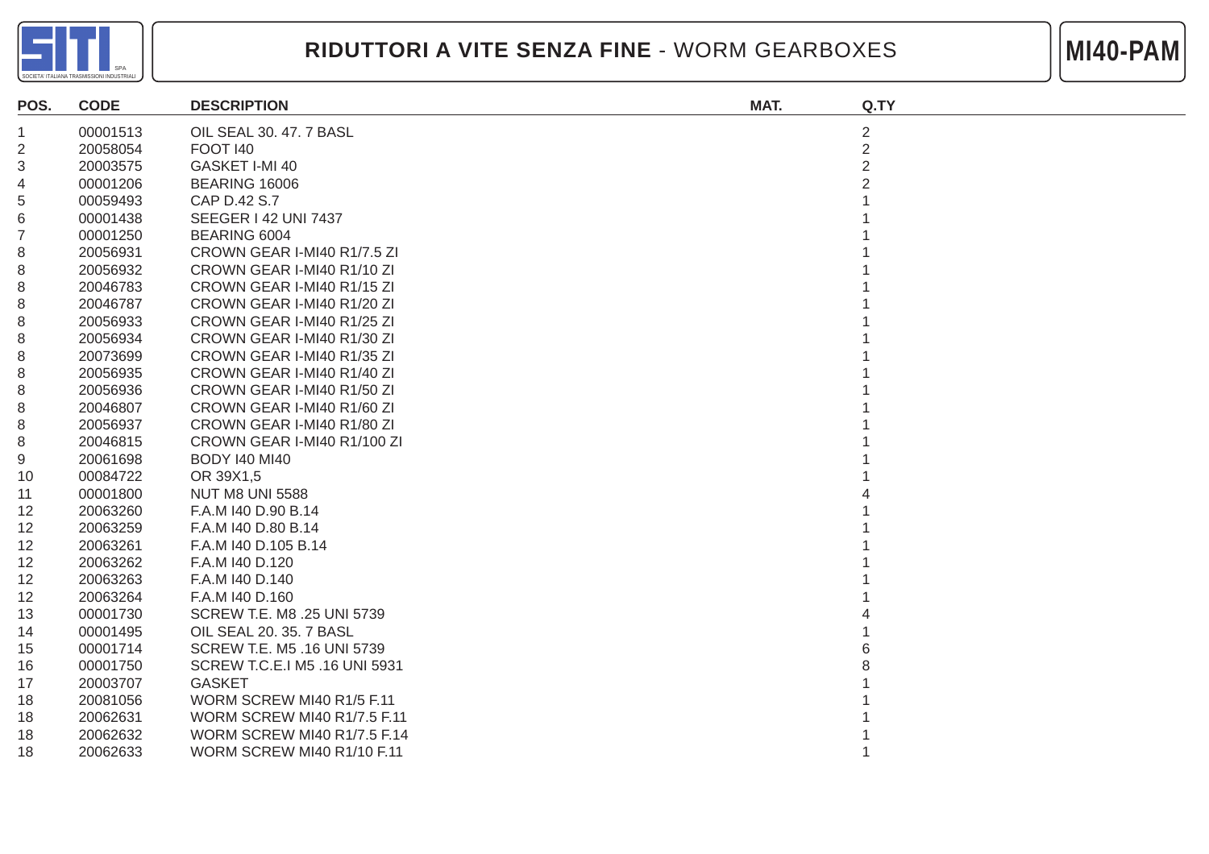# RIDUTTORI A VITE SENZA FINE - WORM GEARBOXES

**MI40-PAM**

| POS. | CODE | DESCRIPTION | MAT. | Q.TY |
|---|---|---|---|---|
| 1 | 00001513 | OIL SEAL 30. 47. 7 BASL | | 2 |
| 2 | 20058054 | FOOT I40 | | 2 |
| 3 | 20003575 | GASKET I-MI 40 | | 2 |
| 4 | 00001206 | BEARING 16006 | | 2 |
| 5 | 00059493 | CAP D.42 S.7 | | 1 |
| 6 | 00001438 | SEEGER I 42 UNI 7437 | | 1 |
| 7 | 00001250 | BEARING 6004 | | 1 |
| 8 | 20056931 | CROWN GEAR I-MI40 R1/7.5 ZI | | 1 |
| 8 | 20056932 | CROWN GEAR I-MI40 R1/10 ZI | | 1 |
| 8 | 20046783 | CROWN GEAR I-MI40 R1/15 ZI | | 1 |
| 8 | 20046787 | CROWN GEAR I-MI40 R1/20 ZI | | 1 |
| 8 | 20056933 | CROWN GEAR I-MI40 R1/25 ZI | | 1 |
| 8 | 20056934 | CROWN GEAR I-MI40 R1/30 ZI | | 1 |
| 8 | 20073699 | CROWN GEAR I-MI40 R1/35 ZI | | 1 |
| 8 | 20056935 | CROWN GEAR I-MI40 R1/40 ZI | | 1 |
| 8 | 20056936 | CROWN GEAR I-MI40 R1/50 ZI | | 1 |
| 8 | 20046807 | CROWN GEAR I-MI40 R1/60 ZI | | 1 |
| 8 | 20056937 | CROWN GEAR I-MI40 R1/80 ZI | | 1 |
| 8 | 20046815 | CROWN GEAR I-MI40 R1/100 ZI | | 1 |
| 9 | 20061698 | BODY I40 MI40 | | 1 |
| 10 | 00084722 | OR 39X1,5 | | 1 |
| 11 | 00001800 | NUT M8 UNI 5588 | | 4 |
| 12 | 20063260 | F.A.M I40 D.90 B.14 | | 1 |
| 12 | 20063259 | F.A.M I40 D.80 B.14 | | 1 |
| 12 | 20063261 | F.A.M I40 D.105 B.14 | | 1 |
| 12 | 20063262 | F.A.M I40 D.120 | | 1 |
| 12 | 20063263 | F.A.M I40 D.140 | | 1 |
| 12 | 20063264 | F.A.M I40 D.160 | | 1 |
| 13 | 00001730 | SCREW T.E. M8 .25 UNI 5739 | | 4 |
| 14 | 00001495 | OIL SEAL 20. 35. 7 BASL | | 1 |
| 15 | 00001714 | SCREW T.E. M5 .16 UNI 5739 | | 6 |
| 16 | 00001750 | SCREW T.C.E.I M5 .16 UNI 5931 | | 8 |
| 17 | 20003707 | GASKET | | 1 |
| 18 | 20081056 | WORM SCREW MI40 R1/5 F.11 | | 1 |
| 18 | 20062631 | WORM SCREW MI40 R1/7.5 F.11 | | 1 |
| 18 | 20062632 | WORM SCREW MI40 R1/7.5 F.14 | | 1 |
| 18 | 20062633 | WORM SCREW MI40 R1/10 F.11 | | 1 |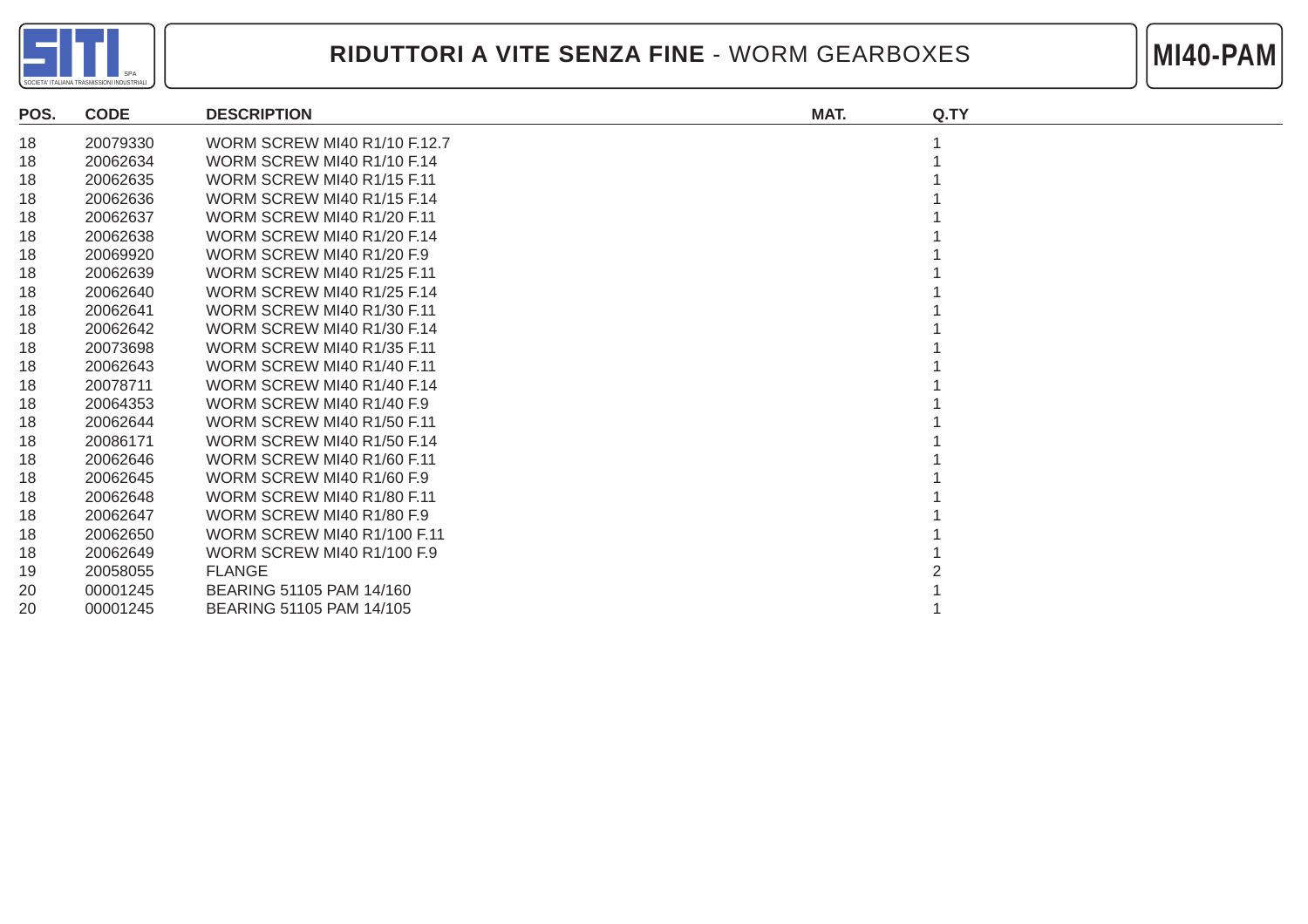# RIDUTTORI A VITE SENZA FINE - WORM GEARBOXES

**MI40-PAM**

| POS. | CODE | DESCRIPTION | MAT. | Q.TY |
|---|---|---|---|---|
| 18 | 20079330 | WORM SCREW MI40 R1/10 F.12.7 | | 1 |
| 18 | 20062634 | WORM SCREW MI40 R1/10 F.14 | | 1 |
| 18 | 20062635 | WORM SCREW MI40 R1/15 F.11 | | 1 |
| 18 | 20062636 | WORM SCREW MI40 R1/15 F.14 | | 1 |
| 18 | 20062637 | WORM SCREW MI40 R1/20 F.11 | | 1 |
| 18 | 20062638 | WORM SCREW MI40 R1/20 F.14 | | 1 |
| 18 | 20069920 | WORM SCREW MI40 R1/20 F.9 | | 1 |
| 18 | 20062639 | WORM SCREW MI40 R1/25 F.11 | | 1 |
| 18 | 20062640 | WORM SCREW MI40 R1/25 F.14 | | 1 |
| 18 | 20062641 | WORM SCREW MI40 R1/30 F.11 | | 1 |
| 18 | 20062642 | WORM SCREW MI40 R1/30 F.14 | | 1 |
| 18 | 20073698 | WORM SCREW MI40 R1/35 F.11 | | 1 |
| 18 | 20062643 | WORM SCREW MI40 R1/40 F.11 | | 1 |
| 18 | 20078711 | WORM SCREW MI40 R1/40 F.14 | | 1 |
| 18 | 20064353 | WORM SCREW MI40 R1/40 F.9 | | 1 |
| 18 | 20062644 | WORM SCREW MI40 R1/50 F.11 | | 1 |
| 18 | 20086171 | WORM SCREW MI40 R1/50 F.14 | | 1 |
| 18 | 20062646 | WORM SCREW MI40 R1/60 F.11 | | 1 |
| 18 | 20062645 | WORM SCREW MI40 R1/60 F.9 | | 1 |
| 18 | 20062648 | WORM SCREW MI40 R1/80 F.11 | | 1 |
| 18 | 20062647 | WORM SCREW MI40 R1/80 F.9 | | 1 |
| 18 | 20062650 | WORM SCREW MI40 R1/100 F.11 | | 1 |
| 18 | 20062649 | WORM SCREW MI40 R1/100 F.9 | | 1 |
| 19 | 20058055 | FLANGE | | 2 |
| 20 | 00001245 | BEARING 51105 PAM 14/160 | | 1 |
| 20 | 00001245 | BEARING 51105 PAM 14/105 | | 1 |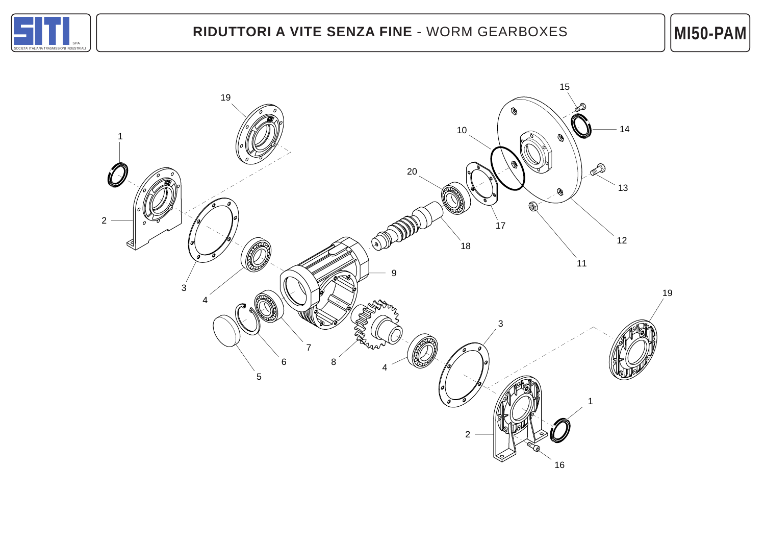# RIDUTTORI A VITE SENZA FINE - WORM GEARBOXES

## MI50-PAM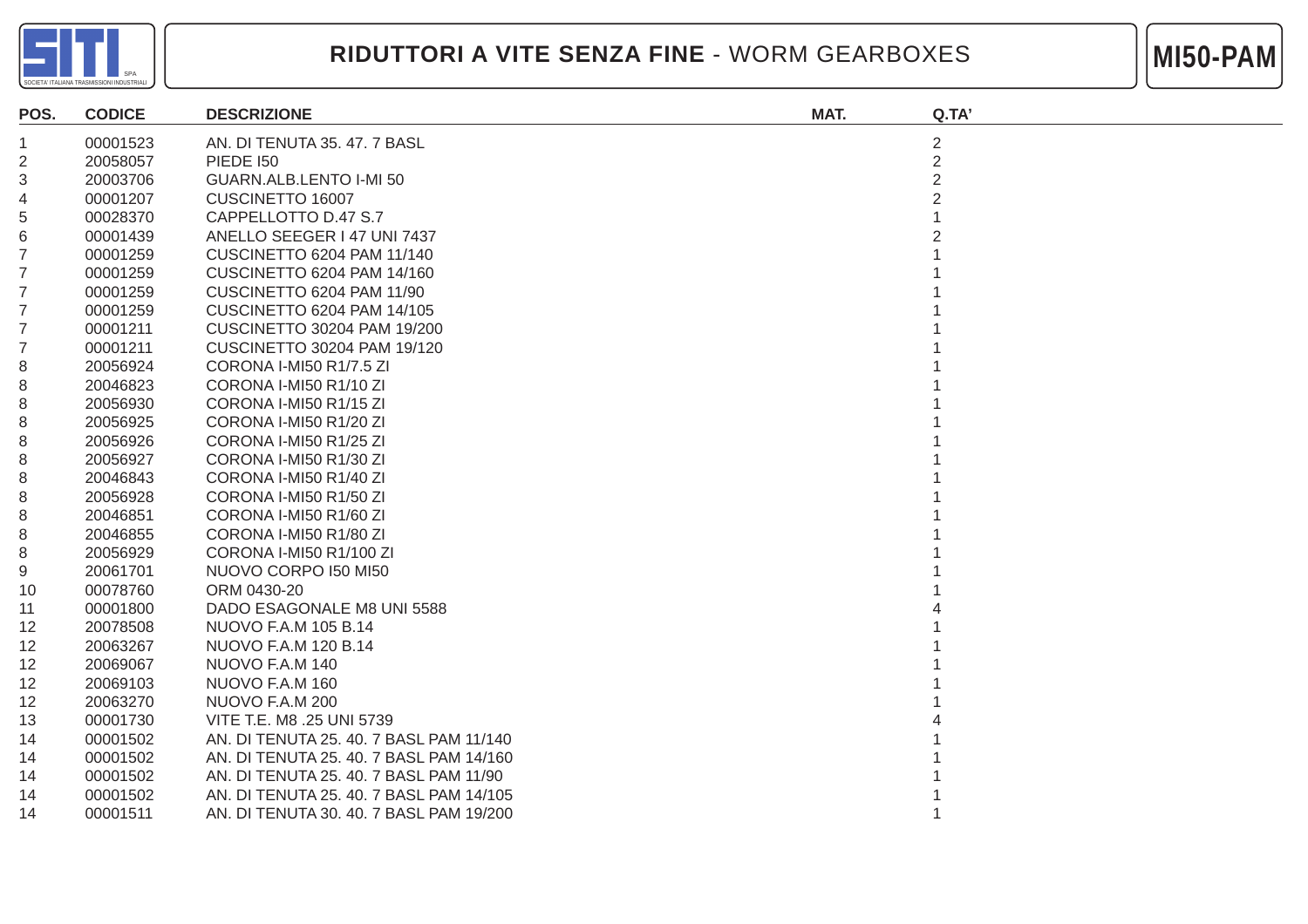# RIDUTTORI A VITE SENZA FINE - WORM GEARBOXES

**MI50-PAM**

| POS. | CODICE | DESCRIZIONE | MAT. | Q.TA' |
|---|---|---|---|---|
| 1 | 00001523 | AN. DI TENUTA 35. 47. 7 BASL | | 2 |
| 2 | 20058057 | PIEDE I50 | | 2 |
| 3 | 20003706 | GUARN.ALB.LENTO I-MI 50 | | 2 |
| 4 | 00001207 | CUSCINETTO 16007 | | 2 |
| 5 | 00028370 | CAPPELLOTTO D.47 S.7 | | 1 |
| 6 | 00001439 | ANELLO SEEGER I 47 UNI 7437 | | 2 |
| 7 | 00001259 | CUSCINETTO 6204 PAM 11/140 | | 1 |
| 7 | 00001259 | CUSCINETTO 6204 PAM 14/160 | | 1 |
| 7 | 00001259 | CUSCINETTO 6204 PAM 11/90 | | 1 |
| 7 | 00001259 | CUSCINETTO 6204 PAM 14/105 | | 1 |
| 7 | 00001211 | CUSCINETTO 30204 PAM 19/200 | | 1 |
| 7 | 00001211 | CUSCINETTO 30204 PAM 19/120 | | 1 |
| 8 | 20056924 | CORONA I-MI50 R1/7.5 ZI | | 1 |
| 8 | 20046823 | CORONA I-MI50 R1/10 ZI | | 1 |
| 8 | 20056930 | CORONA I-MI50 R1/15 ZI | | 1 |
| 8 | 20056925 | CORONA I-MI50 R1/20 ZI | | 1 |
| 8 | 20056926 | CORONA I-MI50 R1/25 ZI | | 1 |
| 8 | 20056927 | CORONA I-MI50 R1/30 ZI | | 1 |
| 8 | 20046843 | CORONA I-MI50 R1/40 ZI | | 1 |
| 8 | 20056928 | CORONA I-MI50 R1/50 ZI | | 1 |
| 8 | 20046851 | CORONA I-MI50 R1/60 ZI | | 1 |
| 8 | 20046855 | CORONA I-MI50 R1/80 ZI | | 1 |
| 8 | 20056929 | CORONA I-MI50 R1/100 ZI | | 1 |
| 9 | 20061701 | NUOVO CORPO I50 MI50 | | 1 |
| 10 | 00078760 | ORM 0430-20 | | 1 |
| 11 | 00001800 | DADO ESAGONALE M8 UNI 5588 | | 4 |
| 12 | 20078508 | NUOVO F.A.M 105 B.14 | | 1 |
| 12 | 20063267 | NUOVO F.A.M 120 B.14 | | 1 |
| 12 | 20069067 | NUOVO F.A.M 140 | | 1 |
| 12 | 20069103 | NUOVO F.A.M 160 | | 1 |
| 12 | 20063270 | NUOVO F.A.M 200 | | 1 |
| 13 | 00001730 | VITE T.E. M8 .25 UNI 5739 | | 4 |
| 14 | 00001502 | AN. DI TENUTA 25. 40. 7 BASL PAM 11/140 | | 1 |
| 14 | 00001502 | AN. DI TENUTA 25. 40. 7 BASL PAM 14/160 | | 1 |
| 14 | 00001502 | AN. DI TENUTA 25. 40. 7 BASL PAM 11/90 | | 1 |
| 14 | 00001502 | AN. DI TENUTA 25. 40. 7 BASL PAM 14/105 | | 1 |
| 14 | 00001511 | AN. DI TENUTA 30. 40. 7 BASL PAM 19/200 | | 1 |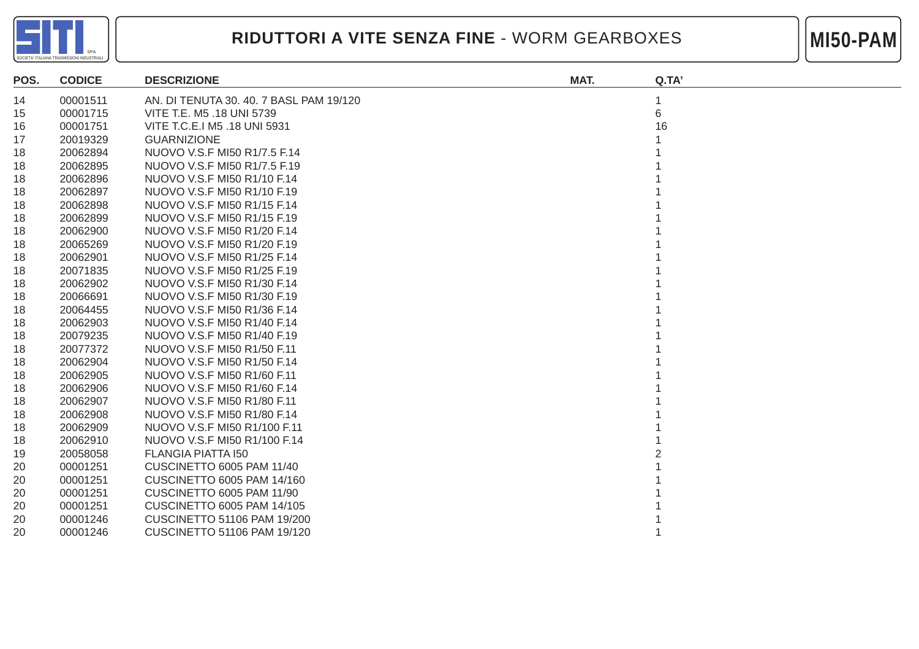# RIDUTTORI A VITE SENZA FINE - WORM GEARBOXES

**MI50-PAM**

| POS. | CODICE | DESCRIZIONE | MAT. | Q.TA' |
|---|---|---|---|---|
| 14 | 00001511 | AN. DI TENUTA 30. 40. 7 BASL PAM 19/120 | | 1 |
| 15 | 00001715 | VITE T.E. M5 .18 UNI 5739 | | 6 |
| 16 | 00001751 | VITE T.C.E.I M5 .18 UNI 5931 | | 16 |
| 17 | 20019329 | GUARNIZIONE | | 1 |
| 18 | 20062894 | NUOVO V.S.F MI50 R1/7.5 F.14 | | 1 |
| 18 | 20062895 | NUOVO V.S.F MI50 R1/7.5 F.19 | | 1 |
| 18 | 20062896 | NUOVO V.S.F MI50 R1/10 F.14 | | 1 |
| 18 | 20062897 | NUOVO V.S.F MI50 R1/10 F.19 | | 1 |
| 18 | 20062898 | NUOVO V.S.F MI50 R1/15 F.14 | | 1 |
| 18 | 20062899 | NUOVO V.S.F MI50 R1/15 F.19 | | 1 |
| 18 | 20062900 | NUOVO V.S.F MI50 R1/20 F.14 | | 1 |
| 18 | 20065269 | NUOVO V.S.F MI50 R1/20 F.19 | | 1 |
| 18 | 20062901 | NUOVO V.S.F MI50 R1/25 F.14 | | 1 |
| 18 | 20071835 | NUOVO V.S.F MI50 R1/25 F.19 | | 1 |
| 18 | 20062902 | NUOVO V.S.F MI50 R1/30 F.14 | | 1 |
| 18 | 20066691 | NUOVO V.S.F MI50 R1/30 F.19 | | 1 |
| 18 | 20064455 | NUOVO V.S.F MI50 R1/36 F.14 | | 1 |
| 18 | 20062903 | NUOVO V.S.F MI50 R1/40 F.14 | | 1 |
| 18 | 20079235 | NUOVO V.S.F MI50 R1/40 F.19 | | 1 |
| 18 | 20077372 | NUOVO V.S.F MI50 R1/50 F.11 | | 1 |
| 18 | 20062904 | NUOVO V.S.F MI50 R1/50 F.14 | | 1 |
| 18 | 20062905 | NUOVO V.S.F MI50 R1/60 F.11 | | 1 |
| 18 | 20062906 | NUOVO V.S.F MI50 R1/60 F.14 | | 1 |
| 18 | 20062907 | NUOVO V.S.F MI50 R1/80 F.11 | | 1 |
| 18 | 20062908 | NUOVO V.S.F MI50 R1/80 F.14 | | 1 |
| 18 | 20062909 | NUOVO V.S.F MI50 R1/100 F.11 | | 1 |
| 18 | 20062910 | NUOVO V.S.F MI50 R1/100 F.14 | | 1 |
| 19 | 20058058 | FLANGIA PIATTA I50 | | 2 |
| 20 | 00001251 | CUSCINETTO 6005 PAM 11/40 | | 1 |
| 20 | 00001251 | CUSCINETTO 6005 PAM 14/160 | | 1 |
| 20 | 00001251 | CUSCINETTO 6005 PAM 11/90 | | 1 |
| 20 | 00001251 | CUSCINETTO 6005 PAM 14/105 | | 1 |
| 20 | 00001246 | CUSCINETTO 51106 PAM 19/200 | | 1 |
| 20 | 00001246 | CUSCINETTO 51106 PAM 19/120 | | 1 |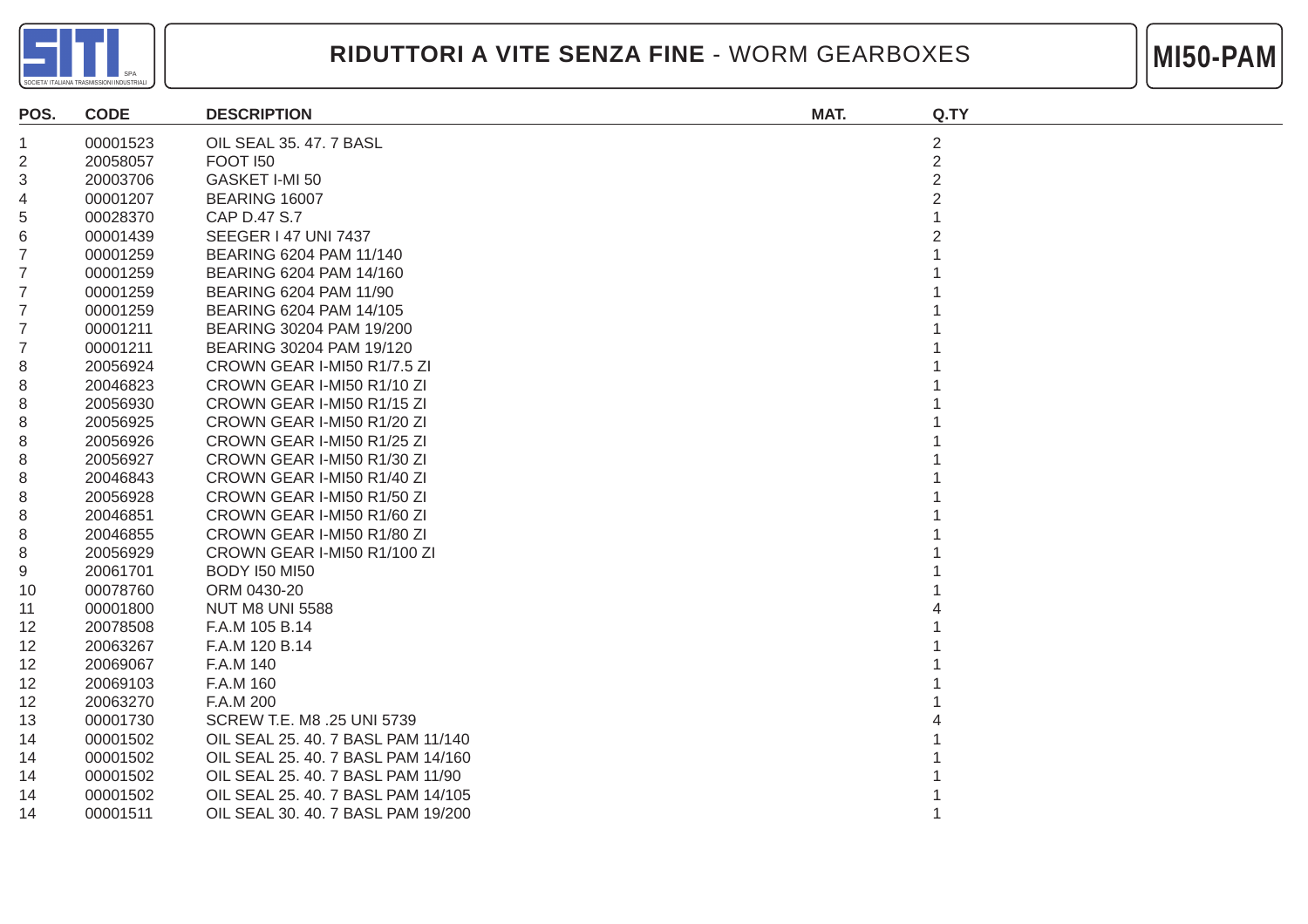# RIDUTTORI A VITE SENZA FINE - WORM GEARBOXES

## MI50-PAM

| POS. | CODE | DESCRIPTION | MAT. | Q.TY |
|---|---|---|---|---|
| 1 | 00001523 | OIL SEAL 35. 47. 7 BASL | | 2 |
| 2 | 20058057 | FOOT I50 | | 2 |
| 3 | 20003706 | GASKET I-MI 50 | | 2 |
| 4 | 00001207 | BEARING 16007 | | 2 |
| 5 | 00028370 | CAP D.47 S.7 | | 1 |
| 6 | 00001439 | SEEGER I 47 UNI 7437 | | 2 |
| 7 | 00001259 | BEARING 6204 PAM 11/140 | | 1 |
| 7 | 00001259 | BEARING 6204 PAM 14/160 | | 1 |
| 7 | 00001259 | BEARING 6204 PAM 11/90 | | 1 |
| 7 | 00001259 | BEARING 6204 PAM 14/105 | | 1 |
| 7 | 00001211 | BEARING 30204 PAM 19/200 | | 1 |
| 7 | 00001211 | BEARING 30204 PAM 19/120 | | 1 |
| 8 | 20056924 | CROWN GEAR I-MI50 R1/7.5 ZI | | 1 |
| 8 | 20046823 | CROWN GEAR I-MI50 R1/10 ZI | | 1 |
| 8 | 20056930 | CROWN GEAR I-MI50 R1/15 ZI | | 1 |
| 8 | 20056925 | CROWN GEAR I-MI50 R1/20 ZI | | 1 |
| 8 | 20056926 | CROWN GEAR I-MI50 R1/25 ZI | | 1 |
| 8 | 20056927 | CROWN GEAR I-MI50 R1/30 ZI | | 1 |
| 8 | 20046843 | CROWN GEAR I-MI50 R1/40 ZI | | 1 |
| 8 | 20056928 | CROWN GEAR I-MI50 R1/50 ZI | | 1 |
| 8 | 20046851 | CROWN GEAR I-MI50 R1/60 ZI | | 1 |
| 8 | 20046855 | CROWN GEAR I-MI50 R1/80 ZI | | 1 |
| 8 | 20056929 | CROWN GEAR I-MI50 R1/100 ZI | | 1 |
| 9 | 20061701 | BODY I50 MI50 | | 1 |
| 10 | 00078760 | ORM 0430-20 | | 1 |
| 11 | 00001800 | NUT M8 UNI 5588 | | 4 |
| 12 | 20078508 | F.A.M 105 B.14 | | 1 |
| 12 | 20063267 | F.A.M 120 B.14 | | 1 |
| 12 | 20069067 | F.A.M 140 | | 1 |
| 12 | 20069103 | F.A.M 160 | | 1 |
| 12 | 20063270 | F.A.M 200 | | 1 |
| 13 | 00001730 | SCREW T.E. M8 .25 UNI 5739 | | 4 |
| 14 | 00001502 | OIL SEAL 25. 40. 7 BASL PAM 11/140 | | 1 |
| 14 | 00001502 | OIL SEAL 25. 40. 7 BASL PAM 14/160 | | 1 |
| 14 | 00001502 | OIL SEAL 25. 40. 7 BASL PAM 11/90 | | 1 |
| 14 | 00001502 | OIL SEAL 25. 40. 7 BASL PAM 14/105 | | 1 |
| 14 | 00001511 | OIL SEAL 30. 40. 7 BASL PAM 19/200 | | 1 |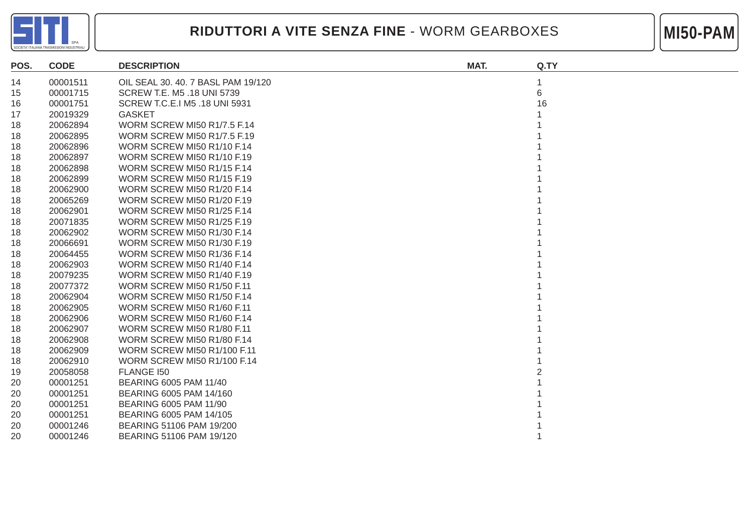# RIDUTTORI A VITE SENZA FINE - WORM GEARBOXES

## MI50-PAM

| POS. | CODE | DESCRIPTION | MAT. | Q.TY |
|---|---|---|---|---|
| 14 | 00001511 | OIL SEAL 30. 40. 7 BASL PAM 19/120 | | 1 |
| 15 | 00001715 | SCREW T.E. M5 .18 UNI 5739 | | 6 |
| 16 | 00001751 | SCREW T.C.E.I M5 .18 UNI 5931 | | 16 |
| 17 | 20019329 | GASKET | | 1 |
| 18 | 20062894 | WORM SCREW MI50 R1/7.5 F.14 | | 1 |
| 18 | 20062895 | WORM SCREW MI50 R1/7.5 F.19 | | 1 |
| 18 | 20062896 | WORM SCREW MI50 R1/10 F.14 | | 1 |
| 18 | 20062897 | WORM SCREW MI50 R1/10 F.19 | | 1 |
| 18 | 20062898 | WORM SCREW MI50 R1/15 F.14 | | 1 |
| 18 | 20062899 | WORM SCREW MI50 R1/15 F.19 | | 1 |
| 18 | 20062900 | WORM SCREW MI50 R1/20 F.14 | | 1 |
| 18 | 20065269 | WORM SCREW MI50 R1/20 F.19 | | 1 |
| 18 | 20062901 | WORM SCREW MI50 R1/25 F.14 | | 1 |
| 18 | 20071835 | WORM SCREW MI50 R1/25 F.19 | | 1 |
| 18 | 20062902 | WORM SCREW MI50 R1/30 F.14 | | 1 |
| 18 | 20066691 | WORM SCREW MI50 R1/30 F.19 | | 1 |
| 18 | 20064455 | WORM SCREW MI50 R1/36 F.14 | | 1 |
| 18 | 20062903 | WORM SCREW MI50 R1/40 F.14 | | 1 |
| 18 | 20079235 | WORM SCREW MI50 R1/40 F.19 | | 1 |
| 18 | 20077372 | WORM SCREW MI50 R1/50 F.11 | | 1 |
| 18 | 20062904 | WORM SCREW MI50 R1/50 F.14 | | 1 |
| 18 | 20062905 | WORM SCREW MI50 R1/60 F.11 | | 1 |
| 18 | 20062906 | WORM SCREW MI50 R1/60 F.14 | | 1 |
| 18 | 20062907 | WORM SCREW MI50 R1/80 F.11 | | 1 |
| 18 | 20062908 | WORM SCREW MI50 R1/80 F.14 | | 1 |
| 18 | 20062909 | WORM SCREW MI50 R1/100 F.11 | | 1 |
| 18 | 20062910 | WORM SCREW MI50 R1/100 F.14 | | 1 |
| 19 | 20058058 | FLANGE I50 | | 2 |
| 20 | 00001251 | BEARING 6005 PAM 11/40 | | 1 |
| 20 | 00001251 | BEARING 6005 PAM 14/160 | | 1 |
| 20 | 00001251 | BEARING 6005 PAM 11/90 | | 1 |
| 20 | 00001251 | BEARING 6005 PAM 14/105 | | 1 |
| 20 | 00001246 | BEARING 51106 PAM 19/200 | | 1 |
| 20 | 00001246 | BEARING 51106 PAM 19/120 | | 1 |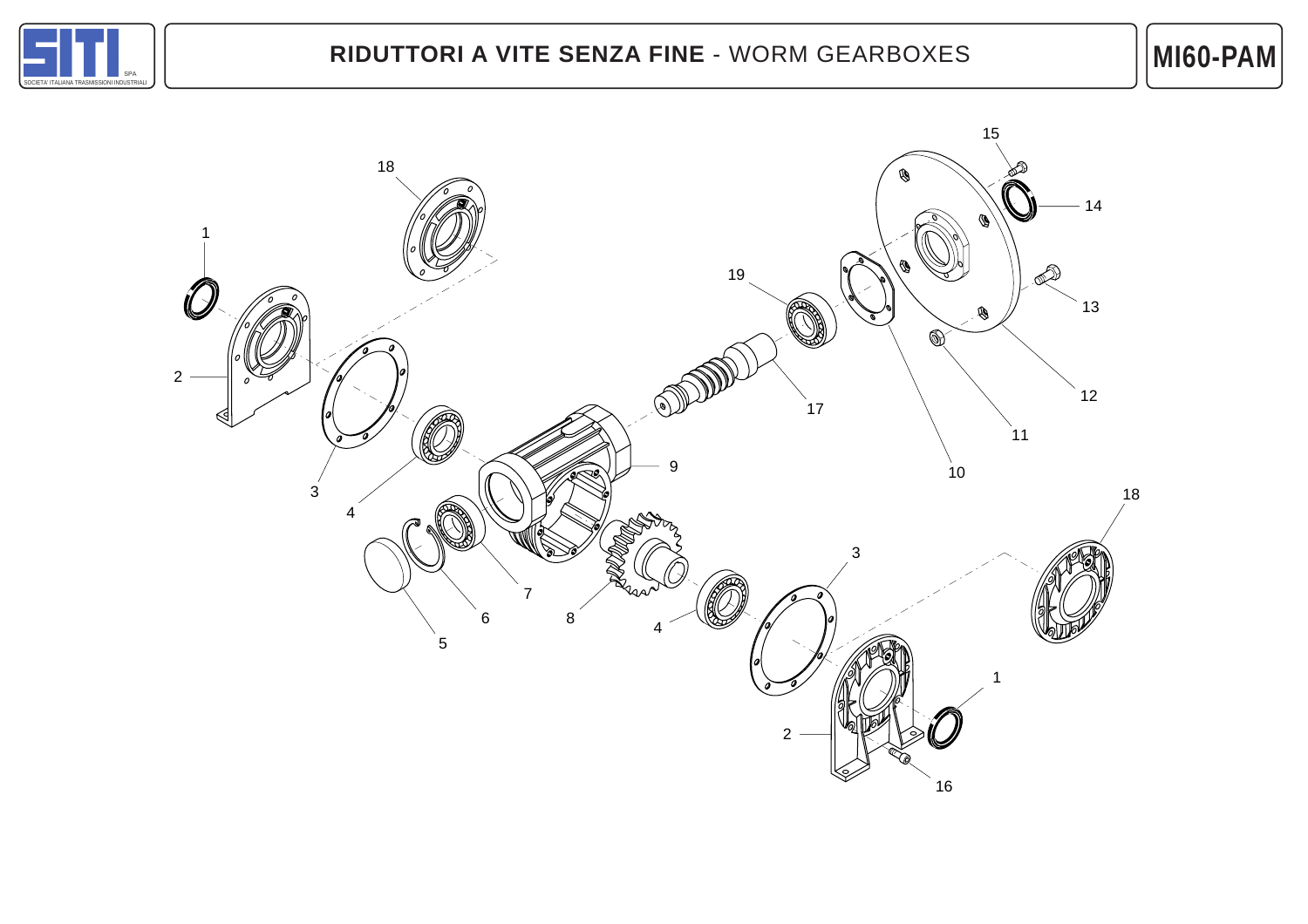# RIDUTTORI A VITE SENZA FINE - WORM GEARBOXES

**MI60-PAM**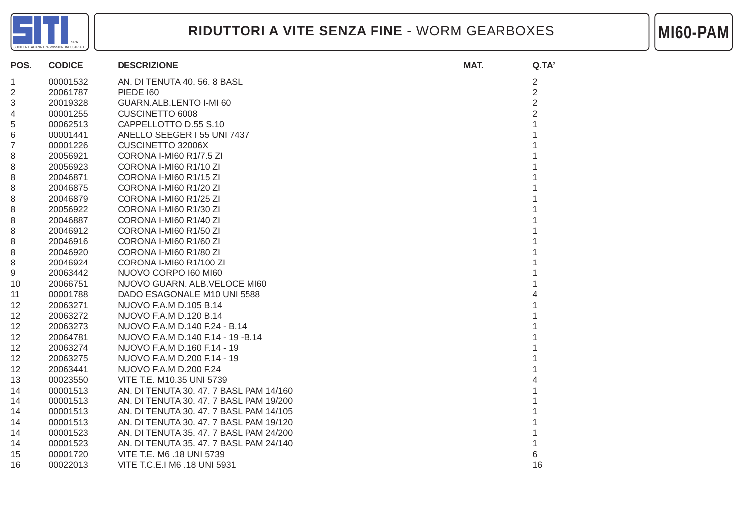# RIDUTTORI A VITE SENZA FINE - WORM GEARBOXES

## MI60-PAM

| POS. | CODICE | DESCRIZIONE | MAT. | Q.TA' |
|---|---|---|---|---|
| 1 | 00001532 | AN. DI TENUTA 40. 56. 8 BASL | | 2 |
| 2 | 20061787 | PIEDE I60 | | 2 |
| 3 | 20019328 | GUARN.ALB.LENTO I-MI 60 | | 2 |
| 4 | 00001255 | CUSCINETTO 6008 | | 2 |
| 5 | 00062513 | CAPPELLOTTO D.55 S.10 | | 1 |
| 6 | 00001441 | ANELLO SEEGER I 55 UNI 7437 | | 1 |
| 7 | 00001226 | CUSCINETTO 32006X | | 1 |
| 8 | 20056921 | CORONA I-MI60 R1/7.5 ZI | | 1 |
| 8 | 20056923 | CORONA I-MI60 R1/10 ZI | | 1 |
| 8 | 20046871 | CORONA I-MI60 R1/15 ZI | | 1 |
| 8 | 20046875 | CORONA I-MI60 R1/20 ZI | | 1 |
| 8 | 20046879 | CORONA I-MI60 R1/25 ZI | | 1 |
| 8 | 20056922 | CORONA I-MI60 R1/30 ZI | | 1 |
| 8 | 20046887 | CORONA I-MI60 R1/40 ZI | | 1 |
| 8 | 20046912 | CORONA I-MI60 R1/50 ZI | | 1 |
| 8 | 20046916 | CORONA I-MI60 R1/60 ZI | | 1 |
| 8 | 20046920 | CORONA I-MI60 R1/80 ZI | | 1 |
| 8 | 20046924 | CORONA I-MI60 R1/100 ZI | | 1 |
| 9 | 20063442 | NUOVO CORPO I60 MI60 | | 1 |
| 10 | 20066751 | NUOVO GUARN. ALB.VELOCE MI60 | | 1 |
| 11 | 00001788 | DADO ESAGONALE M10 UNI 5588 | | 4 |
| 12 | 20063271 | NUOVO F.A.M D.105 B.14 | | 1 |
| 12 | 20063272 | NUOVO F.A.M D.120 B.14 | | 1 |
| 12 | 20063273 | NUOVO F.A.M D.140 F.24 - B.14 | | 1 |
| 12 | 20064781 | NUOVO F.A.M D.140 F.14 - 19 -B.14 | | 1 |
| 12 | 20063274 | NUOVO F.A.M D.160 F.14 - 19 | | 1 |
| 12 | 20063275 | NUOVO F.A.M D.200 F.14 - 19 | | 1 |
| 12 | 20063441 | NUOVO F.A.M D.200 F.24 | | 1 |
| 13 | 00023550 | VITE T.E. M10.35 UNI 5739 | | 4 |
| 14 | 00001513 | AN. DI TENUTA 30. 47. 7 BASL PAM 14/160 | | 1 |
| 14 | 00001513 | AN. DI TENUTA 30. 47. 7 BASL PAM 19/200 | | 1 |
| 14 | 00001513 | AN. DI TENUTA 30. 47. 7 BASL PAM 14/105 | | 1 |
| 14 | 00001513 | AN. DI TENUTA 30. 47. 7 BASL PAM 19/120 | | 1 |
| 14 | 00001523 | AN. DI TENUTA 35. 47. 7 BASL PAM 24/200 | | 1 |
| 14 | 00001523 | AN. DI TENUTA 35. 47. 7 BASL PAM 24/140 | | 1 |
| 15 | 00001720 | VITE T.E. M6 .18 UNI 5739 | | 6 |
| 16 | 00022013 | VITE T.C.E.I M6 .18 UNI 5931 | | 16 |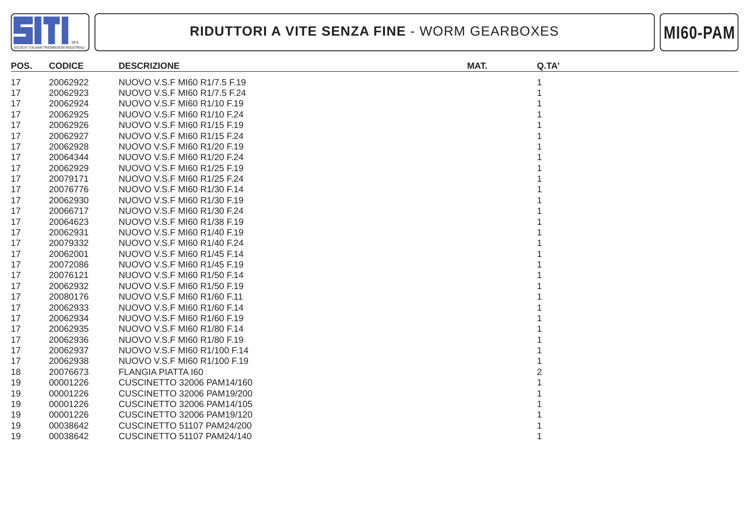# RIDUTTORI A VITE SENZA FINE - WORM GEARBOXES

**MI60-PAM**

| POS. | CODICE | DESCRIZIONE | MAT. | Q.TA' |
|---|---|---|---|---|
| 17 | 20062922 | NUOVO V.S.F MI60 R1/7.5 F.19 | | 1 |
| 17 | 20062923 | NUOVO V.S.F MI60 R1/7.5 F.24 | | 1 |
| 17 | 20062924 | NUOVO V.S.F MI60 R1/10 F.19 | | 1 |
| 17 | 20062925 | NUOVO V.S.F MI60 R1/10 F.24 | | 1 |
| 17 | 20062926 | NUOVO V.S.F MI60 R1/15 F.19 | | 1 |
| 17 | 20062927 | NUOVO V.S.F MI60 R1/15 F.24 | | 1 |
| 17 | 20062928 | NUOVO V.S.F MI60 R1/20 F.19 | | 1 |
| 17 | 20064344 | NUOVO V.S.F MI60 R1/20 F.24 | | 1 |
| 17 | 20062929 | NUOVO V.S.F MI60 R1/25 F.19 | | 1 |
| 17 | 20079171 | NUOVO V.S.F MI60 R1/25 F.24 | | 1 |
| 17 | 20076776 | NUOVO V.S.F MI60 R1/30 F.14 | | 1 |
| 17 | 20062930 | NUOVO V.S.F MI60 R1/30 F.19 | | 1 |
| 17 | 20066717 | NUOVO V.S.F MI60 R1/30 F.24 | | 1 |
| 17 | 20064623 | NUOVO V.S.F MI60 R1/38 F.19 | | 1 |
| 17 | 20062931 | NUOVO V.S.F MI60 R1/40 F.19 | | 1 |
| 17 | 20079332 | NUOVO V.S.F MI60 R1/40 F.24 | | 1 |
| 17 | 20062001 | NUOVO V.S.F MI60 R1/45 F.14 | | 1 |
| 17 | 20072086 | NUOVO V.S.F MI60 R1/45 F.19 | | 1 |
| 17 | 20076121 | NUOVO V.S.F MI60 R1/50 F.14 | | 1 |
| 17 | 20062932 | NUOVO V.S.F MI60 R1/50 F.19 | | 1 |
| 17 | 20080176 | NUOVO V.S.F MI60 R1/60 F.11 | | 1 |
| 17 | 20062933 | NUOVO V.S.F MI60 R1/60 F.14 | | 1 |
| 17 | 20062934 | NUOVO V.S.F MI60 R1/60 F.19 | | 1 |
| 17 | 20062935 | NUOVO V.S.F MI60 R1/80 F.14 | | 1 |
| 17 | 20062936 | NUOVO V.S.F MI60 R1/80 F.19 | | 1 |
| 17 | 20062937 | NUOVO V.S.F MI60 R1/100 F.14 | | 1 |
| 17 | 20062938 | NUOVO V.S.F MI60 R1/100 F.19 | | 1 |
| 18 | 20076673 | FLANGIA PIATTA I60 | | 2 |
| 19 | 00001226 | CUSCINETTO 32006 PAM14/160 | | 1 |
| 19 | 00001226 | CUSCINETTO 32006 PAM19/200 | | 1 |
| 19 | 00001226 | CUSCINETTO 32006 PAM14/105 | | 1 |
| 19 | 00001226 | CUSCINETTO 32006 PAM19/120 | | 1 |
| 19 | 00038642 | CUSCINETTO 51107 PAM24/200 | | 1 |
| 19 | 00038642 | CUSCINETTO 51107 PAM24/140 | | 1 |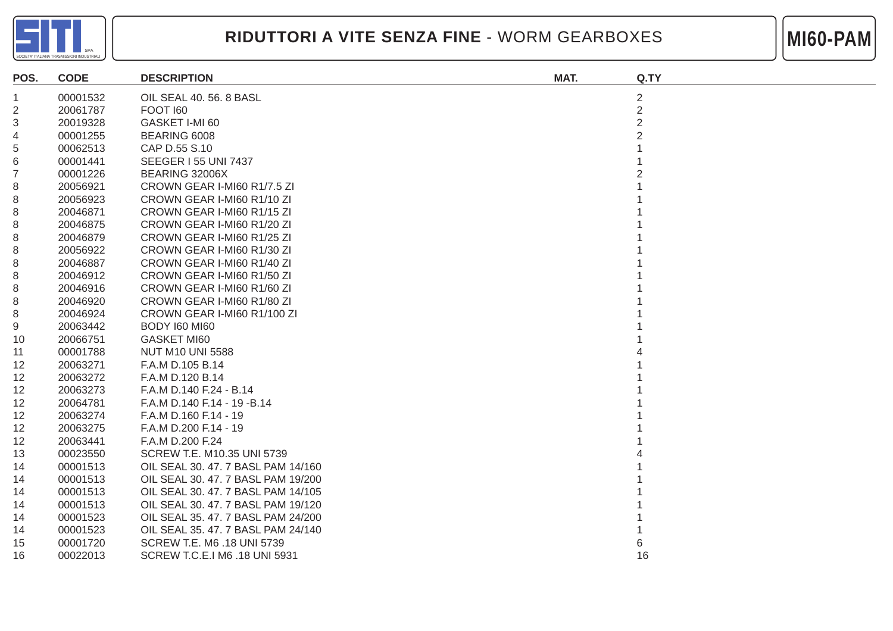# RIDUTTORI A VITE SENZA FINE - WORM GEARBOXES

**MI60-PAM**

| POS. | CODE | DESCRIPTION | MAT. | Q.TY |
|---|---|---|---|---|
| 1 | 00001532 | OIL SEAL 40. 56. 8 BASL | | 2 |
| 2 | 20061787 | FOOT I60 | | 2 |
| 3 | 20019328 | GASKET I-MI 60 | | 2 |
| 4 | 00001255 | BEARING 6008 | | 2 |
| 5 | 00062513 | CAP D.55 S.10 | | 1 |
| 6 | 00001441 | SEEGER I 55 UNI 7437 | | 1 |
| 7 | 00001226 | BEARING 32006X | | 2 |
| 8 | 20056921 | CROWN GEAR I-MI60 R1/7.5 ZI | | 1 |
| 8 | 20056923 | CROWN GEAR I-MI60 R1/10 ZI | | 1 |
| 8 | 20046871 | CROWN GEAR I-MI60 R1/15 ZI | | 1 |
| 8 | 20046875 | CROWN GEAR I-MI60 R1/20 ZI | | 1 |
| 8 | 20046879 | CROWN GEAR I-MI60 R1/25 ZI | | 1 |
| 8 | 20056922 | CROWN GEAR I-MI60 R1/30 ZI | | 1 |
| 8 | 20046887 | CROWN GEAR I-MI60 R1/40 ZI | | 1 |
| 8 | 20046912 | CROWN GEAR I-MI60 R1/50 ZI | | 1 |
| 8 | 20046916 | CROWN GEAR I-MI60 R1/60 ZI | | 1 |
| 8 | 20046920 | CROWN GEAR I-MI60 R1/80 ZI | | 1 |
| 8 | 20046924 | CROWN GEAR I-MI60 R1/100 ZI | | 1 |
| 9 | 20063442 | BODY I60 MI60 | | 1 |
| 10 | 20066751 | GASKET MI60 | | 1 |
| 11 | 00001788 | NUT M10 UNI 5588 | | 4 |
| 12 | 20063271 | F.A.M D.105 B.14 | | 1 |
| 12 | 20063272 | F.A.M D.120 B.14 | | 1 |
| 12 | 20063273 | F.A.M D.140 F.24 - B.14 | | 1 |
| 12 | 20064781 | F.A.M D.140 F.14 - 19 -B.14 | | 1 |
| 12 | 20063274 | F.A.M D.160 F.14 - 19 | | 1 |
| 12 | 20063275 | F.A.M D.200 F.14 - 19 | | 1 |
| 12 | 20063441 | F.A.M D.200 F.24 | | 1 |
| 13 | 00023550 | SCREW T.E. M10.35 UNI 5739 | | 4 |
| 14 | 00001513 | OIL SEAL 30. 47. 7 BASL PAM 14/160 | | 1 |
| 14 | 00001513 | OIL SEAL 30. 47. 7 BASL PAM 19/200 | | 1 |
| 14 | 00001513 | OIL SEAL 30. 47. 7 BASL PAM 14/105 | | 1 |
| 14 | 00001513 | OIL SEAL 30. 47. 7 BASL PAM 19/120 | | 1 |
| 14 | 00001523 | OIL SEAL 35. 47. 7 BASL PAM 24/200 | | 1 |
| 14 | 00001523 | OIL SEAL 35. 47. 7 BASL PAM 24/140 | | 1 |
| 15 | 00001720 | SCREW T.E. M6 .18 UNI 5739 | | 6 |
| 16 | 00022013 | SCREW T.C.E.I M6 .18 UNI 5931 | | 16 |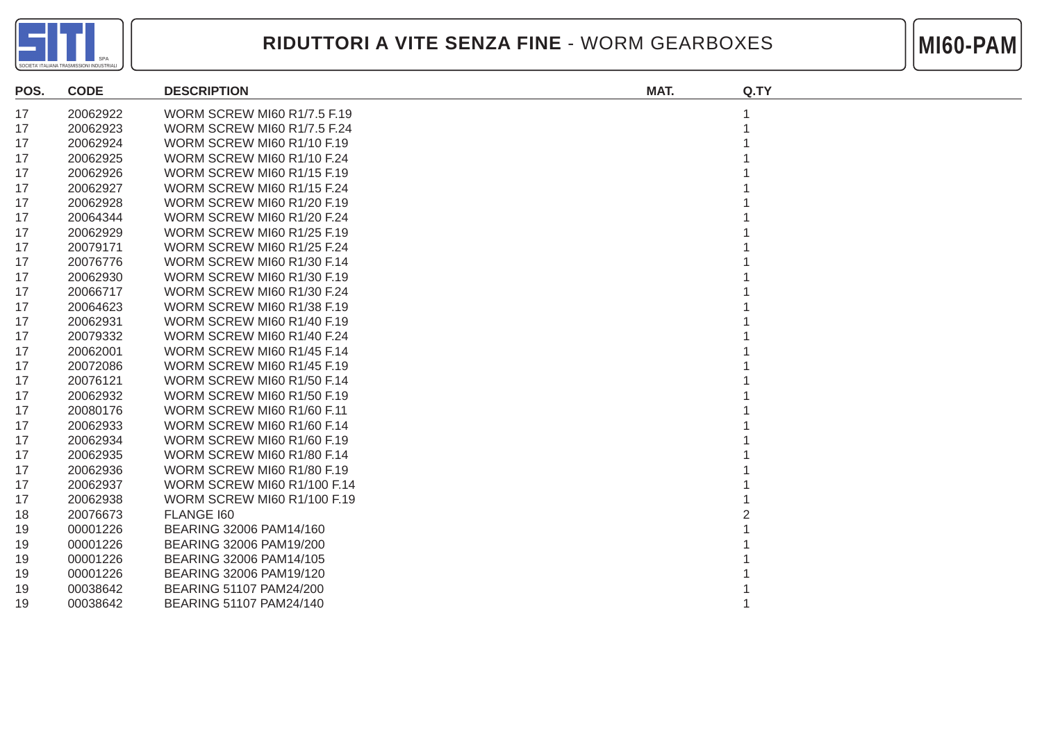# RIDUTTORI A VITE SENZA FINE - WORM GEARBOXES

## MI60-PAM

| POS. | CODE | DESCRIPTION | MAT. | Q.TY |
|---|---|---|---|---|
| 17 | 20062922 | WORM SCREW MI60 R1/7.5 F.19 | | 1 |
| 17 | 20062923 | WORM SCREW MI60 R1/7.5 F.24 | | 1 |
| 17 | 20062924 | WORM SCREW MI60 R1/10 F.19 | | 1 |
| 17 | 20062925 | WORM SCREW MI60 R1/10 F.24 | | 1 |
| 17 | 20062926 | WORM SCREW MI60 R1/15 F.19 | | 1 |
| 17 | 20062927 | WORM SCREW MI60 R1/15 F.24 | | 1 |
| 17 | 20062928 | WORM SCREW MI60 R1/20 F.19 | | 1 |
| 17 | 20064344 | WORM SCREW MI60 R1/20 F.24 | | 1 |
| 17 | 20062929 | WORM SCREW MI60 R1/25 F.19 | | 1 |
| 17 | 20079171 | WORM SCREW MI60 R1/25 F.24 | | 1 |
| 17 | 20076776 | WORM SCREW MI60 R1/30 F.14 | | 1 |
| 17 | 20062930 | WORM SCREW MI60 R1/30 F.19 | | 1 |
| 17 | 20066717 | WORM SCREW MI60 R1/30 F.24 | | 1 |
| 17 | 20064623 | WORM SCREW MI60 R1/38 F.19 | | 1 |
| 17 | 20062931 | WORM SCREW MI60 R1/40 F.19 | | 1 |
| 17 | 20079332 | WORM SCREW MI60 R1/40 F.24 | | 1 |
| 17 | 20062001 | WORM SCREW MI60 R1/45 F.14 | | 1 |
| 17 | 20072086 | WORM SCREW MI60 R1/45 F.19 | | 1 |
| 17 | 20076121 | WORM SCREW MI60 R1/50 F.14 | | 1 |
| 17 | 20062932 | WORM SCREW MI60 R1/50 F.19 | | 1 |
| 17 | 20080176 | WORM SCREW MI60 R1/60 F.11 | | 1 |
| 17 | 20062933 | WORM SCREW MI60 R1/60 F.14 | | 1 |
| 17 | 20062934 | WORM SCREW MI60 R1/60 F.19 | | 1 |
| 17 | 20062935 | WORM SCREW MI60 R1/80 F.14 | | 1 |
| 17 | 20062936 | WORM SCREW MI60 R1/80 F.19 | | 1 |
| 17 | 20062937 | WORM SCREW MI60 R1/100 F.14 | | 1 |
| 17 | 20062938 | WORM SCREW MI60 R1/100 F.19 | | 1 |
| 18 | 20076673 | FLANGE I60 | | 2 |
| 19 | 00001226 | BEARING 32006 PAM14/160 | | 1 |
| 19 | 00001226 | BEARING 32006 PAM19/200 | | 1 |
| 19 | 00001226 | BEARING 32006 PAM14/105 | | 1 |
| 19 | 00001226 | BEARING 32006 PAM19/120 | | 1 |
| 19 | 00038642 | BEARING 51107 PAM24/200 | | 1 |
| 19 | 00038642 | BEARING 51107 PAM24/140 | | 1 |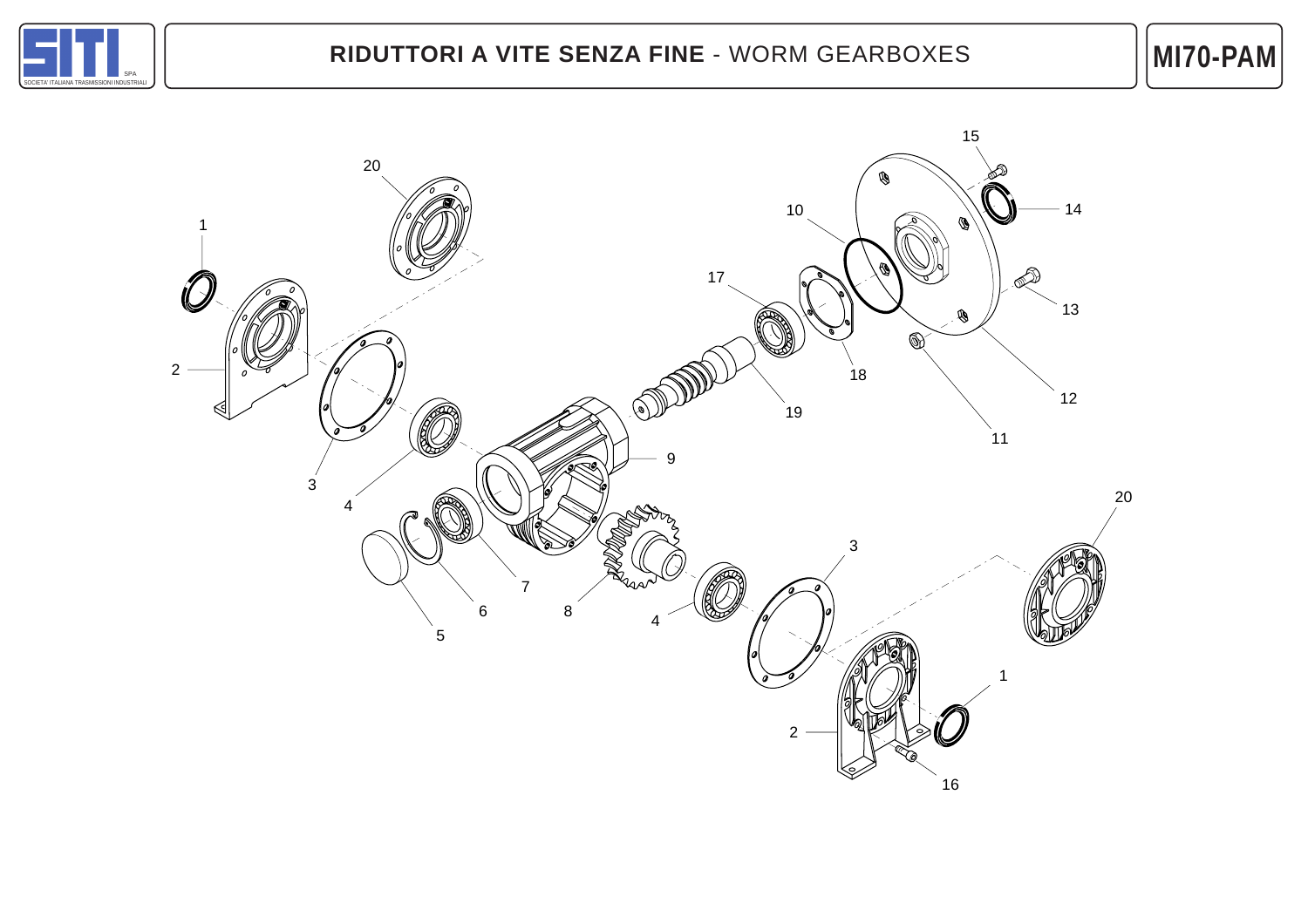# RIDUTTORI A VITE SENZA FINE - WORM GEARBOXES

**MI70-PAM**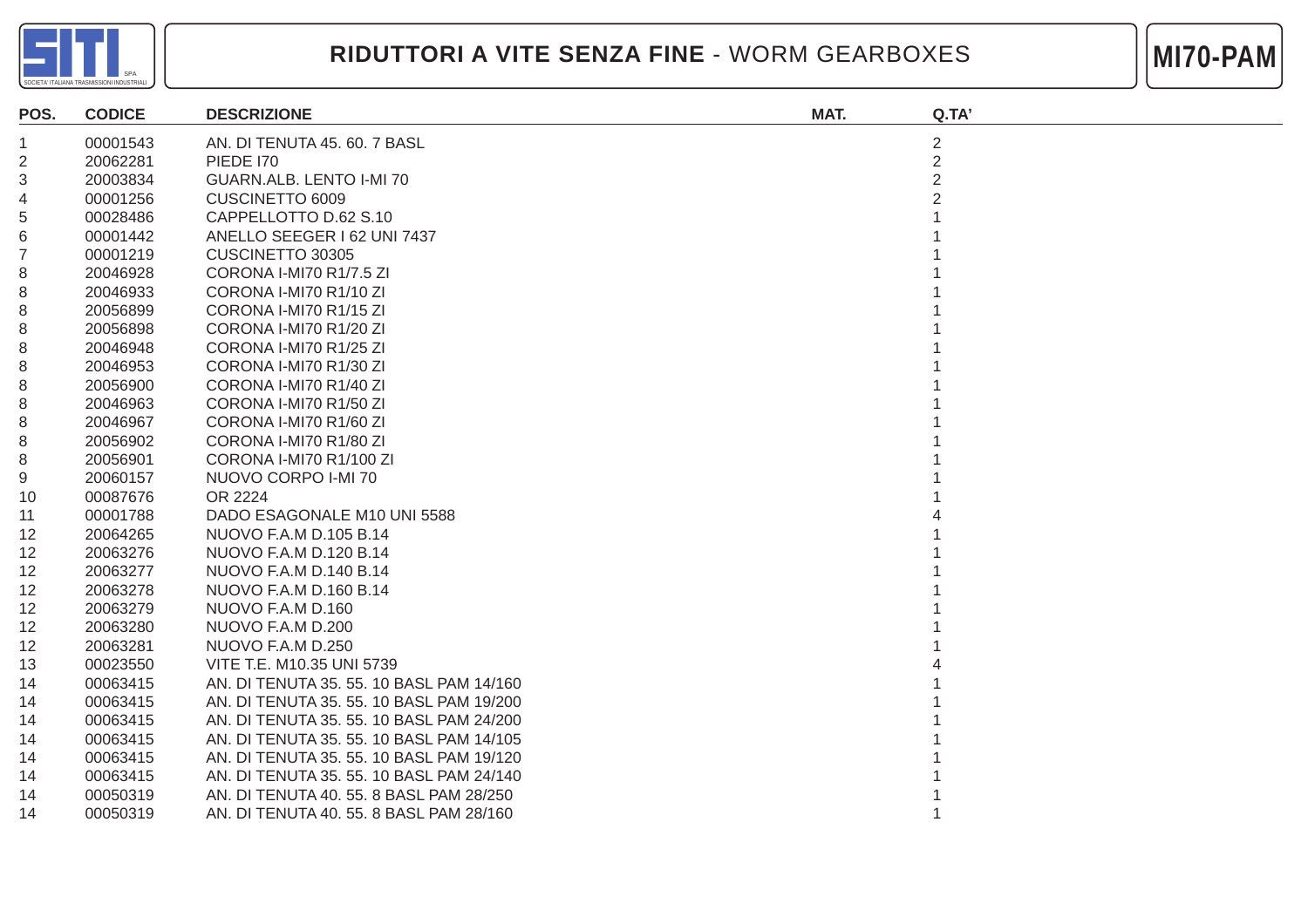# RIDUTTORI A VITE SENZA FINE - WORM GEARBOXES

## MI70-PAM

| POS. | CODICE | DESCRIZIONE | MAT. | Q.TA' |
|---|---|---|---|---|
| 1 | 00001543 | AN. DI TENUTA 45. 60. 7 BASL | | 2 |
| 2 | 20062281 | PIEDE I70 | | 2 |
| 3 | 20003834 | GUARN.ALB. LENTO I-MI 70 | | 2 |
| 4 | 00001256 | CUSCINETTO 6009 | | 2 |
| 5 | 00028486 | CAPPELLOTTO D.62 S.10 | | 1 |
| 6 | 00001442 | ANELLO SEEGER I 62 UNI 7437 | | 1 |
| 7 | 00001219 | CUSCINETTO 30305 | | 1 |
| 8 | 20046928 | CORONA I-MI70 R1/7.5 ZI | | 1 |
| 8 | 20046933 | CORONA I-MI70 R1/10 ZI | | 1 |
| 8 | 20056899 | CORONA I-MI70 R1/15 ZI | | 1 |
| 8 | 20056898 | CORONA I-MI70 R1/20 ZI | | 1 |
| 8 | 20046948 | CORONA I-MI70 R1/25 ZI | | 1 |
| 8 | 20046953 | CORONA I-MI70 R1/30 ZI | | 1 |
| 8 | 20056900 | CORONA I-MI70 R1/40 ZI | | 1 |
| 8 | 20046963 | CORONA I-MI70 R1/50 ZI | | 1 |
| 8 | 20046967 | CORONA I-MI70 R1/60 ZI | | 1 |
| 8 | 20056902 | CORONA I-MI70 R1/80 ZI | | 1 |
| 8 | 20056901 | CORONA I-MI70 R1/100 ZI | | 1 |
| 9 | 20060157 | NUOVO CORPO I-MI 70 | | 1 |
| 10 | 00087676 | OR 2224 | | 1 |
| 11 | 00001788 | DADO ESAGONALE M10 UNI 5588 | | 4 |
| 12 | 20064265 | NUOVO F.A.M D.105 B.14 | | 1 |
| 12 | 20063276 | NUOVO F.A.M D.120 B.14 | | 1 |
| 12 | 20063277 | NUOVO F.A.M D.140 B.14 | | 1 |
| 12 | 20063278 | NUOVO F.A.M D.160 B.14 | | 1 |
| 12 | 20063279 | NUOVO F.A.M D.160 | | 1 |
| 12 | 20063280 | NUOVO F.A.M D.200 | | 1 |
| 12 | 20063281 | NUOVO F.A.M D.250 | | 1 |
| 13 | 00023550 | VITE T.E. M10.35 UNI 5739 | | 4 |
| 14 | 00063415 | AN. DI TENUTA 35. 55. 10 BASL PAM 14/160 | | 1 |
| 14 | 00063415 | AN. DI TENUTA 35. 55. 10 BASL PAM 19/200 | | 1 |
| 14 | 00063415 | AN. DI TENUTA 35. 55. 10 BASL PAM 24/200 | | 1 |
| 14 | 00063415 | AN. DI TENUTA 35. 55. 10 BASL PAM 14/105 | | 1 |
| 14 | 00063415 | AN. DI TENUTA 35. 55. 10 BASL PAM 19/120 | | 1 |
| 14 | 00063415 | AN. DI TENUTA 35. 55. 10 BASL PAM 24/140 | | 1 |
| 14 | 00050319 | AN. DI TENUTA 40. 55. 8 BASL PAM 28/250 | | 1 |
| 14 | 00050319 | AN. DI TENUTA 40. 55. 8 BASL PAM 28/160 | | 1 |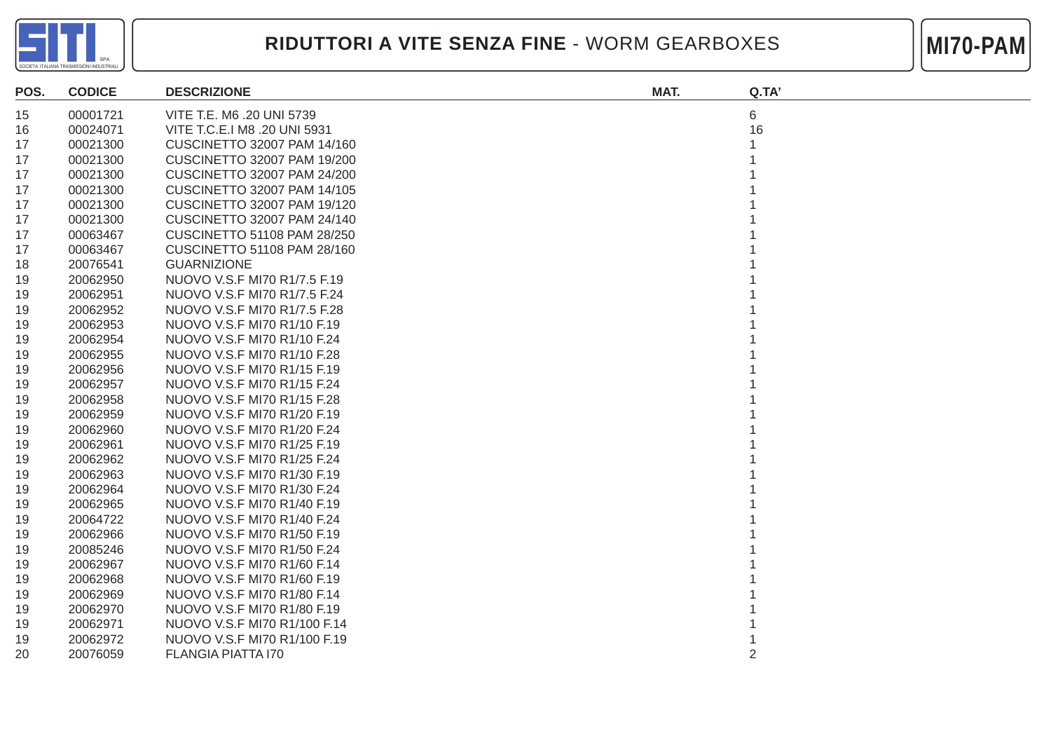# RIDUTTORI A VITE SENZA FINE - WORM GEARBOXES

## MI70-PAM

| POS. | CODICE | DESCRIZIONE | MAT. | Q.TA' |
|---|---|---|---|---|
| 15 | 00001721 | VITE T.E. M6 .20 UNI 5739 | | 6 |
| 16 | 00024071 | VITE T.C.E.I M8 .20 UNI 5931 | | 16 |
| 17 | 00021300 | CUSCINETTO 32007 PAM 14/160 | | 1 |
| 17 | 00021300 | CUSCINETTO 32007 PAM 19/200 | | 1 |
| 17 | 00021300 | CUSCINETTO 32007 PAM 24/200 | | 1 |
| 17 | 00021300 | CUSCINETTO 32007 PAM 14/105 | | 1 |
| 17 | 00021300 | CUSCINETTO 32007 PAM 19/120 | | 1 |
| 17 | 00021300 | CUSCINETTO 32007 PAM 24/140 | | 1 |
| 17 | 00063467 | CUSCINETTO 51108 PAM 28/250 | | 1 |
| 17 | 00063467 | CUSCINETTO 51108 PAM 28/160 | | 1 |
| 18 | 20076541 | GUARNIZIONE | | 1 |
| 19 | 20062950 | NUOVO V.S.F MI70 R1/7.5 F.19 | | 1 |
| 19 | 20062951 | NUOVO V.S.F MI70 R1/7.5 F.24 | | 1 |
| 19 | 20062952 | NUOVO V.S.F MI70 R1/7.5 F.28 | | 1 |
| 19 | 20062953 | NUOVO V.S.F MI70 R1/10 F.19 | | 1 |
| 19 | 20062954 | NUOVO V.S.F MI70 R1/10 F.24 | | 1 |
| 19 | 20062955 | NUOVO V.S.F MI70 R1/10 F.28 | | 1 |
| 19 | 20062956 | NUOVO V.S.F MI70 R1/15 F.19 | | 1 |
| 19 | 20062957 | NUOVO V.S.F MI70 R1/15 F.24 | | 1 |
| 19 | 20062958 | NUOVO V.S.F MI70 R1/15 F.28 | | 1 |
| 19 | 20062959 | NUOVO V.S.F MI70 R1/20 F.19 | | 1 |
| 19 | 20062960 | NUOVO V.S.F MI70 R1/20 F.24 | | 1 |
| 19 | 20062961 | NUOVO V.S.F MI70 R1/25 F.19 | | 1 |
| 19 | 20062962 | NUOVO V.S.F MI70 R1/25 F.24 | | 1 |
| 19 | 20062963 | NUOVO V.S.F MI70 R1/30 F.19 | | 1 |
| 19 | 20062964 | NUOVO V.S.F MI70 R1/30 F.24 | | 1 |
| 19 | 20062965 | NUOVO V.S.F MI70 R1/40 F.19 | | 1 |
| 19 | 20064722 | NUOVO V.S.F MI70 R1/40 F.24 | | 1 |
| 19 | 20062966 | NUOVO V.S.F MI70 R1/50 F.19 | | 1 |
| 19 | 20085246 | NUOVO V.S.F MI70 R1/50 F.24 | | 1 |
| 19 | 20062967 | NUOVO V.S.F MI70 R1/60 F.14 | | 1 |
| 19 | 20062968 | NUOVO V.S.F MI70 R1/60 F.19 | | 1 |
| 19 | 20062969 | NUOVO V.S.F MI70 R1/80 F.14 | | 1 |
| 19 | 20062970 | NUOVO V.S.F MI70 R1/80 F.19 | | 1 |
| 19 | 20062971 | NUOVO V.S.F MI70 R1/100 F.14 | | 1 |
| 19 | 20062972 | NUOVO V.S.F MI70 R1/100 F.19 | | 1 |
| 20 | 20076059 | FLANGIA PIATTA I70 | | 2 |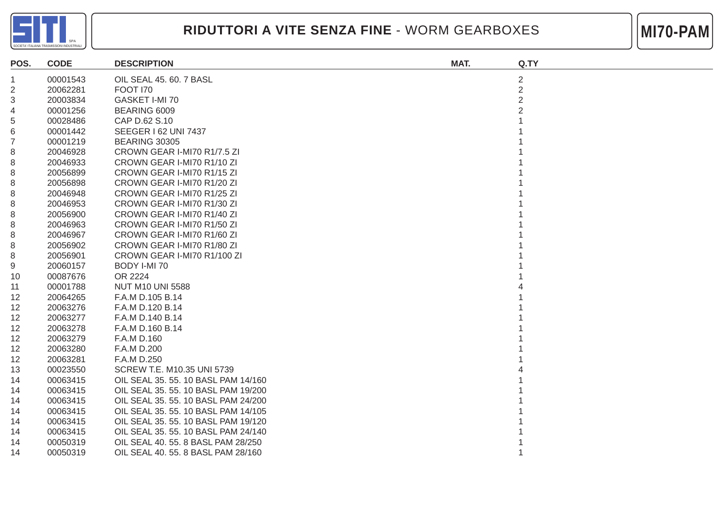# RIDUTTORI A VITE SENZA FINE - WORM GEARBOXES

**MI70-PAM**

| POS. | CODE | DESCRIPTION | MAT. | Q.TY |
|---|---|---|---|---|
| 1 | 00001543 | OIL SEAL 45. 60. 7 BASL | | 2 |
| 2 | 20062281 | FOOT I70 | | 2 |
| 3 | 20003834 | GASKET I-MI 70 | | 2 |
| 4 | 00001256 | BEARING 6009 | | 2 |
| 5 | 00028486 | CAP D.62 S.10 | | 1 |
| 6 | 00001442 | SEEGER I 62 UNI 7437 | | 1 |
| 7 | 00001219 | BEARING 30305 | | 1 |
| 8 | 20046928 | CROWN GEAR I-MI70 R1/7.5 ZI | | 1 |
| 8 | 20046933 | CROWN GEAR I-MI70 R1/10 ZI | | 1 |
| 8 | 20056899 | CROWN GEAR I-MI70 R1/15 ZI | | 1 |
| 8 | 20056898 | CROWN GEAR I-MI70 R1/20 ZI | | 1 |
| 8 | 20046948 | CROWN GEAR I-MI70 R1/25 ZI | | 1 |
| 8 | 20046953 | CROWN GEAR I-MI70 R1/30 ZI | | 1 |
| 8 | 20056900 | CROWN GEAR I-MI70 R1/40 ZI | | 1 |
| 8 | 20046963 | CROWN GEAR I-MI70 R1/50 ZI | | 1 |
| 8 | 20046967 | CROWN GEAR I-MI70 R1/60 ZI | | 1 |
| 8 | 20056902 | CROWN GEAR I-MI70 R1/80 ZI | | 1 |
| 8 | 20056901 | CROWN GEAR I-MI70 R1/100 ZI | | 1 |
| 9 | 20060157 | BODY I-MI 70 | | 1 |
| 10 | 00087676 | OR 2224 | | 1 |
| 11 | 00001788 | NUT M10 UNI 5588 | | 4 |
| 12 | 20064265 | F.A.M D.105 B.14 | | 1 |
| 12 | 20063276 | F.A.M D.120 B.14 | | 1 |
| 12 | 20063277 | F.A.M D.140 B.14 | | 1 |
| 12 | 20063278 | F.A.M D.160 B.14 | | 1 |
| 12 | 20063279 | F.A.M D.160 | | 1 |
| 12 | 20063280 | F.A.M D.200 | | 1 |
| 12 | 20063281 | F.A.M D.250 | | 1 |
| 13 | 00023550 | SCREW T.E. M10.35 UNI 5739 | | 4 |
| 14 | 00063415 | OIL SEAL 35. 55. 10 BASL PAM 14/160 | | 1 |
| 14 | 00063415 | OIL SEAL 35. 55. 10 BASL PAM 19/200 | | 1 |
| 14 | 00063415 | OIL SEAL 35. 55. 10 BASL PAM 24/200 | | 1 |
| 14 | 00063415 | OIL SEAL 35. 55. 10 BASL PAM 14/105 | | 1 |
| 14 | 00063415 | OIL SEAL 35. 55. 10 BASL PAM 19/120 | | 1 |
| 14 | 00063415 | OIL SEAL 35. 55. 10 BASL PAM 24/140 | | 1 |
| 14 | 00050319 | OIL SEAL 40. 55. 8 BASL PAM 28/250 | | 1 |
| 14 | 00050319 | OIL SEAL 40. 55. 8 BASL PAM 28/160 | | 1 |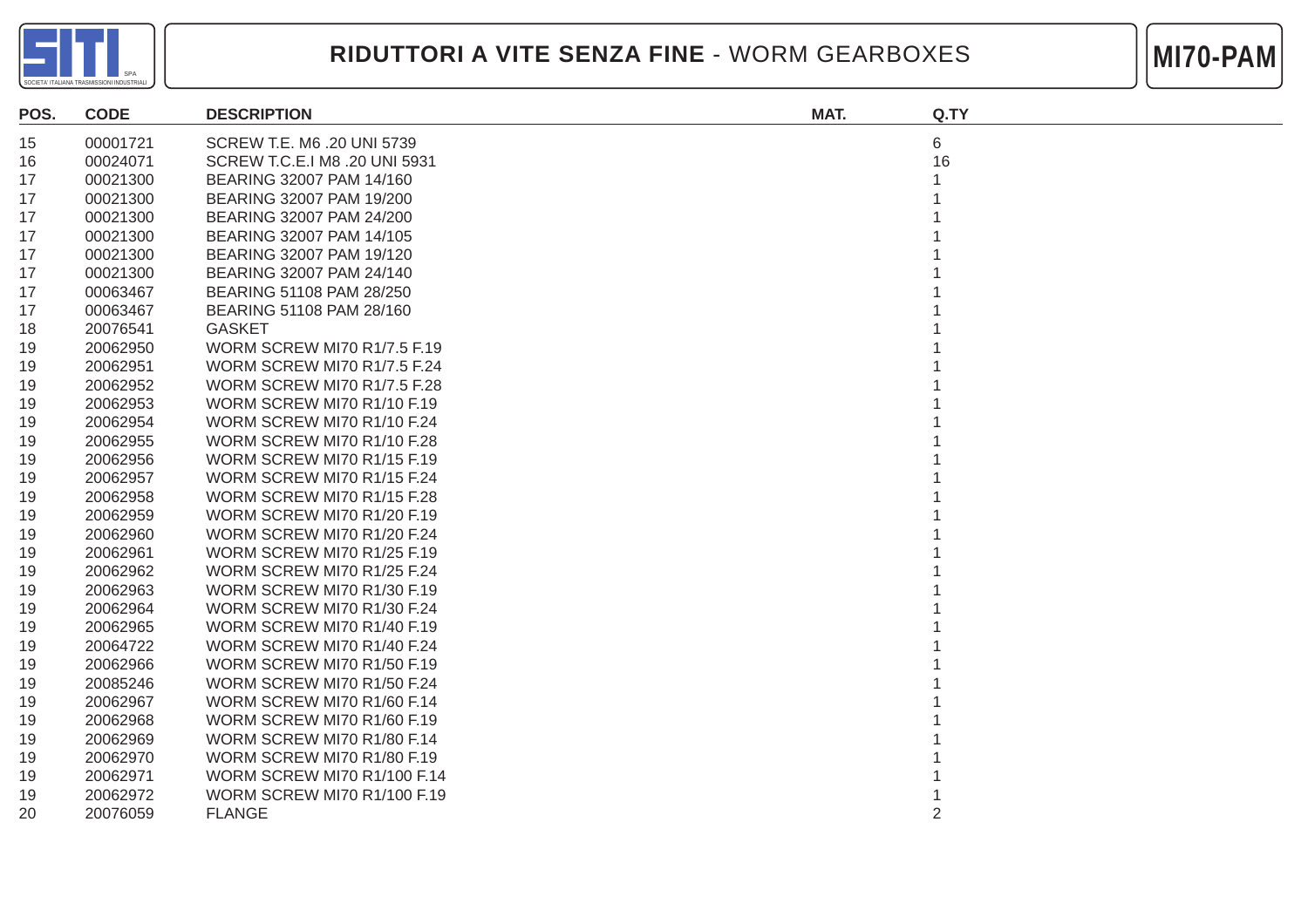# RIDUTTORI A VITE SENZA FINE - WORM GEARBOXES

**MI70-PAM**

| POS. | CODE | DESCRIPTION | MAT. | Q.TY |
|---|---|---|---|---|
| 15 | 00001721 | SCREW T.E. M6 .20 UNI 5739 | | 6 |
| 16 | 00024071 | SCREW T.C.E.I M8 .20 UNI 5931 | | 16 |
| 17 | 00021300 | BEARING 32007 PAM 14/160 | | 1 |
| 17 | 00021300 | BEARING 32007 PAM 19/200 | | 1 |
| 17 | 00021300 | BEARING 32007 PAM 24/200 | | 1 |
| 17 | 00021300 | BEARING 32007 PAM 14/105 | | 1 |
| 17 | 00021300 | BEARING 32007 PAM 19/120 | | 1 |
| 17 | 00021300 | BEARING 32007 PAM 24/140 | | 1 |
| 17 | 00063467 | BEARING 51108 PAM 28/250 | | 1 |
| 17 | 00063467 | BEARING 51108 PAM 28/160 | | 1 |
| 18 | 20076541 | GASKET | | 1 |
| 19 | 20062950 | WORM SCREW MI70 R1/7.5 F.19 | | 1 |
| 19 | 20062951 | WORM SCREW MI70 R1/7.5 F.24 | | 1 |
| 19 | 20062952 | WORM SCREW MI70 R1/7.5 F.28 | | 1 |
| 19 | 20062953 | WORM SCREW MI70 R1/10 F.19 | | 1 |
| 19 | 20062954 | WORM SCREW MI70 R1/10 F.24 | | 1 |
| 19 | 20062955 | WORM SCREW MI70 R1/10 F.28 | | 1 |
| 19 | 20062956 | WORM SCREW MI70 R1/15 F.19 | | 1 |
| 19 | 20062957 | WORM SCREW MI70 R1/15 F.24 | | 1 |
| 19 | 20062958 | WORM SCREW MI70 R1/15 F.28 | | 1 |
| 19 | 20062959 | WORM SCREW MI70 R1/20 F.19 | | 1 |
| 19 | 20062960 | WORM SCREW MI70 R1/20 F.24 | | 1 |
| 19 | 20062961 | WORM SCREW MI70 R1/25 F.19 | | 1 |
| 19 | 20062962 | WORM SCREW MI70 R1/25 F.24 | | 1 |
| 19 | 20062963 | WORM SCREW MI70 R1/30 F.19 | | 1 |
| 19 | 20062964 | WORM SCREW MI70 R1/30 F.24 | | 1 |
| 19 | 20062965 | WORM SCREW MI70 R1/40 F.19 | | 1 |
| 19 | 20064722 | WORM SCREW MI70 R1/40 F.24 | | 1 |
| 19 | 20062966 | WORM SCREW MI70 R1/50 F.19 | | 1 |
| 19 | 20085246 | WORM SCREW MI70 R1/50 F.24 | | 1 |
| 19 | 20062967 | WORM SCREW MI70 R1/60 F.14 | | 1 |
| 19 | 20062968 | WORM SCREW MI70 R1/60 F.19 | | 1 |
| 19 | 20062969 | WORM SCREW MI70 R1/80 F.14 | | 1 |
| 19 | 20062970 | WORM SCREW MI70 R1/80 F.19 | | 1 |
| 19 | 20062971 | WORM SCREW MI70 R1/100 F.14 | | 1 |
| 19 | 20062972 | WORM SCREW MI70 R1/100 F.19 | | 1 |
| 20 | 20076059 | FLANGE | | 2 |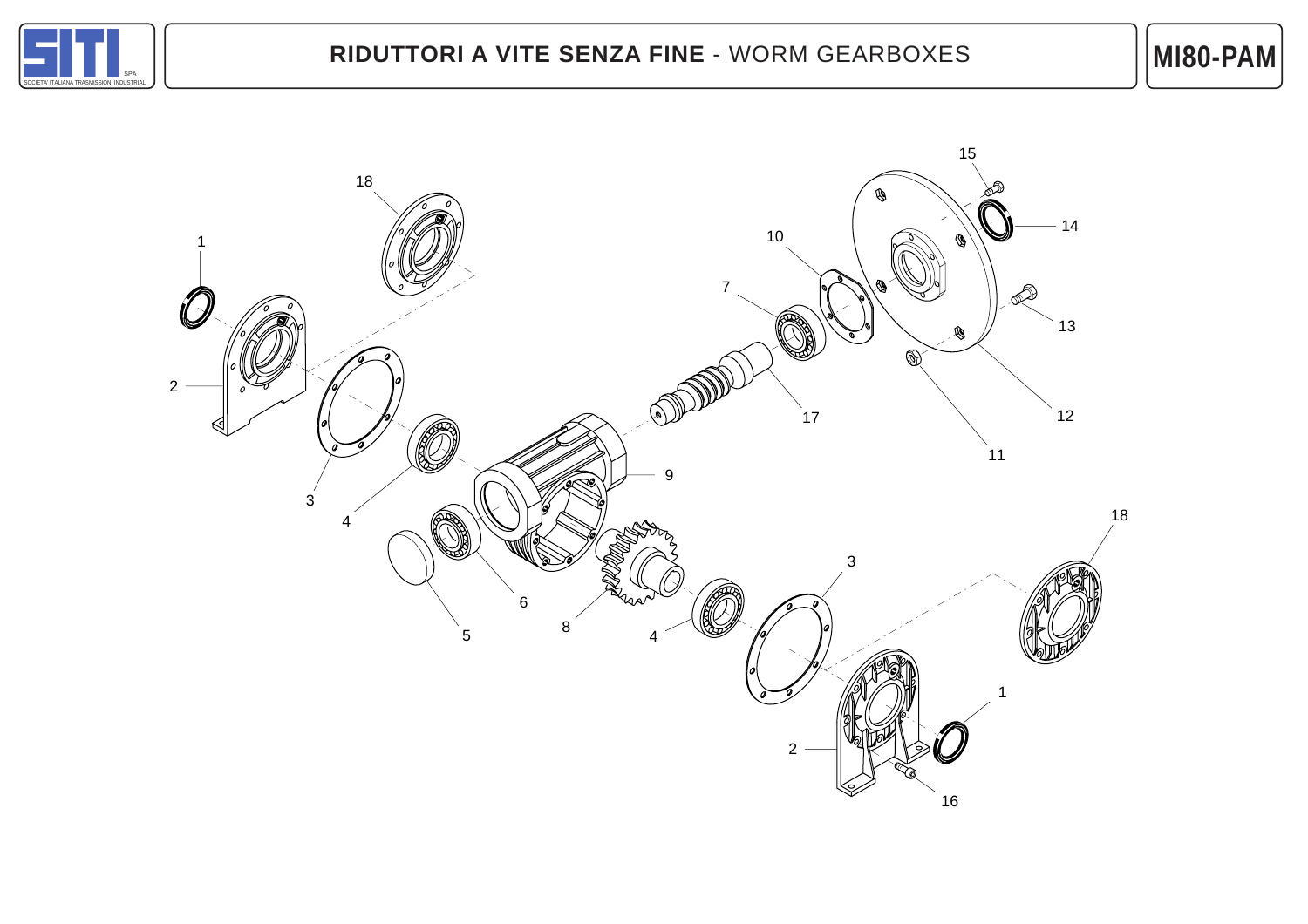# RIDUTTORI A VITE SENZA FINE - WORM GEARBOXES

## MI80-PAM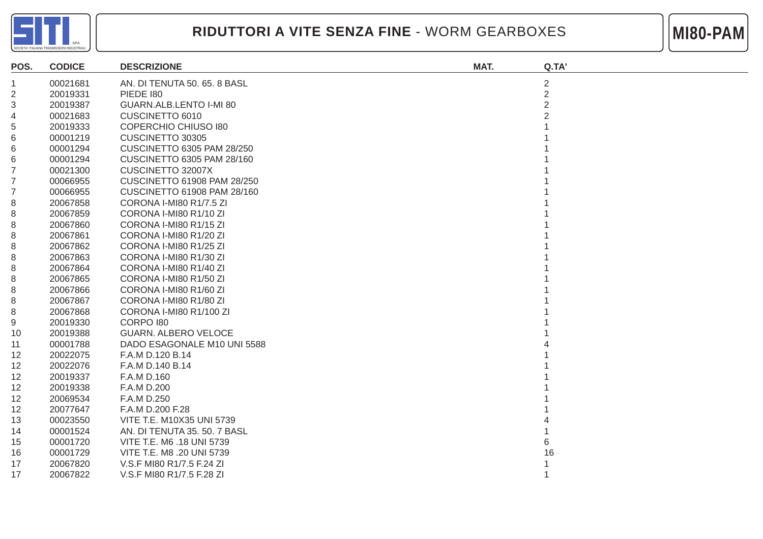# RIDUTTORI A VITE SENZA FINE - WORM GEARBOXES

**MI80-PAM**

| POS. | CODICE | DESCRIZIONE | MAT. | Q.TA' |
|---|---|---|---|---|
| 1 | 00021681 | AN. DI TENUTA 50. 65. 8 BASL | | 2 |
| 2 | 20019331 | PIEDE I80 | | 2 |
| 3 | 20019387 | GUARN.ALB.LENTO I-MI 80 | | 2 |
| 4 | 00021683 | CUSCINETTO 6010 | | 2 |
| 5 | 20019333 | COPERCHIO CHIUSO I80 | | 1 |
| 6 | 00001219 | CUSCINETTO 30305 | | 1 |
| 6 | 00001294 | CUSCINETTO 6305 PAM 28/250 | | 1 |
| 6 | 00001294 | CUSCINETTO 6305 PAM 28/160 | | 1 |
| 7 | 00021300 | CUSCINETTO 32007X | | 1 |
| 7 | 00066955 | CUSCINETTO 61908 PAM 28/250 | | 1 |
| 7 | 00066955 | CUSCINETTO 61908 PAM 28/160 | | 1 |
| 8 | 20067858 | CORONA I-MI80 R1/7.5 ZI | | 1 |
| 8 | 20067859 | CORONA I-MI80 R1/10 ZI | | 1 |
| 8 | 20067860 | CORONA I-MI80 R1/15 ZI | | 1 |
| 8 | 20067861 | CORONA I-MI80 R1/20 ZI | | 1 |
| 8 | 20067862 | CORONA I-MI80 R1/25 ZI | | 1 |
| 8 | 20067863 | CORONA I-MI80 R1/30 ZI | | 1 |
| 8 | 20067864 | CORONA I-MI80 R1/40 ZI | | 1 |
| 8 | 20067865 | CORONA I-MI80 R1/50 ZI | | 1 |
| 8 | 20067866 | CORONA I-MI80 R1/60 ZI | | 1 |
| 8 | 20067867 | CORONA I-MI80 R1/80 ZI | | 1 |
| 8 | 20067868 | CORONA I-MI80 R1/100 ZI | | 1 |
| 9 | 20019330 | CORPO I80 | | 1 |
| 10 | 20019388 | GUARN. ALBERO VELOCE | | 1 |
| 11 | 00001788 | DADO ESAGONALE M10 UNI 5588 | | 4 |
| 12 | 20022075 | F.A.M D.120 B.14 | | 1 |
| 12 | 20022076 | F.A.M D.140 B.14 | | 1 |
| 12 | 20019337 | F.A.M D.160 | | 1 |
| 12 | 20019338 | F.A.M D.200 | | 1 |
| 12 | 20069534 | F.A.M D.250 | | 1 |
| 12 | 20077647 | F.A.M D.200 F.28 | | 1 |
| 13 | 00023550 | VITE T.E. M10X35 UNI 5739 | | 4 |
| 14 | 00001524 | AN. DI TENUTA 35. 50. 7 BASL | | 1 |
| 15 | 00001720 | VITE T.E. M6 .18 UNI 5739 | | 6 |
| 16 | 00001729 | VITE T.E. M8 .20 UNI 5739 | | 16 |
| 17 | 20067820 | V.S.F MI80 R1/7.5 F.24 ZI | | 1 |
| 17 | 20067822 | V.S.F MI80 R1/7.5 F.28 ZI | | 1 |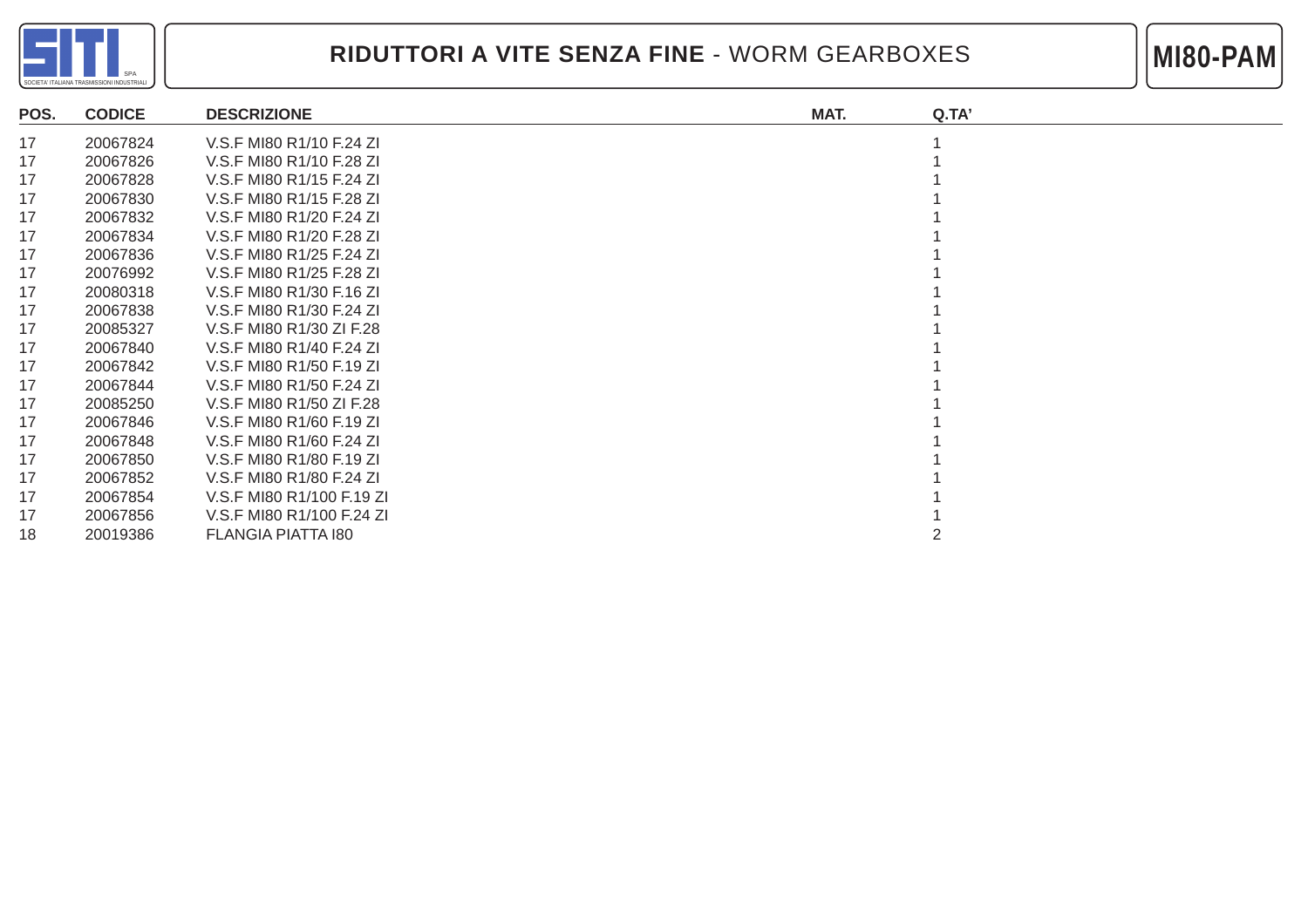# RIDUTTORI A VITE SENZA FINE - WORM GEARBOXES

**MI80-PAM**

| POS. | CODICE | DESCRIZIONE | MAT. | Q.TA' |
|---|---|---|---|---|
| 17 | 20067824 | V.S.F MI80 R1/10 F.24 ZI | | 1 |
| 17 | 20067826 | V.S.F MI80 R1/10 F.28 ZI | | 1 |
| 17 | 20067828 | V.S.F MI80 R1/15 F.24 ZI | | 1 |
| 17 | 20067830 | V.S.F MI80 R1/15 F.28 ZI | | 1 |
| 17 | 20067832 | V.S.F MI80 R1/20 F.24 ZI | | 1 |
| 17 | 20067834 | V.S.F MI80 R1/20 F.28 ZI | | 1 |
| 17 | 20067836 | V.S.F MI80 R1/25 F.24 ZI | | 1 |
| 17 | 20076992 | V.S.F MI80 R1/25 F.28 ZI | | 1 |
| 17 | 20080318 | V.S.F MI80 R1/30 F.16 ZI | | 1 |
| 17 | 20067838 | V.S.F MI80 R1/30 F.24 ZI | | 1 |
| 17 | 20085327 | V.S.F MI80 R1/30 ZI F.28 | | 1 |
| 17 | 20067840 | V.S.F MI80 R1/40 F.24 ZI | | 1 |
| 17 | 20067842 | V.S.F MI80 R1/50 F.19 ZI | | 1 |
| 17 | 20067844 | V.S.F MI80 R1/50 F.24 ZI | | 1 |
| 17 | 20085250 | V.S.F MI80 R1/50 ZI F.28 | | 1 |
| 17 | 20067846 | V.S.F MI80 R1/60 F.19 ZI | | 1 |
| 17 | 20067848 | V.S.F MI80 R1/60 F.24 ZI | | 1 |
| 17 | 20067850 | V.S.F MI80 R1/80 F.19 ZI | | 1 |
| 17 | 20067852 | V.S.F MI80 R1/80 F.24 ZI | | 1 |
| 17 | 20067854 | V.S.F MI80 R1/100 F.19 ZI | | 1 |
| 17 | 20067856 | V.S.F MI80 R1/100 F.24 ZI | | 1 |
| 18 | 20019386 | FLANGIA PIATTA I80 | | 2 |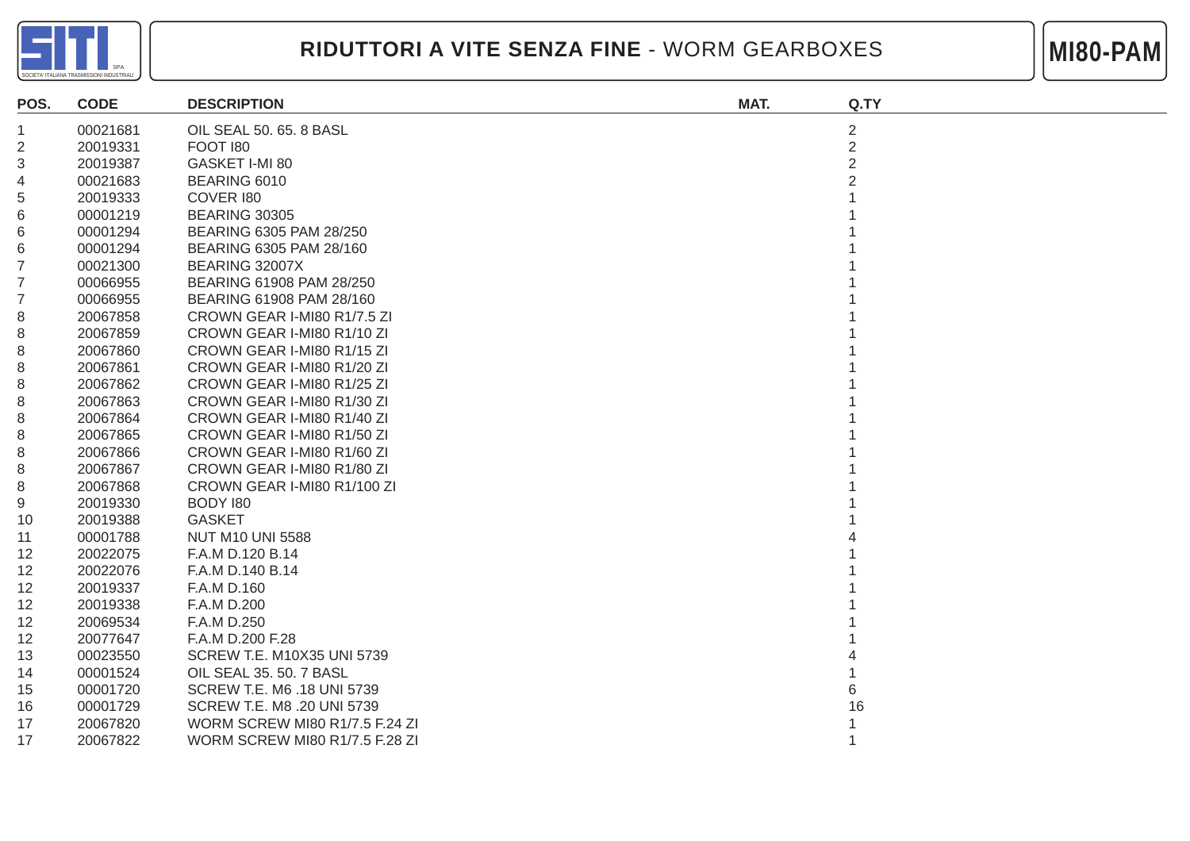# RIDUTTORI A VITE SENZA FINE - WORM GEARBOXES

**MI80-PAM**

| POS. | CODE | DESCRIPTION | MAT. | Q.TY |
|---|---|---|---|---|
| 1 | 00021681 | OIL SEAL 50. 65. 8 BASL | | 2 |
| 2 | 20019331 | FOOT I80 | | 2 |
| 3 | 20019387 | GASKET I-MI 80 | | 2 |
| 4 | 00021683 | BEARING 6010 | | 2 |
| 5 | 20019333 | COVER I80 | | 1 |
| 6 | 00001219 | BEARING 30305 | | 1 |
| 6 | 00001294 | BEARING 6305 PAM 28/250 | | 1 |
| 6 | 00001294 | BEARING 6305 PAM 28/160 | | 1 |
| 7 | 00021300 | BEARING 32007X | | 1 |
| 7 | 00066955 | BEARING 61908 PAM 28/250 | | 1 |
| 7 | 00066955 | BEARING 61908 PAM 28/160 | | 1 |
| 8 | 20067858 | CROWN GEAR I-MI80 R1/7.5 ZI | | 1 |
| 8 | 20067859 | CROWN GEAR I-MI80 R1/10 ZI | | 1 |
| 8 | 20067860 | CROWN GEAR I-MI80 R1/15 ZI | | 1 |
| 8 | 20067861 | CROWN GEAR I-MI80 R1/20 ZI | | 1 |
| 8 | 20067862 | CROWN GEAR I-MI80 R1/25 ZI | | 1 |
| 8 | 20067863 | CROWN GEAR I-MI80 R1/30 ZI | | 1 |
| 8 | 20067864 | CROWN GEAR I-MI80 R1/40 ZI | | 1 |
| 8 | 20067865 | CROWN GEAR I-MI80 R1/50 ZI | | 1 |
| 8 | 20067866 | CROWN GEAR I-MI80 R1/60 ZI | | 1 |
| 8 | 20067867 | CROWN GEAR I-MI80 R1/80 ZI | | 1 |
| 8 | 20067868 | CROWN GEAR I-MI80 R1/100 ZI | | 1 |
| 9 | 20019330 | BODY I80 | | 1 |
| 10 | 20019388 | GASKET | | 1 |
| 11 | 00001788 | NUT M10 UNI 5588 | | 4 |
| 12 | 20022075 | F.A.M D.120 B.14 | | 1 |
| 12 | 20022076 | F.A.M D.140 B.14 | | 1 |
| 12 | 20019337 | F.A.M D.160 | | 1 |
| 12 | 20019338 | F.A.M D.200 | | 1 |
| 12 | 20069534 | F.A.M D.250 | | 1 |
| 12 | 20077647 | F.A.M D.200 F.28 | | 1 |
| 13 | 00023550 | SCREW T.E. M10X35 UNI 5739 | | 4 |
| 14 | 00001524 | OIL SEAL 35. 50. 7 BASL | | 1 |
| 15 | 00001720 | SCREW T.E. M6 .18 UNI 5739 | | 6 |
| 16 | 00001729 | SCREW T.E. M8 .20 UNI 5739 | | 16 |
| 17 | 20067820 | WORM SCREW MI80 R1/7.5 F.24 ZI | | 1 |
| 17 | 20067822 | WORM SCREW MI80 R1/7.5 F.28 ZI | | 1 |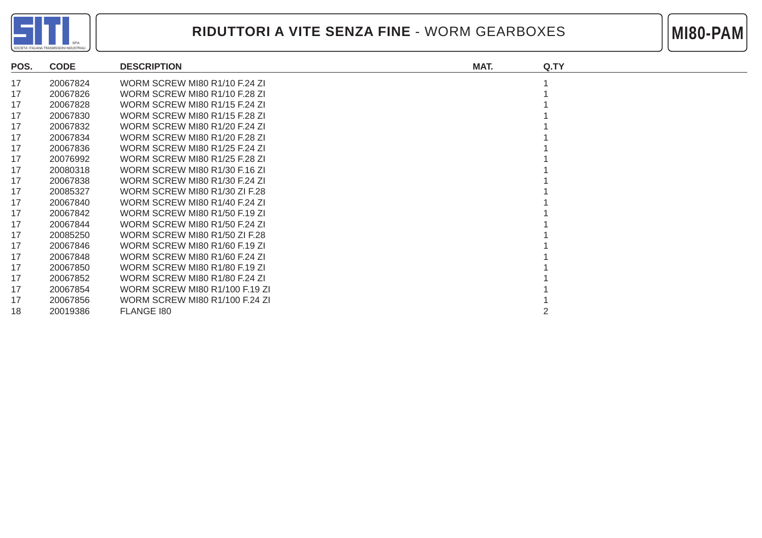# RIDUTTORI A VITE SENZA FINE - WORM GEARBOXES

**MI80-PAM**

| POS. | CODE | DESCRIPTION | MAT. | Q.TY |
|---|---|---|---|---|
| 17 | 20067824 | WORM SCREW MI80 R1/10 F.24 ZI | | 1 |
| 17 | 20067826 | WORM SCREW MI80 R1/10 F.28 ZI | | 1 |
| 17 | 20067828 | WORM SCREW MI80 R1/15 F.24 ZI | | 1 |
| 17 | 20067830 | WORM SCREW MI80 R1/15 F.28 ZI | | 1 |
| 17 | 20067832 | WORM SCREW MI80 R1/20 F.24 ZI | | 1 |
| 17 | 20067834 | WORM SCREW MI80 R1/20 F.28 ZI | | 1 |
| 17 | 20067836 | WORM SCREW MI80 R1/25 F.24 ZI | | 1 |
| 17 | 20076992 | WORM SCREW MI80 R1/25 F.28 ZI | | 1 |
| 17 | 20080318 | WORM SCREW MI80 R1/30 F.16 ZI | | 1 |
| 17 | 20067838 | WORM SCREW MI80 R1/30 F.24 ZI | | 1 |
| 17 | 20085327 | WORM SCREW MI80 R1/30 ZI F.28 | | 1 |
| 17 | 20067840 | WORM SCREW MI80 R1/40 F.24 ZI | | 1 |
| 17 | 20067842 | WORM SCREW MI80 R1/50 F.19 ZI | | 1 |
| 17 | 20067844 | WORM SCREW MI80 R1/50 F.24 ZI | | 1 |
| 17 | 20085250 | WORM SCREW MI80 R1/50 ZI F.28 | | 1 |
| 17 | 20067846 | WORM SCREW MI80 R1/60 F.19 ZI | | 1 |
| 17 | 20067848 | WORM SCREW MI80 R1/60 F.24 ZI | | 1 |
| 17 | 20067850 | WORM SCREW MI80 R1/80 F.19 ZI | | 1 |
| 17 | 20067852 | WORM SCREW MI80 R1/80 F.24 ZI | | 1 |
| 17 | 20067854 | WORM SCREW MI80 R1/100 F.19 ZI | | 1 |
| 17 | 20067856 | WORM SCREW MI80 R1/100 F.24 ZI | | 1 |
| 18 | 20019386 | FLANGE I80 | | 2 |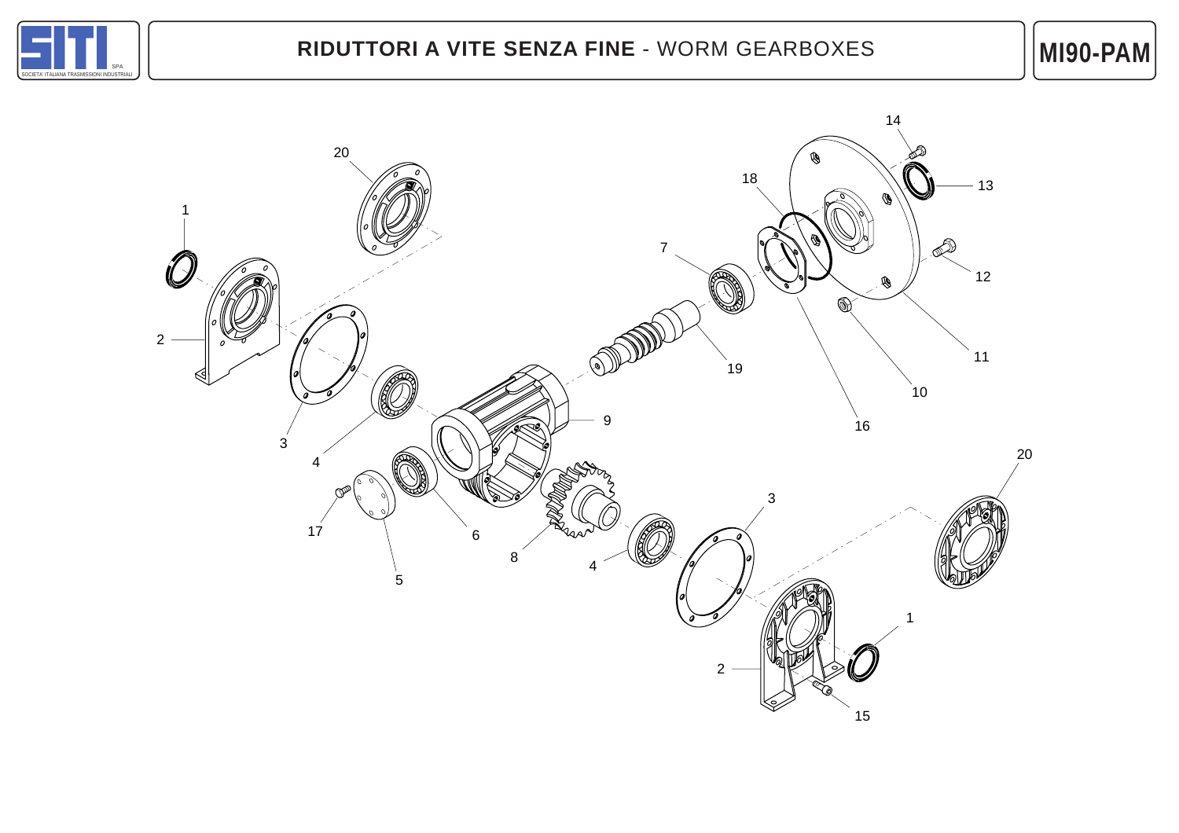# RIDUTTORI A VITE SENZA FINE - WORM GEARBOXES

**MI90-PAM**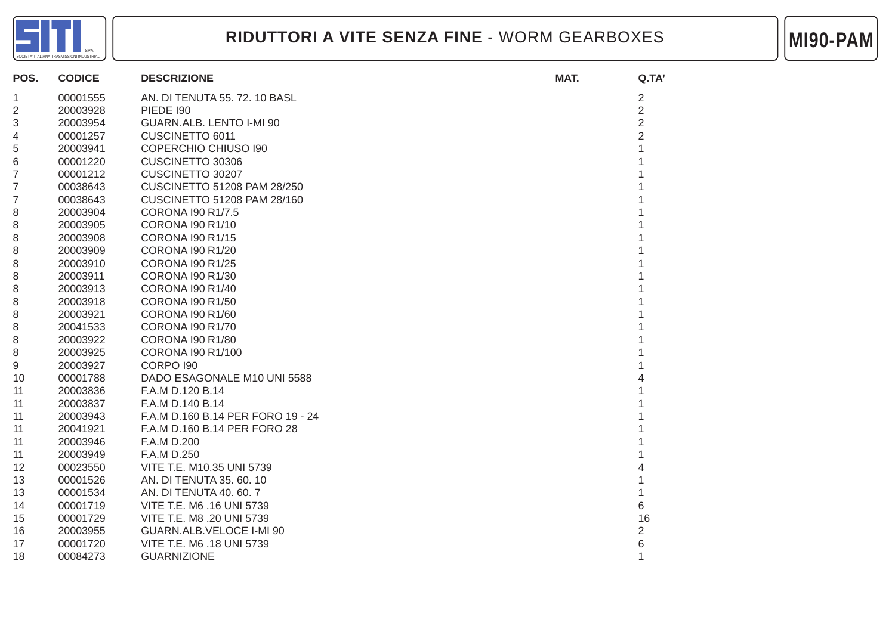# RIDUTTORI A VITE SENZA FINE - WORM GEARBOXES

**MI90-PAM**

| POS. | CODICE | DESCRIZIONE | MAT. | Q.TA' |
|---|---|---|---|---|
| 1 | 00001555 | AN. DI TENUTA 55. 72. 10 BASL | | 2 |
| 2 | 20003928 | PIEDE I90 | | 2 |
| 3 | 20003954 | GUARN.ALB. LENTO I-MI 90 | | 2 |
| 4 | 00001257 | CUSCINETTO 6011 | | 2 |
| 5 | 20003941 | COPERCHIO CHIUSO I90 | | 1 |
| 6 | 00001220 | CUSCINETTO 30306 | | 1 |
| 7 | 00001212 | CUSCINETTO 30207 | | 1 |
| 7 | 00038643 | CUSCINETTO 51208 PAM 28/250 | | 1 |
| 7 | 00038643 | CUSCINETTO 51208 PAM 28/160 | | 1 |
| 8 | 20003904 | CORONA I90 R1/7.5 | | 1 |
| 8 | 20003905 | CORONA I90 R1/10 | | 1 |
| 8 | 20003908 | CORONA I90 R1/15 | | 1 |
| 8 | 20003909 | CORONA I90 R1/20 | | 1 |
| 8 | 20003910 | CORONA I90 R1/25 | | 1 |
| 8 | 20003911 | CORONA I90 R1/30 | | 1 |
| 8 | 20003913 | CORONA I90 R1/40 | | 1 |
| 8 | 20003918 | CORONA I90 R1/50 | | 1 |
| 8 | 20003921 | CORONA I90 R1/60 | | 1 |
| 8 | 20041533 | CORONA I90 R1/70 | | 1 |
| 8 | 20003922 | CORONA I90 R1/80 | | 1 |
| 8 | 20003925 | CORONA I90 R1/100 | | 1 |
| 9 | 20003927 | CORPO I90 | | 1 |
| 10 | 00001788 | DADO ESAGONALE M10 UNI 5588 | | 4 |
| 11 | 20003836 | F.A.M D.120 B.14 | | 1 |
| 11 | 20003837 | F.A.M D.140 B.14 | | 1 |
| 11 | 20003943 | F.A.M D.160 B.14 PER FORO 19 - 24 | | 1 |
| 11 | 20041921 | F.A.M D.160 B.14 PER FORO 28 | | 1 |
| 11 | 20003946 | F.A.M D.200 | | 1 |
| 11 | 20003949 | F.A.M D.250 | | 1 |
| 12 | 00023550 | VITE T.E. M10.35 UNI 5739 | | 4 |
| 13 | 00001526 | AN. DI TENUTA 35. 60. 10 | | 1 |
| 13 | 00001534 | AN. DI TENUTA 40. 60. 7 | | 1 |
| 14 | 00001719 | VITE T.E. M6 .16 UNI 5739 | | 6 |
| 15 | 00001729 | VITE T.E. M8 .20 UNI 5739 | | 16 |
| 16 | 20003955 | GUARN.ALB.VELOCE I-MI 90 | | 2 |
| 17 | 00001720 | VITE T.E. M6 .18 UNI 5739 | | 6 |
| 18 | 00084273 | GUARNIZIONE | | 1 |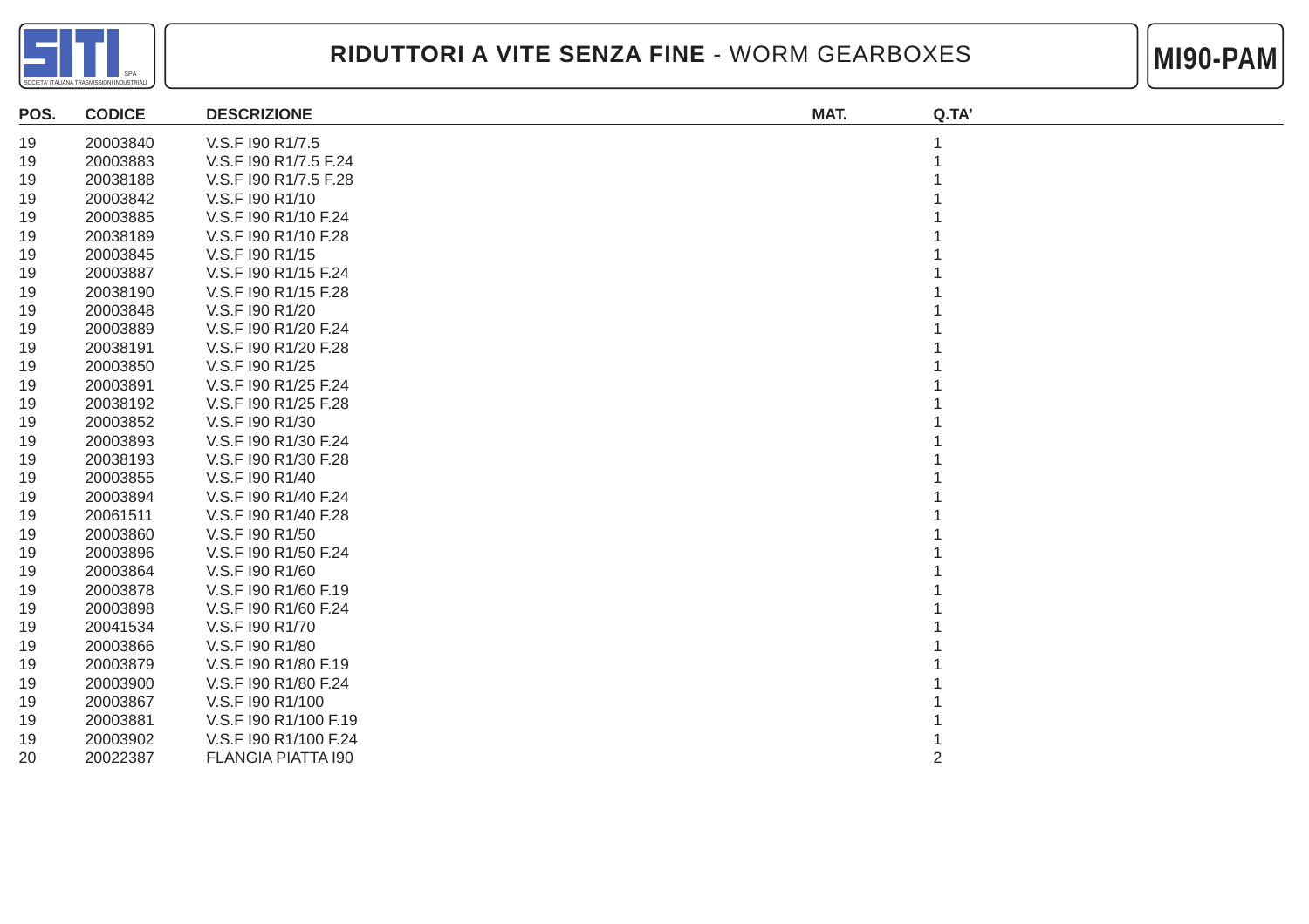# RIDUTTORI A VITE SENZA FINE - WORM GEARBOXES

**MI90-PAM**

| POS. | CODICE | DESCRIZIONE | MAT. | Q.TA' |
|---|---|---|---|---|
| 19 | 20003840 | V.S.F I90 R1/7.5 | | 1 |
| 19 | 20003883 | V.S.F I90 R1/7.5 F.24 | | 1 |
| 19 | 20038188 | V.S.F I90 R1/7.5 F.28 | | 1 |
| 19 | 20003842 | V.S.F I90 R1/10 | | 1 |
| 19 | 20003885 | V.S.F I90 R1/10 F.24 | | 1 |
| 19 | 20038189 | V.S.F I90 R1/10 F.28 | | 1 |
| 19 | 20003845 | V.S.F I90 R1/15 | | 1 |
| 19 | 20003887 | V.S.F I90 R1/15 F.24 | | 1 |
| 19 | 20038190 | V.S.F I90 R1/15 F.28 | | 1 |
| 19 | 20003848 | V.S.F I90 R1/20 | | 1 |
| 19 | 20003889 | V.S.F I90 R1/20 F.24 | | 1 |
| 19 | 20038191 | V.S.F I90 R1/20 F.28 | | 1 |
| 19 | 20003850 | V.S.F I90 R1/25 | | 1 |
| 19 | 20003891 | V.S.F I90 R1/25 F.24 | | 1 |
| 19 | 20038192 | V.S.F I90 R1/25 F.28 | | 1 |
| 19 | 20003852 | V.S.F I90 R1/30 | | 1 |
| 19 | 20003893 | V.S.F I90 R1/30 F.24 | | 1 |
| 19 | 20038193 | V.S.F I90 R1/30 F.28 | | 1 |
| 19 | 20003855 | V.S.F I90 R1/40 | | 1 |
| 19 | 20003894 | V.S.F I90 R1/40 F.24 | | 1 |
| 19 | 20061511 | V.S.F I90 R1/40 F.28 | | 1 |
| 19 | 20003860 | V.S.F I90 R1/50 | | 1 |
| 19 | 20003896 | V.S.F I90 R1/50 F.24 | | 1 |
| 19 | 20003864 | V.S.F I90 R1/60 | | 1 |
| 19 | 20003878 | V.S.F I90 R1/60 F.19 | | 1 |
| 19 | 20003898 | V.S.F I90 R1/60 F.24 | | 1 |
| 19 | 20041534 | V.S.F I90 R1/70 | | 1 |
| 19 | 20003866 | V.S.F I90 R1/80 | | 1 |
| 19 | 20003879 | V.S.F I90 R1/80 F.19 | | 1 |
| 19 | 20003900 | V.S.F I90 R1/80 F.24 | | 1 |
| 19 | 20003867 | V.S.F I90 R1/100 | | 1 |
| 19 | 20003881 | V.S.F I90 R1/100 F.19 | | 1 |
| 19 | 20003902 | V.S.F I90 R1/100 F.24 | | 1 |
| 20 | 20022387 | FLANGIA PIATTA I90 | | 2 |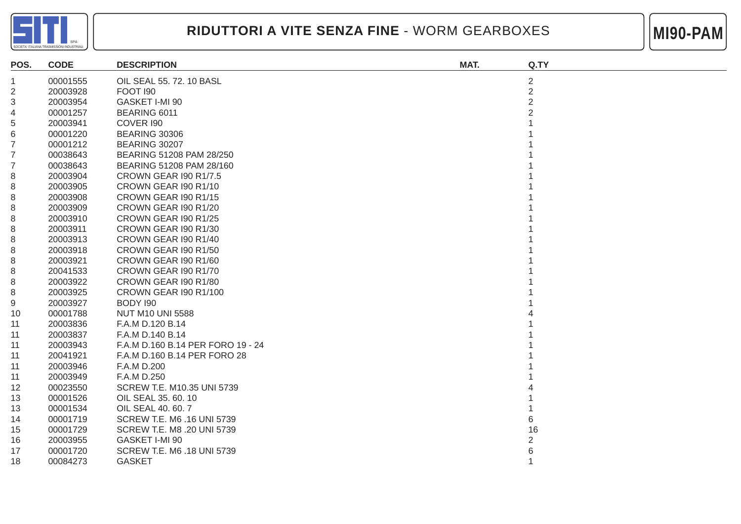SITI SPA — SOCIETA' ITALIANA TRASMISSIONI INDUSTRIALI

# RIDUTTORI A VITE SENZA FINE - WORM GEARBOXES

## MI90-PAM

| POS. | CODE | DESCRIPTION | MAT. | Q.TY |
|---|---|---|---|---|
| 1 | 00001555 | OIL SEAL 55. 72. 10 BASL | | 2 |
| 2 | 20003928 | FOOT I90 | | 2 |
| 3 | 20003954 | GASKET I-MI 90 | | 2 |
| 4 | 00001257 | BEARING 6011 | | 2 |
| 5 | 20003941 | COVER I90 | | 1 |
| 6 | 00001220 | BEARING 30306 | | 1 |
| 7 | 00001212 | BEARING 30207 | | 1 |
| 7 | 00038643 | BEARING 51208 PAM 28/250 | | 1 |
| 7 | 00038643 | BEARING 51208 PAM 28/160 | | 1 |
| 8 | 20003904 | CROWN GEAR I90 R1/7.5 | | 1 |
| 8 | 20003905 | CROWN GEAR I90 R1/10 | | 1 |
| 8 | 20003908 | CROWN GEAR I90 R1/15 | | 1 |
| 8 | 20003909 | CROWN GEAR I90 R1/20 | | 1 |
| 8 | 20003910 | CROWN GEAR I90 R1/25 | | 1 |
| 8 | 20003911 | CROWN GEAR I90 R1/30 | | 1 |
| 8 | 20003913 | CROWN GEAR I90 R1/40 | | 1 |
| 8 | 20003918 | CROWN GEAR I90 R1/50 | | 1 |
| 8 | 20003921 | CROWN GEAR I90 R1/60 | | 1 |
| 8 | 20041533 | CROWN GEAR I90 R1/70 | | 1 |
| 8 | 20003922 | CROWN GEAR I90 R1/80 | | 1 |
| 8 | 20003925 | CROWN GEAR I90 R1/100 | | 1 |
| 9 | 20003927 | BODY I90 | | 1 |
| 10 | 00001788 | NUT M10 UNI 5588 | | 4 |
| 11 | 20003836 | F.A.M D.120 B.14 | | 1 |
| 11 | 20003837 | F.A.M D.140 B.14 | | 1 |
| 11 | 20003943 | F.A.M D.160 B.14 PER FORO 19 - 24 | | 1 |
| 11 | 20041921 | F.A.M D.160 B.14 PER FORO 28 | | 1 |
| 11 | 20003946 | F.A.M D.200 | | 1 |
| 11 | 20003949 | F.A.M D.250 | | 1 |
| 12 | 00023550 | SCREW T.E. M10.35 UNI 5739 | | 4 |
| 13 | 00001526 | OIL SEAL 35. 60. 10 | | 1 |
| 13 | 00001534 | OIL SEAL 40. 60. 7 | | 1 |
| 14 | 00001719 | SCREW T.E. M6 .16 UNI 5739 | | 6 |
| 15 | 00001729 | SCREW T.E. M8 .20 UNI 5739 | | 16 |
| 16 | 20003955 | GASKET I-MI 90 | | 2 |
| 17 | 00001720 | SCREW T.E. M6 .18 UNI 5739 | | 6 |
| 18 | 00084273 | GASKET | | 1 |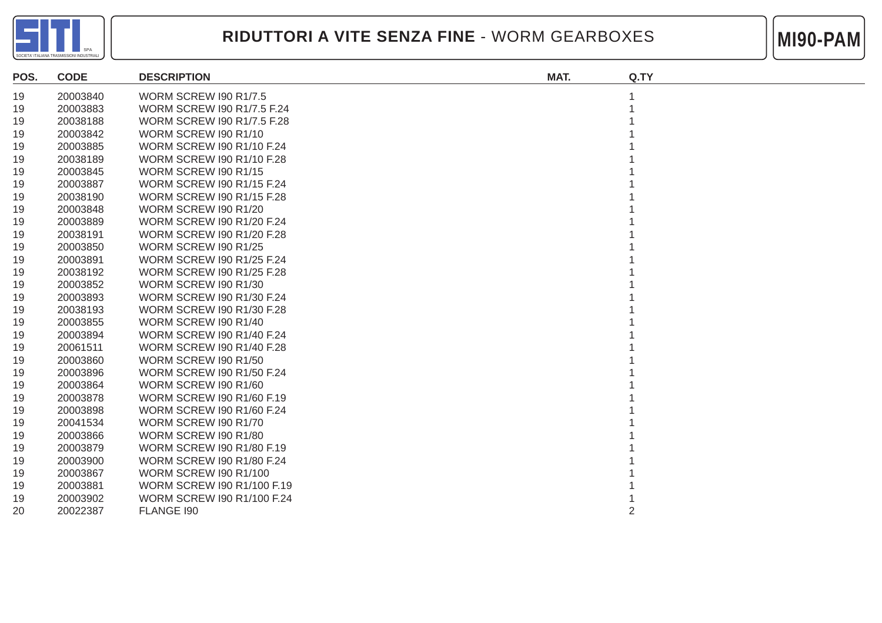# RIDUTTORI A VITE SENZA FINE - WORM GEARBOXES

**MI90-PAM**

| POS. | CODE | DESCRIPTION | MAT. | Q.TY |
|---|---|---|---|---|
| 19 | 20003840 | WORM SCREW I90 R1/7.5 | | 1 |
| 19 | 20003883 | WORM SCREW I90 R1/7.5 F.24 | | 1 |
| 19 | 20038188 | WORM SCREW I90 R1/7.5 F.28 | | 1 |
| 19 | 20003842 | WORM SCREW I90 R1/10 | | 1 |
| 19 | 20003885 | WORM SCREW I90 R1/10 F.24 | | 1 |
| 19 | 20038189 | WORM SCREW I90 R1/10 F.28 | | 1 |
| 19 | 20003845 | WORM SCREW I90 R1/15 | | 1 |
| 19 | 20003887 | WORM SCREW I90 R1/15 F.24 | | 1 |
| 19 | 20038190 | WORM SCREW I90 R1/15 F.28 | | 1 |
| 19 | 20003848 | WORM SCREW I90 R1/20 | | 1 |
| 19 | 20003889 | WORM SCREW I90 R1/20 F.24 | | 1 |
| 19 | 20038191 | WORM SCREW I90 R1/20 F.28 | | 1 |
| 19 | 20003850 | WORM SCREW I90 R1/25 | | 1 |
| 19 | 20003891 | WORM SCREW I90 R1/25 F.24 | | 1 |
| 19 | 20038192 | WORM SCREW I90 R1/25 F.28 | | 1 |
| 19 | 20003852 | WORM SCREW I90 R1/30 | | 1 |
| 19 | 20003893 | WORM SCREW I90 R1/30 F.24 | | 1 |
| 19 | 20038193 | WORM SCREW I90 R1/30 F.28 | | 1 |
| 19 | 20003855 | WORM SCREW I90 R1/40 | | 1 |
| 19 | 20003894 | WORM SCREW I90 R1/40 F.24 | | 1 |
| 19 | 20061511 | WORM SCREW I90 R1/40 F.28 | | 1 |
| 19 | 20003860 | WORM SCREW I90 R1/50 | | 1 |
| 19 | 20003896 | WORM SCREW I90 R1/50 F.24 | | 1 |
| 19 | 20003864 | WORM SCREW I90 R1/60 | | 1 |
| 19 | 20003878 | WORM SCREW I90 R1/60 F.19 | | 1 |
| 19 | 20003898 | WORM SCREW I90 R1/60 F.24 | | 1 |
| 19 | 20041534 | WORM SCREW I90 R1/70 | | 1 |
| 19 | 20003866 | WORM SCREW I90 R1/80 | | 1 |
| 19 | 20003879 | WORM SCREW I90 R1/80 F.19 | | 1 |
| 19 | 20003900 | WORM SCREW I90 R1/80 F.24 | | 1 |
| 19 | 20003867 | WORM SCREW I90 R1/100 | | 1 |
| 19 | 20003881 | WORM SCREW I90 R1/100 F.19 | | 1 |
| 19 | 20003902 | WORM SCREW I90 R1/100 F.24 | | 1 |
| 20 | 20022387 | FLANGE I90 | | 2 |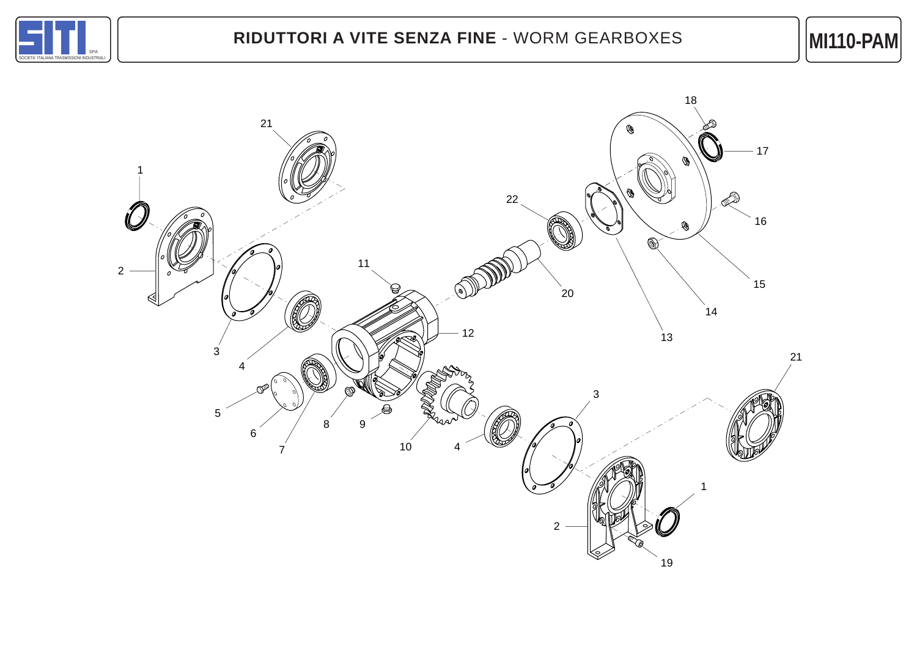# RIDUTTORI A VITE SENZA FINE - WORM GEARBOXES

**MI110-PAM**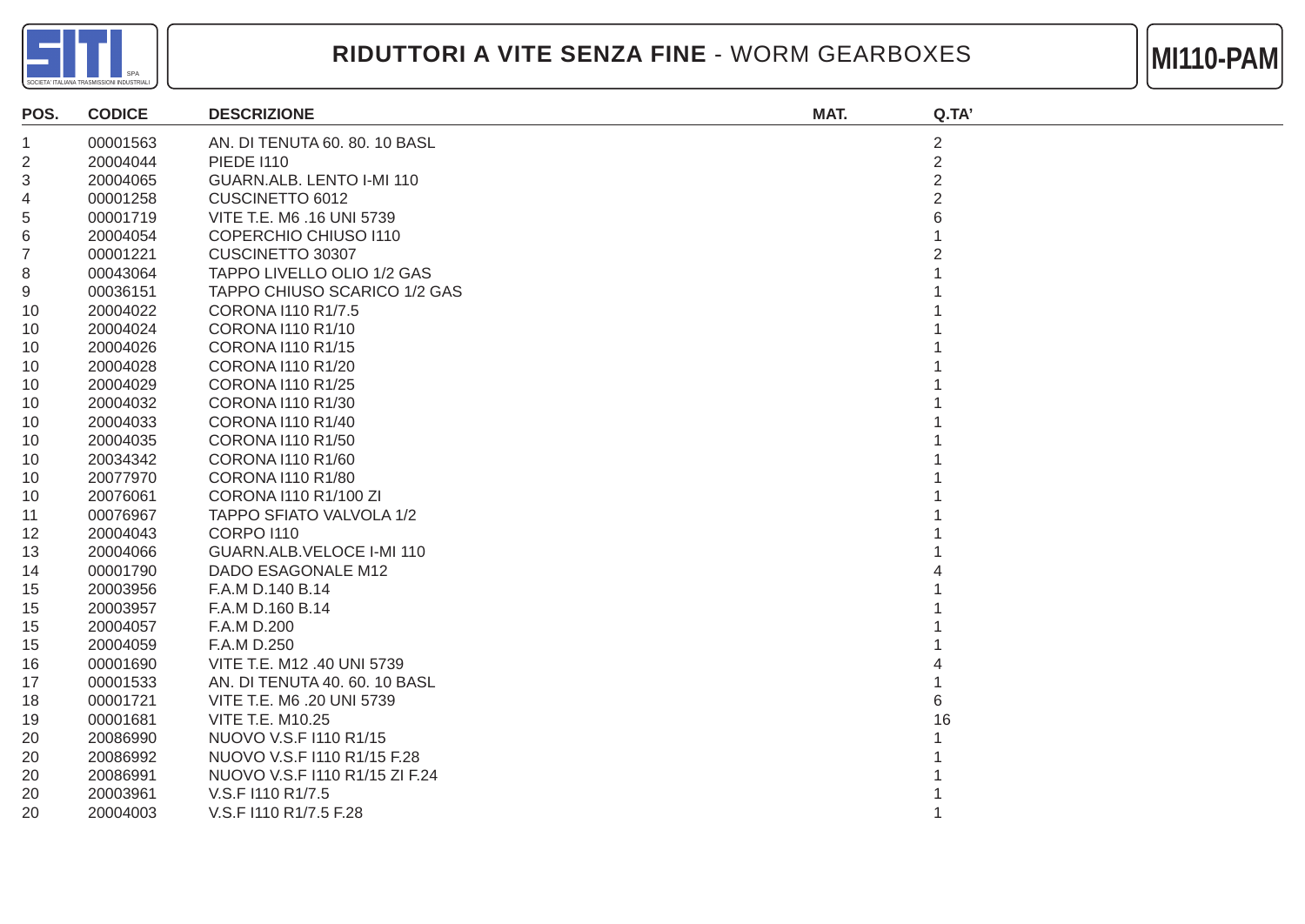# RIDUTTORI A VITE SENZA FINE - WORM GEARBOXES

**MI110-PAM**

| POS. | CODICE | DESCRIZIONE | MAT. | Q.TA' |
|---|---|---|---|---|
| 1 | 00001563 | AN. DI TENUTA 60. 80. 10 BASL | | 2 |
| 2 | 20004044 | PIEDE I110 | | 2 |
| 3 | 20004065 | GUARN.ALB. LENTO I-MI 110 | | 2 |
| 4 | 00001258 | CUSCINETTO 6012 | | 2 |
| 5 | 00001719 | VITE T.E. M6 .16 UNI 5739 | | 6 |
| 6 | 20004054 | COPERCHIO CHIUSO I110 | | 1 |
| 7 | 00001221 | CUSCINETTO 30307 | | 2 |
| 8 | 00043064 | TAPPO LIVELLO OLIO 1/2 GAS | | 1 |
| 9 | 00036151 | TAPPO CHIUSO SCARICO 1/2 GAS | | 1 |
| 10 | 20004022 | CORONA I110 R1/7.5 | | 1 |
| 10 | 20004024 | CORONA I110 R1/10 | | 1 |
| 10 | 20004026 | CORONA I110 R1/15 | | 1 |
| 10 | 20004028 | CORONA I110 R1/20 | | 1 |
| 10 | 20004029 | CORONA I110 R1/25 | | 1 |
| 10 | 20004032 | CORONA I110 R1/30 | | 1 |
| 10 | 20004033 | CORONA I110 R1/40 | | 1 |
| 10 | 20004035 | CORONA I110 R1/50 | | 1 |
| 10 | 20034342 | CORONA I110 R1/60 | | 1 |
| 10 | 20077970 | CORONA I110 R1/80 | | 1 |
| 10 | 20076061 | CORONA I110 R1/100 ZI | | 1 |
| 11 | 00076967 | TAPPO SFIATO VALVOLA 1/2 | | 1 |
| 12 | 20004043 | CORPO I110 | | 1 |
| 13 | 20004066 | GUARN.ALB.VELOCE I-MI 110 | | 1 |
| 14 | 00001790 | DADO ESAGONALE M12 | | 4 |
| 15 | 20003956 | F.A.M D.140 B.14 | | 1 |
| 15 | 20003957 | F.A.M D.160 B.14 | | 1 |
| 15 | 20004057 | F.A.M D.200 | | 1 |
| 15 | 20004059 | F.A.M D.250 | | 1 |
| 16 | 00001690 | VITE T.E. M12 .40 UNI 5739 | | 4 |
| 17 | 00001533 | AN. DI TENUTA 40. 60. 10 BASL | | 1 |
| 18 | 00001721 | VITE T.E. M6 .20 UNI 5739 | | 6 |
| 19 | 00001681 | VITE T.E. M10.25 | | 16 |
| 20 | 20086990 | NUOVO V.S.F I110 R1/15 | | 1 |
| 20 | 20086992 | NUOVO V.S.F I110 R1/15 F.28 | | 1 |
| 20 | 20086991 | NUOVO V.S.F I110 R1/15 ZI F.24 | | 1 |
| 20 | 20003961 | V.S.F I110 R1/7.5 | | 1 |
| 20 | 20004003 | V.S.F I110 R1/7.5 F.28 | | 1 |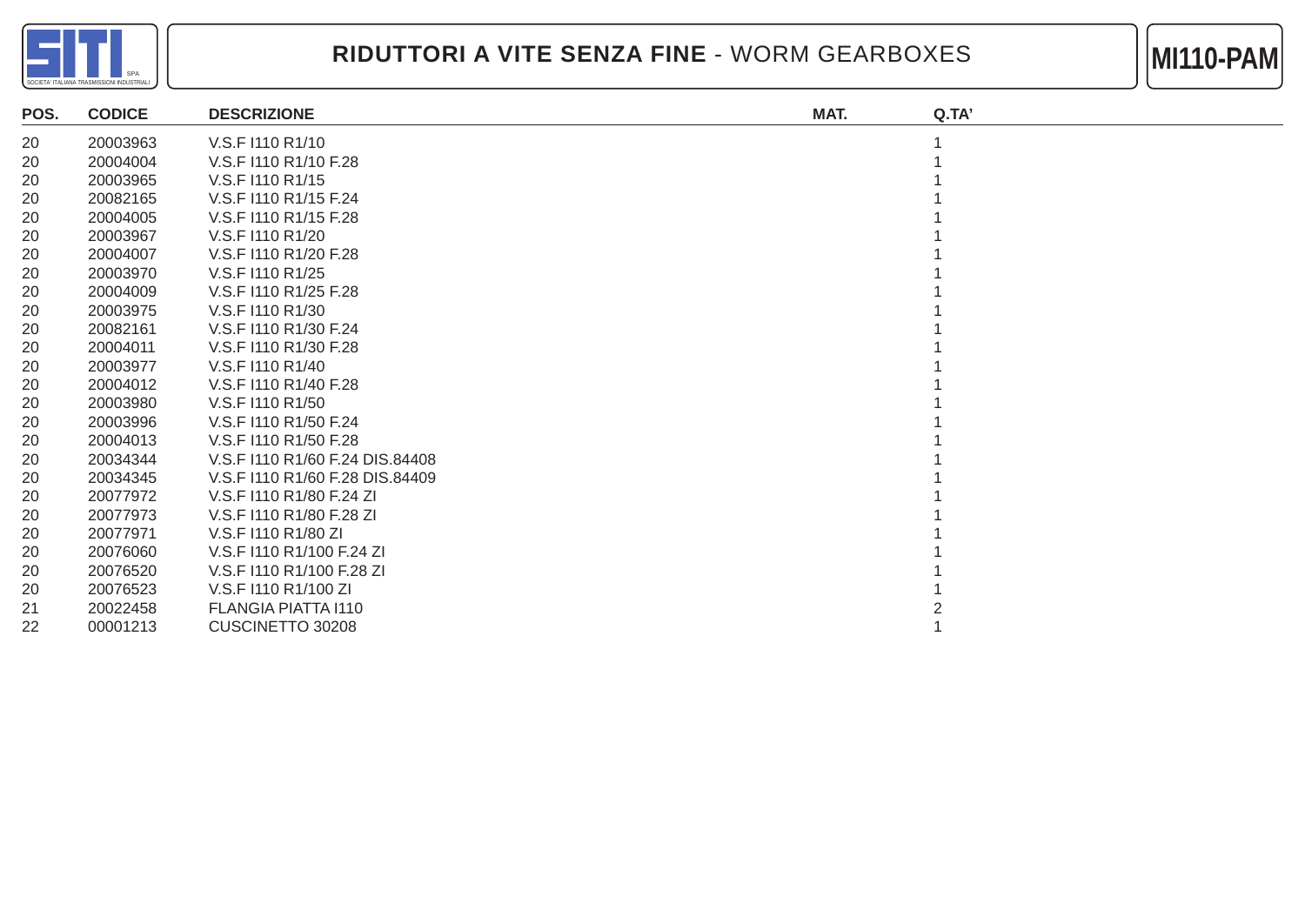# RIDUTTORI A VITE SENZA FINE - WORM GEARBOXES

**MI110-PAM**

| POS. | CODICE | DESCRIZIONE | MAT. | Q.TA' |
|---|---|---|---|---|
| 20 | 20003963 | V.S.F I110 R1/10 | | 1 |
| 20 | 20004004 | V.S.F I110 R1/10 F.28 | | 1 |
| 20 | 20003965 | V.S.F I110 R1/15 | | 1 |
| 20 | 20082165 | V.S.F I110 R1/15 F.24 | | 1 |
| 20 | 20004005 | V.S.F I110 R1/15 F.28 | | 1 |
| 20 | 20003967 | V.S.F I110 R1/20 | | 1 |
| 20 | 20004007 | V.S.F I110 R1/20 F.28 | | 1 |
| 20 | 20003970 | V.S.F I110 R1/25 | | 1 |
| 20 | 20004009 | V.S.F I110 R1/25 F.28 | | 1 |
| 20 | 20003975 | V.S.F I110 R1/30 | | 1 |
| 20 | 20082161 | V.S.F I110 R1/30 F.24 | | 1 |
| 20 | 20004011 | V.S.F I110 R1/30 F.28 | | 1 |
| 20 | 20003977 | V.S.F I110 R1/40 | | 1 |
| 20 | 20004012 | V.S.F I110 R1/40 F.28 | | 1 |
| 20 | 20003980 | V.S.F I110 R1/50 | | 1 |
| 20 | 20003996 | V.S.F I110 R1/50 F.24 | | 1 |
| 20 | 20004013 | V.S.F I110 R1/50 F.28 | | 1 |
| 20 | 20034344 | V.S.F I110 R1/60 F.24 DIS.84408 | | 1 |
| 20 | 20034345 | V.S.F I110 R1/60 F.28 DIS.84409 | | 1 |
| 20 | 20077972 | V.S.F I110 R1/80 F.24 ZI | | 1 |
| 20 | 20077973 | V.S.F I110 R1/80 F.28 ZI | | 1 |
| 20 | 20077971 | V.S.F I110 R1/80 ZI | | 1 |
| 20 | 20076060 | V.S.F I110 R1/100 F.24 ZI | | 1 |
| 20 | 20076520 | V.S.F I110 R1/100 F.28 ZI | | 1 |
| 20 | 20076523 | V.S.F I110 R1/100 ZI | | 1 |
| 21 | 20022458 | FLANGIA PIATTA I110 | | 2 |
| 22 | 00001213 | CUSCINETTO 30208 | | 1 |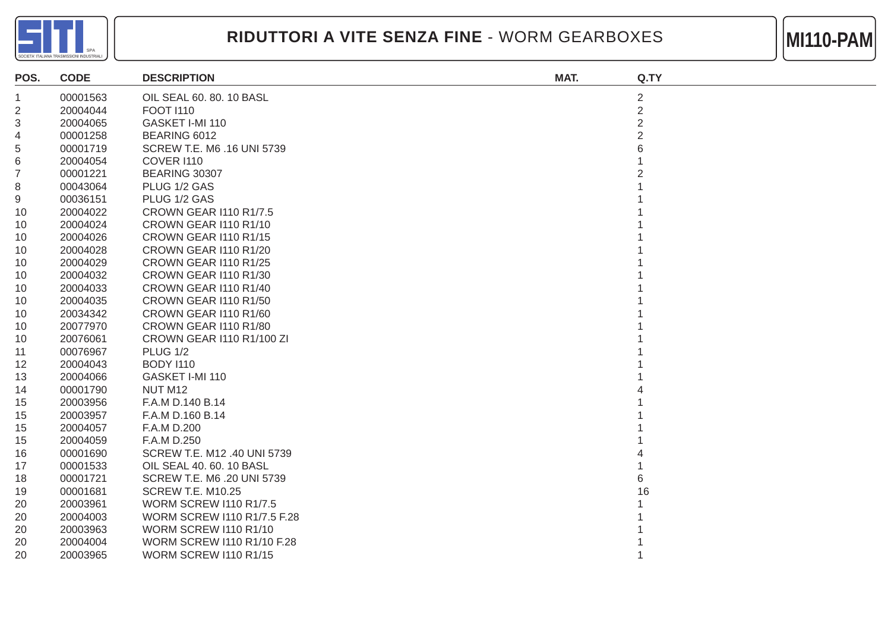# RIDUTTORI A VITE SENZA FINE - WORM GEARBOXES

**MI110-PAM**

| POS. | CODE | DESCRIPTION | MAT. | Q.TY |
|---|---|---|---|---|
| 1 | 00001563 | OIL SEAL 60. 80. 10 BASL | | 2 |
| 2 | 20004044 | FOOT I110 | | 2 |
| 3 | 20004065 | GASKET I-MI 110 | | 2 |
| 4 | 00001258 | BEARING 6012 | | 2 |
| 5 | 00001719 | SCREW T.E. M6 .16 UNI 5739 | | 6 |
| 6 | 20004054 | COVER I110 | | 1 |
| 7 | 00001221 | BEARING 30307 | | 2 |
| 8 | 00043064 | PLUG 1/2 GAS | | 1 |
| 9 | 00036151 | PLUG 1/2 GAS | | 1 |
| 10 | 20004022 | CROWN GEAR I110 R1/7.5 | | 1 |
| 10 | 20004024 | CROWN GEAR I110 R1/10 | | 1 |
| 10 | 20004026 | CROWN GEAR I110 R1/15 | | 1 |
| 10 | 20004028 | CROWN GEAR I110 R1/20 | | 1 |
| 10 | 20004029 | CROWN GEAR I110 R1/25 | | 1 |
| 10 | 20004032 | CROWN GEAR I110 R1/30 | | 1 |
| 10 | 20004033 | CROWN GEAR I110 R1/40 | | 1 |
| 10 | 20004035 | CROWN GEAR I110 R1/50 | | 1 |
| 10 | 20034342 | CROWN GEAR I110 R1/60 | | 1 |
| 10 | 20077970 | CROWN GEAR I110 R1/80 | | 1 |
| 10 | 20076061 | CROWN GEAR I110 R1/100 ZI | | 1 |
| 11 | 00076967 | PLUG 1/2 | | 1 |
| 12 | 20004043 | BODY I110 | | 1 |
| 13 | 20004066 | GASKET I-MI 110 | | 1 |
| 14 | 00001790 | NUT M12 | | 4 |
| 15 | 20003956 | F.A.M D.140 B.14 | | 1 |
| 15 | 20003957 | F.A.M D.160 B.14 | | 1 |
| 15 | 20004057 | F.A.M D.200 | | 1 |
| 15 | 20004059 | F.A.M D.250 | | 1 |
| 16 | 00001690 | SCREW T.E. M12 .40 UNI 5739 | | 4 |
| 17 | 00001533 | OIL SEAL 40. 60. 10 BASL | | 1 |
| 18 | 00001721 | SCREW T.E. M6 .20 UNI 5739 | | 6 |
| 19 | 00001681 | SCREW T.E. M10.25 | | 16 |
| 20 | 20003961 | WORM SCREW I110 R1/7.5 | | 1 |
| 20 | 20004003 | WORM SCREW I110 R1/7.5 F.28 | | 1 |
| 20 | 20003963 | WORM SCREW I110 R1/10 | | 1 |
| 20 | 20004004 | WORM SCREW I110 R1/10 F.28 | | 1 |
| 20 | 20003965 | WORM SCREW I110 R1/15 | | 1 |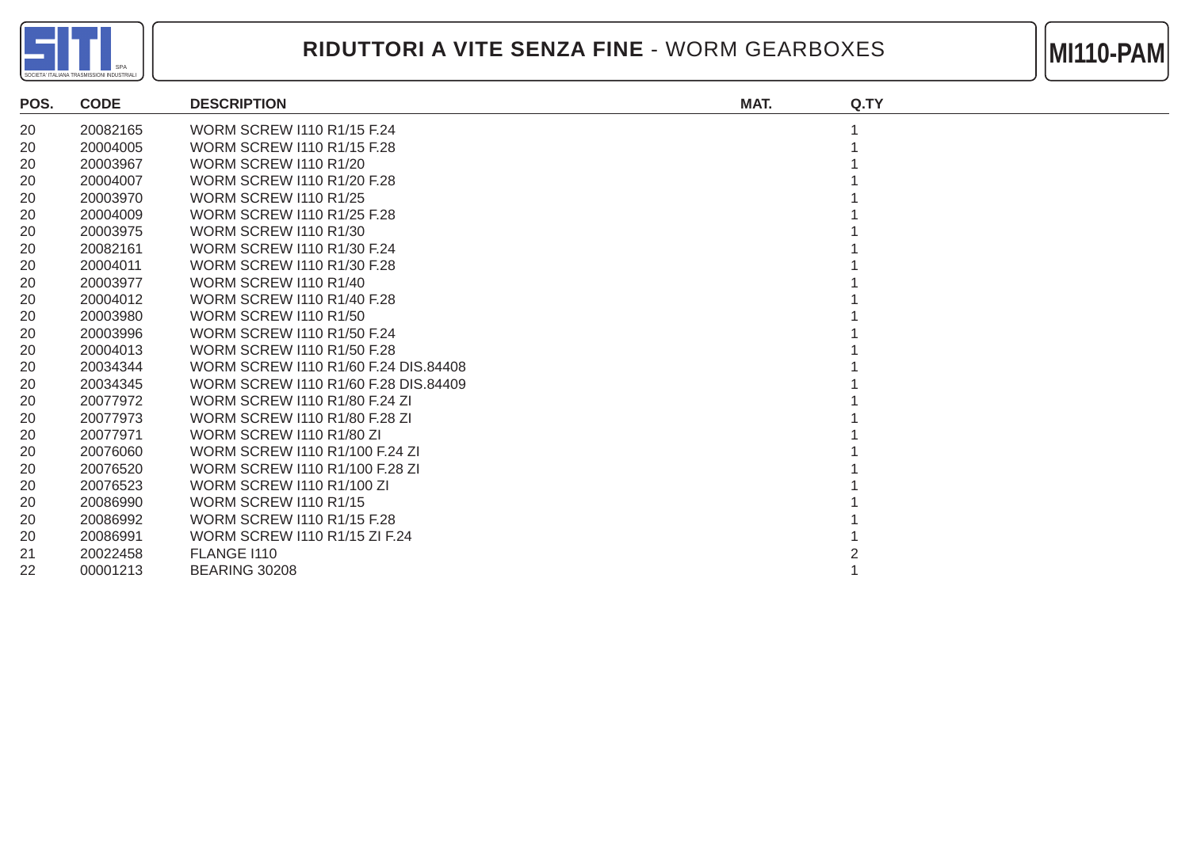# RIDUTTORI A VITE SENZA FINE - WORM GEARBOXES

## MI110-PAM

| POS. | CODE | DESCRIPTION | MAT. | Q.TY |
|---|---|---|---|---|
| 20 | 20082165 | WORM SCREW I110 R1/15 F.24 | | 1 |
| 20 | 20004005 | WORM SCREW I110 R1/15 F.28 | | 1 |
| 20 | 20003967 | WORM SCREW I110 R1/20 | | 1 |
| 20 | 20004007 | WORM SCREW I110 R1/20 F.28 | | 1 |
| 20 | 20003970 | WORM SCREW I110 R1/25 | | 1 |
| 20 | 20004009 | WORM SCREW I110 R1/25 F.28 | | 1 |
| 20 | 20003975 | WORM SCREW I110 R1/30 | | 1 |
| 20 | 20082161 | WORM SCREW I110 R1/30 F.24 | | 1 |
| 20 | 20004011 | WORM SCREW I110 R1/30 F.28 | | 1 |
| 20 | 20003977 | WORM SCREW I110 R1/40 | | 1 |
| 20 | 20004012 | WORM SCREW I110 R1/40 F.28 | | 1 |
| 20 | 20003980 | WORM SCREW I110 R1/50 | | 1 |
| 20 | 20003996 | WORM SCREW I110 R1/50 F.24 | | 1 |
| 20 | 20004013 | WORM SCREW I110 R1/50 F.28 | | 1 |
| 20 | 20034344 | WORM SCREW I110 R1/60 F.24 DIS.84408 | | 1 |
| 20 | 20034345 | WORM SCREW I110 R1/60 F.28 DIS.84409 | | 1 |
| 20 | 20077972 | WORM SCREW I110 R1/80 F.24 ZI | | 1 |
| 20 | 20077973 | WORM SCREW I110 R1/80 F.28 ZI | | 1 |
| 20 | 20077971 | WORM SCREW I110 R1/80 ZI | | 1 |
| 20 | 20076060 | WORM SCREW I110 R1/100 F.24 ZI | | 1 |
| 20 | 20076520 | WORM SCREW I110 R1/100 F.28 ZI | | 1 |
| 20 | 20076523 | WORM SCREW I110 R1/100 ZI | | 1 |
| 20 | 20086990 | WORM SCREW I110 R1/15 | | 1 |
| 20 | 20086992 | WORM SCREW I110 R1/15 F.28 | | 1 |
| 20 | 20086991 | WORM SCREW I110 R1/15 ZI F.24 | | 1 |
| 21 | 20022458 | FLANGE I110 | | 2 |
| 22 | 00001213 | BEARING 30208 | | 1 |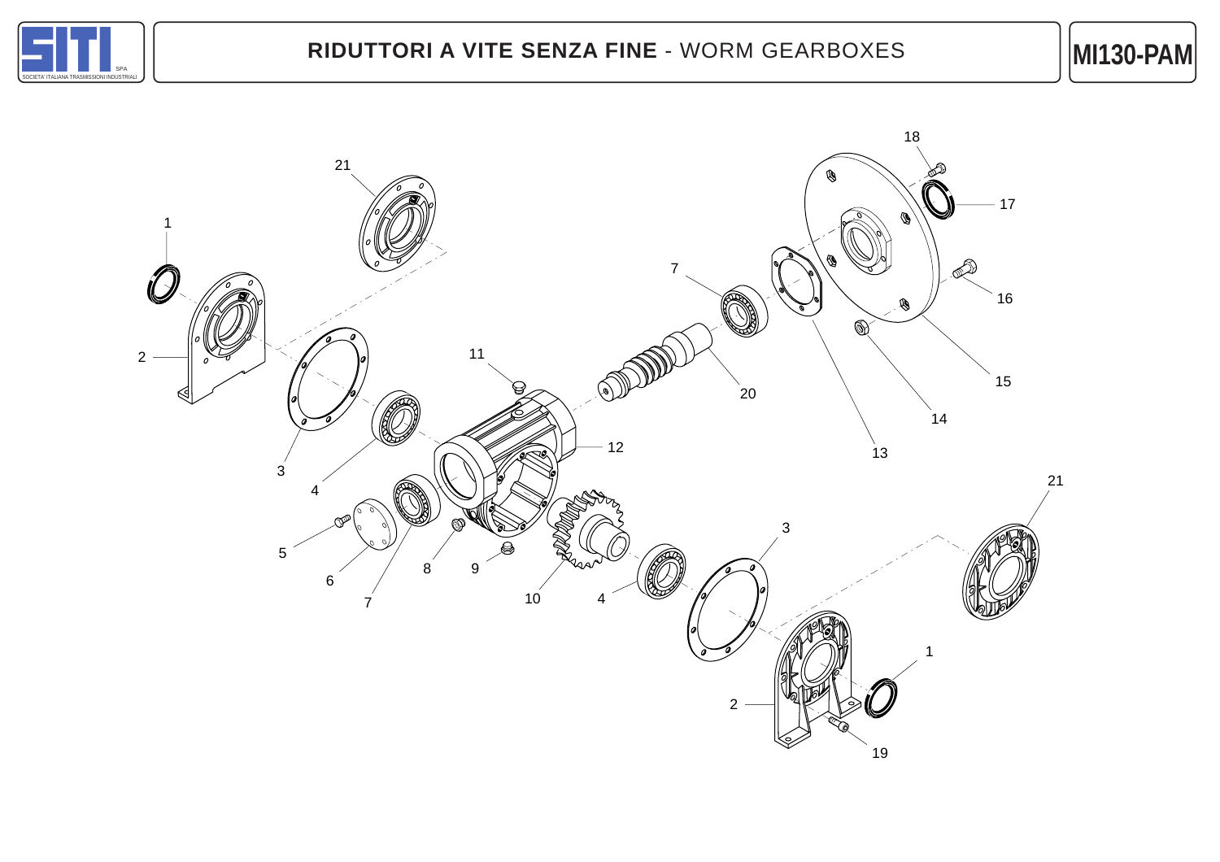# RIDUTTORI A VITE SENZA FINE - WORM GEARBOXES

**MI130-PAM**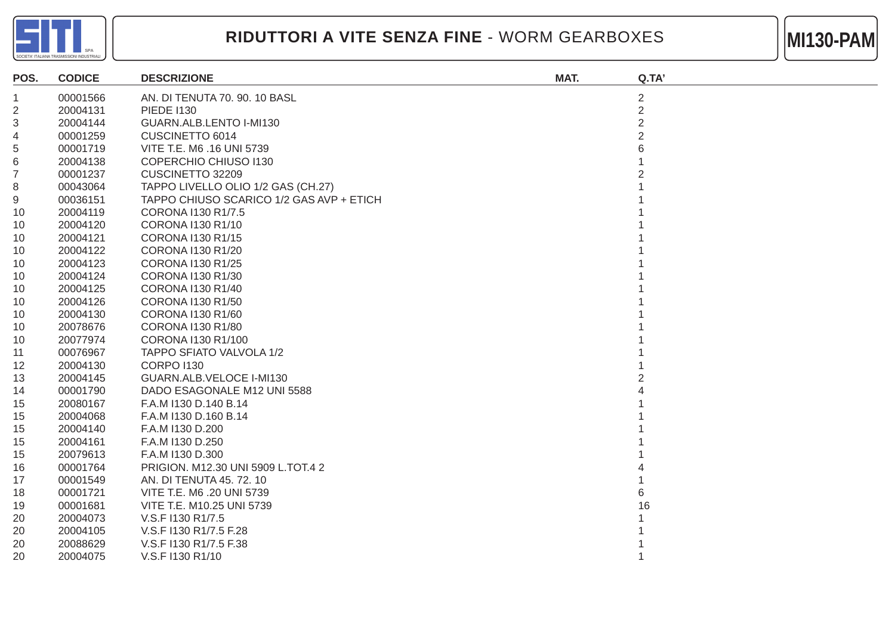# RIDUTTORI A VITE SENZA FINE - WORM GEARBOXES

**MI130-PAM**

| POS. | CODICE | DESCRIZIONE | MAT. | Q.TA' |
|---|---|---|---|---|
| 1 | 00001566 | AN. DI TENUTA 70. 90. 10 BASL | | 2 |
| 2 | 20004131 | PIEDE I130 | | 2 |
| 3 | 20004144 | GUARN.ALB.LENTO I-MI130 | | 2 |
| 4 | 00001259 | CUSCINETTO 6014 | | 2 |
| 5 | 00001719 | VITE T.E. M6 .16 UNI 5739 | | 6 |
| 6 | 20004138 | COPERCHIO CHIUSO I130 | | 1 |
| 7 | 00001237 | CUSCINETTO 32209 | | 2 |
| 8 | 00043064 | TAPPO LIVELLO OLIO 1/2 GAS (CH.27) | | 1 |
| 9 | 00036151 | TAPPO CHIUSO SCARICO 1/2 GAS AVP + ETICH | | 1 |
| 10 | 20004119 | CORONA I130 R1/7.5 | | 1 |
| 10 | 20004120 | CORONA I130 R1/10 | | 1 |
| 10 | 20004121 | CORONA I130 R1/15 | | 1 |
| 10 | 20004122 | CORONA I130 R1/20 | | 1 |
| 10 | 20004123 | CORONA I130 R1/25 | | 1 |
| 10 | 20004124 | CORONA I130 R1/30 | | 1 |
| 10 | 20004125 | CORONA I130 R1/40 | | 1 |
| 10 | 20004126 | CORONA I130 R1/50 | | 1 |
| 10 | 20004130 | CORONA I130 R1/60 | | 1 |
| 10 | 20078676 | CORONA I130 R1/80 | | 1 |
| 10 | 20077974 | CORONA I130 R1/100 | | 1 |
| 11 | 00076967 | TAPPO SFIATO VALVOLA 1/2 | | 1 |
| 12 | 20004130 | CORPO I130 | | 1 |
| 13 | 20004145 | GUARN.ALB.VELOCE I-MI130 | | 2 |
| 14 | 00001790 | DADO ESAGONALE M12 UNI 5588 | | 4 |
| 15 | 20080167 | F.A.M I130 D.140 B.14 | | 1 |
| 15 | 20004068 | F.A.M I130 D.160 B.14 | | 1 |
| 15 | 20004140 | F.A.M I130 D.200 | | 1 |
| 15 | 20004161 | F.A.M I130 D.250 | | 1 |
| 15 | 20079613 | F.A.M I130 D.300 | | 1 |
| 16 | 00001764 | PRIGION. M12.30 UNI 5909 L.TOT.4 2 | | 4 |
| 17 | 00001549 | AN. DI TENUTA 45. 72. 10 | | 1 |
| 18 | 00001721 | VITE T.E. M6 .20 UNI 5739 | | 6 |
| 19 | 00001681 | VITE T.E. M10.25 UNI 5739 | | 16 |
| 20 | 20004073 | V.S.F I130 R1/7.5 | | 1 |
| 20 | 20004105 | V.S.F I130 R1/7.5 F.28 | | 1 |
| 20 | 20088629 | V.S.F I130 R1/7.5 F.38 | | 1 |
| 20 | 20004075 | V.S.F I130 R1/10 | | 1 |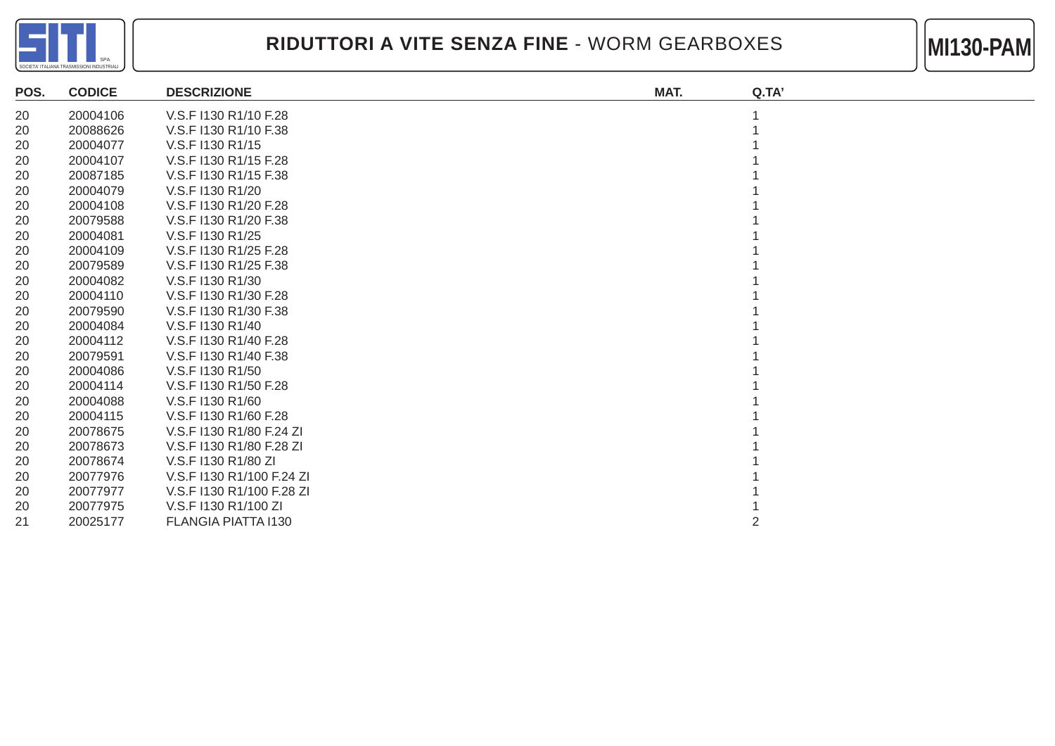# RIDUTTORI A VITE SENZA FINE - WORM GEARBOXES

**MI130-PAM**

| POS. | CODICE | DESCRIZIONE | MAT. | Q.TA' |
|---|---|---|---|---|
| 20 | 20004106 | V.S.F I130 R1/10 F.28 | | 1 |
| 20 | 20088626 | V.S.F I130 R1/10 F.38 | | 1 |
| 20 | 20004077 | V.S.F I130 R1/15 | | 1 |
| 20 | 20004107 | V.S.F I130 R1/15 F.28 | | 1 |
| 20 | 20087185 | V.S.F I130 R1/15 F.38 | | 1 |
| 20 | 20004079 | V.S.F I130 R1/20 | | 1 |
| 20 | 20004108 | V.S.F I130 R1/20 F.28 | | 1 |
| 20 | 20079588 | V.S.F I130 R1/20 F.38 | | 1 |
| 20 | 20004081 | V.S.F I130 R1/25 | | 1 |
| 20 | 20004109 | V.S.F I130 R1/25 F.28 | | 1 |
| 20 | 20079589 | V.S.F I130 R1/25 F.38 | | 1 |
| 20 | 20004082 | V.S.F I130 R1/30 | | 1 |
| 20 | 20004110 | V.S.F I130 R1/30 F.28 | | 1 |
| 20 | 20079590 | V.S.F I130 R1/30 F.38 | | 1 |
| 20 | 20004084 | V.S.F I130 R1/40 | | 1 |
| 20 | 20004112 | V.S.F I130 R1/40 F.28 | | 1 |
| 20 | 20079591 | V.S.F I130 R1/40 F.38 | | 1 |
| 20 | 20004086 | V.S.F I130 R1/50 | | 1 |
| 20 | 20004114 | V.S.F I130 R1/50 F.28 | | 1 |
| 20 | 20004088 | V.S.F I130 R1/60 | | 1 |
| 20 | 20004115 | V.S.F I130 R1/60 F.28 | | 1 |
| 20 | 20078675 | V.S.F I130 R1/80 F.24 ZI | | 1 |
| 20 | 20078673 | V.S.F I130 R1/80 F.28 ZI | | 1 |
| 20 | 20078674 | V.S.F I130 R1/80 ZI | | 1 |
| 20 | 20077976 | V.S.F I130 R1/100 F.24 ZI | | 1 |
| 20 | 20077977 | V.S.F I130 R1/100 F.28 ZI | | 1 |
| 20 | 20077975 | V.S.F I130 R1/100 ZI | | 1 |
| 21 | 20025177 | FLANGIA PIATTA I130 | | 2 |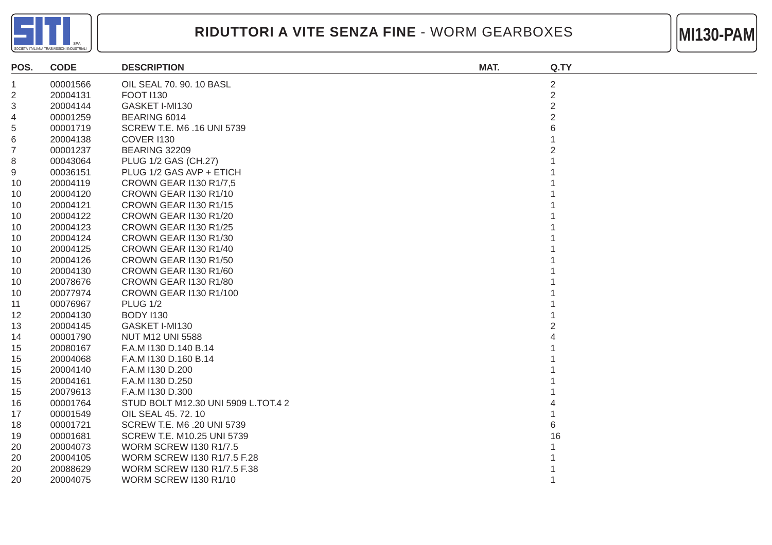# RIDUTTORI A VITE SENZA FINE - WORM GEARBOXES

**MI130-PAM**

| POS. | CODE | DESCRIPTION | MAT. | Q.TY |
|---|---|---|---|---|
| 1 | 00001566 | OIL SEAL 70. 90. 10 BASL | | 2 |
| 2 | 20004131 | FOOT I130 | | 2 |
| 3 | 20004144 | GASKET I-MI130 | | 2 |
| 4 | 00001259 | BEARING 6014 | | 2 |
| 5 | 00001719 | SCREW T.E. M6 .16 UNI 5739 | | 6 |
| 6 | 20004138 | COVER I130 | | 1 |
| 7 | 00001237 | BEARING 32209 | | 2 |
| 8 | 00043064 | PLUG 1/2 GAS (CH.27) | | 1 |
| 9 | 00036151 | PLUG 1/2 GAS AVP + ETICH | | 1 |
| 10 | 20004119 | CROWN GEAR I130 R1/7,5 | | 1 |
| 10 | 20004120 | CROWN GEAR I130 R1/10 | | 1 |
| 10 | 20004121 | CROWN GEAR I130 R1/15 | | 1 |
| 10 | 20004122 | CROWN GEAR I130 R1/20 | | 1 |
| 10 | 20004123 | CROWN GEAR I130 R1/25 | | 1 |
| 10 | 20004124 | CROWN GEAR I130 R1/30 | | 1 |
| 10 | 20004125 | CROWN GEAR I130 R1/40 | | 1 |
| 10 | 20004126 | CROWN GEAR I130 R1/50 | | 1 |
| 10 | 20004130 | CROWN GEAR I130 R1/60 | | 1 |
| 10 | 20078676 | CROWN GEAR I130 R1/80 | | 1 |
| 10 | 20077974 | CROWN GEAR I130 R1/100 | | 1 |
| 11 | 00076967 | PLUG 1/2 | | 1 |
| 12 | 20004130 | BODY I130 | | 1 |
| 13 | 20004145 | GASKET I-MI130 | | 2 |
| 14 | 00001790 | NUT M12 UNI 5588 | | 4 |
| 15 | 20080167 | F.A.M I130 D.140 B.14 | | 1 |
| 15 | 20004068 | F.A.M I130 D.160 B.14 | | 1 |
| 15 | 20004140 | F.A.M I130 D.200 | | 1 |
| 15 | 20004161 | F.A.M I130 D.250 | | 1 |
| 15 | 20079613 | F.A.M I130 D.300 | | 1 |
| 16 | 00001764 | STUD BOLT M12.30 UNI 5909 L.TOT.4 2 | | 4 |
| 17 | 00001549 | OIL SEAL 45. 72. 10 | | 1 |
| 18 | 00001721 | SCREW T.E. M6 .20 UNI 5739 | | 6 |
| 19 | 00001681 | SCREW T.E. M10.25 UNI 5739 | | 16 |
| 20 | 20004073 | WORM SCREW I130 R1/7.5 | | 1 |
| 20 | 20004105 | WORM SCREW I130 R1/7.5 F.28 | | 1 |
| 20 | 20088629 | WORM SCREW I130 R1/7.5 F.38 | | 1 |
| 20 | 20004075 | WORM SCREW I130 R1/10 | | 1 |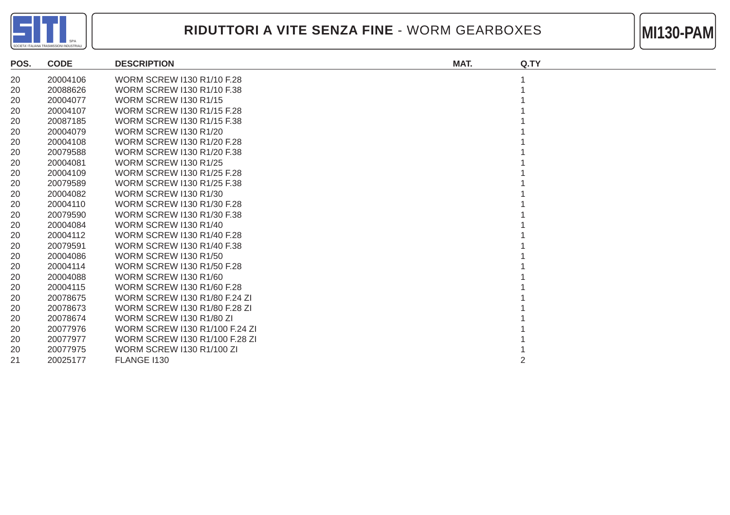# RIDUTTORI A VITE SENZA FINE - WORM GEARBOXES

**MI130-PAM**

| POS. | CODE | DESCRIPTION | MAT. | Q.TY |
|---|---|---|---|---|
| 20 | 20004106 | WORM SCREW I130 R1/10 F.28 | | 1 |
| 20 | 20088626 | WORM SCREW I130 R1/10 F.38 | | 1 |
| 20 | 20004077 | WORM SCREW I130 R1/15 | | 1 |
| 20 | 20004107 | WORM SCREW I130 R1/15 F.28 | | 1 |
| 20 | 20087185 | WORM SCREW I130 R1/15 F.38 | | 1 |
| 20 | 20004079 | WORM SCREW I130 R1/20 | | 1 |
| 20 | 20004108 | WORM SCREW I130 R1/20 F.28 | | 1 |
| 20 | 20079588 | WORM SCREW I130 R1/20 F.38 | | 1 |
| 20 | 20004081 | WORM SCREW I130 R1/25 | | 1 |
| 20 | 20004109 | WORM SCREW I130 R1/25 F.28 | | 1 |
| 20 | 20079589 | WORM SCREW I130 R1/25 F.38 | | 1 |
| 20 | 20004082 | WORM SCREW I130 R1/30 | | 1 |
| 20 | 20004110 | WORM SCREW I130 R1/30 F.28 | | 1 |
| 20 | 20079590 | WORM SCREW I130 R1/30 F.38 | | 1 |
| 20 | 20004084 | WORM SCREW I130 R1/40 | | 1 |
| 20 | 20004112 | WORM SCREW I130 R1/40 F.28 | | 1 |
| 20 | 20079591 | WORM SCREW I130 R1/40 F.38 | | 1 |
| 20 | 20004086 | WORM SCREW I130 R1/50 | | 1 |
| 20 | 20004114 | WORM SCREW I130 R1/50 F.28 | | 1 |
| 20 | 20004088 | WORM SCREW I130 R1/60 | | 1 |
| 20 | 20004115 | WORM SCREW I130 R1/60 F.28 | | 1 |
| 20 | 20078675 | WORM SCREW I130 R1/80 F.24 ZI | | 1 |
| 20 | 20078673 | WORM SCREW I130 R1/80 F.28 ZI | | 1 |
| 20 | 20078674 | WORM SCREW I130 R1/80 ZI | | 1 |
| 20 | 20077976 | WORM SCREW I130 R1/100 F.24 ZI | | 1 |
| 20 | 20077977 | WORM SCREW I130 R1/100 F.28 ZI | | 1 |
| 20 | 20077975 | WORM SCREW I130 R1/100 ZI | | 1 |
| 21 | 20025177 | FLANGE I130 | | 2 |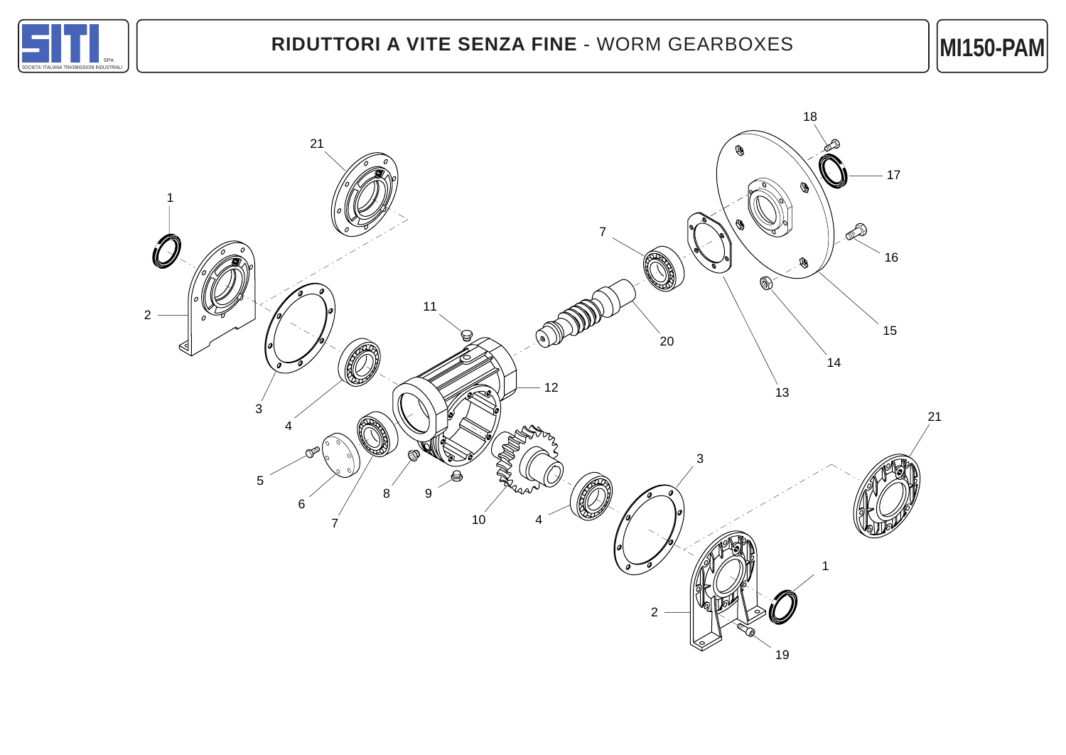# RIDUTTORI A VITE SENZA FINE - WORM GEARBOXES

MI150-PAM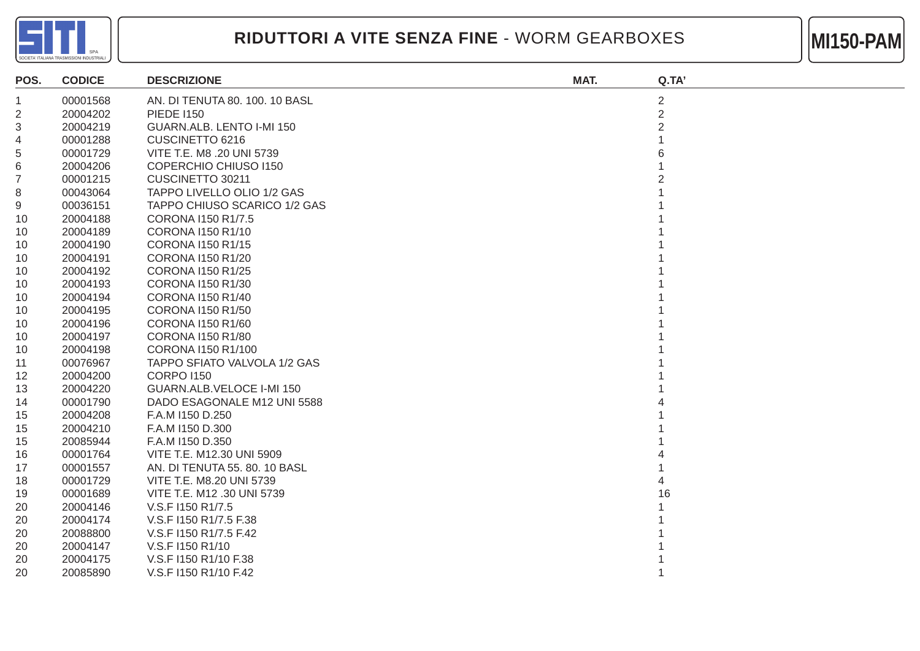# RIDUTTORI A VITE SENZA FINE - WORM GEARBOXES

**MI150-PAM**

| POS. | CODICE | DESCRIZIONE | MAT. | Q.TA' |
|---|---|---|---|---|
| 1 | 00001568 | AN. DI TENUTA 80. 100. 10 BASL | | 2 |
| 2 | 20004202 | PIEDE I150 | | 2 |
| 3 | 20004219 | GUARN.ALB. LENTO I-MI 150 | | 2 |
| 4 | 00001288 | CUSCINETTO 6216 | | 1 |
| 5 | 00001729 | VITE T.E. M8 .20 UNI 5739 | | 6 |
| 6 | 20004206 | COPERCHIO CHIUSO I150 | | 1 |
| 7 | 00001215 | CUSCINETTO 30211 | | 2 |
| 8 | 00043064 | TAPPO LIVELLO OLIO 1/2 GAS | | 1 |
| 9 | 00036151 | TAPPO CHIUSO SCARICO 1/2 GAS | | 1 |
| 10 | 20004188 | CORONA I150 R1/7.5 | | 1 |
| 10 | 20004189 | CORONA I150 R1/10 | | 1 |
| 10 | 20004190 | CORONA I150 R1/15 | | 1 |
| 10 | 20004191 | CORONA I150 R1/20 | | 1 |
| 10 | 20004192 | CORONA I150 R1/25 | | 1 |
| 10 | 20004193 | CORONA I150 R1/30 | | 1 |
| 10 | 20004194 | CORONA I150 R1/40 | | 1 |
| 10 | 20004195 | CORONA I150 R1/50 | | 1 |
| 10 | 20004196 | CORONA I150 R1/60 | | 1 |
| 10 | 20004197 | CORONA I150 R1/80 | | 1 |
| 10 | 20004198 | CORONA I150 R1/100 | | 1 |
| 11 | 00076967 | TAPPO SFIATO VALVOLA 1/2 GAS | | 1 |
| 12 | 20004200 | CORPO I150 | | 1 |
| 13 | 20004220 | GUARN.ALB.VELOCE I-MI 150 | | 1 |
| 14 | 00001790 | DADO ESAGONALE M12 UNI 5588 | | 4 |
| 15 | 20004208 | F.A.M I150 D.250 | | 1 |
| 15 | 20004210 | F.A.M I150 D.300 | | 1 |
| 15 | 20085944 | F.A.M I150 D.350 | | 1 |
| 16 | 00001764 | VITE T.E. M12.30 UNI 5909 | | 4 |
| 17 | 00001557 | AN. DI TENUTA 55. 80. 10 BASL | | 1 |
| 18 | 00001729 | VITE T.E. M8.20 UNI 5739 | | 4 |
| 19 | 00001689 | VITE T.E. M12 .30 UNI 5739 | | 16 |
| 20 | 20004146 | V.S.F I150 R1/7.5 | | 1 |
| 20 | 20004174 | V.S.F I150 R1/7.5 F.38 | | 1 |
| 20 | 20088800 | V.S.F I150 R1/7.5 F.42 | | 1 |
| 20 | 20004147 | V.S.F I150 R1/10 | | 1 |
| 20 | 20004175 | V.S.F I150 R1/10 F.38 | | 1 |
| 20 | 20085890 | V.S.F I150 R1/10 F.42 | | 1 |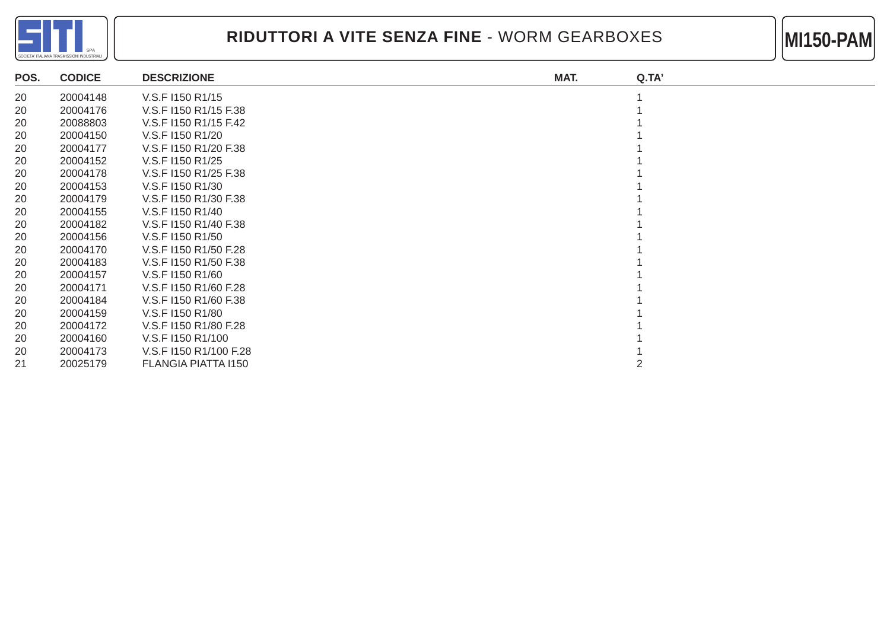# RIDUTTORI A VITE SENZA FINE - WORM GEARBOXES

**MI150-PAM**

| POS. | CODICE | DESCRIZIONE | MAT. | Q.TA' |
|---|---|---|---|---|
| 20 | 20004148 | V.S.F I150 R1/15 | | 1 |
| 20 | 20004176 | V.S.F I150 R1/15 F.38 | | 1 |
| 20 | 20088803 | V.S.F I150 R1/15 F.42 | | 1 |
| 20 | 20004150 | V.S.F I150 R1/20 | | 1 |
| 20 | 20004177 | V.S.F I150 R1/20 F.38 | | 1 |
| 20 | 20004152 | V.S.F I150 R1/25 | | 1 |
| 20 | 20004178 | V.S.F I150 R1/25 F.38 | | 1 |
| 20 | 20004153 | V.S.F I150 R1/30 | | 1 |
| 20 | 20004179 | V.S.F I150 R1/30 F.38 | | 1 |
| 20 | 20004155 | V.S.F I150 R1/40 | | 1 |
| 20 | 20004182 | V.S.F I150 R1/40 F.38 | | 1 |
| 20 | 20004156 | V.S.F I150 R1/50 | | 1 |
| 20 | 20004170 | V.S.F I150 R1/50 F.28 | | 1 |
| 20 | 20004183 | V.S.F I150 R1/50 F.38 | | 1 |
| 20 | 20004157 | V.S.F I150 R1/60 | | 1 |
| 20 | 20004171 | V.S.F I150 R1/60 F.28 | | 1 |
| 20 | 20004184 | V.S.F I150 R1/60 F.38 | | 1 |
| 20 | 20004159 | V.S.F I150 R1/80 | | 1 |
| 20 | 20004172 | V.S.F I150 R1/80 F.28 | | 1 |
| 20 | 20004160 | V.S.F I150 R1/100 | | 1 |
| 20 | 20004173 | V.S.F I150 R1/100 F.28 | | 1 |
| 21 | 20025179 | FLANGIA PIATTA I150 | | 2 |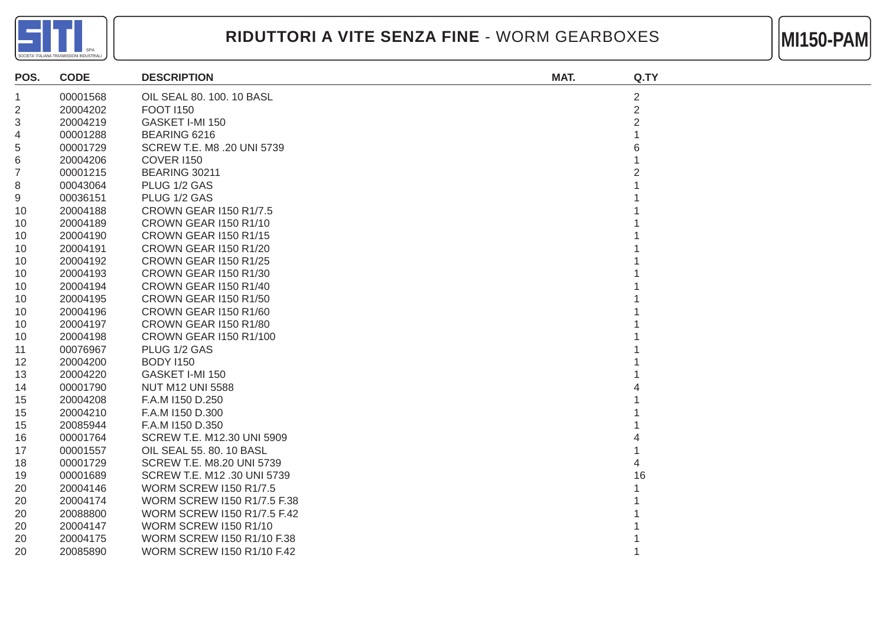# RIDUTTORI A VITE SENZA FINE - WORM GEARBOXES

**MI150-PAM**

| POS. | CODE | DESCRIPTION | MAT. | Q.TY |
|---|---|---|---|---|
| 1 | 00001568 | OIL SEAL 80. 100. 10 BASL | | 2 |
| 2 | 20004202 | FOOT I150 | | 2 |
| 3 | 20004219 | GASKET I-MI 150 | | 2 |
| 4 | 00001288 | BEARING 6216 | | 1 |
| 5 | 00001729 | SCREW T.E. M8 .20 UNI 5739 | | 6 |
| 6 | 20004206 | COVER I150 | | 1 |
| 7 | 00001215 | BEARING 30211 | | 2 |
| 8 | 00043064 | PLUG 1/2 GAS | | 1 |
| 9 | 00036151 | PLUG 1/2 GAS | | 1 |
| 10 | 20004188 | CROWN GEAR I150 R1/7.5 | | 1 |
| 10 | 20004189 | CROWN GEAR I150 R1/10 | | 1 |
| 10 | 20004190 | CROWN GEAR I150 R1/15 | | 1 |
| 10 | 20004191 | CROWN GEAR I150 R1/20 | | 1 |
| 10 | 20004192 | CROWN GEAR I150 R1/25 | | 1 |
| 10 | 20004193 | CROWN GEAR I150 R1/30 | | 1 |
| 10 | 20004194 | CROWN GEAR I150 R1/40 | | 1 |
| 10 | 20004195 | CROWN GEAR I150 R1/50 | | 1 |
| 10 | 20004196 | CROWN GEAR I150 R1/60 | | 1 |
| 10 | 20004197 | CROWN GEAR I150 R1/80 | | 1 |
| 10 | 20004198 | CROWN GEAR I150 R1/100 | | 1 |
| 11 | 00076967 | PLUG 1/2 GAS | | 1 |
| 12 | 20004200 | BODY I150 | | 1 |
| 13 | 20004220 | GASKET I-MI 150 | | 1 |
| 14 | 00001790 | NUT M12 UNI 5588 | | 4 |
| 15 | 20004208 | F.A.M I150 D.250 | | 1 |
| 15 | 20004210 | F.A.M I150 D.300 | | 1 |
| 15 | 20085944 | F.A.M I150 D.350 | | 1 |
| 16 | 00001764 | SCREW T.E. M12.30 UNI 5909 | | 4 |
| 17 | 00001557 | OIL SEAL 55. 80. 10 BASL | | 1 |
| 18 | 00001729 | SCREW T.E. M8.20 UNI 5739 | | 4 |
| 19 | 00001689 | SCREW T.E. M12 .30 UNI 5739 | | 16 |
| 20 | 20004146 | WORM SCREW I150 R1/7.5 | | 1 |
| 20 | 20004174 | WORM SCREW I150 R1/7.5 F.38 | | 1 |
| 20 | 20088800 | WORM SCREW I150 R1/7.5 F.42 | | 1 |
| 20 | 20004147 | WORM SCREW I150 R1/10 | | 1 |
| 20 | 20004175 | WORM SCREW I150 R1/10 F.38 | | 1 |
| 20 | 20085890 | WORM SCREW I150 R1/10 F.42 | | 1 |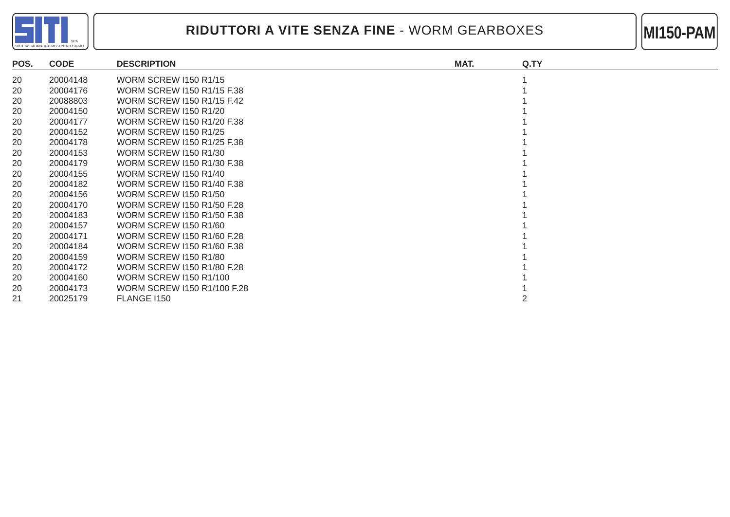# RIDUTTORI A VITE SENZA FINE - WORM GEARBOXES

**MI150-PAM**

| POS. | CODE | DESCRIPTION | MAT. | Q.TY |
|---|---|---|---|---|
| 20 | 20004148 | WORM SCREW I150 R1/15 | | 1 |
| 20 | 20004176 | WORM SCREW I150 R1/15 F.38 | | 1 |
| 20 | 20088803 | WORM SCREW I150 R1/15 F.42 | | 1 |
| 20 | 20004150 | WORM SCREW I150 R1/20 | | 1 |
| 20 | 20004177 | WORM SCREW I150 R1/20 F.38 | | 1 |
| 20 | 20004152 | WORM SCREW I150 R1/25 | | 1 |
| 20 | 20004178 | WORM SCREW I150 R1/25 F.38 | | 1 |
| 20 | 20004153 | WORM SCREW I150 R1/30 | | 1 |
| 20 | 20004179 | WORM SCREW I150 R1/30 F.38 | | 1 |
| 20 | 20004155 | WORM SCREW I150 R1/40 | | 1 |
| 20 | 20004182 | WORM SCREW I150 R1/40 F.38 | | 1 |
| 20 | 20004156 | WORM SCREW I150 R1/50 | | 1 |
| 20 | 20004170 | WORM SCREW I150 R1/50 F.28 | | 1 |
| 20 | 20004183 | WORM SCREW I150 R1/50 F.38 | | 1 |
| 20 | 20004157 | WORM SCREW I150 R1/60 | | 1 |
| 20 | 20004171 | WORM SCREW I150 R1/60 F.28 | | 1 |
| 20 | 20004184 | WORM SCREW I150 R1/60 F.38 | | 1 |
| 20 | 20004159 | WORM SCREW I150 R1/80 | | 1 |
| 20 | 20004172 | WORM SCREW I150 R1/80 F.28 | | 1 |
| 20 | 20004160 | WORM SCREW I150 R1/100 | | 1 |
| 20 | 20004173 | WORM SCREW I150 R1/100 F.28 | | 1 |
| 21 | 20025179 | FLANGE I150 | | 2 |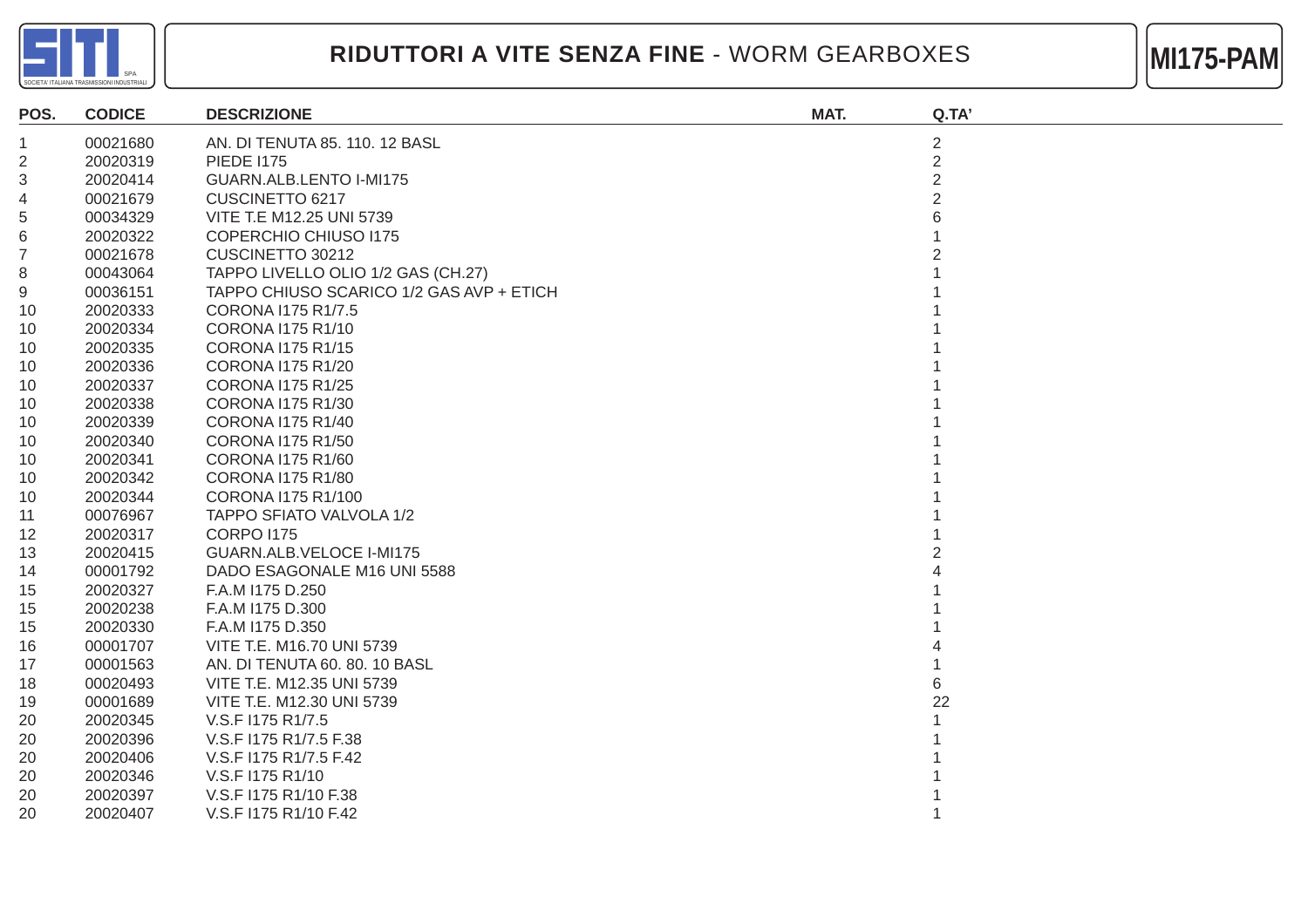# RIDUTTORI A VITE SENZA FINE - WORM GEARBOXES

**MI175-PAM**

| POS. | CODICE | DESCRIZIONE | MAT. | Q.TA' |
|---|---|---|---|---|
| 1 | 00021680 | AN. DI TENUTA 85. 110. 12 BASL | | 2 |
| 2 | 20020319 | PIEDE I175 | | 2 |
| 3 | 20020414 | GUARN.ALB.LENTO I-MI175 | | 2 |
| 4 | 00021679 | CUSCINETTO 6217 | | 2 |
| 5 | 00034329 | VITE T.E M12.25 UNI 5739 | | 6 |
| 6 | 20020322 | COPERCHIO CHIUSO I175 | | 1 |
| 7 | 00021678 | CUSCINETTO 30212 | | 2 |
| 8 | 00043064 | TAPPO LIVELLO OLIO 1/2 GAS (CH.27) | | 1 |
| 9 | 00036151 | TAPPO CHIUSO SCARICO 1/2 GAS AVP + ETICH | | 1 |
| 10 | 20020333 | CORONA I175 R1/7.5 | | 1 |
| 10 | 20020334 | CORONA I175 R1/10 | | 1 |
| 10 | 20020335 | CORONA I175 R1/15 | | 1 |
| 10 | 20020336 | CORONA I175 R1/20 | | 1 |
| 10 | 20020337 | CORONA I175 R1/25 | | 1 |
| 10 | 20020338 | CORONA I175 R1/30 | | 1 |
| 10 | 20020339 | CORONA I175 R1/40 | | 1 |
| 10 | 20020340 | CORONA I175 R1/50 | | 1 |
| 10 | 20020341 | CORONA I175 R1/60 | | 1 |
| 10 | 20020342 | CORONA I175 R1/80 | | 1 |
| 10 | 20020344 | CORONA I175 R1/100 | | 1 |
| 11 | 00076967 | TAPPO SFIATO VALVOLA 1/2 | | 1 |
| 12 | 20020317 | CORPO I175 | | 1 |
| 13 | 20020415 | GUARN.ALB.VELOCE I-MI175 | | 2 |
| 14 | 00001792 | DADO ESAGONALE M16 UNI 5588 | | 4 |
| 15 | 20020327 | F.A.M I175 D.250 | | 1 |
| 15 | 20020238 | F.A.M I175 D.300 | | 1 |
| 15 | 20020330 | F.A.M I175 D.350 | | 1 |
| 16 | 00001707 | VITE T.E. M16.70 UNI 5739 | | 4 |
| 17 | 00001563 | AN. DI TENUTA 60. 80. 10 BASL | | 1 |
| 18 | 00020493 | VITE T.E. M12.35 UNI 5739 | | 6 |
| 19 | 00001689 | VITE T.E. M12.30 UNI 5739 | | 22 |
| 20 | 20020345 | V.S.F I175 R1/7.5 | | 1 |
| 20 | 20020396 | V.S.F I175 R1/7.5 F.38 | | 1 |
| 20 | 20020406 | V.S.F I175 R1/7.5 F.42 | | 1 |
| 20 | 20020346 | V.S.F I175 R1/10 | | 1 |
| 20 | 20020397 | V.S.F I175 R1/10 F.38 | | 1 |
| 20 | 20020407 | V.S.F I175 R1/10 F.42 | | 1 |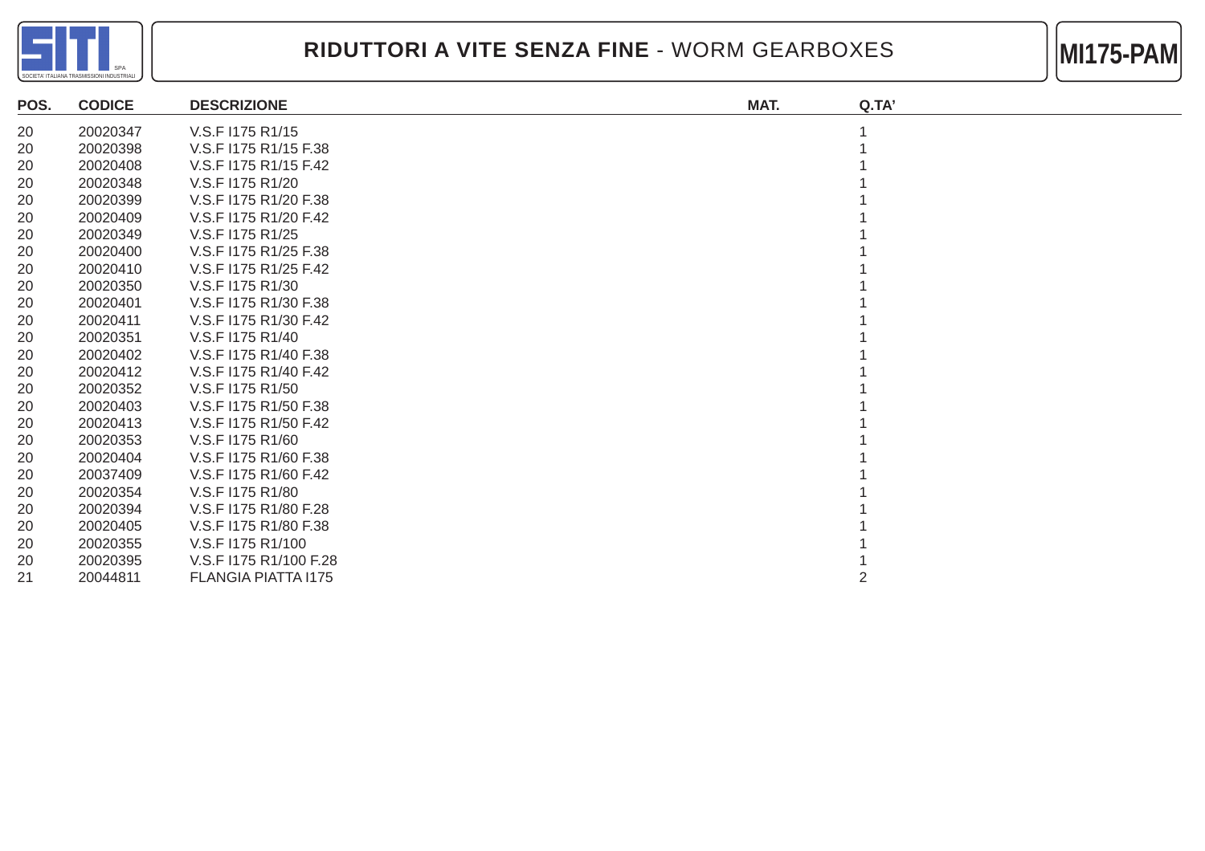# RIDUTTORI A VITE SENZA FINE - WORM GEARBOXES

**MI175-PAM**

| POS. | CODICE | DESCRIZIONE | MAT. | Q.TA' |
|---|---|---|---|---|
| 20 | 20020347 | V.S.F I175 R1/15 | | 1 |
| 20 | 20020398 | V.S.F I175 R1/15 F.38 | | 1 |
| 20 | 20020408 | V.S.F I175 R1/15 F.42 | | 1 |
| 20 | 20020348 | V.S.F I175 R1/20 | | 1 |
| 20 | 20020399 | V.S.F I175 R1/20 F.38 | | 1 |
| 20 | 20020409 | V.S.F I175 R1/20 F.42 | | 1 |
| 20 | 20020349 | V.S.F I175 R1/25 | | 1 |
| 20 | 20020400 | V.S.F I175 R1/25 F.38 | | 1 |
| 20 | 20020410 | V.S.F I175 R1/25 F.42 | | 1 |
| 20 | 20020350 | V.S.F I175 R1/30 | | 1 |
| 20 | 20020401 | V.S.F I175 R1/30 F.38 | | 1 |
| 20 | 20020411 | V.S.F I175 R1/30 F.42 | | 1 |
| 20 | 20020351 | V.S.F I175 R1/40 | | 1 |
| 20 | 20020402 | V.S.F I175 R1/40 F.38 | | 1 |
| 20 | 20020412 | V.S.F I175 R1/40 F.42 | | 1 |
| 20 | 20020352 | V.S.F I175 R1/50 | | 1 |
| 20 | 20020403 | V.S.F I175 R1/50 F.38 | | 1 |
| 20 | 20020413 | V.S.F I175 R1/50 F.42 | | 1 |
| 20 | 20020353 | V.S.F I175 R1/60 | | 1 |
| 20 | 20020404 | V.S.F I175 R1/60 F.38 | | 1 |
| 20 | 20037409 | V.S.F I175 R1/60 F.42 | | 1 |
| 20 | 20020354 | V.S.F I175 R1/80 | | 1 |
| 20 | 20020394 | V.S.F I175 R1/80 F.28 | | 1 |
| 20 | 20020405 | V.S.F I175 R1/80 F.38 | | 1 |
| 20 | 20020355 | V.S.F I175 R1/100 | | 1 |
| 20 | 20020395 | V.S.F I175 R1/100 F.28 | | 1 |
| 21 | 20044811 | FLANGIA PIATTA I175 | | 2 |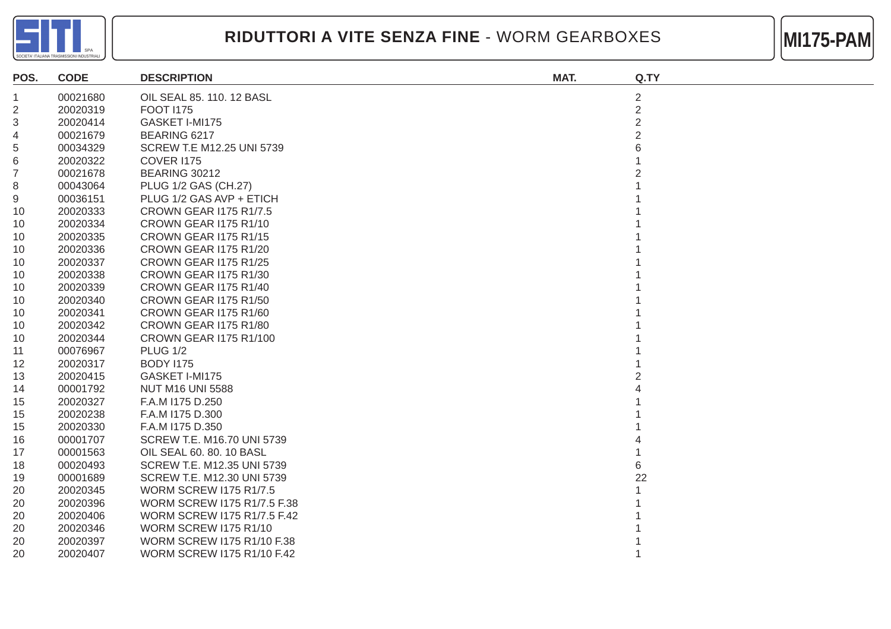# RIDUTTORI A VITE SENZA FINE - WORM GEARBOXES

**MI175-PAM**

| POS. | CODE | DESCRIPTION | MAT. | Q.TY |
|---|---|---|---|---|
| 1 | 00021680 | OIL SEAL 85. 110. 12 BASL | | 2 |
| 2 | 20020319 | FOOT I175 | | 2 |
| 3 | 20020414 | GASKET I-MI175 | | 2 |
| 4 | 00021679 | BEARING 6217 | | 2 |
| 5 | 00034329 | SCREW T.E M12.25 UNI 5739 | | 6 |
| 6 | 20020322 | COVER I175 | | 1 |
| 7 | 00021678 | BEARING 30212 | | 2 |
| 8 | 00043064 | PLUG 1/2 GAS (CH.27) | | 1 |
| 9 | 00036151 | PLUG 1/2 GAS AVP + ETICH | | 1 |
| 10 | 20020333 | CROWN GEAR I175 R1/7.5 | | 1 |
| 10 | 20020334 | CROWN GEAR I175 R1/10 | | 1 |
| 10 | 20020335 | CROWN GEAR I175 R1/15 | | 1 |
| 10 | 20020336 | CROWN GEAR I175 R1/20 | | 1 |
| 10 | 20020337 | CROWN GEAR I175 R1/25 | | 1 |
| 10 | 20020338 | CROWN GEAR I175 R1/30 | | 1 |
| 10 | 20020339 | CROWN GEAR I175 R1/40 | | 1 |
| 10 | 20020340 | CROWN GEAR I175 R1/50 | | 1 |
| 10 | 20020341 | CROWN GEAR I175 R1/60 | | 1 |
| 10 | 20020342 | CROWN GEAR I175 R1/80 | | 1 |
| 10 | 20020344 | CROWN GEAR I175 R1/100 | | 1 |
| 11 | 00076967 | PLUG 1/2 | | 1 |
| 12 | 20020317 | BODY I175 | | 1 |
| 13 | 20020415 | GASKET I-MI175 | | 2 |
| 14 | 00001792 | NUT M16 UNI 5588 | | 4 |
| 15 | 20020327 | F.A.M I175 D.250 | | 1 |
| 15 | 20020238 | F.A.M I175 D.300 | | 1 |
| 15 | 20020330 | F.A.M I175 D.350 | | 1 |
| 16 | 00001707 | SCREW T.E. M16.70 UNI 5739 | | 4 |
| 17 | 00001563 | OIL SEAL 60. 80. 10 BASL | | 1 |
| 18 | 00020493 | SCREW T.E. M12.35 UNI 5739 | | 6 |
| 19 | 00001689 | SCREW T.E. M12.30 UNI 5739 | | 22 |
| 20 | 20020345 | WORM SCREW I175 R1/7.5 | | 1 |
| 20 | 20020396 | WORM SCREW I175 R1/7.5 F.38 | | 1 |
| 20 | 20020406 | WORM SCREW I175 R1/7.5 F.42 | | 1 |
| 20 | 20020346 | WORM SCREW I175 R1/10 | | 1 |
| 20 | 20020397 | WORM SCREW I175 R1/10 F.38 | | 1 |
| 20 | 20020407 | WORM SCREW I175 R1/10 F.42 | | 1 |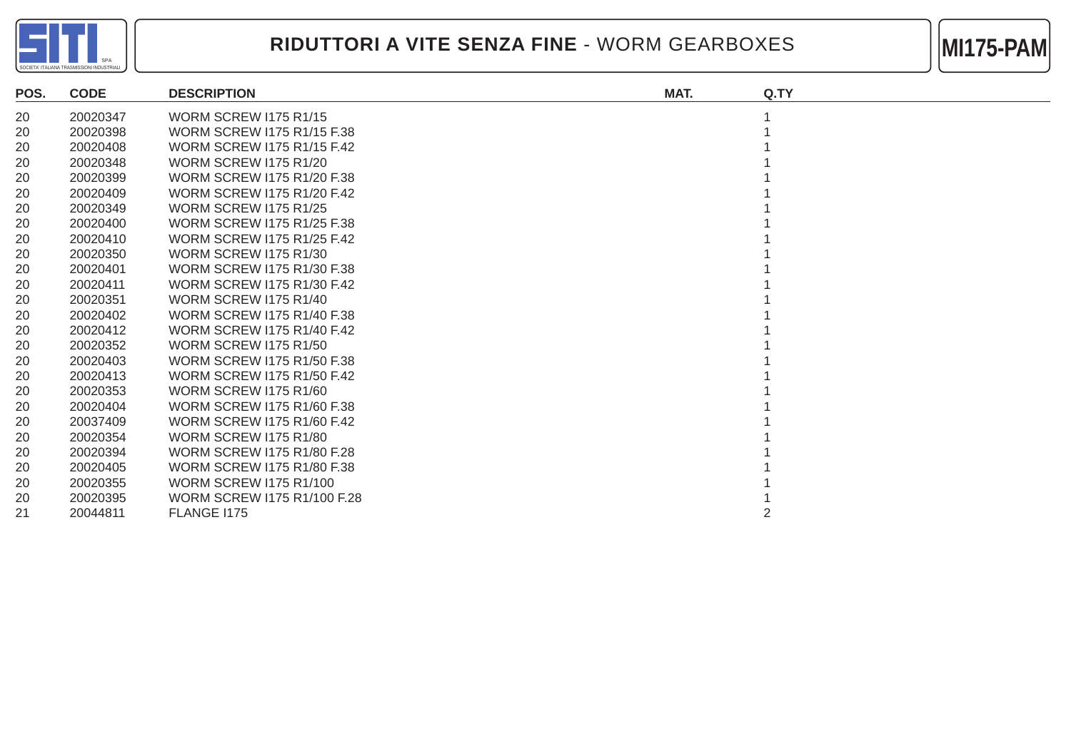# RIDUTTORI A VITE SENZA FINE - WORM GEARBOXES

**MI175-PAM**

| POS. | CODE | DESCRIPTION | MAT. | Q.TY |
|---|---|---|---|---|
| 20 | 20020347 | WORM SCREW I175 R1/15 | | 1 |
| 20 | 20020398 | WORM SCREW I175 R1/15 F.38 | | 1 |
| 20 | 20020408 | WORM SCREW I175 R1/15 F.42 | | 1 |
| 20 | 20020348 | WORM SCREW I175 R1/20 | | 1 |
| 20 | 20020399 | WORM SCREW I175 R1/20 F.38 | | 1 |
| 20 | 20020409 | WORM SCREW I175 R1/20 F.42 | | 1 |
| 20 | 20020349 | WORM SCREW I175 R1/25 | | 1 |
| 20 | 20020400 | WORM SCREW I175 R1/25 F.38 | | 1 |
| 20 | 20020410 | WORM SCREW I175 R1/25 F.42 | | 1 |
| 20 | 20020350 | WORM SCREW I175 R1/30 | | 1 |
| 20 | 20020401 | WORM SCREW I175 R1/30 F.38 | | 1 |
| 20 | 20020411 | WORM SCREW I175 R1/30 F.42 | | 1 |
| 20 | 20020351 | WORM SCREW I175 R1/40 | | 1 |
| 20 | 20020402 | WORM SCREW I175 R1/40 F.38 | | 1 |
| 20 | 20020412 | WORM SCREW I175 R1/40 F.42 | | 1 |
| 20 | 20020352 | WORM SCREW I175 R1/50 | | 1 |
| 20 | 20020403 | WORM SCREW I175 R1/50 F.38 | | 1 |
| 20 | 20020413 | WORM SCREW I175 R1/50 F.42 | | 1 |
| 20 | 20020353 | WORM SCREW I175 R1/60 | | 1 |
| 20 | 20020404 | WORM SCREW I175 R1/60 F.38 | | 1 |
| 20 | 20037409 | WORM SCREW I175 R1/60 F.42 | | 1 |
| 20 | 20020354 | WORM SCREW I175 R1/80 | | 1 |
| 20 | 20020394 | WORM SCREW I175 R1/80 F.28 | | 1 |
| 20 | 20020405 | WORM SCREW I175 R1/80 F.38 | | 1 |
| 20 | 20020355 | WORM SCREW I175 R1/100 | | 1 |
| 20 | 20020395 | WORM SCREW I175 R1/100 F.28 | | 1 |
| 21 | 20044811 | FLANGE I175 | | 2 |